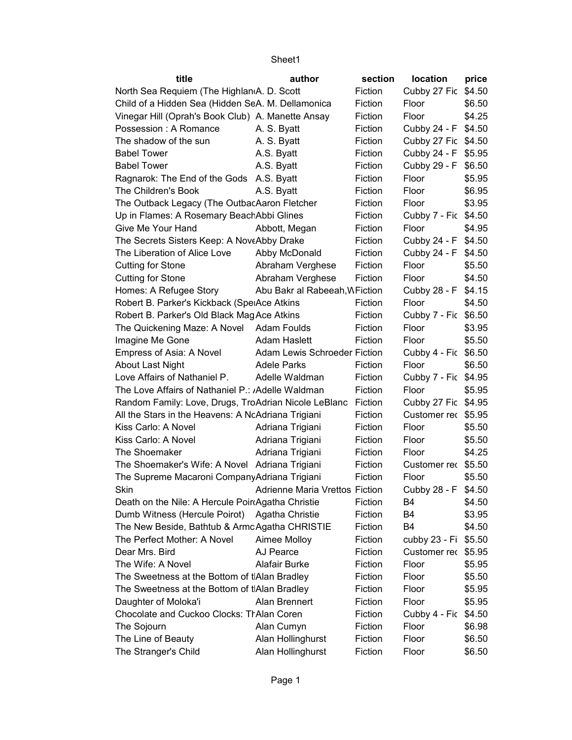| title | author | section | location | price |
|---|---|---|---|---|
| North Sea Requiem (The Highlan | A. D. Scott | Fiction | Cubby 27 Fic | $4.50 |
| Child of a Hidden Sea (Hidden Se | A. M. Dellamonica | Fiction | Floor | $6.50 |
| Vinegar Hill (Oprah's Book Club) | A. Manette Ansay | Fiction | Floor | $4.25 |
| Possession : A Romance | A. S. Byatt | Fiction | Cubby 24 - F | $4.50 |
| The shadow of the sun | A. S. Byatt | Fiction | Cubby 27 Fic | $4.50 |
| Babel Tower | A.S. Byatt | Fiction | Cubby 24 - F | $5.95 |
| Babel Tower | A.S. Byatt | Fiction | Cubby 29 - F | $6.50 |
| Ragnarok: The End of the Gods | A.S. Byatt | Fiction | Floor | $5.95 |
| The Children's Book | A.S. Byatt | Fiction | Floor | $6.95 |
| The Outback Legacy (The Outbac | Aaron Fletcher | Fiction | Floor | $3.95 |
| Up in Flames: A Rosemary Beach | Abbi Glines | Fiction | Cubby 7 - Fic | $4.50 |
| Give Me Your Hand | Abbott, Megan | Fiction | Floor | $4.95 |
| The Secrets Sisters Keep: A Nove | Abby Drake | Fiction | Cubby 24 - F | $4.50 |
| The Liberation of Alice Love | Abby McDonald | Fiction | Cubby 24 - F | $4.50 |
| Cutting for Stone | Abraham Verghese | Fiction | Floor | $5.50 |
| Cutting for Stone | Abraham Verghese | Fiction | Floor | $4.50 |
| Homes: A Refugee Story | Abu Bakr al Rabeeah,W | Fiction | Cubby 28 - F | $4.15 |
| Robert B. Parker's Kickback (Spe | Ace Atkins | Fiction | Floor | $4.50 |
| Robert B. Parker's Old Black Mag | Ace Atkins | Fiction | Cubby 7 - Fic | $6.50 |
| The Quickening Maze: A Novel | Adam Foulds | Fiction | Floor | $3.95 |
| Imagine Me Gone | Adam Haslett | Fiction | Floor | $5.50 |
| Empress of Asia: A Novel | Adam Lewis Schroeder | Fiction | Cubby 4 - Fic | $6.50 |
| About Last Night | Adele Parks | Fiction | Floor | $6.50 |
| Love Affairs of Nathaniel P. | Adelle Waldman | Fiction | Cubby 7 - Fic | $4.95 |
| The Love Affairs of Nathaniel P.: / | Adelle Waldman | Fiction | Floor | $5.95 |
| Random Family: Love, Drugs, Tro | Adrian Nicole LeBlanc | Fiction | Cubby 27 Fic | $4.95 |
| All the Stars in the Heavens: A N | Adriana Trigiani | Fiction | Customer rec | $5.95 |
| Kiss Carlo: A Novel | Adriana Trigiani | Fiction | Floor | $5.50 |
| Kiss Carlo: A Novel | Adriana Trigiani | Fiction | Floor | $5.50 |
| The Shoemaker | Adriana Trigiani | Fiction | Floor | $4.25 |
| The Shoemaker's Wife: A Novel | Adriana Trigiani | Fiction | Customer rec | $5.50 |
| The Supreme Macaroni Company | Adriana Trigiani | Fiction | Floor | $5.50 |
| Skin | Adrienne Maria Vrettos | Fiction | Cubby 28 - F | $4.50 |
| Death on the Nile: A Hercule Poir | Agatha Christie | Fiction | B4 | $4.50 |
| Dumb Witness (Hercule Poirot) | Agatha Christie | Fiction | B4 | $3.95 |
| The New Beside, Bathtub & Armc | Agatha CHRISTIE | Fiction | B4 | $4.50 |
| The Perfect Mother: A Novel | Aimee Molloy | Fiction | cubby 23 - Fi | $5.50 |
| Dear Mrs. Bird | AJ Pearce | Fiction | Customer rec | $5.95 |
| The Wife: A Novel | Alafair Burke | Fiction | Floor | $5.95 |
| The Sweetness at the Bottom of t | Alan Bradley | Fiction | Floor | $5.50 |
| The Sweetness at the Bottom of t | Alan Bradley | Fiction | Floor | $5.95 |
| Daughter of Moloka'i | Alan Brennert | Fiction | Floor | $5.95 |
| Chocolate and Cuckoo Clocks: Th | Alan Coren | Fiction | Cubby 4 - Fic | $4.50 |
| The Sojourn | Alan Cumyn | Fiction | Floor | $6.98 |
| The Line of Beauty | Alan Hollinghurst | Fiction | Floor | $6.50 |
| The Stranger's Child | Alan Hollinghurst | Fiction | Floor | $6.50 |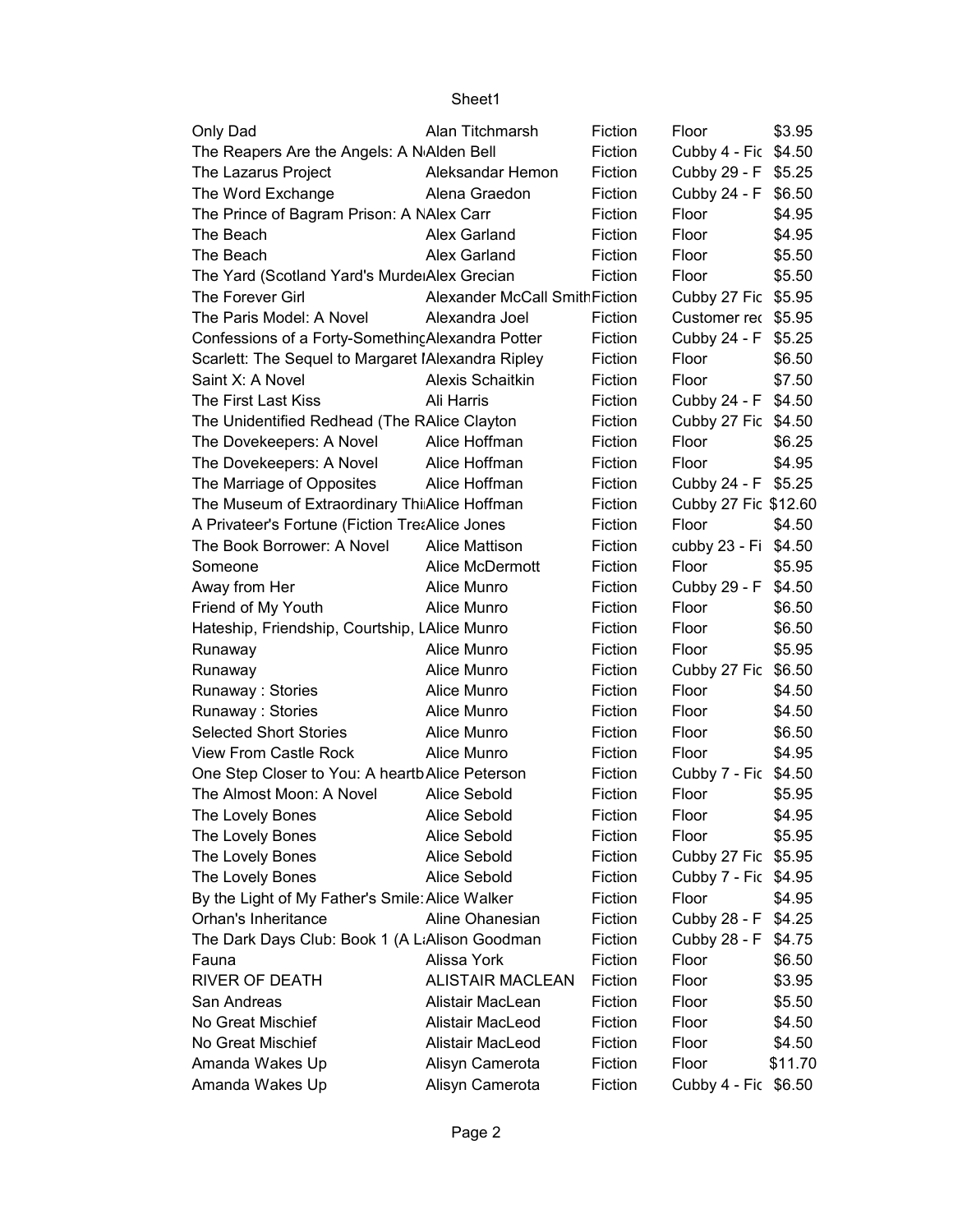| Only Dad | Alan Titchmarsh | Fiction | Floor | $3.95 |
|---|---|---|---|---|
| The Reapers Are the Angels: A N | Alden Bell | Fiction | Cubby 4 - Fic | $4.50 |
| The Lazarus Project | Aleksandar Hemon | Fiction | Cubby 29 - F | $5.25 |
| The Word Exchange | Alena Graedon | Fiction | Cubby 24 - F | $6.50 |
| The Prince of Bagram Prison: A N | Alex Carr | Fiction | Floor | $4.95 |
| The Beach | Alex Garland | Fiction | Floor | $4.95 |
| The Beach | Alex Garland | Fiction | Floor | $5.50 |
| The Yard (Scotland Yard's Murde | Alex Grecian | Fiction | Floor | $5.50 |
| The Forever Girl | Alexander McCall Smith | Fiction | Cubby 27 Fic | $5.95 |
| The Paris Model: A Novel | Alexandra Joel | Fiction | Customer rec | $5.95 |
| Confessions of a Forty-Something | Alexandra Potter | Fiction | Cubby 24 - F | $5.25 |
| Scarlett: The Sequel to Margaret I | Alexandra Ripley | Fiction | Floor | $6.50 |
| Saint X: A Novel | Alexis Schaitkin | Fiction | Floor | $7.50 |
| The First Last Kiss | Ali Harris | Fiction | Cubby 24 - F | $4.50 |
| The Unidentified Redhead (The R | Alice Clayton | Fiction | Cubby 27 Fic | $4.50 |
| The Dovekeepers: A Novel | Alice Hoffman | Fiction | Floor | $6.25 |
| The Dovekeepers: A Novel | Alice Hoffman | Fiction | Floor | $4.95 |
| The Marriage of Opposites | Alice Hoffman | Fiction | Cubby 24 - F | $5.25 |
| The Museum of Extraordinary Thi | Alice Hoffman | Fiction | Cubby 27 Fic | $12.60 |
| A Privateer's Fortune (Fiction Tre | Alice Jones | Fiction | Floor | $4.50 |
| The Book Borrower: A Novel | Alice Mattison | Fiction | cubby 23 - Fi | $4.50 |
| Someone | Alice McDermott | Fiction | Floor | $5.95 |
| Away from Her | Alice Munro | Fiction | Cubby 29 - F | $4.50 |
| Friend of My Youth | Alice Munro | Fiction | Floor | $6.50 |
| Hateship, Friendship, Courtship, L | Alice Munro | Fiction | Floor | $6.50 |
| Runaway | Alice Munro | Fiction | Floor | $5.95 |
| Runaway | Alice Munro | Fiction | Cubby 27 Fic | $6.50 |
| Runaway : Stories | Alice Munro | Fiction | Floor | $4.50 |
| Runaway : Stories | Alice Munro | Fiction | Floor | $4.50 |
| Selected Short Stories | Alice Munro | Fiction | Floor | $6.50 |
| View From Castle Rock | Alice Munro | Fiction | Floor | $4.95 |
| One Step Closer to You: A heartb | Alice Peterson | Fiction | Cubby 7 - Fic | $4.50 |
| The Almost Moon: A Novel | Alice Sebold | Fiction | Floor | $5.95 |
| The Lovely Bones | Alice Sebold | Fiction | Floor | $4.95 |
| The Lovely Bones | Alice Sebold | Fiction | Floor | $5.95 |
| The Lovely Bones | Alice Sebold | Fiction | Cubby 27 Fic | $5.95 |
| The Lovely Bones | Alice Sebold | Fiction | Cubby 7 - Fic | $4.95 |
| By the Light of My Father's Smile: | Alice Walker | Fiction | Floor | $4.95 |
| Orhan's Inheritance | Aline Ohanesian | Fiction | Cubby 28 - F | $4.25 |
| The Dark Days Club: Book 1 (A L | Alison Goodman | Fiction | Cubby 28 - F | $4.75 |
| Fauna | Alissa York | Fiction | Floor | $6.50 |
| RIVER OF DEATH | ALISTAIR MACLEAN | Fiction | Floor | $3.95 |
| San Andreas | Alistair MacLean | Fiction | Floor | $5.50 |
| No Great Mischief | Alistair MacLeod | Fiction | Floor | $4.50 |
| No Great Mischief | Alistair MacLeod | Fiction | Floor | $4.50 |
| Amanda Wakes Up | Alisyn Camerota | Fiction | Floor | $11.70 |
| Amanda Wakes Up | Alisyn Camerota | Fiction | Cubby 4 - Fic | $6.50 |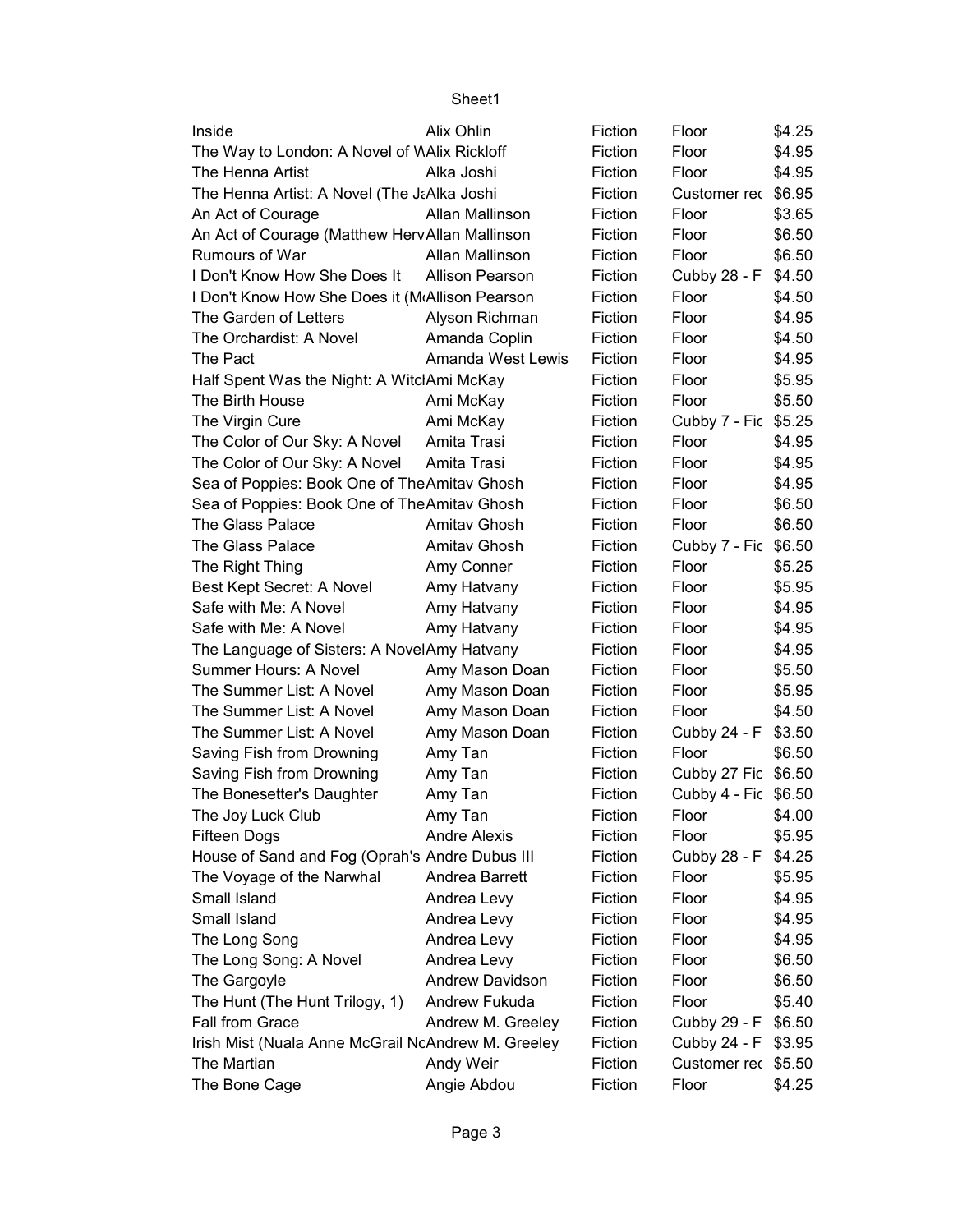| Inside | Alix Ohlin | Fiction | Floor | $4.25 |
|---|---|---|---|---|
| The Way to London: A Novel of W | Alix Rickloff | Fiction | Floor | $4.95 |
| The Henna Artist | Alka Joshi | Fiction | Floor | $4.95 |
| The Henna Artist: A Novel (The Ja | Alka Joshi | Fiction | Customer rec | $6.95 |
| An Act of Courage | Allan Mallinson | Fiction | Floor | $3.65 |
| An Act of Courage (Matthew Herv | Allan Mallinson | Fiction | Floor | $6.50 |
| Rumours of War | Allan Mallinson | Fiction | Floor | $6.50 |
| I Don't Know How She Does It | Allison Pearson | Fiction | Cubby 28 - F | $4.50 |
| I Don't Know How She Does it (M | Allison Pearson | Fiction | Floor | $4.50 |
| The Garden of Letters | Alyson Richman | Fiction | Floor | $4.95 |
| The Orchardist: A Novel | Amanda Coplin | Fiction | Floor | $4.50 |
| The Pact | Amanda West Lewis | Fiction | Floor | $4.95 |
| Half Spent Was the Night: A Witc | Ami McKay | Fiction | Floor | $5.95 |
| The Birth House | Ami McKay | Fiction | Floor | $5.50 |
| The Virgin Cure | Ami McKay | Fiction | Cubby 7 - Fic | $5.25 |
| The Color of Our Sky: A Novel | Amita Trasi | Fiction | Floor | $4.95 |
| The Color of Our Sky: A Novel | Amita Trasi | Fiction | Floor | $4.95 |
| Sea of Poppies: Book One of The | Amitav Ghosh | Fiction | Floor | $4.95 |
| Sea of Poppies: Book One of The | Amitav Ghosh | Fiction | Floor | $6.50 |
| The Glass Palace | Amitav Ghosh | Fiction | Floor | $6.50 |
| The Glass Palace | Amitav Ghosh | Fiction | Cubby 7 - Fic | $6.50 |
| The Right Thing | Amy Conner | Fiction | Floor | $5.25 |
| Best Kept Secret: A Novel | Amy Hatvany | Fiction | Floor | $5.95 |
| Safe with Me: A Novel | Amy Hatvany | Fiction | Floor | $4.95 |
| Safe with Me: A Novel | Amy Hatvany | Fiction | Floor | $4.95 |
| The Language of Sisters: A Novel | Amy Hatvany | Fiction | Floor | $4.95 |
| Summer Hours: A Novel | Amy Mason Doan | Fiction | Floor | $5.50 |
| The Summer List: A Novel | Amy Mason Doan | Fiction | Floor | $5.95 |
| The Summer List: A Novel | Amy Mason Doan | Fiction | Floor | $4.50 |
| The Summer List: A Novel | Amy Mason Doan | Fiction | Cubby 24 - F | $3.50 |
| Saving Fish from Drowning | Amy Tan | Fiction | Floor | $6.50 |
| Saving Fish from Drowning | Amy Tan | Fiction | Cubby 27 Fic | $6.50 |
| The Bonesetter's Daughter | Amy Tan | Fiction | Cubby 4 - Fic | $6.50 |
| The Joy Luck Club | Amy Tan | Fiction | Floor | $4.00 |
| Fifteen Dogs | Andre Alexis | Fiction | Floor | $5.95 |
| House of Sand and Fog (Oprah's | Andre Dubus III | Fiction | Cubby 28 - F | $4.25 |
| The Voyage of the Narwhal | Andrea Barrett | Fiction | Floor | $5.95 |
| Small Island | Andrea Levy | Fiction | Floor | $4.95 |
| Small Island | Andrea Levy | Fiction | Floor | $4.95 |
| The Long Song | Andrea Levy | Fiction | Floor | $4.95 |
| The Long Song: A Novel | Andrea Levy | Fiction | Floor | $6.50 |
| The Gargoyle | Andrew Davidson | Fiction | Floor | $6.50 |
| The Hunt (The Hunt Trilogy, 1) | Andrew Fukuda | Fiction | Floor | $5.40 |
| Fall from Grace | Andrew M. Greeley | Fiction | Cubby 29 - F | $6.50 |
| Irish Mist (Nuala Anne McGrail No | Andrew M. Greeley | Fiction | Cubby 24 - F | $3.95 |
| The Martian | Andy Weir | Fiction | Customer rec | $5.50 |
| The Bone Cage | Angie Abdou | Fiction | Floor | $4.25 |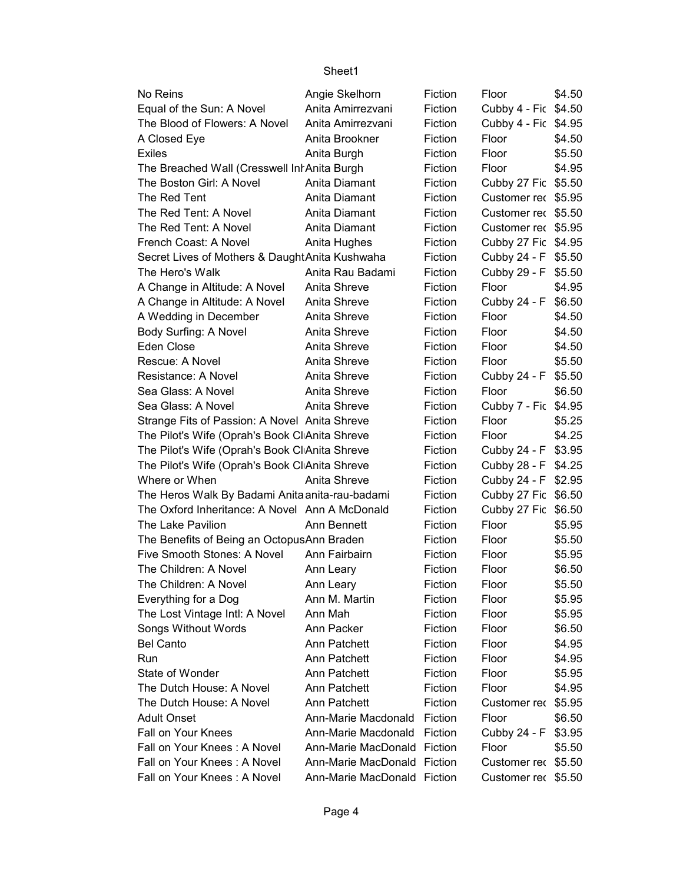| No Reins | Angie Skelhorn | Fiction | Floor | $4.50 |
|---|---|---|---|---|
| Equal of the Sun: A Novel | Anita Amirrezvani | Fiction | Cubby 4 - Fic | $4.50 |
| The Blood of Flowers: A Novel | Anita Amirrezvani | Fiction | Cubby 4 - Fic | $4.95 |
| A Closed Eye | Anita Brookner | Fiction | Floor | $4.50 |
| Exiles | Anita Burgh | Fiction | Floor | $5.50 |
| The Breached Wall (Cresswell Inh | Anita Burgh | Fiction | Floor | $4.95 |
| The Boston Girl: A Novel | Anita Diamant | Fiction | Cubby 27 Fic | $5.50 |
| The Red Tent | Anita Diamant | Fiction | Customer rec | $5.95 |
| The Red Tent: A Novel | Anita Diamant | Fiction | Customer rec | $5.50 |
| The Red Tent: A Novel | Anita Diamant | Fiction | Customer rec | $5.95 |
| French Coast: A Novel | Anita Hughes | Fiction | Cubby 27 Fic | $4.95 |
| Secret Lives of Mothers & Daught | Anita Kushwaha | Fiction | Cubby 24 - F | $5.50 |
| The Hero's Walk | Anita Rau Badami | Fiction | Cubby 29 - F | $5.50 |
| A Change in Altitude: A Novel | Anita Shreve | Fiction | Floor | $4.95 |
| A Change in Altitude: A Novel | Anita Shreve | Fiction | Cubby 24 - F | $6.50 |
| A Wedding in December | Anita Shreve | Fiction | Floor | $4.50 |
| Body Surfing: A Novel | Anita Shreve | Fiction | Floor | $4.50 |
| Eden Close | Anita Shreve | Fiction | Floor | $4.50 |
| Rescue: A Novel | Anita Shreve | Fiction | Floor | $5.50 |
| Resistance: A Novel | Anita Shreve | Fiction | Cubby 24 - F | $5.50 |
| Sea Glass: A Novel | Anita Shreve | Fiction | Floor | $6.50 |
| Sea Glass: A Novel | Anita Shreve | Fiction | Cubby 7 - Fic | $4.95 |
| Strange Fits of Passion: A Novel | Anita Shreve | Fiction | Floor | $5.25 |
| The Pilot's Wife (Oprah's Book Cl | Anita Shreve | Fiction | Floor | $4.25 |
| The Pilot's Wife (Oprah's Book Cl | Anita Shreve | Fiction | Cubby 24 - F | $3.95 |
| The Pilot's Wife (Oprah's Book Cl | Anita Shreve | Fiction | Cubby 28 - F | $4.25 |
| Where or When | Anita Shreve | Fiction | Cubby 24 - F | $2.95 |
| The Heros Walk By Badami Anita | anita-rau-badami | Fiction | Cubby 27 Fic | $6.50 |
| The Oxford Inheritance: A Novel | Ann A McDonald | Fiction | Cubby 27 Fic | $6.50 |
| The Lake Pavilion | Ann Bennett | Fiction | Floor | $5.95 |
| The Benefits of Being an Octopus | Ann Braden | Fiction | Floor | $5.50 |
| Five Smooth Stones: A Novel | Ann Fairbairn | Fiction | Floor | $5.95 |
| The Children: A Novel | Ann Leary | Fiction | Floor | $6.50 |
| The Children: A Novel | Ann Leary | Fiction | Floor | $5.50 |
| Everything for a Dog | Ann M. Martin | Fiction | Floor | $5.95 |
| The Lost Vintage Intl: A Novel | Ann Mah | Fiction | Floor | $5.95 |
| Songs Without Words | Ann Packer | Fiction | Floor | $6.50 |
| Bel Canto | Ann Patchett | Fiction | Floor | $4.95 |
| Run | Ann Patchett | Fiction | Floor | $4.95 |
| State of Wonder | Ann Patchett | Fiction | Floor | $5.95 |
| The Dutch House: A Novel | Ann Patchett | Fiction | Floor | $4.95 |
| The Dutch House: A Novel | Ann Patchett | Fiction | Customer rec | $5.95 |
| Adult Onset | Ann-Marie Macdonald | Fiction | Floor | $6.50 |
| Fall on Your Knees | Ann-Marie Macdonald | Fiction | Cubby 24 - F | $3.95 |
| Fall on Your Knees : A Novel | Ann-Marie MacDonald | Fiction | Floor | $5.50 |
| Fall on Your Knees : A Novel | Ann-Marie MacDonald | Fiction | Customer rec | $5.50 |
| Fall on Your Knees : A Novel | Ann-Marie MacDonald | Fiction | Customer rec | $5.50 |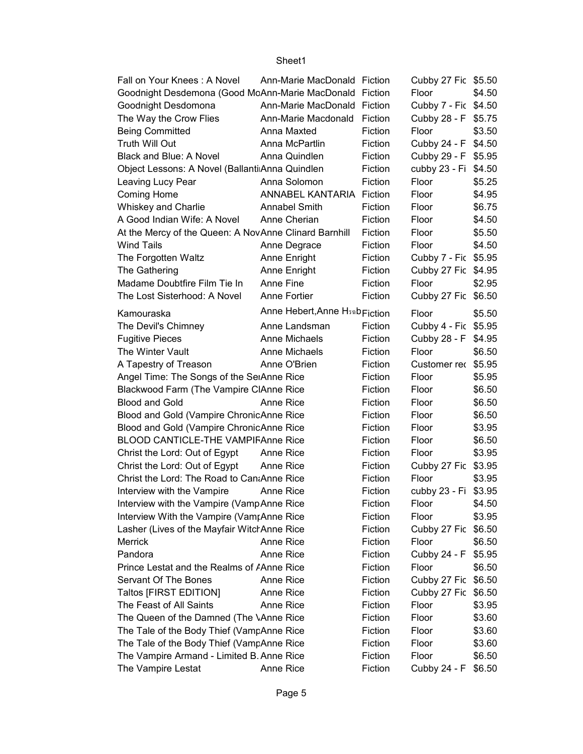| | | | | |
|---|---|---|---|---|
| Fall on Your Knees : A Novel | Ann-Marie MacDonald | Fiction | Cubby 27 Fic | $5.50 |
| Goodnight Desdemona (Good Mo | Ann-Marie MacDonald | Fiction | Floor | $4.50 |
| Goodnight Desdomona | Ann-Marie MacDonald | Fiction | Cubby 7 - Fic | $4.50 |
| The Way the Crow Flies | Ann-Marie Macdonald | Fiction | Cubby 28 - F | $5.75 |
| Being Committed | Anna Maxted | Fiction | Floor | $3.50 |
| Truth Will Out | Anna McPartlin | Fiction | Cubby 24 - F | $4.50 |
| Black and Blue: A Novel | Anna Quindlen | Fiction | Cubby 29 - F | $5.95 |
| Object Lessons: A Novel (Ballanti | Anna Quindlen | Fiction | cubby 23 - Fi | $4.50 |
| Leaving Lucy Pear | Anna Solomon | Fiction | Floor | $5.25 |
| Coming Home | ANNABEL KANTARIA | Fiction | Floor | $4.95 |
| Whiskey and Charlie | Annabel Smith | Fiction | Floor | $6.75 |
| A Good Indian Wife: A Novel | Anne Cherian | Fiction | Floor | $4.50 |
| At the Mercy of the Queen: A Nov | Anne Clinard Barnhill | Fiction | Floor | $5.50 |
| Wind Tails | Anne Degrace | Fiction | Floor | $4.50 |
| The Forgotten Waltz | Anne Enright | Fiction | Cubby 7 - Fic | $5.95 |
| The Gathering | Anne Enright | Fiction | Cubby 27 Fic | $4.95 |
| Madame Doubtfire Film Tie In | Anne Fine | Fiction | Floor | $2.95 |
| The Lost Sisterhood: A Novel | Anne Fortier | Fiction | Cubby 27 Fic | $6.50 |
| Kamouraska | Anne Hebert,Anne H | Fiction | Floor | $5.50 |
| The Devil's Chimney | Anne Landsman | Fiction | Cubby 4 - Fic | $5.95 |
| Fugitive Pieces | Anne Michaels | Fiction | Cubby 28 - F | $4.95 |
| The Winter Vault | Anne Michaels | Fiction | Floor | $6.50 |
| A Tapestry of Treason | Anne O'Brien | Fiction | Customer rec | $5.95 |
| Angel Time: The Songs of the Se | Anne Rice | Fiction | Floor | $5.95 |
| Blackwood Farm (The Vampire Cl | Anne Rice | Fiction | Floor | $6.50 |
| Blood and Gold | Anne Rice | Fiction | Floor | $6.50 |
| Blood and Gold (Vampire Chronic | Anne Rice | Fiction | Floor | $6.50 |
| Blood and Gold (Vampire Chronic | Anne Rice | Fiction | Floor | $3.95 |
| BLOOD CANTICLE-THE VAMPIF | Anne Rice | Fiction | Floor | $6.50 |
| Christ the Lord: Out of Egypt | Anne Rice | Fiction | Floor | $3.95 |
| Christ the Lord: Out of Egypt | Anne Rice | Fiction | Cubby 27 Fic | $3.95 |
| Christ the Lord: The Road to Can | Anne Rice | Fiction | Floor | $3.95 |
| Interview with the Vampire | Anne Rice | Fiction | cubby 23 - Fi | $3.95 |
| Interview with the Vampire (Vamp | Anne Rice | Fiction | Floor | $4.50 |
| Interview With the Vampire (Vamp | Anne Rice | Fiction | Floor | $3.95 |
| Lasher (Lives of the Mayfair Witch | Anne Rice | Fiction | Cubby 27 Fic | $6.50 |
| Merrick | Anne Rice | Fiction | Floor | $6.50 |
| Pandora | Anne Rice | Fiction | Cubby 24 - F | $5.95 |
| Prince Lestat and the Realms of A | Anne Rice | Fiction | Floor | $6.50 |
| Servant Of The Bones | Anne Rice | Fiction | Cubby 27 Fic | $6.50 |
| Taltos [FIRST EDITION] | Anne Rice | Fiction | Cubby 27 Fic | $6.50 |
| The Feast of All Saints | Anne Rice | Fiction | Floor | $3.95 |
| The Queen of the Damned (The V | Anne Rice | Fiction | Floor | $3.60 |
| The Tale of the Body Thief (Vamp | Anne Rice | Fiction | Floor | $3.60 |
| The Tale of the Body Thief (Vamp | Anne Rice | Fiction | Floor | $3.60 |
| The Vampire Armand - Limited B. | Anne Rice | Fiction | Floor | $6.50 |
| The Vampire Lestat | Anne Rice | Fiction | Cubby 24 - F | $6.50 |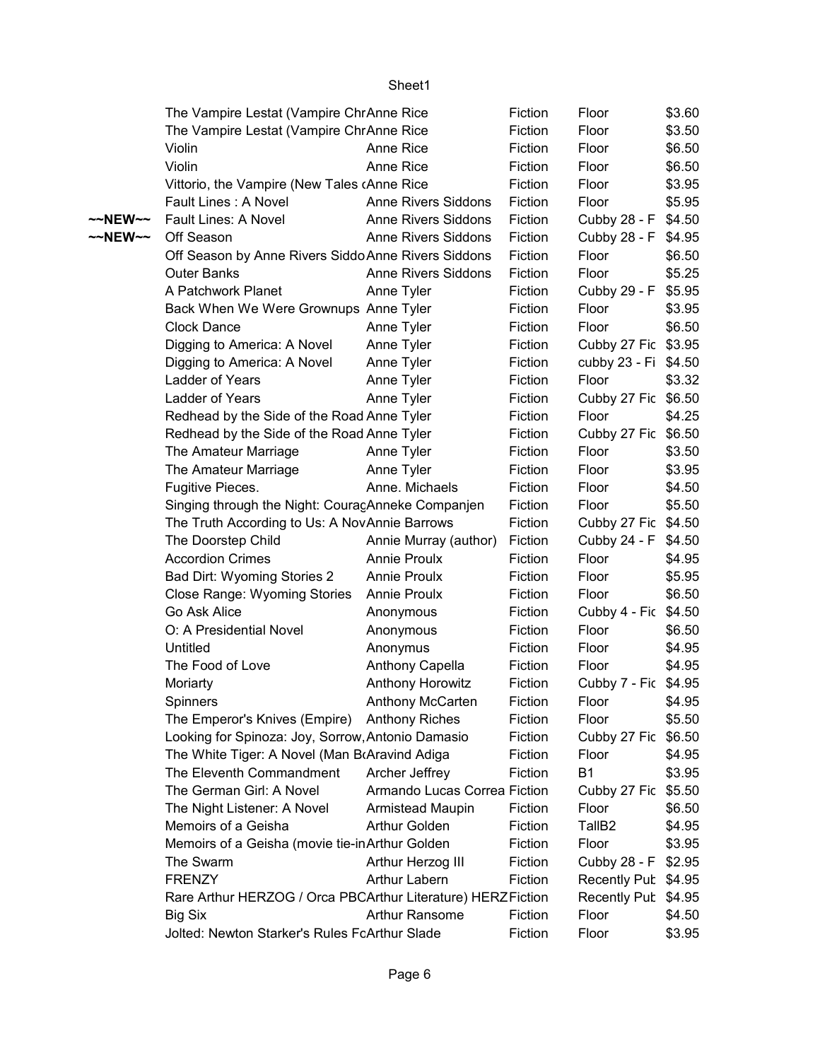| | | | | | |
|---|---|---|---|---|---|
| | The Vampire Lestat (Vampire Chr | Anne Rice | Fiction | Floor | $3.60 |
| | The Vampire Lestat (Vampire Chr | Anne Rice | Fiction | Floor | $3.50 |
| | Violin | Anne Rice | Fiction | Floor | $6.50 |
| | Violin | Anne Rice | Fiction | Floor | $6.50 |
| | Vittorio, the Vampire (New Tales ( | Anne Rice | Fiction | Floor | $3.95 |
| | Fault Lines : A Novel | Anne Rivers Siddons | Fiction | Floor | $5.95 |
| ~~NEW~~ | Fault Lines: A Novel | Anne Rivers Siddons | Fiction | Cubby 28 - F | $4.50 |
| ~~NEW~~ | Off Season | Anne Rivers Siddons | Fiction | Cubby 28 - F | $4.95 |
| | Off Season by Anne Rivers Siddo | Anne Rivers Siddons | Fiction | Floor | $6.50 |
| | Outer Banks | Anne Rivers Siddons | Fiction | Floor | $5.25 |
| | A Patchwork Planet | Anne Tyler | Fiction | Cubby 29 - F | $5.95 |
| | Back When We Were Grownups | Anne Tyler | Fiction | Floor | $3.95 |
| | Clock Dance | Anne Tyler | Fiction | Floor | $6.50 |
| | Digging to America: A Novel | Anne Tyler | Fiction | Cubby 27 Fic | $3.95 |
| | Digging to America: A Novel | Anne Tyler | Fiction | cubby 23 - Fi | $4.50 |
| | Ladder of Years | Anne Tyler | Fiction | Floor | $3.32 |
| | Ladder of Years | Anne Tyler | Fiction | Cubby 27 Fic | $6.50 |
| | Redhead by the Side of the Road | Anne Tyler | Fiction | Floor | $4.25 |
| | Redhead by the Side of the Road | Anne Tyler | Fiction | Cubby 27 Fic | $6.50 |
| | The Amateur Marriage | Anne Tyler | Fiction | Floor | $3.50 |
| | The Amateur Marriage | Anne Tyler | Fiction | Floor | $3.95 |
| | Fugitive Pieces. | Anne. Michaels | Fiction | Floor | $4.50 |
| | Singing through the Night: Courag | Anneke Companjen | Fiction | Floor | $5.50 |
| | The Truth According to Us: A Nov | Annie Barrows | Fiction | Cubby 27 Fic | $4.50 |
| | The Doorstep Child | Annie Murray (author) | Fiction | Cubby 24 - F | $4.50 |
| | Accordion Crimes | Annie Proulx | Fiction | Floor | $4.95 |
| | Bad Dirt: Wyoming Stories 2 | Annie Proulx | Fiction | Floor | $5.95 |
| | Close Range: Wyoming Stories | Annie Proulx | Fiction | Floor | $6.50 |
| | Go Ask Alice | Anonymous | Fiction | Cubby 4 - Fic | $4.50 |
| | O: A Presidential Novel | Anonymous | Fiction | Floor | $6.50 |
| | Untitled | Anonymus | Fiction | Floor | $4.95 |
| | The Food of Love | Anthony Capella | Fiction | Floor | $4.95 |
| | Moriarty | Anthony Horowitz | Fiction | Cubby 7 - Fic | $4.95 |
| | Spinners | Anthony McCarten | Fiction | Floor | $4.95 |
| | The Emperor's Knives (Empire) | Anthony Riches | Fiction | Floor | $5.50 |
| | Looking for Spinoza: Joy, Sorrow, | Antonio Damasio | Fiction | Cubby 27 Fic | $6.50 |
| | The White Tiger: A Novel (Man B | Aravind Adiga | Fiction | Floor | $4.95 |
| | The Eleventh Commandment | Archer Jeffrey | Fiction | B1 | $3.95 |
| | The German Girl: A Novel | Armando Lucas Correa | Fiction | Cubby 27 Fic | $5.50 |
| | The Night Listener: A Novel | Armistead Maupin | Fiction | Floor | $6.50 |
| | Memoirs of a Geisha | Arthur Golden | Fiction | TallB2 | $4.95 |
| | Memoirs of a Geisha (movie tie-in | Arthur Golden | Fiction | Floor | $3.95 |
| | The Swarm | Arthur Herzog III | Fiction | Cubby 28 - F | $2.95 |
| | FRENZY | Arthur Labern | Fiction | Recently Pub | $4.95 |
| | Rare Arthur HERZOG / Orca PBC | Arthur Literature) HERZ | Fiction | Recently Pub | $4.95 |
| | Big Six | Arthur Ransome | Fiction | Floor | $4.50 |
| | Jolted: Newton Starker's Rules Fo | Arthur Slade | Fiction | Floor | $3.95 |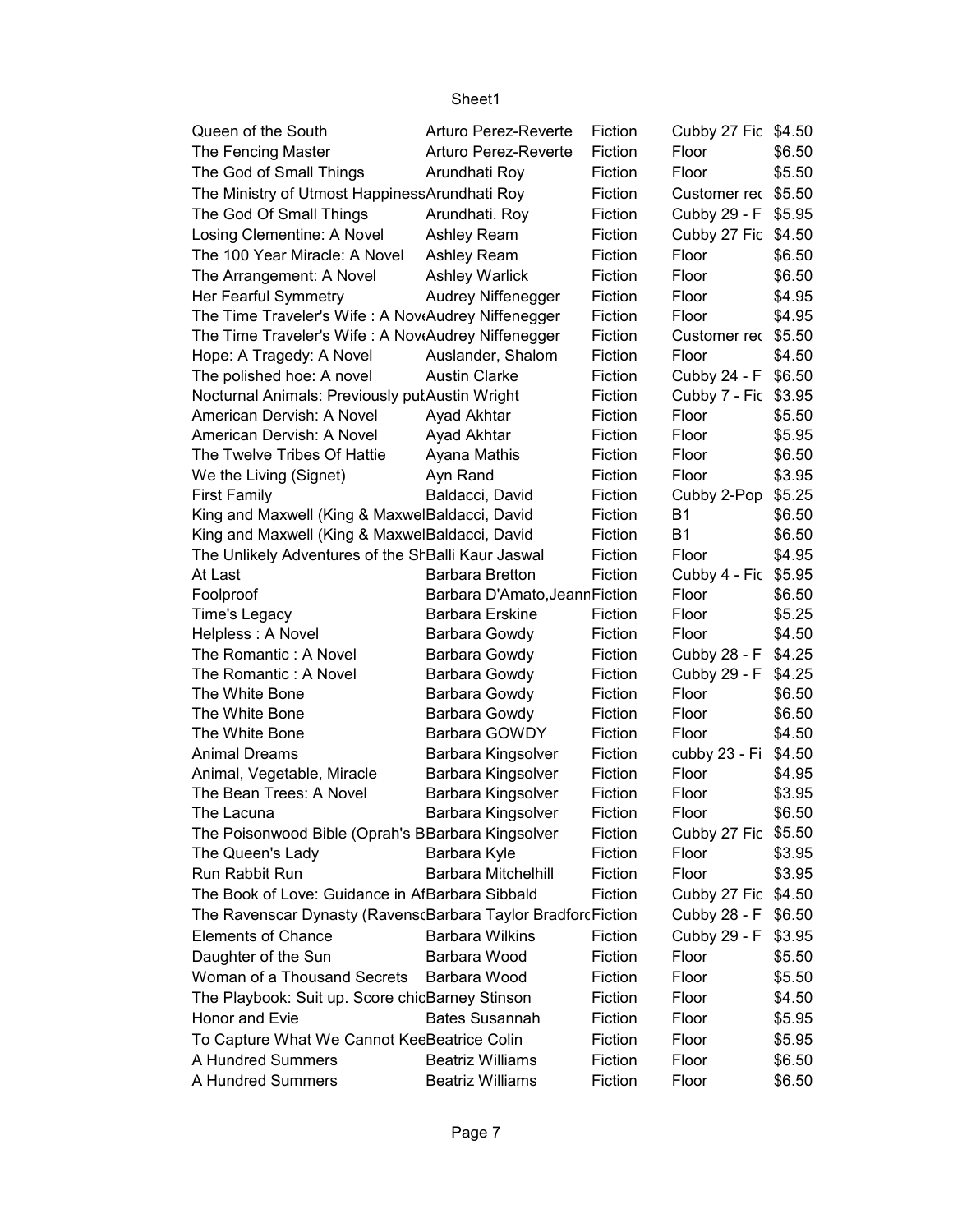Sheet1

| | | | | |
|---|---|---|---|---|
| Queen of the South | Arturo Perez-Reverte | Fiction | Cubby 27 Fic | $4.50 |
| The Fencing Master | Arturo Perez-Reverte | Fiction | Floor | $6.50 |
| The God of Small Things | Arundhati Roy | Fiction | Floor | $5.50 |
| The Ministry of Utmost HappinessArundhati Roy | | Fiction | Customer rec | $5.50 |
| The God Of Small Things | Arundhati. Roy | Fiction | Cubby 29 - F | $5.95 |
| Losing Clementine: A Novel | Ashley Ream | Fiction | Cubby 27 Fic | $4.50 |
| The 100 Year Miracle: A Novel | Ashley Ream | Fiction | Floor | $6.50 |
| The Arrangement: A Novel | Ashley Warlick | Fiction | Floor | $6.50 |
| Her Fearful Symmetry | Audrey Niffenegger | Fiction | Floor | $4.95 |
| The Time Traveler's Wife : A NovelAudrey Niffenegger | | Fiction | Floor | $4.95 |
| The Time Traveler's Wife : A NovelAudrey Niffenegger | | Fiction | Customer rec | $5.50 |
| Hope: A Tragedy: A Novel | Auslander, Shalom | Fiction | Floor | $4.50 |
| The polished hoe: A novel | Austin Clarke | Fiction | Cubby 24 - F | $6.50 |
| Nocturnal Animals: Previously puł Austin Wright | | Fiction | Cubby 7 - Fic | $3.95 |
| American Dervish: A Novel | Ayad Akhtar | Fiction | Floor | $5.50 |
| American Dervish: A Novel | Ayad Akhtar | Fiction | Floor | $5.95 |
| The Twelve Tribes Of Hattie | Ayana Mathis | Fiction | Floor | $6.50 |
| We the Living (Signet) | Ayn Rand | Fiction | Floor | $3.95 |
| First Family | Baldacci, David | Fiction | Cubby 2-Pop | $5.25 |
| King and Maxwell (King & MaxwelBaldacci, David | | Fiction | B1 | $6.50 |
| King and Maxwell (King & MaxwelBaldacci, David | | Fiction | B1 | $6.50 |
| The Unlikely Adventures of the ShBalli Kaur Jaswal | | Fiction | Floor | $4.95 |
| At Last | Barbara Bretton | Fiction | Cubby 4 - Fic | $5.95 |
| Foolproof | Barbara D'Amato,Jeann | Fiction | Floor | $6.50 |
| Time's Legacy | Barbara Erskine | Fiction | Floor | $5.25 |
| Helpless : A Novel | Barbara Gowdy | Fiction | Floor | $4.50 |
| The Romantic : A Novel | Barbara Gowdy | Fiction | Cubby 28 - F | $4.25 |
| The Romantic : A Novel | Barbara Gowdy | Fiction | Cubby 29 - F | $4.25 |
| The White Bone | Barbara Gowdy | Fiction | Floor | $6.50 |
| The White Bone | Barbara Gowdy | Fiction | Floor | $6.50 |
| The White Bone | Barbara GOWDY | Fiction | Floor | $4.50 |
| Animal Dreams | Barbara Kingsolver | Fiction | cubby 23 - Fi | $4.50 |
| Animal, Vegetable, Miracle | Barbara Kingsolver | Fiction | Floor | $4.95 |
| The Bean Trees: A Novel | Barbara Kingsolver | Fiction | Floor | $3.95 |
| The Lacuna | Barbara Kingsolver | Fiction | Floor | $6.50 |
| The Poisonwood Bible (Oprah's BBarbara Kingsolver | | Fiction | Cubby 27 Fic | $5.50 |
| The Queen's Lady | Barbara Kyle | Fiction | Floor | $3.95 |
| Run Rabbit Run | Barbara Mitchelhill | Fiction | Floor | $3.95 |
| The Book of Love: Guidance in AfBarbara Sibbald | | Fiction | Cubby 27 Fic | $4.50 |
| The Ravenscar Dynasty (RavenscBarbara Taylor Bradford | | Fiction | Cubby 28 - F | $6.50 |
| Elements of Chance | Barbara Wilkins | Fiction | Cubby 29 - F | $3.95 |
| Daughter of the Sun | Barbara Wood | Fiction | Floor | $5.50 |
| Woman of a Thousand Secrets | Barbara Wood | Fiction | Floor | $5.50 |
| The Playbook: Suit up. Score chicBarney Stinson | | Fiction | Floor | $4.50 |
| Honor and Evie | Bates Susannah | Fiction | Floor | $5.95 |
| To Capture What We Cannot KeeBeatrice Colin | | Fiction | Floor | $5.95 |
| A Hundred Summers | Beatriz Williams | Fiction | Floor | $6.50 |
| A Hundred Summers | Beatriz Williams | Fiction | Floor | $6.50 |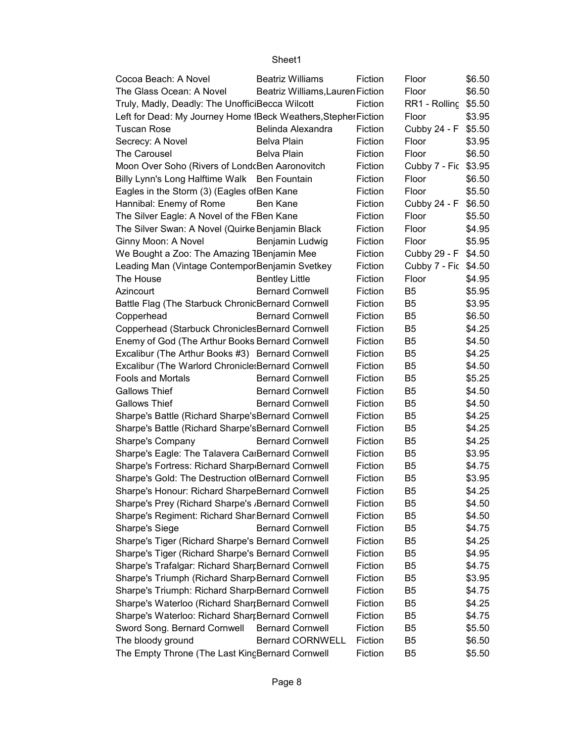| | | | | |
|---|---|---|---|---|
| Cocoa Beach: A Novel | Beatriz Williams | Fiction | Floor | $6.50 |
| The Glass Ocean: A Novel | Beatriz Williams,Lauren | Fiction | Floor | $6.50 |
| Truly, Madly, Deadly: The Unoffici | Becca Wilcott | Fiction | RR1 - Rolling | $5.50 |
| Left for Dead: My Journey Home f | Beck Weathers,Stepher | Fiction | Floor | $3.95 |
| Tuscan Rose | Belinda Alexandra | Fiction | Cubby 24 - F | $5.50 |
| Secrecy: A Novel | Belva Plain | Fiction | Floor | $3.95 |
| The Carousel | Belva Plain | Fiction | Floor | $6.50 |
| Moon Over Soho (Rivers of Lond | Ben Aaronovitch | Fiction | Cubby 7 - Fic | $3.95 |
| Billy Lynn's Long Halftime Walk | Ben Fountain | Fiction | Floor | $6.50 |
| Eagles in the Storm (3) (Eagles of | Ben Kane | Fiction | Floor | $5.50 |
| Hannibal: Enemy of Rome | Ben Kane | Fiction | Cubby 24 - F | $6.50 |
| The Silver Eagle: A Novel of the F | Ben Kane | Fiction | Floor | $5.50 |
| The Silver Swan: A Novel (Quirke | Benjamin Black | Fiction | Floor | $4.95 |
| Ginny Moon: A Novel | Benjamin Ludwig | Fiction | Floor | $5.95 |
| We Bought a Zoo: The Amazing T | Benjamin Mee | Fiction | Cubby 29 - F | $4.50 |
| Leading Man (Vintage Contempor | Benjamin Svetkey | Fiction | Cubby 7 - Fic | $4.50 |
| The House | Bentley Little | Fiction | Floor | $4.95 |
| Azincourt | Bernard Cornwell | Fiction | B5 | $5.95 |
| Battle Flag (The Starbuck Chronic | Bernard Cornwell | Fiction | B5 | $3.95 |
| Copperhead | Bernard Cornwell | Fiction | B5 | $6.50 |
| Copperhead (Starbuck Chronicles | Bernard Cornwell | Fiction | B5 | $4.25 |
| Enemy of God (The Arthur Books | Bernard Cornwell | Fiction | B5 | $4.50 |
| Excalibur (The Arthur Books #3) | Bernard Cornwell | Fiction | B5 | $4.25 |
| Excalibur (The Warlord Chronicle | Bernard Cornwell | Fiction | B5 | $4.50 |
| Fools and Mortals | Bernard Cornwell | Fiction | B5 | $5.25 |
| Gallows Thief | Bernard Cornwell | Fiction | B5 | $4.50 |
| Gallows Thief | Bernard Cornwell | Fiction | B5 | $4.50 |
| Sharpe's Battle (Richard Sharpe's | Bernard Cornwell | Fiction | B5 | $4.25 |
| Sharpe's Battle (Richard Sharpe's | Bernard Cornwell | Fiction | B5 | $4.25 |
| Sharpe's Company | Bernard Cornwell | Fiction | B5 | $4.25 |
| Sharpe's Eagle: The Talavera Ca | Bernard Cornwell | Fiction | B5 | $3.95 |
| Sharpe's Fortress: Richard Sharp | Bernard Cornwell | Fiction | B5 | $4.75 |
| Sharpe's Gold: The Destruction o | Bernard Cornwell | Fiction | B5 | $3.95 |
| Sharpe's Honour: Richard Sharpe | Bernard Cornwell | Fiction | B5 | $4.25 |
| Sharpe's Prey (Richard Sharpe's / | Bernard Cornwell | Fiction | B5 | $4.50 |
| Sharpe's Regiment: Richard Shar | Bernard Cornwell | Fiction | B5 | $4.50 |
| Sharpe's Siege | Bernard Cornwell | Fiction | B5 | $4.75 |
| Sharpe's Tiger (Richard Sharpe's | Bernard Cornwell | Fiction | B5 | $4.25 |
| Sharpe's Tiger (Richard Sharpe's | Bernard Cornwell | Fiction | B5 | $4.95 |
| Sharpe's Trafalgar: Richard Sharp | Bernard Cornwell | Fiction | B5 | $4.75 |
| Sharpe's Triumph (Richard Sharp | Bernard Cornwell | Fiction | B5 | $3.95 |
| Sharpe's Triumph: Richard Sharp | Bernard Cornwell | Fiction | B5 | $4.75 |
| Sharpe's Waterloo (Richard Sharp | Bernard Cornwell | Fiction | B5 | $4.25 |
| Sharpe's Waterloo: Richard Sharp | Bernard Cornwell | Fiction | B5 | $4.75 |
| Sword Song. Bernard Cornwell | Bernard Cornwell | Fiction | B5 | $5.50 |
| The bloody ground | Bernard CORNWELL | Fiction | B5 | $6.50 |
| The Empty Throne (The Last King | Bernard Cornwell | Fiction | B5 | $5.50 |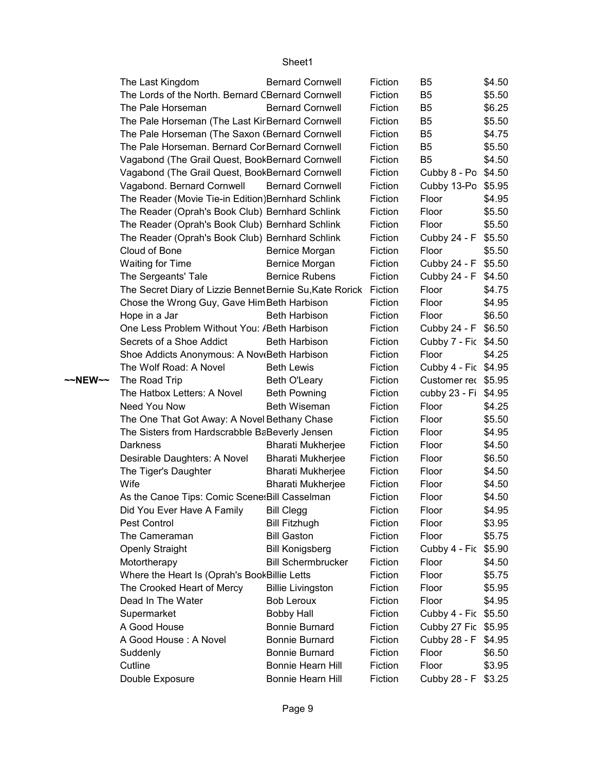| | | | | | |
|---|---|---|---|---|---|
| | The Last Kingdom | Bernard Cornwell | Fiction | B5 | $4.50 |
| | The Lords of the North. Bernard C | Bernard Cornwell | Fiction | B5 | $5.50 |
| | The Pale Horseman | Bernard Cornwell | Fiction | B5 | $6.25 |
| | The Pale Horseman (The Last Kir | Bernard Cornwell | Fiction | B5 | $5.50 |
| | The Pale Horseman (The Saxon ( | Bernard Cornwell | Fiction | B5 | $4.75 |
| | The Pale Horseman. Bernard Cor | Bernard Cornwell | Fiction | B5 | $5.50 |
| | Vagabond (The Grail Quest, Book | Bernard Cornwell | Fiction | B5 | $4.50 |
| | Vagabond (The Grail Quest, Book | Bernard Cornwell | Fiction | Cubby 8 - Po | $4.50 |
| | Vagabond. Bernard Cornwell | Bernard Cornwell | Fiction | Cubby 13-Po | $5.95 |
| | The Reader (Movie Tie-in Edition) | Bernhard Schlink | Fiction | Floor | $4.95 |
| | The Reader (Oprah's Book Club) | Bernhard Schlink | Fiction | Floor | $5.50 |
| | The Reader (Oprah's Book Club) | Bernhard Schlink | Fiction | Floor | $5.50 |
| | The Reader (Oprah's Book Club) | Bernhard Schlink | Fiction | Cubby 24 - F | $5.50 |
| | Cloud of Bone | Bernice Morgan | Fiction | Floor | $5.50 |
| | Waiting for Time | Bernice Morgan | Fiction | Cubby 24 - F | $5.50 |
| | The Sergeants' Tale | Bernice Rubens | Fiction | Cubby 24 - F | $4.50 |
| | The Secret Diary of Lizzie Bennet | Bernie Su,Kate Rorick | Fiction | Floor | $4.75 |
| | Chose the Wrong Guy, Gave Him | Beth Harbison | Fiction | Floor | $4.95 |
| | Hope in a Jar | Beth Harbison | Fiction | Floor | $6.50 |
| | One Less Problem Without You: / | Beth Harbison | Fiction | Cubby 24 - F | $6.50 |
| | Secrets of a Shoe Addict | Beth Harbison | Fiction | Cubby 7 - Fic | $4.50 |
| | Shoe Addicts Anonymous: A Nove | Beth Harbison | Fiction | Floor | $4.25 |
| | The Wolf Road: A Novel | Beth Lewis | Fiction | Cubby 4 - Fic | $4.95 |
| ~~NEW~~ | The Road Trip | Beth O'Leary | Fiction | Customer rec | $5.95 |
| | The Hatbox Letters: A Novel | Beth Powning | Fiction | cubby 23 - Fi | $4.95 |
| | Need You Now | Beth Wiseman | Fiction | Floor | $4.25 |
| | The One That Got Away: A Novel | Bethany Chase | Fiction | Floor | $5.50 |
| | The Sisters from Hardscrabble Ba | Beverly Jensen | Fiction | Floor | $4.95 |
| | Darkness | Bharati Mukherjee | Fiction | Floor | $4.50 |
| | Desirable Daughters: A Novel | Bharati Mukherjee | Fiction | Floor | $6.50 |
| | The Tiger's Daughter | Bharati Mukherjee | Fiction | Floor | $4.50 |
| | Wife | Bharati Mukherjee | Fiction | Floor | $4.50 |
| | As the Canoe Tips: Comic Scenes | Bill Casselman | Fiction | Floor | $4.50 |
| | Did You Ever Have A Family | Bill Clegg | Fiction | Floor | $4.95 |
| | Pest Control | Bill Fitzhugh | Fiction | Floor | $3.95 |
| | The Cameraman | Bill Gaston | Fiction | Floor | $5.75 |
| | Openly Straight | Bill Konigsberg | Fiction | Cubby 4 - Fic | $5.90 |
| | Motortherapy | Bill Schermbrucker | Fiction | Floor | $4.50 |
| | Where the Heart Is (Oprah's Book | Billie Letts | Fiction | Floor | $5.75 |
| | The Crooked Heart of Mercy | Billie Livingston | Fiction | Floor | $5.95 |
| | Dead In The Water | Bob Leroux | Fiction | Floor | $4.95 |
| | Supermarket | Bobby Hall | Fiction | Cubby 4 - Fic | $5.50 |
| | A Good House | Bonnie Burnard | Fiction | Cubby 27 Fic | $5.95 |
| | A Good House : A Novel | Bonnie Burnard | Fiction | Cubby 28 - F | $4.95 |
| | Suddenly | Bonnie Burnard | Fiction | Floor | $6.50 |
| | Cutline | Bonnie Hearn Hill | Fiction | Floor | $3.95 |
| | Double Exposure | Bonnie Hearn Hill | Fiction | Cubby 28 - F | $3.25 |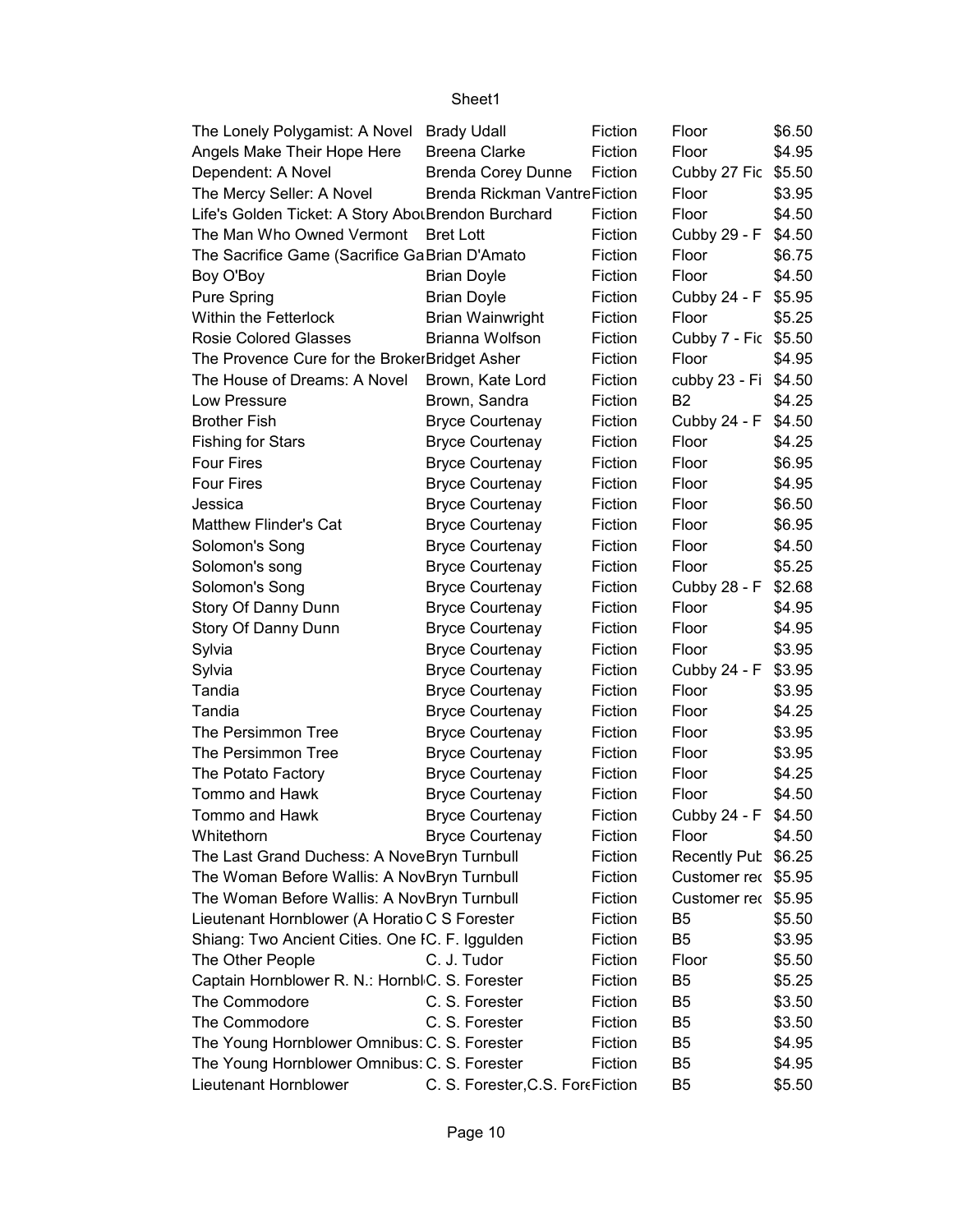| | | | | |
|---|---|---|---|---|
| The Lonely Polygamist: A Novel | Brady Udall | Fiction | Floor | $6.50 |
| Angels Make Their Hope Here | Breena Clarke | Fiction | Floor | $4.95 |
| Dependent: A Novel | Brenda Corey Dunne | Fiction | Cubby 27 Fic | $5.50 |
| The Mercy Seller: A Novel | Brenda Rickman Vantre | Fiction | Floor | $3.95 |
| Life's Golden Ticket: A Story Abou | Brendon Burchard | Fiction | Floor | $4.50 |
| The Man Who Owned Vermont | Bret Lott | Fiction | Cubby 29 - F | $4.50 |
| The Sacrifice Game (Sacrifice Ga | Brian D'Amato | Fiction | Floor | $6.75 |
| Boy O'Boy | Brian Doyle | Fiction | Floor | $4.50 |
| Pure Spring | Brian Doyle | Fiction | Cubby 24 - F | $5.95 |
| Within the Fetterlock | Brian Wainwright | Fiction | Floor | $5.25 |
| Rosie Colored Glasses | Brianna Wolfson | Fiction | Cubby 7 - Fic | $5.50 |
| The Provence Cure for the Broker | Bridget Asher | Fiction | Floor | $4.95 |
| The House of Dreams: A Novel | Brown, Kate Lord | Fiction | cubby 23 - Fi | $4.50 |
| Low Pressure | Brown, Sandra | Fiction | B2 | $4.25 |
| Brother Fish | Bryce Courtenay | Fiction | Cubby 24 - F | $4.50 |
| Fishing for Stars | Bryce Courtenay | Fiction | Floor | $4.25 |
| Four Fires | Bryce Courtenay | Fiction | Floor | $6.95 |
| Four Fires | Bryce Courtenay | Fiction | Floor | $4.95 |
| Jessica | Bryce Courtenay | Fiction | Floor | $6.50 |
| Matthew Flinder's Cat | Bryce Courtenay | Fiction | Floor | $6.95 |
| Solomon's Song | Bryce Courtenay | Fiction | Floor | $4.50 |
| Solomon's song | Bryce Courtenay | Fiction | Floor | $5.25 |
| Solomon's Song | Bryce Courtenay | Fiction | Cubby 28 - F | $2.68 |
| Story Of Danny Dunn | Bryce Courtenay | Fiction | Floor | $4.95 |
| Story Of Danny Dunn | Bryce Courtenay | Fiction | Floor | $4.95 |
| Sylvia | Bryce Courtenay | Fiction | Floor | $3.95 |
| Sylvia | Bryce Courtenay | Fiction | Cubby 24 - F | $3.95 |
| Tandia | Bryce Courtenay | Fiction | Floor | $3.95 |
| Tandia | Bryce Courtenay | Fiction | Floor | $4.25 |
| The Persimmon Tree | Bryce Courtenay | Fiction | Floor | $3.95 |
| The Persimmon Tree | Bryce Courtenay | Fiction | Floor | $3.95 |
| The Potato Factory | Bryce Courtenay | Fiction | Floor | $4.25 |
| Tommo and Hawk | Bryce Courtenay | Fiction | Floor | $4.50 |
| Tommo and Hawk | Bryce Courtenay | Fiction | Cubby 24 - F | $4.50 |
| Whitethorn | Bryce Courtenay | Fiction | Floor | $4.50 |
| The Last Grand Duchess: A Nove | Bryn Turnbull | Fiction | Recently Pub | $6.25 |
| The Woman Before Wallis: A Nov | Bryn Turnbull | Fiction | Customer rec | $5.95 |
| The Woman Before Wallis: A Nov | Bryn Turnbull | Fiction | Customer rec | $5.95 |
| Lieutenant Hornblower (A Horatio | C S Forester | Fiction | B5 | $5.50 |
| Shiang: Two Ancient Cities. One I | C. F. Iggulden | Fiction | B5 | $3.95 |
| The Other People | C. J. Tudor | Fiction | Floor | $5.50 |
| Captain Hornblower R. N.: Hornbl | C. S. Forester | Fiction | B5 | $5.25 |
| The Commodore | C. S. Forester | Fiction | B5 | $3.50 |
| The Commodore | C. S. Forester | Fiction | B5 | $3.50 |
| The Young Hornblower Omnibus: | C. S. Forester | Fiction | B5 | $4.95 |
| The Young Hornblower Omnibus: | C. S. Forester | Fiction | B5 | $4.95 |
| Lieutenant Hornblower | C. S. Forester,C.S. Fore | Fiction | B5 | $5.50 |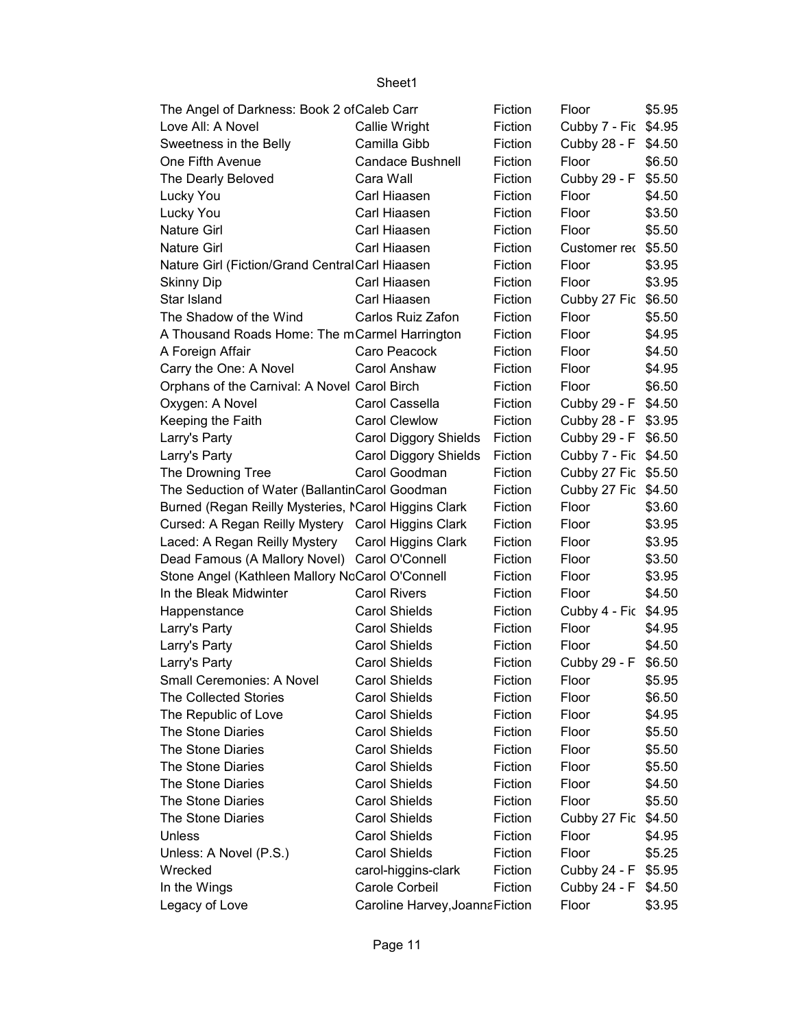| | | | | |
|---|---|---|---|---|
| The Angel of Darkness: Book 2 of | Caleb Carr | Fiction | Floor | $5.95 |
| Love All: A Novel | Callie Wright | Fiction | Cubby 7 - Fic | $4.95 |
| Sweetness in the Belly | Camilla Gibb | Fiction | Cubby 28 - F | $4.50 |
| One Fifth Avenue | Candace Bushnell | Fiction | Floor | $6.50 |
| The Dearly Beloved | Cara Wall | Fiction | Cubby 29 - F | $5.50 |
| Lucky You | Carl Hiaasen | Fiction | Floor | $4.50 |
| Lucky You | Carl Hiaasen | Fiction | Floor | $3.50 |
| Nature Girl | Carl Hiaasen | Fiction | Floor | $5.50 |
| Nature Girl | Carl Hiaasen | Fiction | Customer rec | $5.50 |
| Nature Girl (Fiction/Grand Central | Carl Hiaasen | Fiction | Floor | $3.95 |
| Skinny Dip | Carl Hiaasen | Fiction | Floor | $3.95 |
| Star Island | Carl Hiaasen | Fiction | Cubby 27 Fic | $6.50 |
| The Shadow of the Wind | Carlos Ruiz Zafon | Fiction | Floor | $5.50 |
| A Thousand Roads Home: The m | Carmel Harrington | Fiction | Floor | $4.95 |
| A Foreign Affair | Caro Peacock | Fiction | Floor | $4.50 |
| Carry the One: A Novel | Carol Anshaw | Fiction | Floor | $4.95 |
| Orphans of the Carnival: A Novel | Carol Birch | Fiction | Floor | $6.50 |
| Oxygen: A Novel | Carol Cassella | Fiction | Cubby 29 - F | $4.50 |
| Keeping the Faith | Carol Clewlow | Fiction | Cubby 28 - F | $3.95 |
| Larry's Party | Carol Diggory Shields | Fiction | Cubby 29 - F | $6.50 |
| Larry's Party | Carol Diggory Shields | Fiction | Cubby 7 - Fic | $4.50 |
| The Drowning Tree | Carol Goodman | Fiction | Cubby 27 Fic | $5.50 |
| The Seduction of Water (Ballantin | Carol Goodman | Fiction | Cubby 27 Fic | $4.50 |
| Burned (Regan Reilly Mysteries, N | Carol Higgins Clark | Fiction | Floor | $3.60 |
| Cursed: A Regan Reilly Mystery | Carol Higgins Clark | Fiction | Floor | $3.95 |
| Laced: A Regan Reilly Mystery | Carol Higgins Clark | Fiction | Floor | $3.95 |
| Dead Famous (A Mallory Novel) | Carol O'Connell | Fiction | Floor | $3.50 |
| Stone Angel (Kathleen Mallory No | Carol O'Connell | Fiction | Floor | $3.95 |
| In the Bleak Midwinter | Carol Rivers | Fiction | Floor | $4.50 |
| Happenstance | Carol Shields | Fiction | Cubby 4 - Fic | $4.95 |
| Larry's Party | Carol Shields | Fiction | Floor | $4.95 |
| Larry's Party | Carol Shields | Fiction | Floor | $4.50 |
| Larry's Party | Carol Shields | Fiction | Cubby 29 - F | $6.50 |
| Small Ceremonies: A Novel | Carol Shields | Fiction | Floor | $5.95 |
| The Collected Stories | Carol Shields | Fiction | Floor | $6.50 |
| The Republic of Love | Carol Shields | Fiction | Floor | $4.95 |
| The Stone Diaries | Carol Shields | Fiction | Floor | $5.50 |
| The Stone Diaries | Carol Shields | Fiction | Floor | $5.50 |
| The Stone Diaries | Carol Shields | Fiction | Floor | $5.50 |
| The Stone Diaries | Carol Shields | Fiction | Floor | $4.50 |
| The Stone Diaries | Carol Shields | Fiction | Floor | $5.50 |
| The Stone Diaries | Carol Shields | Fiction | Cubby 27 Fic | $4.50 |
| Unless | Carol Shields | Fiction | Floor | $4.95 |
| Unless: A Novel (P.S.) | Carol Shields | Fiction | Floor | $5.25 |
| Wrecked | carol-higgins-clark | Fiction | Cubby 24 - F | $5.95 |
| In the Wings | Carole Corbeil | Fiction | Cubby 24 - F | $4.50 |
| Legacy of Love | Caroline Harvey,Joanna | Fiction | Floor | $3.95 |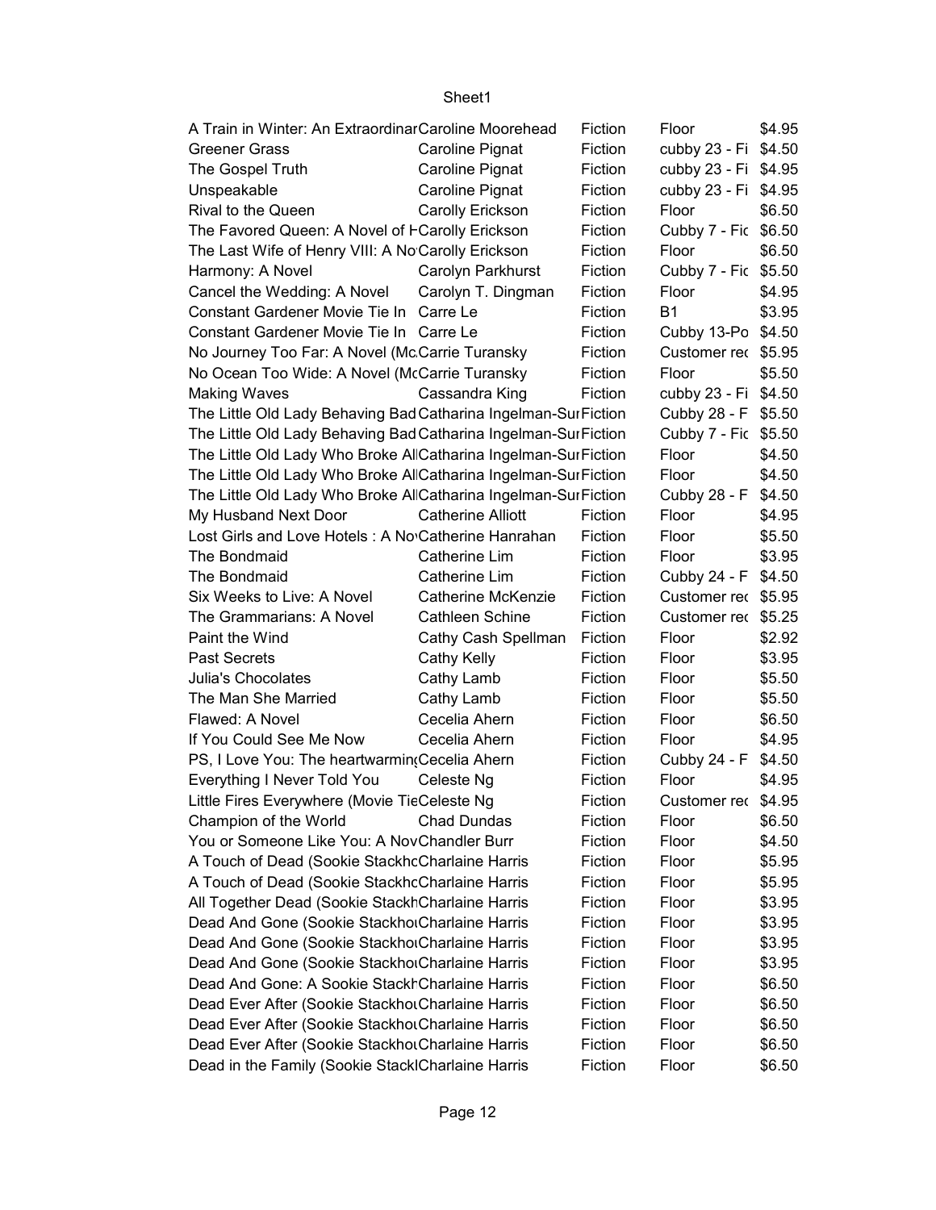| | | | | |
|---|---|---|---|---|
| A Train in Winter: An Extraordinar | Caroline Moorehead | Fiction | Floor | $4.95 |
| Greener Grass | Caroline Pignat | Fiction | cubby 23 - Fi | $4.50 |
| The Gospel Truth | Caroline Pignat | Fiction | cubby 23 - Fi | $4.95 |
| Unspeakable | Caroline Pignat | Fiction | cubby 23 - Fi | $4.95 |
| Rival to the Queen | Carolly Erickson | Fiction | Floor | $6.50 |
| The Favored Queen: A Novel of H | Carolly Erickson | Fiction | Cubby 7 - Fic | $6.50 |
| The Last Wife of Henry VIII: A No | Carolly Erickson | Fiction | Floor | $6.50 |
| Harmony: A Novel | Carolyn Parkhurst | Fiction | Cubby 7 - Fic | $5.50 |
| Cancel the Wedding: A Novel | Carolyn T. Dingman | Fiction | Floor | $4.95 |
| Constant Gardener Movie Tie In | Carre Le | Fiction | B1 | $3.95 |
| Constant Gardener Movie Tie In | Carre Le | Fiction | Cubby 13-Po | $4.50 |
| No Journey Too Far: A Novel (Mc | Carrie Turansky | Fiction | Customer rec | $5.95 |
| No Ocean Too Wide: A Novel (Mc | Carrie Turansky | Fiction | Floor | $5.50 |
| Making Waves | Cassandra King | Fiction | cubby 23 - Fi | $4.50 |
| The Little Old Lady Behaving Bad | Catharina Ingelman-Sur | Fiction | Cubby 28 - F | $5.50 |
| The Little Old Lady Behaving Bad | Catharina Ingelman-Sur | Fiction | Cubby 7 - Fic | $5.50 |
| The Little Old Lady Who Broke All | Catharina Ingelman-Sur | Fiction | Floor | $4.50 |
| The Little Old Lady Who Broke All | Catharina Ingelman-Sur | Fiction | Floor | $4.50 |
| The Little Old Lady Who Broke All | Catharina Ingelman-Sur | Fiction | Cubby 28 - F | $4.50 |
| My Husband Next Door | Catherine Alliott | Fiction | Floor | $4.95 |
| Lost Girls and Love Hotels : A No | Catherine Hanrahan | Fiction | Floor | $5.50 |
| The Bondmaid | Catherine Lim | Fiction | Floor | $3.95 |
| The Bondmaid | Catherine Lim | Fiction | Cubby 24 - F | $4.50 |
| Six Weeks to Live: A Novel | Catherine McKenzie | Fiction | Customer rec | $5.95 |
| The Grammarians: A Novel | Cathleen Schine | Fiction | Customer rec | $5.25 |
| Paint the Wind | Cathy Cash Spellman | Fiction | Floor | $2.92 |
| Past Secrets | Cathy Kelly | Fiction | Floor | $3.95 |
| Julia's Chocolates | Cathy Lamb | Fiction | Floor | $5.50 |
| The Man She Married | Cathy Lamb | Fiction | Floor | $5.50 |
| Flawed: A Novel | Cecelia Ahern | Fiction | Floor | $6.50 |
| If You Could See Me Now | Cecelia Ahern | Fiction | Floor | $4.95 |
| PS, I Love You: The heartwarmin | Cecelia Ahern | Fiction | Cubby 24 - F | $4.50 |
| Everything I Never Told You | Celeste Ng | Fiction | Floor | $4.95 |
| Little Fires Everywhere (Movie Tie | Celeste Ng | Fiction | Customer rec | $4.95 |
| Champion of the World | Chad Dundas | Fiction | Floor | $6.50 |
| You or Someone Like You: A Nov | Chandler Burr | Fiction | Floor | $4.50 |
| A Touch of Dead (Sookie Stackho | Charlaine Harris | Fiction | Floor | $5.95 |
| A Touch of Dead (Sookie Stackho | Charlaine Harris | Fiction | Floor | $5.95 |
| All Together Dead (Sookie Stackh | Charlaine Harris | Fiction | Floor | $3.95 |
| Dead And Gone (Sookie Stackho | Charlaine Harris | Fiction | Floor | $3.95 |
| Dead And Gone (Sookie Stackho | Charlaine Harris | Fiction | Floor | $3.95 |
| Dead And Gone (Sookie Stackho | Charlaine Harris | Fiction | Floor | $3.95 |
| Dead And Gone: A Sookie Stackh | Charlaine Harris | Fiction | Floor | $6.50 |
| Dead Ever After (Sookie Stackho | Charlaine Harris | Fiction | Floor | $6.50 |
| Dead Ever After (Sookie Stackho | Charlaine Harris | Fiction | Floor | $6.50 |
| Dead Ever After (Sookie Stackho | Charlaine Harris | Fiction | Floor | $6.50 |
| Dead in the Family (Sookie Stackl | Charlaine Harris | Fiction | Floor | $6.50 |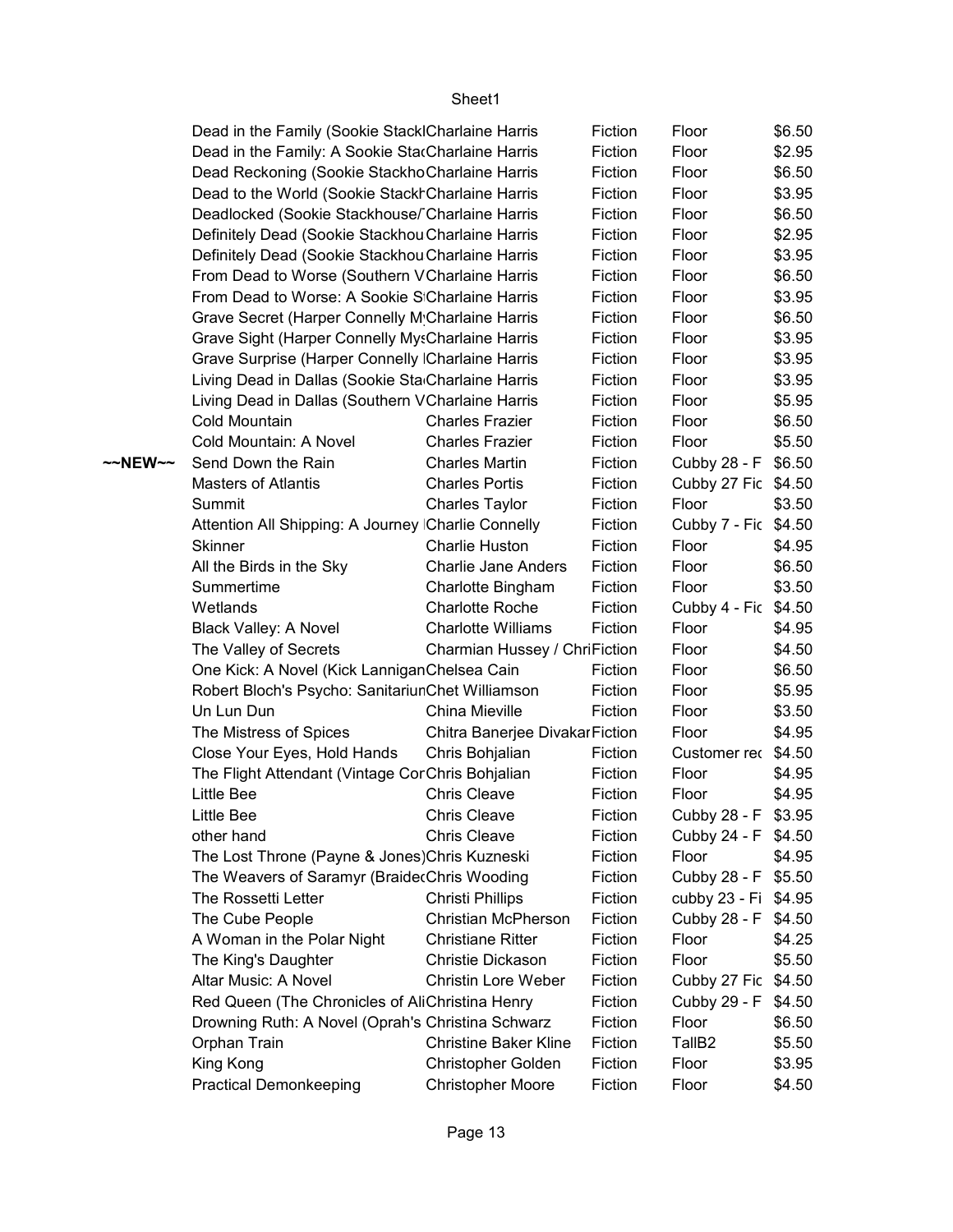| | | | | | |
|---|---|---|---|---|---|
| | Dead in the Family (Sookie Stackl | Charlaine Harris | Fiction | Floor | $6.50 |
| | Dead in the Family: A Sookie Sta | Charlaine Harris | Fiction | Floor | $2.95 |
| | Dead Reckoning (Sookie Stackho | Charlaine Harris | Fiction | Floor | $6.50 |
| | Dead to the World (Sookie Stackh | Charlaine Harris | Fiction | Floor | $3.95 |
| | Deadlocked (Sookie Stackhouse/ | Charlaine Harris | Fiction | Floor | $6.50 |
| | Definitely Dead (Sookie Stackhou | Charlaine Harris | Fiction | Floor | $2.95 |
| | Definitely Dead (Sookie Stackhou | Charlaine Harris | Fiction | Floor | $3.95 |
| | From Dead to Worse (Southern V | Charlaine Harris | Fiction | Floor | $6.50 |
| | From Dead to Worse: A Sookie S | Charlaine Harris | Fiction | Floor | $3.95 |
| | Grave Secret (Harper Connelly M | Charlaine Harris | Fiction | Floor | $6.50 |
| | Grave Sight (Harper Connelly Mys | Charlaine Harris | Fiction | Floor | $3.95 |
| | Grave Surprise (Harper Connelly | Charlaine Harris | Fiction | Floor | $3.95 |
| | Living Dead in Dallas (Sookie Sta | Charlaine Harris | Fiction | Floor | $3.95 |
| | Living Dead in Dallas (Southern V | Charlaine Harris | Fiction | Floor | $5.95 |
| | Cold Mountain | Charles Frazier | Fiction | Floor | $6.50 |
| | Cold Mountain: A Novel | Charles Frazier | Fiction | Floor | $5.50 |
| ~~NEW~~ | Send Down the Rain | Charles Martin | Fiction | Cubby 28 - F | $6.50 |
| | Masters of Atlantis | Charles Portis | Fiction | Cubby 27 Fic | $4.50 |
| | Summit | Charles Taylor | Fiction | Floor | $3.50 |
| | Attention All Shipping: A Journey | Charlie Connelly | Fiction | Cubby 7 - Fic | $4.50 |
| | Skinner | Charlie Huston | Fiction | Floor | $4.95 |
| | All the Birds in the Sky | Charlie Jane Anders | Fiction | Floor | $6.50 |
| | Summertime | Charlotte Bingham | Fiction | Floor | $3.50 |
| | Wetlands | Charlotte Roche | Fiction | Cubby 4 - Fic | $4.50 |
| | Black Valley: A Novel | Charlotte Williams | Fiction | Floor | $4.95 |
| | The Valley of Secrets | Charmian Hussey / Chri | Fiction | Floor | $4.50 |
| | One Kick: A Novel (Kick Lannigan | Chelsea Cain | Fiction | Floor | $6.50 |
| | Robert Bloch's Psycho: Sanitarium | Chet Williamson | Fiction | Floor | $5.95 |
| | Un Lun Dun | China Mieville | Fiction | Floor | $3.50 |
| | The Mistress of Spices | Chitra Banerjee Divakar | Fiction | Floor | $4.95 |
| | Close Your Eyes, Hold Hands | Chris Bohjalian | Fiction | Customer re | $4.50 |
| | The Flight Attendant (Vintage Cor | Chris Bohjalian | Fiction | Floor | $4.95 |
| | Little Bee | Chris Cleave | Fiction | Floor | $4.95 |
| | Little Bee | Chris Cleave | Fiction | Cubby 28 - F | $3.95 |
| | other hand | Chris Cleave | Fiction | Cubby 24 - F | $4.50 |
| | The Lost Throne (Payne & Jones) | Chris Kuzneski | Fiction | Floor | $4.95 |
| | The Weavers of Saramyr (Braide | Chris Wooding | Fiction | Cubby 28 - F | $5.50 |
| | The Rossetti Letter | Christi Phillips | Fiction | cubby 23 - Fi | $4.95 |
| | The Cube People | Christian McPherson | Fiction | Cubby 28 - F | $4.50 |
| | A Woman in the Polar Night | Christiane Ritter | Fiction | Floor | $4.25 |
| | The King's Daughter | Christie Dickason | Fiction | Floor | $5.50 |
| | Altar Music: A Novel | Christin Lore Weber | Fiction | Cubby 27 Fic | $4.50 |
| | Red Queen (The Chronicles of Ali | Christina Henry | Fiction | Cubby 29 - F | $4.50 |
| | Drowning Ruth: A Novel (Oprah's | Christina Schwarz | Fiction | Floor | $6.50 |
| | Orphan Train | Christine Baker Kline | Fiction | TallB2 | $5.50 |
| | King Kong | Christopher Golden | Fiction | Floor | $3.95 |
| | Practical Demonkeeping | Christopher Moore | Fiction | Floor | $4.50 |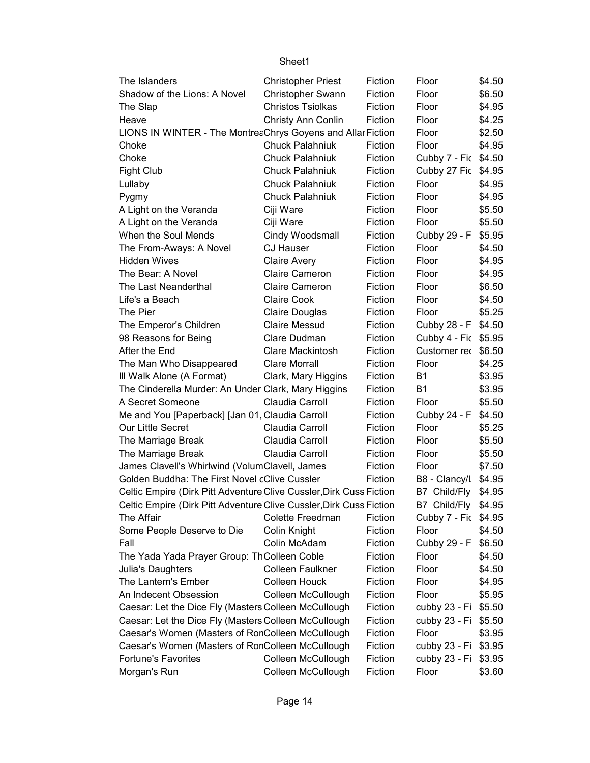| | | | | |
|---|---|---|---|---|
| The Islanders | Christopher Priest | Fiction | Floor | $4.50 |
| Shadow of the Lions: A Novel | Christopher Swann | Fiction | Floor | $6.50 |
| The Slap | Christos Tsiolkas | Fiction | Floor | $4.95 |
| Heave | Christy Ann Conlin | Fiction | Floor | $4.25 |
| LIONS IN WINTER - The Montrea | Chrys Goyens and Allar | Fiction | Floor | $2.50 |
| Choke | Chuck Palahniuk | Fiction | Floor | $4.95 |
| Choke | Chuck Palahniuk | Fiction | Cubby 7 - Fic | $4.50 |
| Fight Club | Chuck Palahniuk | Fiction | Cubby 27 Fic | $4.95 |
| Lullaby | Chuck Palahniuk | Fiction | Floor | $4.95 |
| Pygmy | Chuck Palahniuk | Fiction | Floor | $4.95 |
| A Light on the Veranda | Ciji Ware | Fiction | Floor | $5.50 |
| A Light on the Veranda | Ciji Ware | Fiction | Floor | $5.50 |
| When the Soul Mends | Cindy Woodsmall | Fiction | Cubby 29 - F | $5.95 |
| The From-Aways: A Novel | CJ Hauser | Fiction | Floor | $4.50 |
| Hidden Wives | Claire Avery | Fiction | Floor | $4.95 |
| The Bear: A Novel | Claire Cameron | Fiction | Floor | $4.95 |
| The Last Neanderthal | Claire Cameron | Fiction | Floor | $6.50 |
| Life's a Beach | Claire Cook | Fiction | Floor | $4.50 |
| The Pier | Claire Douglas | Fiction | Floor | $5.25 |
| The Emperor's Children | Claire Messud | Fiction | Cubby 28 - F | $4.50 |
| 98 Reasons for Being | Clare Dudman | Fiction | Cubby 4 - Fic | $5.95 |
| After the End | Clare Mackintosh | Fiction | Customer rec | $6.50 |
| The Man Who Disappeared | Clare Morrall | Fiction | Floor | $4.25 |
| Ill Walk Alone (A Format) | Clark, Mary Higgins | Fiction | B1 | $3.95 |
| The Cinderella Murder: An Under | Clark, Mary Higgins | Fiction | B1 | $3.95 |
| A Secret Someone | Claudia Carroll | Fiction | Floor | $5.50 |
| Me and You [Paperback] [Jan 01, | Claudia Carroll | Fiction | Cubby 24 - F | $4.50 |
| Our Little Secret | Claudia Carroll | Fiction | Floor | $5.25 |
| The Marriage Break | Claudia Carroll | Fiction | Floor | $5.50 |
| The Marriage Break | Claudia Carroll | Fiction | Floor | $5.50 |
| James Clavell's Whirlwind (Volum | Clavell, James | Fiction | Floor | $7.50 |
| Golden Buddha: The First Novel c | Clive Cussler | Fiction | B8 - Clancy/L | $4.95 |
| Celtic Empire (Dirk Pitt Adventure | Clive Cussler,Dirk Cuss | Fiction | B7 Child/Fly | $4.95 |
| Celtic Empire (Dirk Pitt Adventure | Clive Cussler,Dirk Cuss | Fiction | B7 Child/Fly | $4.95 |
| The Affair | Colette Freedman | Fiction | Cubby 7 - Fic | $4.95 |
| Some People Deserve to Die | Colin Knight | Fiction | Floor | $4.50 |
| Fall | Colin McAdam | Fiction | Cubby 29 - F | $6.50 |
| The Yada Yada Prayer Group: Th | Colleen Coble | Fiction | Floor | $4.50 |
| Julia's Daughters | Colleen Faulkner | Fiction | Floor | $4.50 |
| The Lantern's Ember | Colleen Houck | Fiction | Floor | $4.95 |
| An Indecent Obsession | Colleen McCullough | Fiction | Floor | $5.95 |
| Caesar: Let the Dice Fly (Masters | Colleen McCullough | Fiction | cubby 23 - Fi | $5.50 |
| Caesar: Let the Dice Fly (Masters | Colleen McCullough | Fiction | cubby 23 - Fi | $5.50 |
| Caesar's Women (Masters of Ron | Colleen McCullough | Fiction | Floor | $3.95 |
| Caesar's Women (Masters of Ron | Colleen McCullough | Fiction | cubby 23 - Fi | $3.95 |
| Fortune's Favorites | Colleen McCullough | Fiction | cubby 23 - Fi | $3.95 |
| Morgan's Run | Colleen McCullough | Fiction | Floor | $3.60 |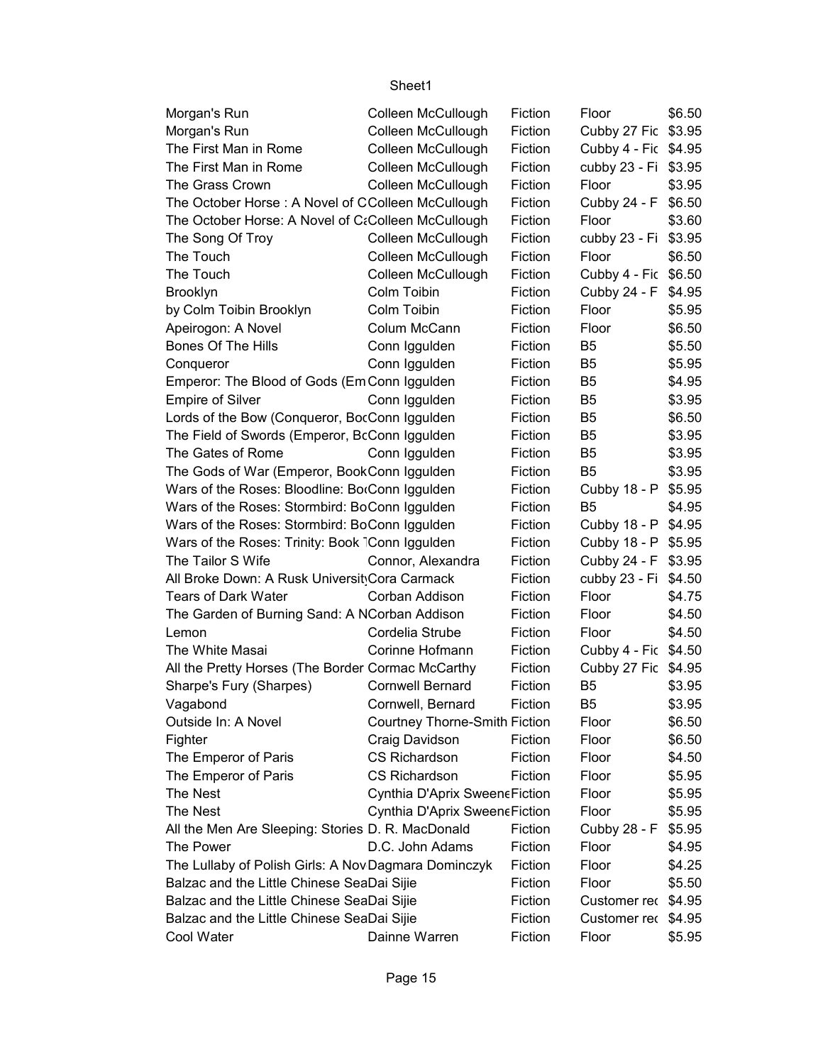| Morgan's Run | Colleen McCullough | Fiction | Floor | $6.50 |
|---|---|---|---|---|
| Morgan's Run | Colleen McCullough | Fiction | Cubby 27 Fic | $3.95 |
| The First Man in Rome | Colleen McCullough | Fiction | Cubby 4 - Fic | $4.95 |
| The First Man in Rome | Colleen McCullough | Fiction | cubby 23 - Fi | $3.95 |
| The Grass Crown | Colleen McCullough | Fiction | Floor | $3.95 |
| The October Horse : A Novel of C | Colleen McCullough | Fiction | Cubby 24 - F | $6.50 |
| The October Horse: A Novel of Ca | Colleen McCullough | Fiction | Floor | $3.60 |
| The Song Of Troy | Colleen McCullough | Fiction | cubby 23 - Fi | $3.95 |
| The Touch | Colleen McCullough | Fiction | Floor | $6.50 |
| The Touch | Colleen McCullough | Fiction | Cubby 4 - Fic | $6.50 |
| Brooklyn | Colm Toibin | Fiction | Cubby 24 - F | $4.95 |
| by Colm Toibin Brooklyn | Colm Toibin | Fiction | Floor | $5.95 |
| Apeirogon: A Novel | Colum McCann | Fiction | Floor | $6.50 |
| Bones Of The Hills | Conn Iggulden | Fiction | B5 | $5.50 |
| Conqueror | Conn Iggulden | Fiction | B5 | $5.95 |
| Emperor: The Blood of Gods (Em | Conn Iggulden | Fiction | B5 | $4.95 |
| Empire of Silver | Conn Iggulden | Fiction | B5 | $3.95 |
| Lords of the Bow (Conqueror, Boc | Conn Iggulden | Fiction | B5 | $6.50 |
| The Field of Swords (Emperor, Bc | Conn Iggulden | Fiction | B5 | $3.95 |
| The Gates of Rome | Conn Iggulden | Fiction | B5 | $3.95 |
| The Gods of War (Emperor, Book | Conn Iggulden | Fiction | B5 | $3.95 |
| Wars of the Roses: Bloodline: Bo | Conn Iggulden | Fiction | Cubby 18 - P | $5.95 |
| Wars of the Roses: Stormbird: Bo | Conn Iggulden | Fiction | B5 | $4.95 |
| Wars of the Roses: Stormbird: Bo | Conn Iggulden | Fiction | Cubby 18 - P | $4.95 |
| Wars of the Roses: Trinity: Book 1 | Conn Iggulden | Fiction | Cubby 18 - P | $5.95 |
| The Tailor S Wife | Connor, Alexandra | Fiction | Cubby 24 - F | $3.95 |
| All Broke Down: A Rusk University | Cora Carmack | Fiction | cubby 23 - Fi | $4.50 |
| Tears of Dark Water | Corban Addison | Fiction | Floor | $4.75 |
| The Garden of Burning Sand: A N | Corban Addison | Fiction | Floor | $4.50 |
| Lemon | Cordelia Strube | Fiction | Floor | $4.50 |
| The White Masai | Corinne Hofmann | Fiction | Cubby 4 - Fic | $4.50 |
| All the Pretty Horses (The Border | Cormac McCarthy | Fiction | Cubby 27 Fic | $4.95 |
| Sharpe's Fury (Sharpes) | Cornwell Bernard | Fiction | B5 | $3.95 |
| Vagabond | Cornwell, Bernard | Fiction | B5 | $3.95 |
| Outside In: A Novel | Courtney Thorne-Smith | Fiction | Floor | $6.50 |
| Fighter | Craig Davidson | Fiction | Floor | $6.50 |
| The Emperor of Paris | CS Richardson | Fiction | Floor | $4.50 |
| The Emperor of Paris | CS Richardson | Fiction | Floor | $5.95 |
| The Nest | Cynthia D'Aprix Sweene | Fiction | Floor | $5.95 |
| The Nest | Cynthia D'Aprix Sweene | Fiction | Floor | $5.95 |
| All the Men Are Sleeping: Stories | D. R. MacDonald | Fiction | Cubby 28 - F | $5.95 |
| The Power | D.C. John Adams | Fiction | Floor | $4.95 |
| The Lullaby of Polish Girls: A Nov | Dagmara Dominczyk | Fiction | Floor | $4.25 |
| Balzac and the Little Chinese Sea | Dai Sijie | Fiction | Floor | $5.50 |
| Balzac and the Little Chinese Sea | Dai Sijie | Fiction | Customer rec | $4.95 |
| Balzac and the Little Chinese Sea | Dai Sijie | Fiction | Customer rec | $4.95 |
| Cool Water | Dainne Warren | Fiction | Floor | $5.95 |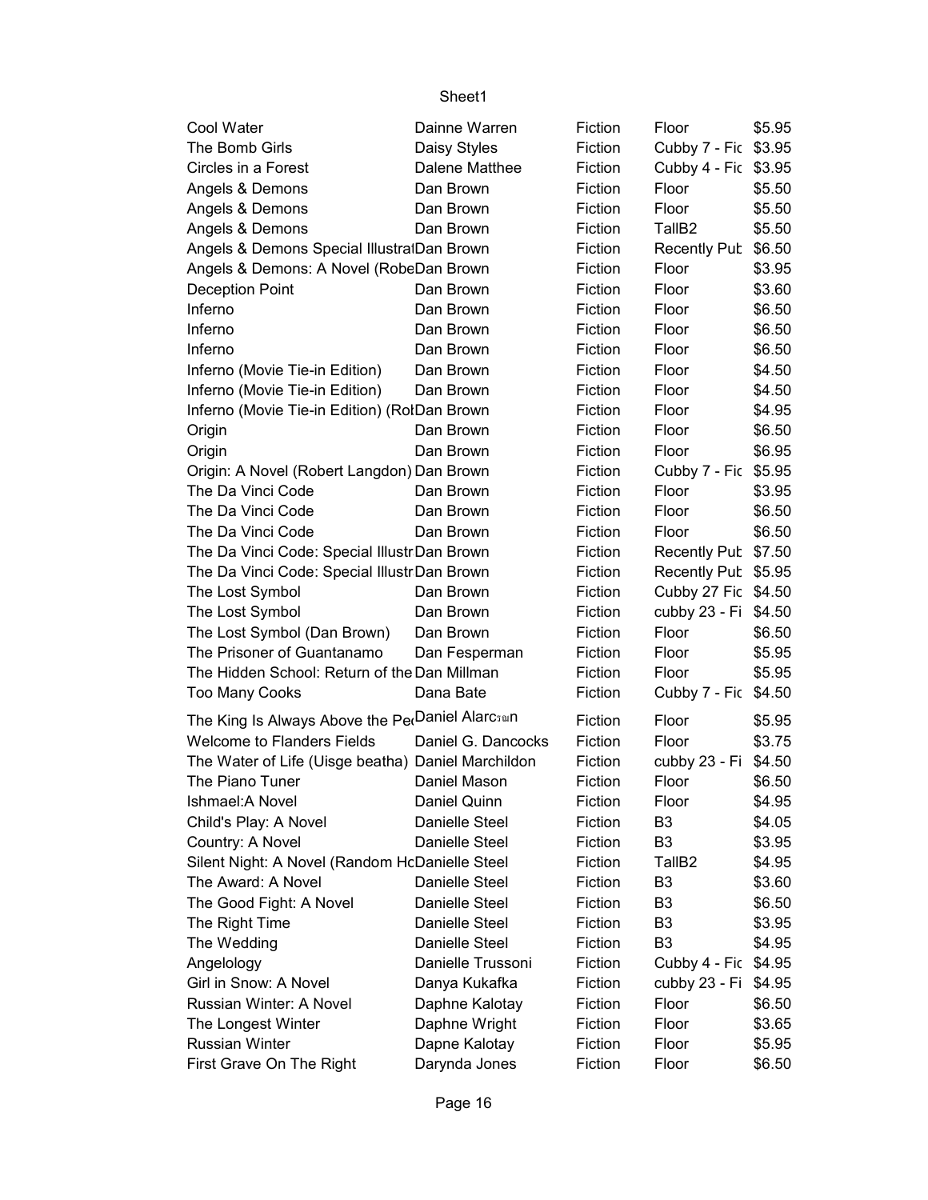| Cool Water | Dainne Warren | Fiction | Floor | $5.95 |
|---|---|---|---|---|
| The Bomb Girls | Daisy Styles | Fiction | Cubby 7 - Fic | $3.95 |
| Circles in a Forest | Dalene Matthee | Fiction | Cubby 4 - Fic | $3.95 |
| Angels & Demons | Dan Brown | Fiction | Floor | $5.50 |
| Angels & Demons | Dan Brown | Fiction | Floor | $5.50 |
| Angels & Demons | Dan Brown | Fiction | TallB2 | $5.50 |
| Angels & Demons Special Illustrat | Dan Brown | Fiction | Recently Pub | $6.50 |
| Angels & Demons: A Novel (Robe | Dan Brown | Fiction | Floor | $3.95 |
| Deception Point | Dan Brown | Fiction | Floor | $3.60 |
| Inferno | Dan Brown | Fiction | Floor | $6.50 |
| Inferno | Dan Brown | Fiction | Floor | $6.50 |
| Inferno | Dan Brown | Fiction | Floor | $6.50 |
| Inferno (Movie Tie-in Edition) | Dan Brown | Fiction | Floor | $4.50 |
| Inferno (Movie Tie-in Edition) | Dan Brown | Fiction | Floor | $4.50 |
| Inferno (Movie Tie-in Edition) (Rob | Dan Brown | Fiction | Floor | $4.95 |
| Origin | Dan Brown | Fiction | Floor | $6.50 |
| Origin | Dan Brown | Fiction | Floor | $6.95 |
| Origin: A Novel (Robert Langdon) | Dan Brown | Fiction | Cubby 7 - Fic | $5.95 |
| The Da Vinci Code | Dan Brown | Fiction | Floor | $3.95 |
| The Da Vinci Code | Dan Brown | Fiction | Floor | $6.50 |
| The Da Vinci Code | Dan Brown | Fiction | Floor | $6.50 |
| The Da Vinci Code: Special Illustr | Dan Brown | Fiction | Recently Pub | $7.50 |
| The Da Vinci Code: Special Illustr | Dan Brown | Fiction | Recently Pub | $5.95 |
| The Lost Symbol | Dan Brown | Fiction | Cubby 27 Fic | $4.50 |
| The Lost Symbol | Dan Brown | Fiction | cubby 23 - Fi | $4.50 |
| The Lost Symbol (Dan Brown) | Dan Brown | Fiction | Floor | $6.50 |
| The Prisoner of Guantanamo | Dan Fesperman | Fiction | Floor | $5.95 |
| The Hidden School: Return of the | Dan Millman | Fiction | Floor | $5.95 |
| Too Many Cooks | Dana Bate | Fiction | Cubby 7 - Fic | $4.50 |
| The King Is Always Above the Pe | Daniel Alarcón | Fiction | Floor | $5.95 |
| Welcome to Flanders Fields | Daniel G. Dancocks | Fiction | Floor | $3.75 |
| The Water of Life (Uisge beatha) | Daniel Marchildon | Fiction | cubby 23 - Fi | $4.50 |
| The Piano Tuner | Daniel Mason | Fiction | Floor | $6.50 |
| Ishmael:A Novel | Daniel Quinn | Fiction | Floor | $4.95 |
| Child's Play: A Novel | Danielle Steel | Fiction | B3 | $4.05 |
| Country: A Novel | Danielle Steel | Fiction | B3 | $3.95 |
| Silent Night: A Novel (Random Ho | Danielle Steel | Fiction | TallB2 | $4.95 |
| The Award: A Novel | Danielle Steel | Fiction | B3 | $3.60 |
| The Good Fight: A Novel | Danielle Steel | Fiction | B3 | $6.50 |
| The Right Time | Danielle Steel | Fiction | B3 | $3.95 |
| The Wedding | Danielle Steel | Fiction | B3 | $4.95 |
| Angelology | Danielle Trussoni | Fiction | Cubby 4 - Fic | $4.95 |
| Girl in Snow: A Novel | Danya Kukafka | Fiction | cubby 23 - Fi | $4.95 |
| Russian Winter: A Novel | Daphne Kalotay | Fiction | Floor | $6.50 |
| The Longest Winter | Daphne Wright | Fiction | Floor | $3.65 |
| Russian Winter | Dapne Kalotay | Fiction | Floor | $5.95 |
| First Grave On The Right | Darynda Jones | Fiction | Floor | $6.50 |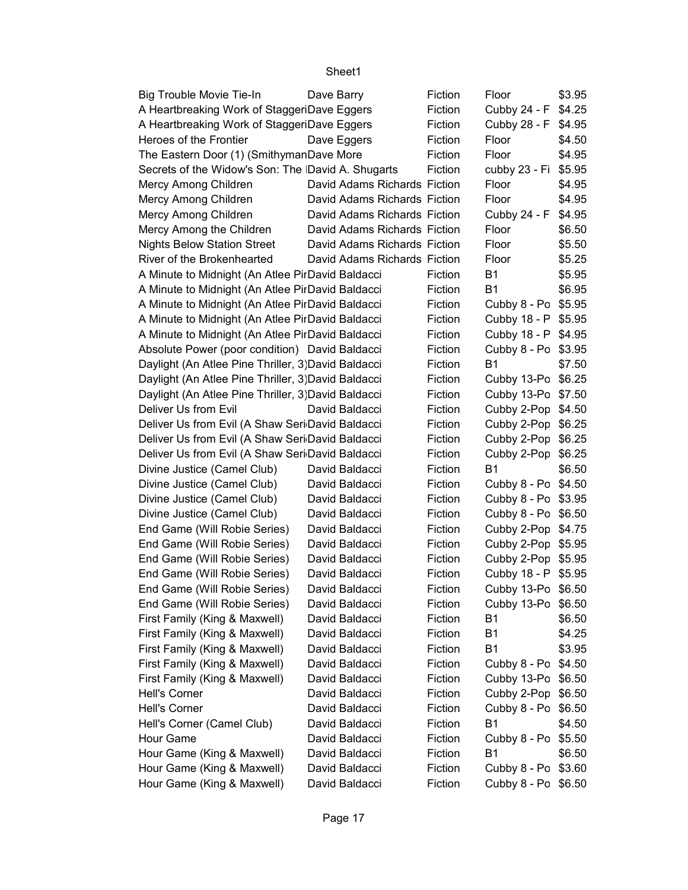| | | | | |
|---|---|---|---|---|
| Big Trouble Movie Tie-In | Dave Barry | Fiction | Floor | $3.95 |
| A Heartbreaking Work of Staggeri | Dave Eggers | Fiction | Cubby 24 - F | $4.25 |
| A Heartbreaking Work of Staggeri | Dave Eggers | Fiction | Cubby 28 - F | $4.95 |
| Heroes of the Frontier | Dave Eggers | Fiction | Floor | $4.50 |
| The Eastern Door (1) (Smithyman | Dave More | Fiction | Floor | $4.95 |
| Secrets of the Widow's Son: The I | David A. Shugarts | Fiction | cubby 23 - Fi | $5.95 |
| Mercy Among Children | David Adams Richards | Fiction | Floor | $4.95 |
| Mercy Among Children | David Adams Richards | Fiction | Floor | $4.95 |
| Mercy Among Children | David Adams Richards | Fiction | Cubby 24 - F | $4.95 |
| Mercy Among the Children | David Adams Richards | Fiction | Floor | $6.50 |
| Nights Below Station Street | David Adams Richards | Fiction | Floor | $5.50 |
| River of the Brokenhearted | David Adams Richards | Fiction | Floor | $5.25 |
| A Minute to Midnight (An Atlee Pir | David Baldacci | Fiction | B1 | $5.95 |
| A Minute to Midnight (An Atlee Pir | David Baldacci | Fiction | B1 | $6.95 |
| A Minute to Midnight (An Atlee Pir | David Baldacci | Fiction | Cubby 8 - Po | $5.95 |
| A Minute to Midnight (An Atlee Pir | David Baldacci | Fiction | Cubby 18 - P | $5.95 |
| A Minute to Midnight (An Atlee Pir | David Baldacci | Fiction | Cubby 18 - P | $4.95 |
| Absolute Power (poor condition) | David Baldacci | Fiction | Cubby 8 - Po | $3.95 |
| Daylight (An Atlee Pine Thriller, 3) | David Baldacci | Fiction | B1 | $7.50 |
| Daylight (An Atlee Pine Thriller, 3) | David Baldacci | Fiction | Cubby 13-Po | $6.25 |
| Daylight (An Atlee Pine Thriller, 3) | David Baldacci | Fiction | Cubby 13-Po | $7.50 |
| Deliver Us from Evil | David Baldacci | Fiction | Cubby 2-Pop | $4.50 |
| Deliver Us from Evil (A Shaw Seri | David Baldacci | Fiction | Cubby 2-Pop | $6.25 |
| Deliver Us from Evil (A Shaw Seri | David Baldacci | Fiction | Cubby 2-Pop | $6.25 |
| Deliver Us from Evil (A Shaw Seri | David Baldacci | Fiction | Cubby 2-Pop | $6.25 |
| Divine Justice (Camel Club) | David Baldacci | Fiction | B1 | $6.50 |
| Divine Justice (Camel Club) | David Baldacci | Fiction | Cubby 8 - Po | $4.50 |
| Divine Justice (Camel Club) | David Baldacci | Fiction | Cubby 8 - Po | $3.95 |
| Divine Justice (Camel Club) | David Baldacci | Fiction | Cubby 8 - Po | $6.50 |
| End Game (Will Robie Series) | David Baldacci | Fiction | Cubby 2-Pop | $4.75 |
| End Game (Will Robie Series) | David Baldacci | Fiction | Cubby 2-Pop | $5.95 |
| End Game (Will Robie Series) | David Baldacci | Fiction | Cubby 2-Pop | $5.95 |
| End Game (Will Robie Series) | David Baldacci | Fiction | Cubby 18 - P | $5.95 |
| End Game (Will Robie Series) | David Baldacci | Fiction | Cubby 13-Po | $6.50 |
| End Game (Will Robie Series) | David Baldacci | Fiction | Cubby 13-Po | $6.50 |
| First Family (King & Maxwell) | David Baldacci | Fiction | B1 | $6.50 |
| First Family (King & Maxwell) | David Baldacci | Fiction | B1 | $4.25 |
| First Family (King & Maxwell) | David Baldacci | Fiction | B1 | $3.95 |
| First Family (King & Maxwell) | David Baldacci | Fiction | Cubby 8 - Po | $4.50 |
| First Family (King & Maxwell) | David Baldacci | Fiction | Cubby 13-Po | $6.50 |
| Hell's Corner | David Baldacci | Fiction | Cubby 2-Pop | $6.50 |
| Hell's Corner | David Baldacci | Fiction | Cubby 8 - Po | $6.50 |
| Hell's Corner (Camel Club) | David Baldacci | Fiction | B1 | $4.50 |
| Hour Game | David Baldacci | Fiction | Cubby 8 - Po | $5.50 |
| Hour Game (King & Maxwell) | David Baldacci | Fiction | B1 | $6.50 |
| Hour Game (King & Maxwell) | David Baldacci | Fiction | Cubby 8 - Po | $3.60 |
| Hour Game (King & Maxwell) | David Baldacci | Fiction | Cubby 8 - Po | $6.50 |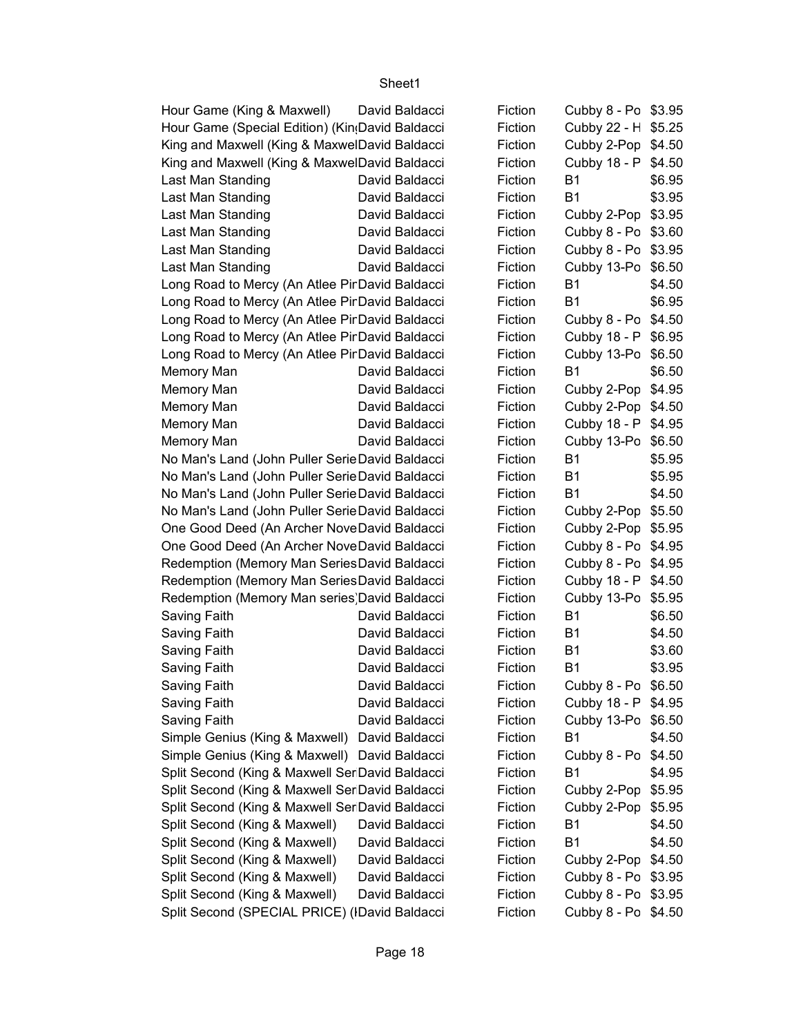| | | | | |
|---|---|---|---|---|
| Hour Game (King & Maxwell) | David Baldacci | Fiction | Cubby 8 - Po | $3.95 |
| Hour Game (Special Edition) (Kin | David Baldacci | Fiction | Cubby 22 - H | $5.25 |
| King and Maxwell (King & Maxwel | David Baldacci | Fiction | Cubby 2-Pop | $4.50 |
| King and Maxwell (King & Maxwel | David Baldacci | Fiction | Cubby 18 - P | $4.50 |
| Last Man Standing | David Baldacci | Fiction | B1 | $6.95 |
| Last Man Standing | David Baldacci | Fiction | B1 | $3.95 |
| Last Man Standing | David Baldacci | Fiction | Cubby 2-Pop | $3.95 |
| Last Man Standing | David Baldacci | Fiction | Cubby 8 - Po | $3.60 |
| Last Man Standing | David Baldacci | Fiction | Cubby 8 - Po | $3.95 |
| Last Man Standing | David Baldacci | Fiction | Cubby 13-Po | $6.50 |
| Long Road to Mercy (An Atlee Pir | David Baldacci | Fiction | B1 | $4.50 |
| Long Road to Mercy (An Atlee Pir | David Baldacci | Fiction | B1 | $6.95 |
| Long Road to Mercy (An Atlee Pir | David Baldacci | Fiction | Cubby 8 - Po | $4.50 |
| Long Road to Mercy (An Atlee Pir | David Baldacci | Fiction | Cubby 18 - P | $6.95 |
| Long Road to Mercy (An Atlee Pir | David Baldacci | Fiction | Cubby 13-Po | $6.50 |
| Memory Man | David Baldacci | Fiction | B1 | $6.50 |
| Memory Man | David Baldacci | Fiction | Cubby 2-Pop | $4.95 |
| Memory Man | David Baldacci | Fiction | Cubby 2-Pop | $4.50 |
| Memory Man | David Baldacci | Fiction | Cubby 18 - P | $4.95 |
| Memory Man | David Baldacci | Fiction | Cubby 13-Po | $6.50 |
| No Man's Land (John Puller Serie | David Baldacci | Fiction | B1 | $5.95 |
| No Man's Land (John Puller Serie | David Baldacci | Fiction | B1 | $5.95 |
| No Man's Land (John Puller Serie | David Baldacci | Fiction | B1 | $4.50 |
| No Man's Land (John Puller Serie | David Baldacci | Fiction | Cubby 2-Pop | $5.50 |
| One Good Deed (An Archer Nove | David Baldacci | Fiction | Cubby 2-Pop | $5.95 |
| One Good Deed (An Archer Nove | David Baldacci | Fiction | Cubby 8 - Po | $4.95 |
| Redemption (Memory Man Series | David Baldacci | Fiction | Cubby 8 - Po | $4.95 |
| Redemption (Memory Man Series | David Baldacci | Fiction | Cubby 18 - P | $4.50 |
| Redemption (Memory Man series) | David Baldacci | Fiction | Cubby 13-Po | $5.95 |
| Saving Faith | David Baldacci | Fiction | B1 | $6.50 |
| Saving Faith | David Baldacci | Fiction | B1 | $4.50 |
| Saving Faith | David Baldacci | Fiction | B1 | $3.60 |
| Saving Faith | David Baldacci | Fiction | B1 | $3.95 |
| Saving Faith | David Baldacci | Fiction | Cubby 8 - Po | $6.50 |
| Saving Faith | David Baldacci | Fiction | Cubby 18 - P | $4.95 |
| Saving Faith | David Baldacci | Fiction | Cubby 13-Po | $6.50 |
| Simple Genius (King & Maxwell) | David Baldacci | Fiction | B1 | $4.50 |
| Simple Genius (King & Maxwell) | David Baldacci | Fiction | Cubby 8 - Po | $4.50 |
| Split Second (King & Maxwell Ser | David Baldacci | Fiction | B1 | $4.95 |
| Split Second (King & Maxwell Ser | David Baldacci | Fiction | Cubby 2-Pop | $5.95 |
| Split Second (King & Maxwell Ser | David Baldacci | Fiction | Cubby 2-Pop | $5.95 |
| Split Second (King & Maxwell) | David Baldacci | Fiction | B1 | $4.50 |
| Split Second (King & Maxwell) | David Baldacci | Fiction | B1 | $4.50 |
| Split Second (King & Maxwell) | David Baldacci | Fiction | Cubby 2-Pop | $4.50 |
| Split Second (King & Maxwell) | David Baldacci | Fiction | Cubby 8 - Po | $3.95 |
| Split Second (King & Maxwell) | David Baldacci | Fiction | Cubby 8 - Po | $3.95 |
| Split Second (SPECIAL PRICE) (I | David Baldacci | Fiction | Cubby 8 - Po | $4.50 |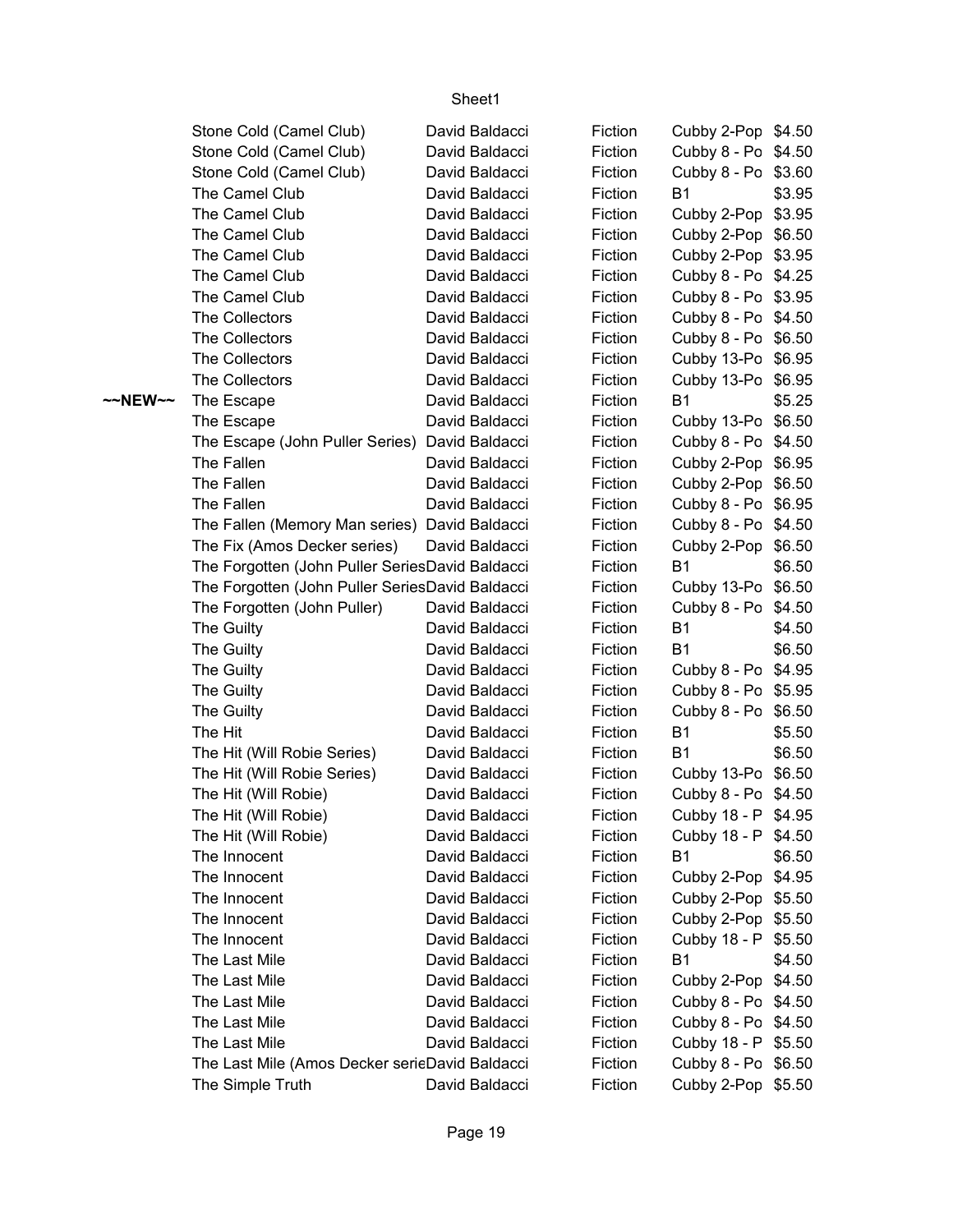| | | | | | |
|---|---|---|---|---|---|
| | Stone Cold (Camel Club) | David Baldacci | Fiction | Cubby 2-Pop | $4.50 |
| | Stone Cold (Camel Club) | David Baldacci | Fiction | Cubby 8 - Po | $4.50 |
| | Stone Cold (Camel Club) | David Baldacci | Fiction | Cubby 8 - Po | $3.60 |
| | The Camel Club | David Baldacci | Fiction | B1 | $3.95 |
| | The Camel Club | David Baldacci | Fiction | Cubby 2-Pop | $3.95 |
| | The Camel Club | David Baldacci | Fiction | Cubby 2-Pop | $6.50 |
| | The Camel Club | David Baldacci | Fiction | Cubby 2-Pop | $3.95 |
| | The Camel Club | David Baldacci | Fiction | Cubby 8 - Po | $4.25 |
| | The Camel Club | David Baldacci | Fiction | Cubby 8 - Po | $3.95 |
| | The Collectors | David Baldacci | Fiction | Cubby 8 - Po | $4.50 |
| | The Collectors | David Baldacci | Fiction | Cubby 8 - Po | $6.50 |
| | The Collectors | David Baldacci | Fiction | Cubby 13-Po | $6.95 |
| | The Collectors | David Baldacci | Fiction | Cubby 13-Po | $6.95 |
| ~~NEW~~ | The Escape | David Baldacci | Fiction | B1 | $5.25 |
| | The Escape | David Baldacci | Fiction | Cubby 13-Po | $6.50 |
| | The Escape (John Puller Series) | David Baldacci | Fiction | Cubby 8 - Po | $4.50 |
| | The Fallen | David Baldacci | Fiction | Cubby 2-Pop | $6.95 |
| | The Fallen | David Baldacci | Fiction | Cubby 2-Pop | $6.50 |
| | The Fallen | David Baldacci | Fiction | Cubby 8 - Po | $6.95 |
| | The Fallen (Memory Man series) | David Baldacci | Fiction | Cubby 8 - Po | $4.50 |
| | The Fix (Amos Decker series) | David Baldacci | Fiction | Cubby 2-Pop | $6.50 |
| | The Forgotten (John Puller Series | David Baldacci | Fiction | B1 | $6.50 |
| | The Forgotten (John Puller Series | David Baldacci | Fiction | Cubby 13-Po | $6.50 |
| | The Forgotten (John Puller) | David Baldacci | Fiction | Cubby 8 - Po | $4.50 |
| | The Guilty | David Baldacci | Fiction | B1 | $4.50 |
| | The Guilty | David Baldacci | Fiction | B1 | $6.50 |
| | The Guilty | David Baldacci | Fiction | Cubby 8 - Po | $4.95 |
| | The Guilty | David Baldacci | Fiction | Cubby 8 - Po | $5.95 |
| | The Guilty | David Baldacci | Fiction | Cubby 8 - Po | $6.50 |
| | The Hit | David Baldacci | Fiction | B1 | $5.50 |
| | The Hit (Will Robie Series) | David Baldacci | Fiction | B1 | $6.50 |
| | The Hit (Will Robie Series) | David Baldacci | Fiction | Cubby 13-Po | $6.50 |
| | The Hit (Will Robie) | David Baldacci | Fiction | Cubby 8 - Po | $4.50 |
| | The Hit (Will Robie) | David Baldacci | Fiction | Cubby 18 - P | $4.95 |
| | The Hit (Will Robie) | David Baldacci | Fiction | Cubby 18 - P | $4.50 |
| | The Innocent | David Baldacci | Fiction | B1 | $6.50 |
| | The Innocent | David Baldacci | Fiction | Cubby 2-Pop | $4.95 |
| | The Innocent | David Baldacci | Fiction | Cubby 2-Pop | $5.50 |
| | The Innocent | David Baldacci | Fiction | Cubby 2-Pop | $5.50 |
| | The Innocent | David Baldacci | Fiction | Cubby 18 - P | $5.50 |
| | The Last Mile | David Baldacci | Fiction | B1 | $4.50 |
| | The Last Mile | David Baldacci | Fiction | Cubby 2-Pop | $4.50 |
| | The Last Mile | David Baldacci | Fiction | Cubby 8 - Po | $4.50 |
| | The Last Mile | David Baldacci | Fiction | Cubby 8 - Po | $4.50 |
| | The Last Mile | David Baldacci | Fiction | Cubby 18 - P | $5.50 |
| | The Last Mile (Amos Decker serie | David Baldacci | Fiction | Cubby 8 - Po | $6.50 |
| | The Simple Truth | David Baldacci | Fiction | Cubby 2-Pop | $5.50 |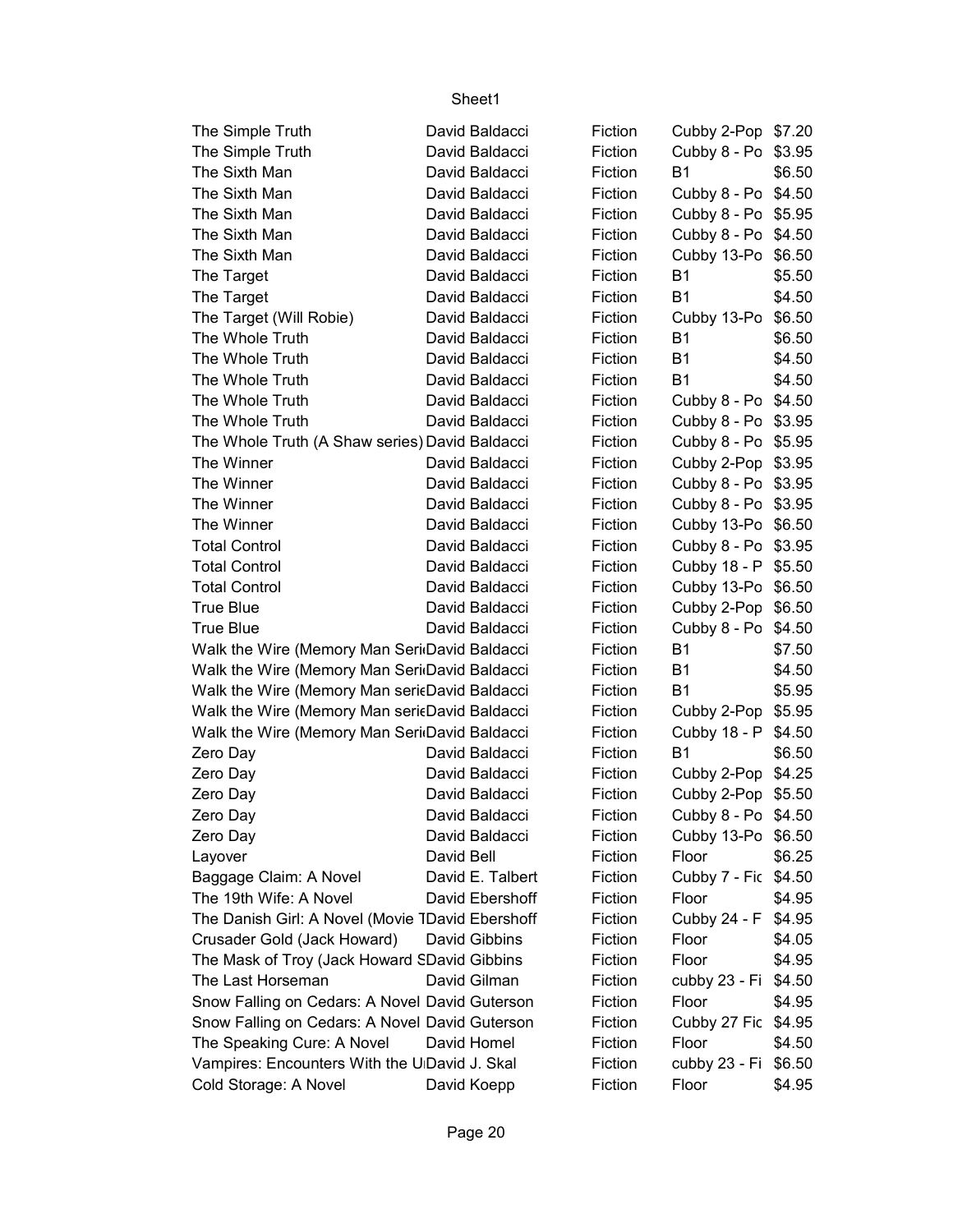| | | | | |
|---|---|---|---|---|
| The Simple Truth | David Baldacci | Fiction | Cubby 2-Pop | $7.20 |
| The Simple Truth | David Baldacci | Fiction | Cubby 8 - Po | $3.95 |
| The Sixth Man | David Baldacci | Fiction | B1 | $6.50 |
| The Sixth Man | David Baldacci | Fiction | Cubby 8 - Po | $4.50 |
| The Sixth Man | David Baldacci | Fiction | Cubby 8 - Po | $5.95 |
| The Sixth Man | David Baldacci | Fiction | Cubby 8 - Po | $4.50 |
| The Sixth Man | David Baldacci | Fiction | Cubby 13-Po | $6.50 |
| The Target | David Baldacci | Fiction | B1 | $5.50 |
| The Target | David Baldacci | Fiction | B1 | $4.50 |
| The Target (Will Robie) | David Baldacci | Fiction | Cubby 13-Po | $6.50 |
| The Whole Truth | David Baldacci | Fiction | B1 | $6.50 |
| The Whole Truth | David Baldacci | Fiction | B1 | $4.50 |
| The Whole Truth | David Baldacci | Fiction | B1 | $4.50 |
| The Whole Truth | David Baldacci | Fiction | Cubby 8 - Po | $4.50 |
| The Whole Truth | David Baldacci | Fiction | Cubby 8 - Po | $3.95 |
| The Whole Truth (A Shaw series) | David Baldacci | Fiction | Cubby 8 - Po | $5.95 |
| The Winner | David Baldacci | Fiction | Cubby 2-Pop | $3.95 |
| The Winner | David Baldacci | Fiction | Cubby 8 - Po | $3.95 |
| The Winner | David Baldacci | Fiction | Cubby 8 - Po | $3.95 |
| The Winner | David Baldacci | Fiction | Cubby 13-Po | $6.50 |
| Total Control | David Baldacci | Fiction | Cubby 8 - Po | $3.95 |
| Total Control | David Baldacci | Fiction | Cubby 18 - P | $5.50 |
| Total Control | David Baldacci | Fiction | Cubby 13-Po | $6.50 |
| True Blue | David Baldacci | Fiction | Cubby 2-Pop | $6.50 |
| True Blue | David Baldacci | Fiction | Cubby 8 - Po | $4.50 |
| Walk the Wire (Memory Man Seri | David Baldacci | Fiction | B1 | $7.50 |
| Walk the Wire (Memory Man Seri | David Baldacci | Fiction | B1 | $4.50 |
| Walk the Wire (Memory Man serie | David Baldacci | Fiction | B1 | $5.95 |
| Walk the Wire (Memory Man serie | David Baldacci | Fiction | Cubby 2-Pop | $5.95 |
| Walk the Wire (Memory Man Seri | David Baldacci | Fiction | Cubby 18 - P | $4.50 |
| Zero Day | David Baldacci | Fiction | B1 | $6.50 |
| Zero Day | David Baldacci | Fiction | Cubby 2-Pop | $4.25 |
| Zero Day | David Baldacci | Fiction | Cubby 2-Pop | $5.50 |
| Zero Day | David Baldacci | Fiction | Cubby 8 - Po | $4.50 |
| Zero Day | David Baldacci | Fiction | Cubby 13-Po | $6.50 |
| Layover | David Bell | Fiction | Floor | $6.25 |
| Baggage Claim: A Novel | David E. Talbert | Fiction | Cubby 7 - Fic | $4.50 |
| The 19th Wife: A Novel | David Ebershoff | Fiction | Floor | $4.95 |
| The Danish Girl: A Novel (Movie T | David Ebershoff | Fiction | Cubby 24 - F | $4.95 |
| Crusader Gold (Jack Howard) | David Gibbins | Fiction | Floor | $4.05 |
| The Mask of Troy (Jack Howard S | David Gibbins | Fiction | Floor | $4.95 |
| The Last Horseman | David Gilman | Fiction | cubby 23 - Fi | $4.50 |
| Snow Falling on Cedars: A Novel | David Guterson | Fiction | Floor | $4.95 |
| Snow Falling on Cedars: A Novel | David Guterson | Fiction | Cubby 27 Fic | $4.95 |
| The Speaking Cure: A Novel | David Homel | Fiction | Floor | $4.50 |
| Vampires: Encounters With the U | David J. Skal | Fiction | cubby 23 - Fi | $6.50 |
| Cold Storage: A Novel | David Koepp | Fiction | Floor | $4.95 |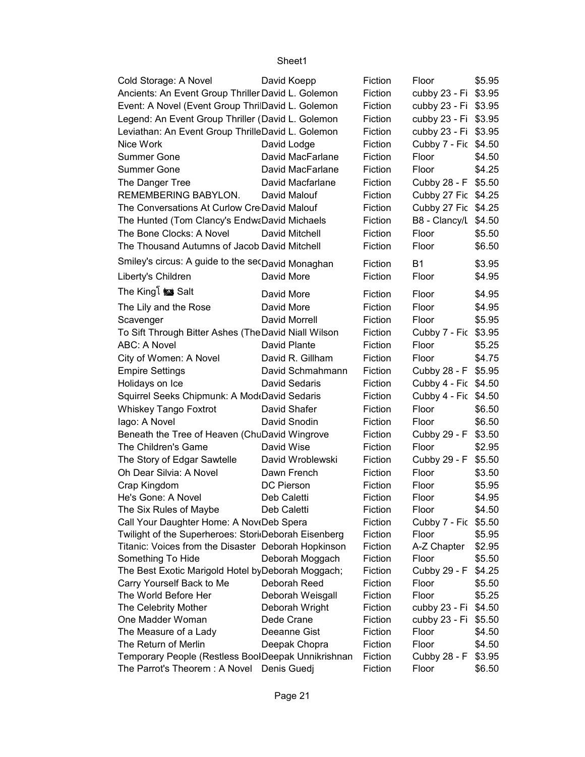| | | | | |
|---|---|---|---|---|
| Cold Storage: A Novel | David Koepp | Fiction | Floor | $5.95 |
| Ancients: An Event Group Thriller | David L. Golemon | Fiction | cubby 23 - Fi | $3.95 |
| Event: A Novel (Event Group Thril | David L. Golemon | Fiction | cubby 23 - Fi | $3.95 |
| Legend: An Event Group Thriller ( | David L. Golemon | Fiction | cubby 23 - Fi | $3.95 |
| Leviathan: An Event Group Thrille | David L. Golemon | Fiction | cubby 23 - Fi | $3.95 |
| Nice Work | David Lodge | Fiction | Cubby 7 - Fic | $4.50 |
| Summer Gone | David MacFarlane | Fiction | Floor | $4.50 |
| Summer Gone | David MacFarlane | Fiction | Floor | $4.25 |
| The Danger Tree | David Macfarlane | Fiction | Cubby 28 - F | $5.50 |
| REMEMBERING BABYLON. | David Malouf | Fiction | Cubby 27 Fic | $4.25 |
| The Conversations At Curlow Cre | David Malouf | Fiction | Cubby 27 Fic | $4.25 |
| The Hunted (Tom Clancy's Endwa | David Michaels | Fiction | B8 - Clancy/L | $4.50 |
| The Bone Clocks: A Novel | David Mitchell | Fiction | Floor | $5.50 |
| The Thousand Autumns of Jacob | David Mitchell | Fiction | Floor | $6.50 |
| Smiley's circus: A guide to the sec | David Monaghan | Fiction | B1 | $3.95 |
| Liberty's Children | David More | Fiction | Floor | $4.95 |
| The King ̃ Salt | David More | Fiction | Floor | $4.95 |
| The Lily and the Rose | David More | Fiction | Floor | $4.95 |
| Scavenger | David Morrell | Fiction | Floor | $5.95 |
| To Sift Through Bitter Ashes (The | David Niall Wilson | Fiction | Cubby 7 - Fic | $3.95 |
| ABC: A Novel | David Plante | Fiction | Floor | $5.25 |
| City of Women: A Novel | David R. Gillham | Fiction | Floor | $4.75 |
| Empire Settings | David Schmahmann | Fiction | Cubby 28 - F | $5.95 |
| Holidays on Ice | David Sedaris | Fiction | Cubby 4 - Fic | $4.50 |
| Squirrel Seeks Chipmunk: A Mod | David Sedaris | Fiction | Cubby 4 - Fic | $4.50 |
| Whiskey Tango Foxtrot | David Shafer | Fiction | Floor | $6.50 |
| Iago: A Novel | David Snodin | Fiction | Floor | $6.50 |
| Beneath the Tree of Heaven (Chu | David Wingrove | Fiction | Cubby 29 - F | $3.50 |
| The Children's Game | David Wise | Fiction | Floor | $2.95 |
| The Story of Edgar Sawtelle | David Wroblewski | Fiction | Cubby 29 - F | $5.50 |
| Oh Dear Silvia: A Novel | Dawn French | Fiction | Floor | $3.50 |
| Crap Kingdom | DC Pierson | Fiction | Floor | $5.95 |
| He's Gone: A Novel | Deb Caletti | Fiction | Floor | $4.95 |
| The Six Rules of Maybe | Deb Caletti | Fiction | Floor | $4.50 |
| Call Your Daughter Home: A Nov | Deb Spera | Fiction | Cubby 7 - Fic | $5.50 |
| Twilight of the Superheroes: Stori | Deborah Eisenberg | Fiction | Floor | $5.95 |
| Titanic: Voices from the Disaster | Deborah Hopkinson | Fiction | A-Z Chapter | $2.95 |
| Something To Hide | Deborah Moggach | Fiction | Floor | $5.50 |
| The Best Exotic Marigold Hotel by | Deborah Moggach; | Fiction | Cubby 29 - F | $4.25 |
| Carry Yourself Back to Me | Deborah Reed | Fiction | Floor | $5.50 |
| The World Before Her | Deborah Weisgall | Fiction | Floor | $5.25 |
| The Celebrity Mother | Deborah Wright | Fiction | cubby 23 - Fi | $4.50 |
| One Madder Woman | Dede Crane | Fiction | cubby 23 - Fi | $5.50 |
| The Measure of a Lady | Deeanne Gist | Fiction | Floor | $4.50 |
| The Return of Merlin | Deepak Chopra | Fiction | Floor | $4.50 |
| Temporary People (Restless Boo | Deepak Unnikrishnan | Fiction | Cubby 28 - F | $3.95 |
| The Parrot's Theorem : A Novel | Denis Guedj | Fiction | Floor | $6.50 |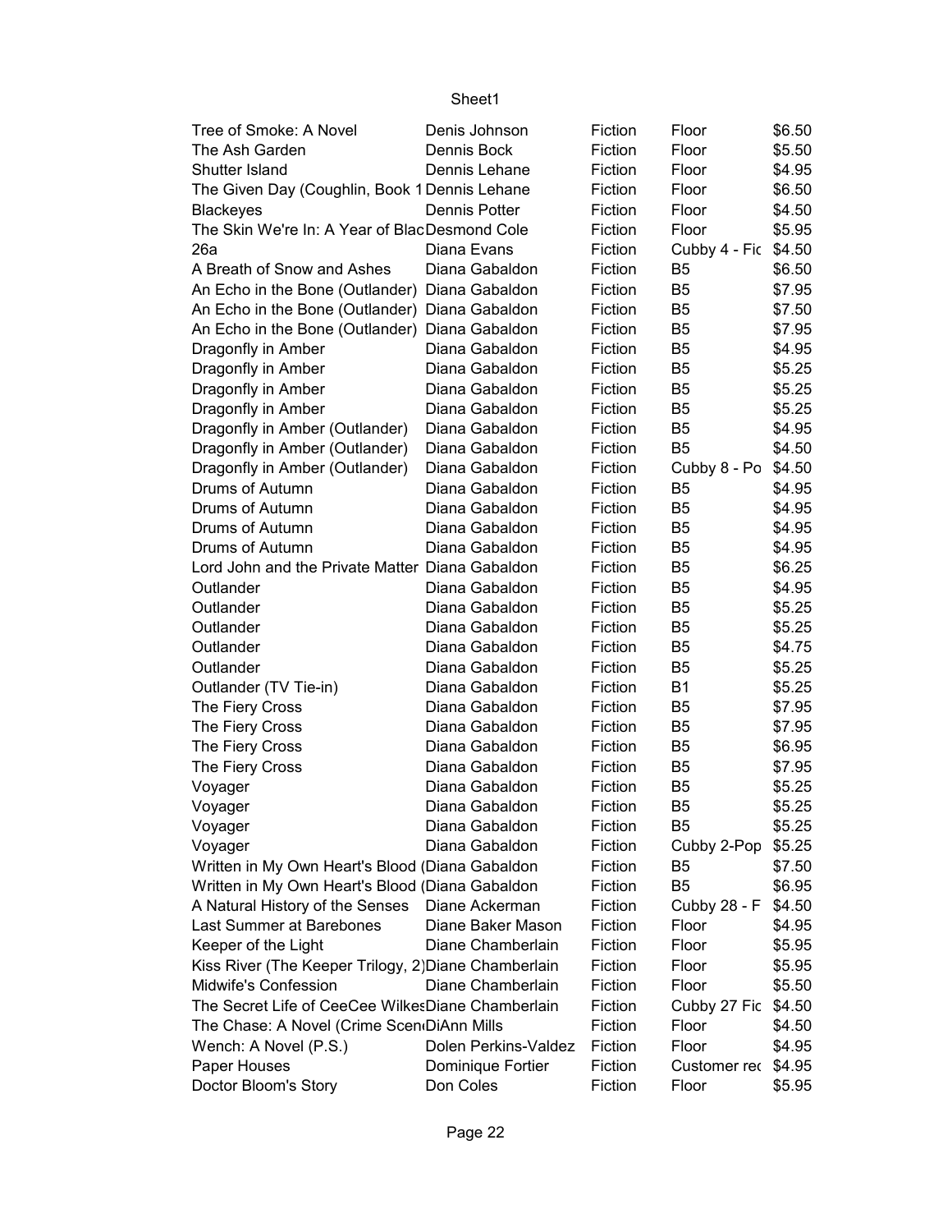| Tree of Smoke: A Novel | Denis Johnson | Fiction | Floor | $6.50 |
|---|---|---|---|---|
| The Ash Garden | Dennis Bock | Fiction | Floor | $5.50 |
| Shutter Island | Dennis Lehane | Fiction | Floor | $4.95 |
| The Given Day (Coughlin, Book 1 | Dennis Lehane | Fiction | Floor | $6.50 |
| Blackeyes | Dennis Potter | Fiction | Floor | $4.50 |
| The Skin We're In: A Year of Blac | Desmond Cole | Fiction | Floor | $5.95 |
| 26a | Diana Evans | Fiction | Cubby 4 - Fic | $4.50 |
| A Breath of Snow and Ashes | Diana Gabaldon | Fiction | B5 | $6.50 |
| An Echo in the Bone (Outlander) | Diana Gabaldon | Fiction | B5 | $7.95 |
| An Echo in the Bone (Outlander) | Diana Gabaldon | Fiction | B5 | $7.50 |
| An Echo in the Bone (Outlander) | Diana Gabaldon | Fiction | B5 | $7.95 |
| Dragonfly in Amber | Diana Gabaldon | Fiction | B5 | $4.95 |
| Dragonfly in Amber | Diana Gabaldon | Fiction | B5 | $5.25 |
| Dragonfly in Amber | Diana Gabaldon | Fiction | B5 | $5.25 |
| Dragonfly in Amber | Diana Gabaldon | Fiction | B5 | $5.25 |
| Dragonfly in Amber (Outlander) | Diana Gabaldon | Fiction | B5 | $4.95 |
| Dragonfly in Amber (Outlander) | Diana Gabaldon | Fiction | B5 | $4.50 |
| Dragonfly in Amber (Outlander) | Diana Gabaldon | Fiction | Cubby 8 - Po | $4.50 |
| Drums of Autumn | Diana Gabaldon | Fiction | B5 | $4.95 |
| Drums of Autumn | Diana Gabaldon | Fiction | B5 | $4.95 |
| Drums of Autumn | Diana Gabaldon | Fiction | B5 | $4.95 |
| Drums of Autumn | Diana Gabaldon | Fiction | B5 | $4.95 |
| Lord John and the Private Matter | Diana Gabaldon | Fiction | B5 | $6.25 |
| Outlander | Diana Gabaldon | Fiction | B5 | $4.95 |
| Outlander | Diana Gabaldon | Fiction | B5 | $5.25 |
| Outlander | Diana Gabaldon | Fiction | B5 | $5.25 |
| Outlander | Diana Gabaldon | Fiction | B5 | $4.75 |
| Outlander | Diana Gabaldon | Fiction | B5 | $5.25 |
| Outlander (TV Tie-in) | Diana Gabaldon | Fiction | B1 | $5.25 |
| The Fiery Cross | Diana Gabaldon | Fiction | B5 | $7.95 |
| The Fiery Cross | Diana Gabaldon | Fiction | B5 | $7.95 |
| The Fiery Cross | Diana Gabaldon | Fiction | B5 | $6.95 |
| The Fiery Cross | Diana Gabaldon | Fiction | B5 | $7.95 |
| Voyager | Diana Gabaldon | Fiction | B5 | $5.25 |
| Voyager | Diana Gabaldon | Fiction | B5 | $5.25 |
| Voyager | Diana Gabaldon | Fiction | B5 | $5.25 |
| Voyager | Diana Gabaldon | Fiction | Cubby 2-Pop | $5.25 |
| Written in My Own Heart's Blood ( | Diana Gabaldon | Fiction | B5 | $7.50 |
| Written in My Own Heart's Blood ( | Diana Gabaldon | Fiction | B5 | $6.95 |
| A Natural History of the Senses | Diane Ackerman | Fiction | Cubby 28 - F | $4.50 |
| Last Summer at Barebones | Diane Baker Mason | Fiction | Floor | $4.95 |
| Keeper of the Light | Diane Chamberlain | Fiction | Floor | $5.95 |
| Kiss River (The Keeper Trilogy, 2) | Diane Chamberlain | Fiction | Floor | $5.95 |
| Midwife's Confession | Diane Chamberlain | Fiction | Floor | $5.50 |
| The Secret Life of CeeCee Wilkes | Diane Chamberlain | Fiction | Cubby 27 Fic | $4.50 |
| The Chase: A Novel (Crime Scen | DiAnn Mills | Fiction | Floor | $4.50 |
| Wench: A Novel (P.S.) | Dolen Perkins-Valdez | Fiction | Floor | $4.95 |
| Paper Houses | Dominique Fortier | Fiction | Customer rec | $4.95 |
| Doctor Bloom's Story | Don Coles | Fiction | Floor | $5.95 |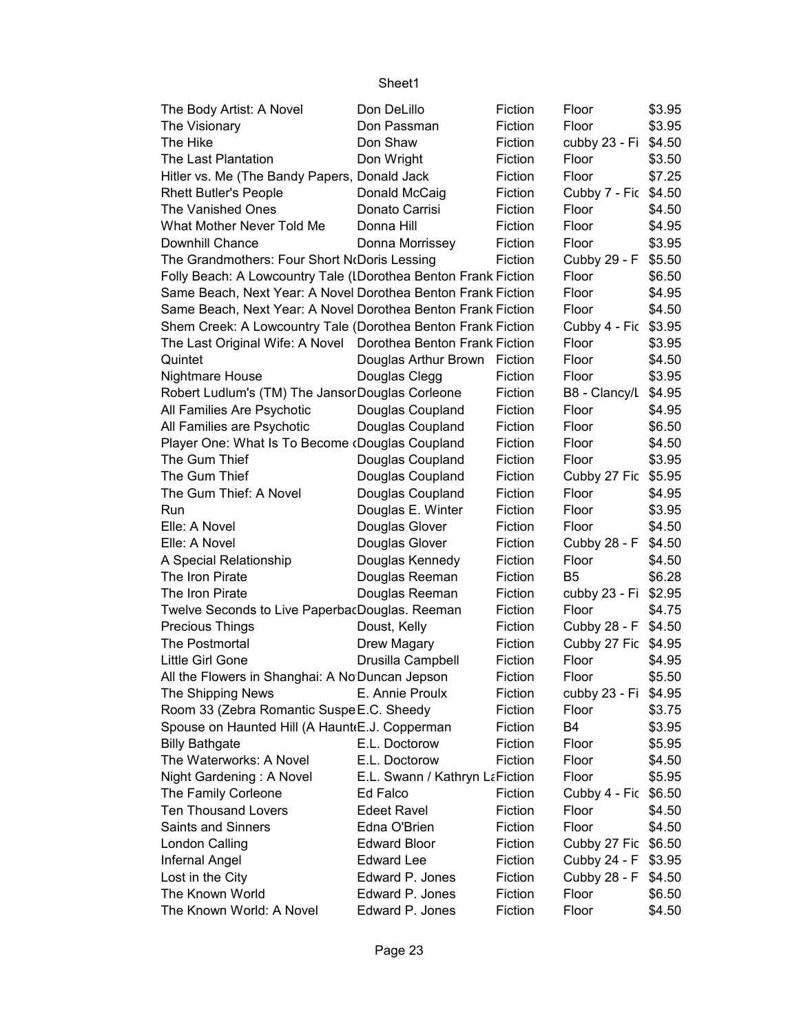| | | | | |
|---|---|---|---|---|
| The Body Artist: A Novel | Don DeLillo | Fiction | Floor | $3.95 |
| The Visionary | Don Passman | Fiction | Floor | $3.95 |
| The Hike | Don Shaw | Fiction | cubby 23 - Fi | $4.50 |
| The Last Plantation | Don Wright | Fiction | Floor | $3.50 |
| Hitler vs. Me (The Bandy Papers, | Donald Jack | Fiction | Floor | $7.25 |
| Rhett Butler's People | Donald McCaig | Fiction | Cubby 7 - Fic | $4.50 |
| The Vanished Ones | Donato Carrisi | Fiction | Floor | $4.50 |
| What Mother Never Told Me | Donna Hill | Fiction | Floor | $4.95 |
| Downhill Chance | Donna Morrissey | Fiction | Floor | $3.95 |
| The Grandmothers: Four Short N | Doris Lessing | Fiction | Cubby 29 - F | $5.50 |
| Folly Beach: A Lowcountry Tale (I | Dorothea Benton Frank | Fiction | Floor | $6.50 |
| Same Beach, Next Year: A Novel | Dorothea Benton Frank | Fiction | Floor | $4.95 |
| Same Beach, Next Year: A Novel | Dorothea Benton Frank | Fiction | Floor | $4.50 |
| Shem Creek: A Lowcountry Tale ( | Dorothea Benton Frank | Fiction | Cubby 4 - Fic | $3.95 |
| The Last Original Wife: A Novel | Dorothea Benton Frank | Fiction | Floor | $3.95 |
| Quintet | Douglas Arthur Brown | Fiction | Floor | $4.50 |
| Nightmare House | Douglas Clegg | Fiction | Floor | $3.95 |
| Robert Ludlum's (TM) The Jansor | Douglas Corleone | Fiction | B8 - Clancy/L | $4.95 |
| All Families Are Psychotic | Douglas Coupland | Fiction | Floor | $4.95 |
| All Families are Psychotic | Douglas Coupland | Fiction | Floor | $6.50 |
| Player One: What Is To Become ( | Douglas Coupland | Fiction | Floor | $4.50 |
| The Gum Thief | Douglas Coupland | Fiction | Floor | $3.95 |
| The Gum Thief | Douglas Coupland | Fiction | Cubby 27 Fic | $5.95 |
| The Gum Thief: A Novel | Douglas Coupland | Fiction | Floor | $4.95 |
| Run | Douglas E. Winter | Fiction | Floor | $3.95 |
| Elle: A Novel | Douglas Glover | Fiction | Floor | $4.50 |
| Elle: A Novel | Douglas Glover | Fiction | Cubby 28 - F | $4.50 |
| A Special Relationship | Douglas Kennedy | Fiction | Floor | $4.50 |
| The Iron Pirate | Douglas Reeman | Fiction | B5 | $6.28 |
| The Iron Pirate | Douglas Reeman | Fiction | cubby 23 - Fi | $2.95 |
| Twelve Seconds to Live Paperbac | Douglas. Reeman | Fiction | Floor | $4.75 |
| Precious Things | Doust, Kelly | Fiction | Cubby 28 - F | $4.50 |
| The Postmortal | Drew Magary | Fiction | Cubby 27 Fic | $4.95 |
| Little Girl Gone | Drusilla Campbell | Fiction | Floor | $4.95 |
| All the Flowers in Shanghai: A No | Duncan Jepson | Fiction | Floor | $5.50 |
| The Shipping News | E. Annie Proulx | Fiction | cubby 23 - Fi | $4.95 |
| Room 33 (Zebra Romantic Suspe | E.C. Sheedy | Fiction | Floor | $3.75 |
| Spouse on Haunted Hill (A Haunte | E.J. Copperman | Fiction | B4 | $3.95 |
| Billy Bathgate | E.L. Doctorow | Fiction | Floor | $5.95 |
| The Waterworks: A Novel | E.L. Doctorow | Fiction | Floor | $4.50 |
| Night Gardening : A Novel | E.L. Swann / Kathryn La | Fiction | Floor | $5.95 |
| The Family Corleone | Ed Falco | Fiction | Cubby 4 - Fic | $6.50 |
| Ten Thousand Lovers | Edeet Ravel | Fiction | Floor | $4.50 |
| Saints and Sinners | Edna O'Brien | Fiction | Floor | $4.50 |
| London Calling | Edward Bloor | Fiction | Cubby 27 Fic | $6.50 |
| Infernal Angel | Edward Lee | Fiction | Cubby 24 - F | $3.95 |
| Lost in the City | Edward P. Jones | Fiction | Cubby 28 - F | $4.50 |
| The Known World | Edward P. Jones | Fiction | Floor | $6.50 |
| The Known World: A Novel | Edward P. Jones | Fiction | Floor | $4.50 |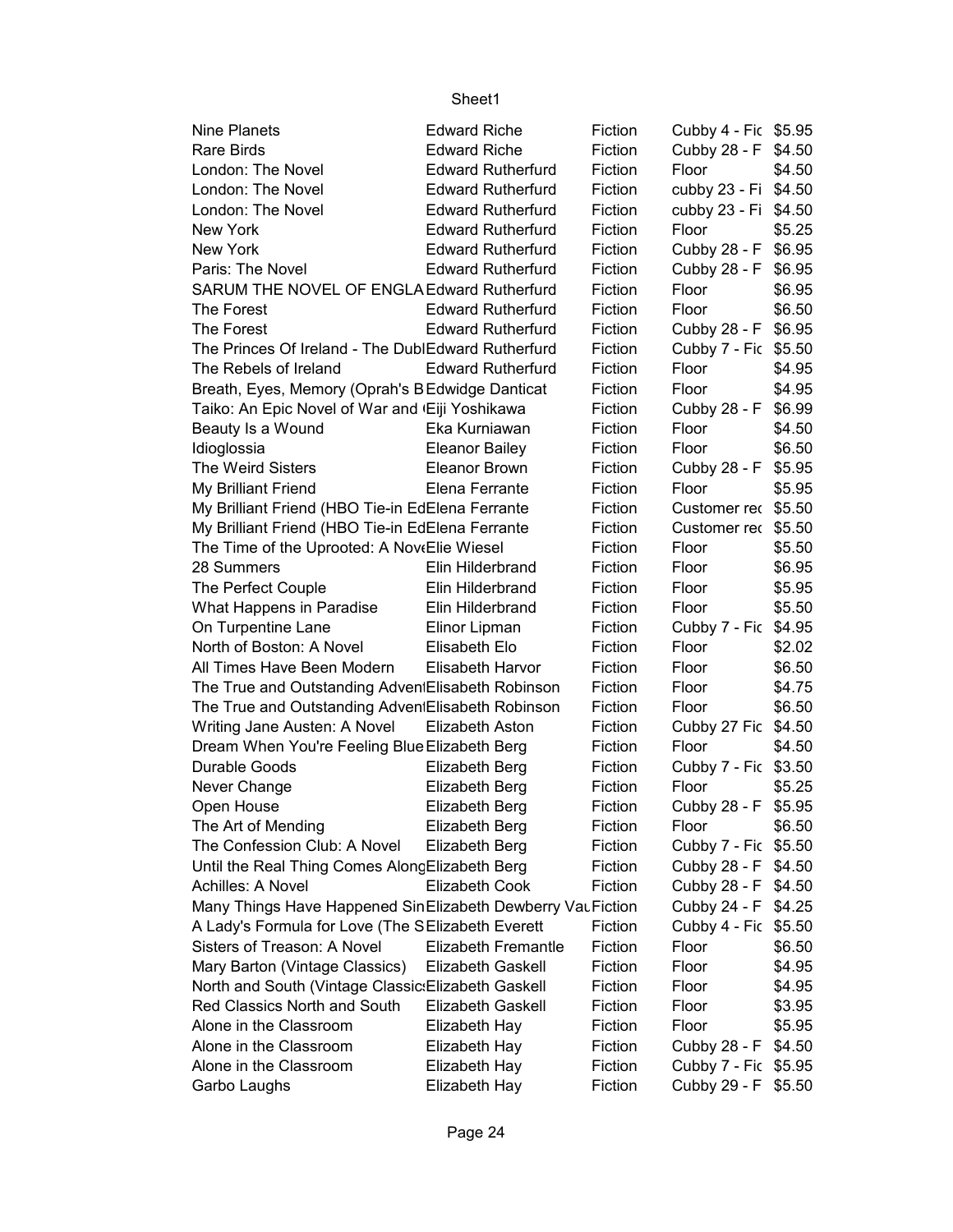| | | | | |
|---|---|---|---|---|
| Nine Planets | Edward Riche | Fiction | Cubby 4 - Fic | $5.95 |
| Rare Birds | Edward Riche | Fiction | Cubby 28 - F | $4.50 |
| London: The Novel | Edward Rutherfurd | Fiction | Floor | $4.50 |
| London: The Novel | Edward Rutherfurd | Fiction | cubby 23 - Fi | $4.50 |
| London: The Novel | Edward Rutherfurd | Fiction | cubby 23 - Fi | $4.50 |
| New York | Edward Rutherfurd | Fiction | Floor | $5.25 |
| New York | Edward Rutherfurd | Fiction | Cubby 28 - F | $6.95 |
| Paris: The Novel | Edward Rutherfurd | Fiction | Cubby 28 - F | $6.95 |
| SARUM THE NOVEL OF ENGLA | Edward Rutherfurd | Fiction | Floor | $6.95 |
| The Forest | Edward Rutherfurd | Fiction | Floor | $6.50 |
| The Forest | Edward Rutherfurd | Fiction | Cubby 28 - F | $6.95 |
| The Princes Of Ireland - The Dubl | Edward Rutherfurd | Fiction | Cubby 7 - Fic | $5.50 |
| The Rebels of Ireland | Edward Rutherfurd | Fiction | Floor | $4.95 |
| Breath, Eyes, Memory (Oprah's B | Edwidge Danticat | Fiction | Floor | $4.95 |
| Taiko: An Epic Novel of War and ( | Eiji Yoshikawa | Fiction | Cubby 28 - F | $6.99 |
| Beauty Is a Wound | Eka Kurniawan | Fiction | Floor | $4.50 |
| Idioglossia | Eleanor Bailey | Fiction | Floor | $6.50 |
| The Weird Sisters | Eleanor Brown | Fiction | Cubby 28 - F | $5.95 |
| My Brilliant Friend | Elena Ferrante | Fiction | Floor | $5.95 |
| My Brilliant Friend (HBO Tie-in Ed | Elena Ferrante | Fiction | Customer rec | $5.50 |
| My Brilliant Friend (HBO Tie-in Ed | Elena Ferrante | Fiction | Customer rec | $5.50 |
| The Time of the Uprooted: A Nove | Elie Wiesel | Fiction | Floor | $5.50 |
| 28 Summers | Elin Hilderbrand | Fiction | Floor | $6.95 |
| The Perfect Couple | Elin Hilderbrand | Fiction | Floor | $5.95 |
| What Happens in Paradise | Elin Hilderbrand | Fiction | Floor | $5.50 |
| On Turpentine Lane | Elinor Lipman | Fiction | Cubby 7 - Fic | $4.95 |
| North of Boston: A Novel | Elisabeth Elo | Fiction | Floor | $2.02 |
| All Times Have Been Modern | Elisabeth Harvor | Fiction | Floor | $6.50 |
| The True and Outstanding Advent | Elisabeth Robinson | Fiction | Floor | $4.75 |
| The True and Outstanding Advent | Elisabeth Robinson | Fiction | Floor | $6.50 |
| Writing Jane Austen: A Novel | Elizabeth Aston | Fiction | Cubby 27 Fic | $4.50 |
| Dream When You're Feeling Blue | Elizabeth Berg | Fiction | Floor | $4.50 |
| Durable Goods | Elizabeth Berg | Fiction | Cubby 7 - Fic | $3.50 |
| Never Change | Elizabeth Berg | Fiction | Floor | $5.25 |
| Open House | Elizabeth Berg | Fiction | Cubby 28 - F | $5.95 |
| The Art of Mending | Elizabeth Berg | Fiction | Floor | $6.50 |
| The Confession Club: A Novel | Elizabeth Berg | Fiction | Cubby 7 - Fic | $5.50 |
| Until the Real Thing Comes Along | Elizabeth Berg | Fiction | Cubby 28 - F | $4.50 |
| Achilles: A Novel | Elizabeth Cook | Fiction | Cubby 28 - F | $4.50 |
| Many Things Have Happened Sin | Elizabeth Dewberry Vau | Fiction | Cubby 24 - F | $4.25 |
| A Lady's Formula for Love (The S | Elizabeth Everett | Fiction | Cubby 4 - Fic | $5.50 |
| Sisters of Treason: A Novel | Elizabeth Fremantle | Fiction | Floor | $6.50 |
| Mary Barton (Vintage Classics) | Elizabeth Gaskell | Fiction | Floor | $4.95 |
| North and South (Vintage Classics | Elizabeth Gaskell | Fiction | Floor | $4.95 |
| Red Classics North and South | Elizabeth Gaskell | Fiction | Floor | $3.95 |
| Alone in the Classroom | Elizabeth Hay | Fiction | Floor | $5.95 |
| Alone in the Classroom | Elizabeth Hay | Fiction | Cubby 28 - F | $4.50 |
| Alone in the Classroom | Elizabeth Hay | Fiction | Cubby 7 - Fic | $5.95 |
| Garbo Laughs | Elizabeth Hay | Fiction | Cubby 29 - F | $5.50 |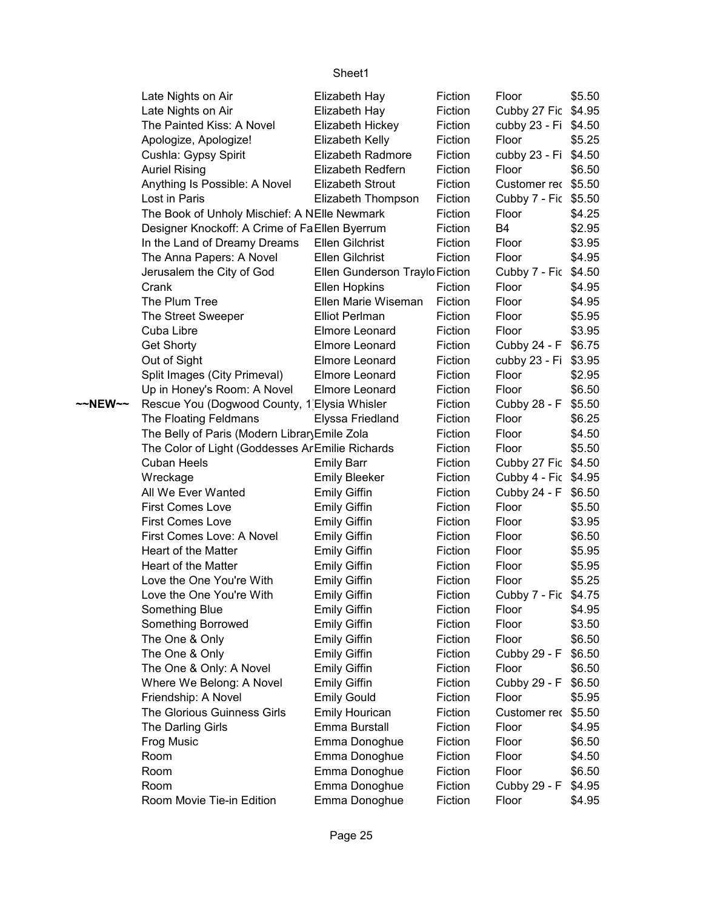| | | | | | |
|---|---|---|---|---|---|
| | Late Nights on Air | Elizabeth Hay | Fiction | Floor | $5.50 |
| | Late Nights on Air | Elizabeth Hay | Fiction | Cubby 27 Fic | $4.95 |
| | The Painted Kiss: A Novel | Elizabeth Hickey | Fiction | cubby 23 - Fi | $4.50 |
| | Apologize, Apologize! | Elizabeth Kelly | Fiction | Floor | $5.25 |
| | Cushla: Gypsy Spirit | Elizabeth Radmore | Fiction | cubby 23 - Fi | $4.50 |
| | Auriel Rising | Elizabeth Redfern | Fiction | Floor | $6.50 |
| | Anything Is Possible: A Novel | Elizabeth Strout | Fiction | Customer rec | $5.50 |
| | Lost in Paris | Elizabeth Thompson | Fiction | Cubby 7 - Fic | $5.50 |
| | The Book of Unholy Mischief: A N | Elle Newmark | Fiction | Floor | $4.25 |
| | Designer Knockoff: A Crime of Fa | Ellen Byerrum | Fiction | B4 | $2.95 |
| | In the Land of Dreamy Dreams | Ellen Gilchrist | Fiction | Floor | $3.95 |
| | The Anna Papers: A Novel | Ellen Gilchrist | Fiction | Floor | $4.95 |
| | Jerusalem the City of God | Ellen Gunderson Traylo | Fiction | Cubby 7 - Fic | $4.50 |
| | Crank | Ellen Hopkins | Fiction | Floor | $4.95 |
| | The Plum Tree | Ellen Marie Wiseman | Fiction | Floor | $4.95 |
| | The Street Sweeper | Elliot Perlman | Fiction | Floor | $5.95 |
| | Cuba Libre | Elmore Leonard | Fiction | Floor | $3.95 |
| | Get Shorty | Elmore Leonard | Fiction | Cubby 24 - F | $6.75 |
| | Out of Sight | Elmore Leonard | Fiction | cubby 23 - Fi | $3.95 |
| | Split Images (City Primeval) | Elmore Leonard | Fiction | Floor | $2.95 |
| | Up in Honey's Room: A Novel | Elmore Leonard | Fiction | Floor | $6.50 |
| ~~NEW~~ | Rescue You (Dogwood County, 1 | Elysia Whisler | Fiction | Cubby 28 - F | $5.50 |
| | The Floating Feldmans | Elyssa Friedland | Fiction | Floor | $6.25 |
| | The Belly of Paris (Modern Library | Emile Zola | Fiction | Floor | $4.50 |
| | The Color of Light (Goddesses Ar | Emilie Richards | Fiction | Floor | $5.50 |
| | Cuban Heels | Emily Barr | Fiction | Cubby 27 Fic | $4.50 |
| | Wreckage | Emily Bleeker | Fiction | Cubby 4 - Fic | $4.95 |
| | All We Ever Wanted | Emily Giffin | Fiction | Cubby 24 - F | $6.50 |
| | First Comes Love | Emily Giffin | Fiction | Floor | $5.50 |
| | First Comes Love | Emily Giffin | Fiction | Floor | $3.95 |
| | First Comes Love: A Novel | Emily Giffin | Fiction | Floor | $6.50 |
| | Heart of the Matter | Emily Giffin | Fiction | Floor | $5.95 |
| | Heart of the Matter | Emily Giffin | Fiction | Floor | $5.95 |
| | Love the One You're With | Emily Giffin | Fiction | Floor | $5.25 |
| | Love the One You're With | Emily Giffin | Fiction | Cubby 7 - Fic | $4.75 |
| | Something Blue | Emily Giffin | Fiction | Floor | $4.95 |
| | Something Borrowed | Emily Giffin | Fiction | Floor | $3.50 |
| | The One & Only | Emily Giffin | Fiction | Floor | $6.50 |
| | The One & Only | Emily Giffin | Fiction | Cubby 29 - F | $6.50 |
| | The One & Only: A Novel | Emily Giffin | Fiction | Floor | $6.50 |
| | Where We Belong: A Novel | Emily Giffin | Fiction | Cubby 29 - F | $6.50 |
| | Friendship: A Novel | Emily Gould | Fiction | Floor | $5.95 |
| | The Glorious Guinness Girls | Emily Hourican | Fiction | Customer rec | $5.50 |
| | The Darling Girls | Emma Burstall | Fiction | Floor | $4.95 |
| | Frog Music | Emma Donoghue | Fiction | Floor | $6.50 |
| | Room | Emma Donoghue | Fiction | Floor | $4.50 |
| | Room | Emma Donoghue | Fiction | Floor | $6.50 |
| | Room | Emma Donoghue | Fiction | Cubby 29 - F | $4.95 |
| | Room Movie Tie-in Edition | Emma Donoghue | Fiction | Floor | $4.95 |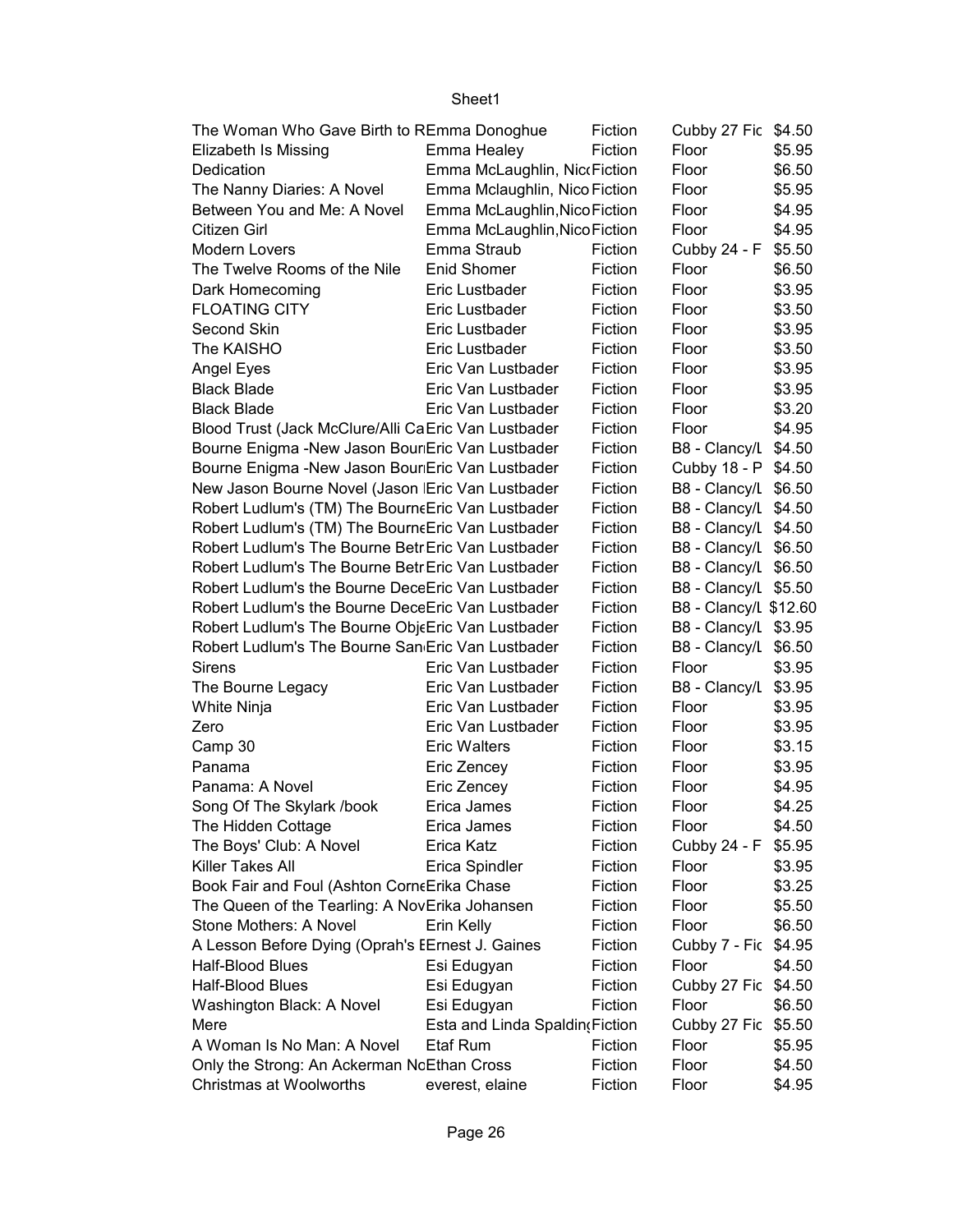| | | | | |
|---|---|---|---|---|
| The Woman Who Gave Birth to R | Emma Donoghue | Fiction | Cubby 27 Fic | $4.50 |
| Elizabeth Is Missing | Emma Healey | Fiction | Floor | $5.95 |
| Dedication | Emma McLaughlin, Nic | Fiction | Floor | $6.50 |
| The Nanny Diaries: A Novel | Emma Mclaughlin, Nico | Fiction | Floor | $5.95 |
| Between You and Me: A Novel | Emma McLaughlin,Nico | Fiction | Floor | $4.95 |
| Citizen Girl | Emma McLaughlin,Nico | Fiction | Floor | $4.95 |
| Modern Lovers | Emma Straub | Fiction | Cubby 24 - F | $5.50 |
| The Twelve Rooms of the Nile | Enid Shomer | Fiction | Floor | $6.50 |
| Dark Homecoming | Eric Lustbader | Fiction | Floor | $3.95 |
| FLOATING CITY | Eric Lustbader | Fiction | Floor | $3.50 |
| Second Skin | Eric Lustbader | Fiction | Floor | $3.95 |
| The KAISHO | Eric Lustbader | Fiction | Floor | $3.50 |
| Angel Eyes | Eric Van Lustbader | Fiction | Floor | $3.95 |
| Black Blade | Eric Van Lustbader | Fiction | Floor | $3.95 |
| Black Blade | Eric Van Lustbader | Fiction | Floor | $3.20 |
| Blood Trust (Jack McClure/Alli Ca | Eric Van Lustbader | Fiction | Floor | $4.95 |
| Bourne Enigma -New Jason Bour | Eric Van Lustbader | Fiction | B8 - Clancy/L | $4.50 |
| Bourne Enigma -New Jason Bour | Eric Van Lustbader | Fiction | Cubby 18 - P | $4.50 |
| New Jason Bourne Novel (Jason | Eric Van Lustbader | Fiction | B8 - Clancy/L | $6.50 |
| Robert Ludlum's (TM) The Bourne | Eric Van Lustbader | Fiction | B8 - Clancy/L | $4.50 |
| Robert Ludlum's (TM) The Bourne | Eric Van Lustbader | Fiction | B8 - Clancy/L | $4.50 |
| Robert Ludlum's The Bourne Betr | Eric Van Lustbader | Fiction | B8 - Clancy/L | $6.50 |
| Robert Ludlum's The Bourne Betr | Eric Van Lustbader | Fiction | B8 - Clancy/L | $6.50 |
| Robert Ludlum's the Bourne Dece | Eric Van Lustbader | Fiction | B8 - Clancy/L | $5.50 |
| Robert Ludlum's the Bourne Dece | Eric Van Lustbader | Fiction | B8 - Clancy/L | $12.60 |
| Robert Ludlum's The Bourne Obj | Eric Van Lustbader | Fiction | B8 - Clancy/L | $3.95 |
| Robert Ludlum's The Bourne San | Eric Van Lustbader | Fiction | B8 - Clancy/L | $6.50 |
| Sirens | Eric Van Lustbader | Fiction | Floor | $3.95 |
| The Bourne Legacy | Eric Van Lustbader | Fiction | B8 - Clancy/L | $3.95 |
| White Ninja | Eric Van Lustbader | Fiction | Floor | $3.95 |
| Zero | Eric Van Lustbader | Fiction | Floor | $3.95 |
| Camp 30 | Eric Walters | Fiction | Floor | $3.15 |
| Panama | Eric Zencey | Fiction | Floor | $3.95 |
| Panama: A Novel | Eric Zencey | Fiction | Floor | $4.95 |
| Song Of The Skylark /book | Erica James | Fiction | Floor | $4.25 |
| The Hidden Cottage | Erica James | Fiction | Floor | $4.50 |
| The Boys' Club: A Novel | Erica Katz | Fiction | Cubby 24 - F | $5.95 |
| Killer Takes All | Erica Spindler | Fiction | Floor | $3.95 |
| Book Fair and Foul (Ashton Corne | Erika Chase | Fiction | Floor | $3.25 |
| The Queen of the Tearling: A Nov | Erika Johansen | Fiction | Floor | $5.50 |
| Stone Mothers: A Novel | Erin Kelly | Fiction | Floor | $6.50 |
| A Lesson Before Dying (Oprah's E | Ernest J. Gaines | Fiction | Cubby 7 - Fic | $4.95 |
| Half-Blood Blues | Esi Edugyan | Fiction | Floor | $4.50 |
| Half-Blood Blues | Esi Edugyan | Fiction | Cubby 27 Fic | $4.50 |
| Washington Black: A Novel | Esi Edugyan | Fiction | Floor | $6.50 |
| Mere | Esta and Linda Spalding | Fiction | Cubby 27 Fic | $5.50 |
| A Woman Is No Man: A Novel | Etaf Rum | Fiction | Floor | $5.95 |
| Only the Strong: An Ackerman No | Ethan Cross | Fiction | Floor | $4.50 |
| Christmas at Woolworths | everest, elaine | Fiction | Floor | $4.95 |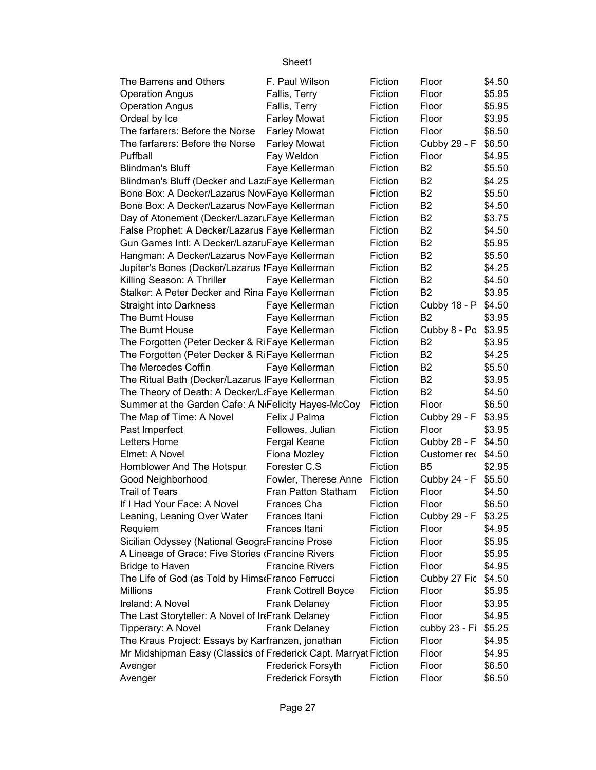| | | | | |
|---|---|---|---|---|
| The Barrens and Others | F. Paul Wilson | Fiction | Floor | $4.50 |
| Operation Angus | Fallis, Terry | Fiction | Floor | $5.95 |
| Operation Angus | Fallis, Terry | Fiction | Floor | $5.95 |
| Ordeal by Ice | Farley Mowat | Fiction | Floor | $3.95 |
| The farfarers: Before the Norse | Farley Mowat | Fiction | Floor | $6.50 |
| The farfarers: Before the Norse | Farley Mowat | Fiction | Cubby 29 - F | $6.50 |
| Puffball | Fay Weldon | Fiction | Floor | $4.95 |
| Blindman's Bluff | Faye Kellerman | Fiction | B2 | $5.50 |
| Blindman's Bluff (Decker and Laz | Faye Kellerman | Fiction | B2 | $4.25 |
| Bone Box: A Decker/Lazarus Nov | Faye Kellerman | Fiction | B2 | $5.50 |
| Bone Box: A Decker/Lazarus Nov | Faye Kellerman | Fiction | B2 | $4.50 |
| Day of Atonement (Decker/Lazaru | Faye Kellerman | Fiction | B2 | $3.75 |
| False Prophet: A Decker/Lazarus | Faye Kellerman | Fiction | B2 | $4.50 |
| Gun Games Intl: A Decker/Lazaru | Faye Kellerman | Fiction | B2 | $5.95 |
| Hangman: A Decker/Lazarus Nov | Faye Kellerman | Fiction | B2 | $5.50 |
| Jupiter's Bones (Decker/Lazarus I | Faye Kellerman | Fiction | B2 | $4.25 |
| Killing Season: A Thriller | Faye Kellerman | Fiction | B2 | $4.50 |
| Stalker: A Peter Decker and Rina | Faye Kellerman | Fiction | B2 | $3.95 |
| Straight into Darkness | Faye Kellerman | Fiction | Cubby 18 - P | $4.50 |
| The Burnt House | Faye Kellerman | Fiction | B2 | $3.95 |
| The Burnt House | Faye Kellerman | Fiction | Cubby 8 - Po | $3.95 |
| The Forgotten (Peter Decker & Ri | Faye Kellerman | Fiction | B2 | $3.95 |
| The Forgotten (Peter Decker & Ri | Faye Kellerman | Fiction | B2 | $4.25 |
| The Mercedes Coffin | Faye Kellerman | Fiction | B2 | $5.50 |
| The Ritual Bath (Decker/Lazarus I | Faye Kellerman | Fiction | B2 | $3.95 |
| The Theory of Death: A Decker/La | Faye Kellerman | Fiction | B2 | $4.50 |
| Summer at the Garden Cafe: A N | Felicity Hayes-McCoy | Fiction | Floor | $6.50 |
| The Map of Time: A Novel | Felix J Palma | Fiction | Cubby 29 - F | $3.95 |
| Past Imperfect | Fellowes, Julian | Fiction | Floor | $3.95 |
| Letters Home | Fergal Keane | Fiction | Cubby 28 - F | $4.50 |
| Elmet: A Novel | Fiona Mozley | Fiction | Customer rec | $4.50 |
| Hornblower And The Hotspur | Forester C.S | Fiction | B5 | $2.95 |
| Good Neighborhood | Fowler, Therese Anne | Fiction | Cubby 24 - F | $5.50 |
| Trail of Tears | Fran Patton Statham | Fiction | Floor | $4.50 |
| If I Had Your Face: A Novel | Frances Cha | Fiction | Floor | $6.50 |
| Leaning, Leaning Over Water | Frances Itani | Fiction | Cubby 29 - F | $3.25 |
| Requiem | Frances Itani | Fiction | Floor | $4.95 |
| Sicilian Odyssey (National Geogra | Francine Prose | Fiction | Floor | $5.95 |
| A Lineage of Grace: Five Stories ( | Francine Rivers | Fiction | Floor | $5.95 |
| Bridge to Haven | Francine Rivers | Fiction | Floor | $4.95 |
| The Life of God (as Told by Hims | Franco Ferrucci | Fiction | Cubby 27 Fic | $4.50 |
| Millions | Frank Cottrell Boyce | Fiction | Floor | $5.95 |
| Ireland: A Novel | Frank Delaney | Fiction | Floor | $3.95 |
| The Last Storyteller: A Novel of Ir | Frank Delaney | Fiction | Floor | $4.95 |
| Tipperary: A Novel | Frank Delaney | Fiction | cubby 23 - Fi | $5.25 |
| The Kraus Project: Essays by Kar | franzen, jonathan | Fiction | Floor | $4.95 |
| Mr Midshipman Easy (Classics of | Frederick Capt. Marryat | Fiction | Floor | $4.95 |
| Avenger | Frederick Forsyth | Fiction | Floor | $6.50 |
| Avenger | Frederick Forsyth | Fiction | Floor | $6.50 |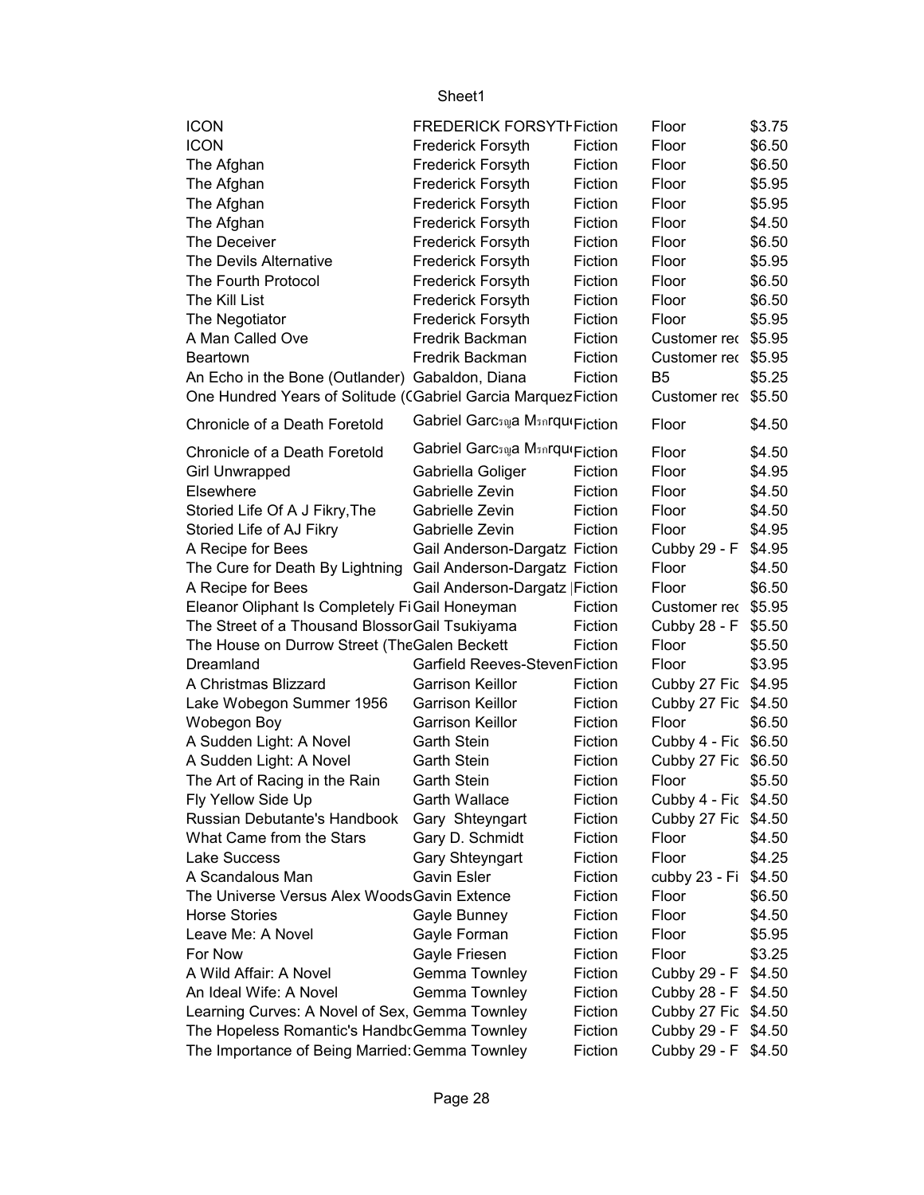| ICON | FREDERICK FORSYTH | Fiction | Floor | $3.75 |
|---|---|---|---|---|
| ICON | Frederick Forsyth | Fiction | Floor | $6.50 |
| The Afghan | Frederick Forsyth | Fiction | Floor | $6.50 |
| The Afghan | Frederick Forsyth | Fiction | Floor | $5.95 |
| The Afghan | Frederick Forsyth | Fiction | Floor | $5.95 |
| The Afghan | Frederick Forsyth | Fiction | Floor | $4.50 |
| The Deceiver | Frederick Forsyth | Fiction | Floor | $6.50 |
| The Devils Alternative | Frederick Forsyth | Fiction | Floor | $5.95 |
| The Fourth Protocol | Frederick Forsyth | Fiction | Floor | $6.50 |
| The Kill List | Frederick Forsyth | Fiction | Floor | $6.50 |
| The Negotiator | Frederick Forsyth | Fiction | Floor | $5.95 |
| A Man Called Ove | Fredrik Backman | Fiction | Customer rec | $5.95 |
| Beartown | Fredrik Backman | Fiction | Customer rec | $5.95 |
| An Echo in the Bone (Outlander) | Gabaldon, Diana | Fiction | B5 | $5.25 |
| One Hundred Years of Solitude (( | Gabriel Garcia Marquez | Fiction | Customer rec | $5.50 |
| Chronicle of a Death Foretold | Gabriel Garcฺฺa Mฺrque | Fiction | Floor | $4.50 |
| Chronicle of a Death Foretold | Gabriel Garcฺฺa Mฺrque | Fiction | Floor | $4.50 |
| Girl Unwrapped | Gabriella Goliger | Fiction | Floor | $4.95 |
| Elsewhere | Gabrielle Zevin | Fiction | Floor | $4.50 |
| Storied Life Of A J Fikry,The | Gabrielle Zevin | Fiction | Floor | $4.50 |
| Storied Life of AJ Fikry | Gabrielle Zevin | Fiction | Floor | $4.95 |
| A Recipe for Bees | Gail Anderson-Dargatz | Fiction | Cubby 29 - F | $4.95 |
| The Cure for Death By Lightning | Gail Anderson-Dargatz | Fiction | Floor | $4.50 |
| A Recipe for Bees | Gail Anderson-Dargatz | | Fiction | Floor | $6.50 |
| Eleanor Oliphant Is Completely Fi | Gail Honeyman | Fiction | Customer rec | $5.95 |
| The Street of a Thousand Blossor | Gail Tsukiyama | Fiction | Cubby 28 - F | $5.50 |
| The House on Durrow Street (The | Galen Beckett | Fiction | Floor | $5.50 |
| Dreamland | Garfield Reeves-Steven | Fiction | Floor | $3.95 |
| A Christmas Blizzard | Garrison Keillor | Fiction | Cubby 27 Fic | $4.95 |
| Lake Wobegon Summer 1956 | Garrison Keillor | Fiction | Cubby 27 Fic | $4.50 |
| Wobegon Boy | Garrison Keillor | Fiction | Floor | $6.50 |
| A Sudden Light: A Novel | Garth Stein | Fiction | Cubby 4 - Fic | $6.50 |
| A Sudden Light: A Novel | Garth Stein | Fiction | Cubby 27 Fic | $6.50 |
| The Art of Racing in the Rain | Garth Stein | Fiction | Floor | $5.50 |
| Fly Yellow Side Up | Garth Wallace | Fiction | Cubby 4 - Fic | $4.50 |
| Russian Debutante's Handbook | Gary Shteyngart | Fiction | Cubby 27 Fic | $4.50 |
| What Came from the Stars | Gary D. Schmidt | Fiction | Floor | $4.50 |
| Lake Success | Gary Shteyngart | Fiction | Floor | $4.25 |
| A Scandalous Man | Gavin Esler | Fiction | cubby 23 - Fi | $4.50 |
| The Universe Versus Alex Woods | Gavin Extence | Fiction | Floor | $6.50 |
| Horse Stories | Gayle Bunney | Fiction | Floor | $4.50 |
| Leave Me: A Novel | Gayle Forman | Fiction | Floor | $5.95 |
| For Now | Gayle Friesen | Fiction | Floor | $3.25 |
| A Wild Affair: A Novel | Gemma Townley | Fiction | Cubby 29 - F | $4.50 |
| An Ideal Wife: A Novel | Gemma Townley | Fiction | Cubby 28 - F | $4.50 |
| Learning Curves: A Novel of Sex, | Gemma Townley | Fiction | Cubby 27 Fic | $4.50 |
| The Hopeless Romantic's Handbo | Gemma Townley | Fiction | Cubby 29 - F | $4.50 |
| The Importance of Being Married: | Gemma Townley | Fiction | Cubby 29 - F | $4.50 |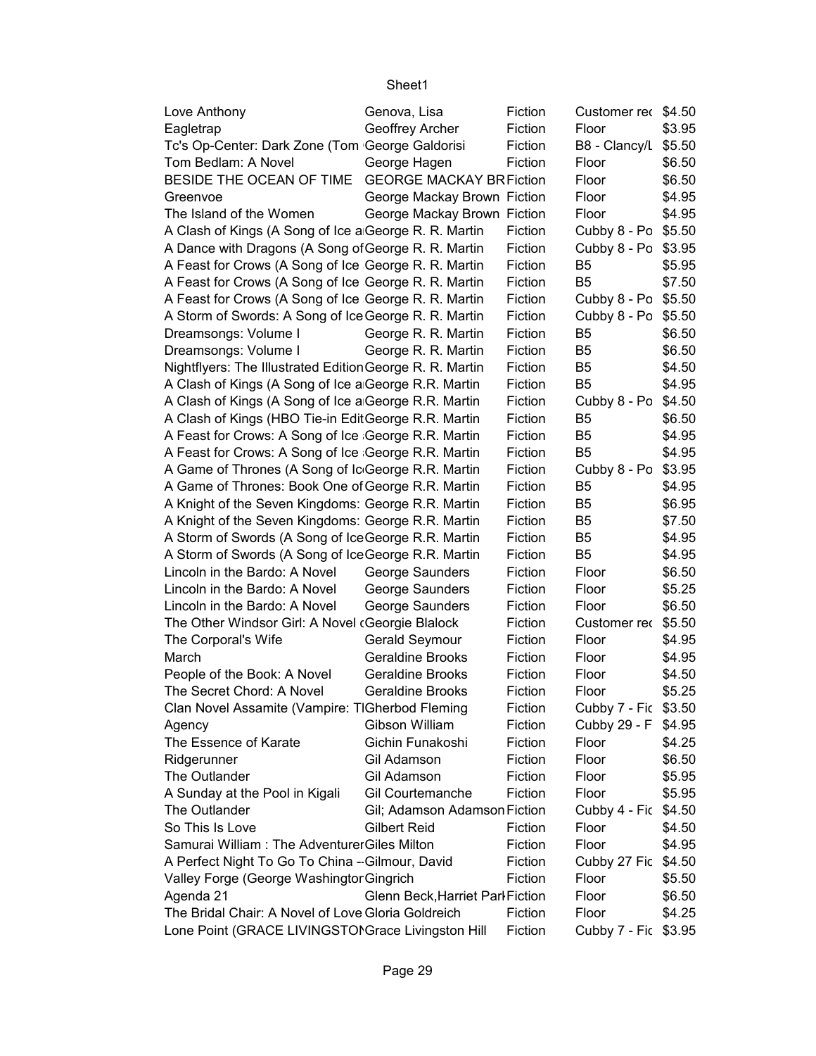| Love Anthony | Genova, Lisa | Fiction | Customer rec | $4.50 |
|---|---|---|---|---|
| Eagletrap | Geoffrey Archer | Fiction | Floor | $3.95 |
| Tc's Op-Center: Dark Zone (Tom | George Galdorisi | Fiction | B8 - Clancy/L | $5.50 |
| Tom Bedlam: A Novel | George Hagen | Fiction | Floor | $6.50 |
| BESIDE THE OCEAN OF TIME | GEORGE MACKAY BR | Fiction | Floor | $6.50 |
| Greenvoe | George Mackay Brown | Fiction | Floor | $4.95 |
| The Island of the Women | George Mackay Brown | Fiction | Floor | $4.95 |
| A Clash of Kings (A Song of Ice a | George R. R. Martin | Fiction | Cubby 8 - Po | $5.50 |
| A Dance with Dragons (A Song of | George R. R. Martin | Fiction | Cubby 8 - Po | $3.95 |
| A Feast for Crows (A Song of Ice | George R. R. Martin | Fiction | B5 | $5.95 |
| A Feast for Crows (A Song of Ice | George R. R. Martin | Fiction | B5 | $7.50 |
| A Feast for Crows (A Song of Ice | George R. R. Martin | Fiction | Cubby 8 - Po | $5.50 |
| A Storm of Swords: A Song of Ice | George R. R. Martin | Fiction | Cubby 8 - Po | $5.50 |
| Dreamsongs: Volume I | George R. R. Martin | Fiction | B5 | $6.50 |
| Dreamsongs: Volume I | George R. R. Martin | Fiction | B5 | $6.50 |
| Nightflyers: The Illustrated Edition | George R. R. Martin | Fiction | B5 | $4.50 |
| A Clash of Kings (A Song of Ice a | George R.R. Martin | Fiction | B5 | $4.95 |
| A Clash of Kings (A Song of Ice a | George R.R. Martin | Fiction | Cubby 8 - Po | $4.50 |
| A Clash of Kings (HBO Tie-in Edit | George R.R. Martin | Fiction | B5 | $6.50 |
| A Feast for Crows: A Song of Ice | George R.R. Martin | Fiction | B5 | $4.95 |
| A Feast for Crows: A Song of Ice | George R.R. Martin | Fiction | B5 | $4.95 |
| A Game of Thrones (A Song of Ic | George R.R. Martin | Fiction | Cubby 8 - Po | $3.95 |
| A Game of Thrones: Book One of | George R.R. Martin | Fiction | B5 | $4.95 |
| A Knight of the Seven Kingdoms: | George R.R. Martin | Fiction | B5 | $6.95 |
| A Knight of the Seven Kingdoms: | George R.R. Martin | Fiction | B5 | $7.50 |
| A Storm of Swords (A Song of Ice | George R.R. Martin | Fiction | B5 | $4.95 |
| A Storm of Swords (A Song of Ice | George R.R. Martin | Fiction | B5 | $4.95 |
| Lincoln in the Bardo: A Novel | George Saunders | Fiction | Floor | $6.50 |
| Lincoln in the Bardo: A Novel | George Saunders | Fiction | Floor | $5.25 |
| Lincoln in the Bardo: A Novel | George Saunders | Fiction | Floor | $6.50 |
| The Other Windsor Girl: A Novel ( | Georgie Blalock | Fiction | Customer rec | $5.50 |
| The Corporal's Wife | Gerald Seymour | Fiction | Floor | $4.95 |
| March | Geraldine Brooks | Fiction | Floor | $4.95 |
| People of the Book: A Novel | Geraldine Brooks | Fiction | Floor | $4.50 |
| The Secret Chord: A Novel | Geraldine Brooks | Fiction | Floor | $5.25 |
| Clan Novel Assamite (Vampire: T | Gherbod Fleming | Fiction | Cubby 7 - Fic | $3.50 |
| Agency | Gibson William | Fiction | Cubby 29 - F | $4.95 |
| The Essence of Karate | Gichin Funakoshi | Fiction | Floor | $4.25 |
| Ridgerunner | Gil Adamson | Fiction | Floor | $6.50 |
| The Outlander | Gil Adamson | Fiction | Floor | $5.95 |
| A Sunday at the Pool in Kigali | Gil Courtemanche | Fiction | Floor | $5.95 |
| The Outlander | Gil; Adamson Adamson | Fiction | Cubby 4 - Fic | $4.50 |
| So This Is Love | Gilbert Reid | Fiction | Floor | $4.50 |
| Samurai William : The Adventurer | Giles Milton | Fiction | Floor | $4.95 |
| A Perfect Night To Go To China -- | Gilmour, David | Fiction | Cubby 27 Fic | $4.50 |
| Valley Forge (George Washington | Gingrich | Fiction | Floor | $5.50 |
| Agenda 21 | Glenn Beck,Harriet Parl | Fiction | Floor | $6.50 |
| The Bridal Chair: A Novel of Love | Gloria Goldreich | Fiction | Floor | $4.25 |
| Lone Point (GRACE LIVINGSTON | Grace Livingston Hill | Fiction | Cubby 7 - Fic | $3.95 |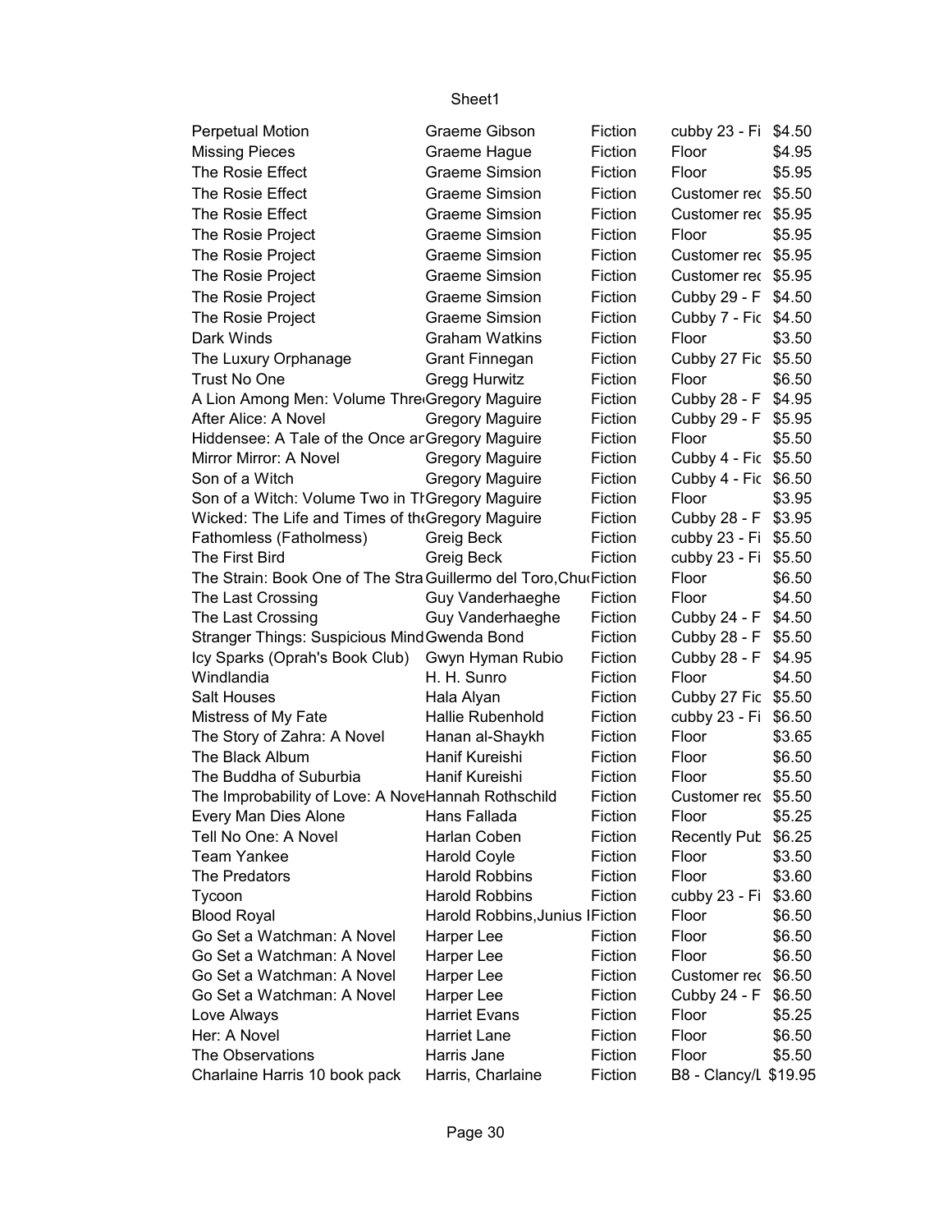| Perpetual Motion | Graeme Gibson | Fiction | cubby 23 - Fi | $4.50 |
|---|---|---|---|---|
| Missing Pieces | Graeme Hague | Fiction | Floor | $4.95 |
| The Rosie Effect | Graeme Simsion | Fiction | Floor | $5.95 |
| The Rosie Effect | Graeme Simsion | Fiction | Customer rec | $5.50 |
| The Rosie Effect | Graeme Simsion | Fiction | Customer rec | $5.95 |
| The Rosie Project | Graeme Simsion | Fiction | Floor | $5.95 |
| The Rosie Project | Graeme Simsion | Fiction | Customer rec | $5.95 |
| The Rosie Project | Graeme Simsion | Fiction | Customer rec | $5.95 |
| The Rosie Project | Graeme Simsion | Fiction | Cubby 29 - F | $4.50 |
| The Rosie Project | Graeme Simsion | Fiction | Cubby 7 - Fic | $4.50 |
| Dark Winds | Graham Watkins | Fiction | Floor | $3.50 |
| The Luxury Orphanage | Grant Finnegan | Fiction | Cubby 27 Fic | $5.50 |
| Trust No One | Gregg Hurwitz | Fiction | Floor | $6.50 |
| A Lion Among Men: Volume Thre | Gregory Maguire | Fiction | Cubby 28 - F | $4.95 |
| After Alice: A Novel | Gregory Maguire | Fiction | Cubby 29 - F | $5.95 |
| Hiddensee: A Tale of the Once ar | Gregory Maguire | Fiction | Floor | $5.50 |
| Mirror Mirror: A Novel | Gregory Maguire | Fiction | Cubby 4 - Fic | $5.50 |
| Son of a Witch | Gregory Maguire | Fiction | Cubby 4 - Fic | $6.50 |
| Son of a Witch: Volume Two in Th | Gregory Maguire | Fiction | Floor | $3.95 |
| Wicked: The Life and Times of the | Gregory Maguire | Fiction | Cubby 28 - F | $3.95 |
| Fathomless (Fatholmess) | Greig Beck | Fiction | cubby 23 - Fi | $5.50 |
| The First Bird | Greig Beck | Fiction | cubby 23 - Fi | $5.50 |
| The Strain: Book One of The Stra | Guillermo del Toro,Chu | Fiction | Floor | $6.50 |
| The Last Crossing | Guy Vanderhaeghe | Fiction | Floor | $4.50 |
| The Last Crossing | Guy Vanderhaeghe | Fiction | Cubby 24 - F | $4.50 |
| Stranger Things: Suspicious Mind | Gwenda Bond | Fiction | Cubby 28 - F | $5.50 |
| Icy Sparks (Oprah's Book Club) | Gwyn Hyman Rubio | Fiction | Cubby 28 - F | $4.95 |
| Windlandia | H. H. Sunro | Fiction | Floor | $4.50 |
| Salt Houses | Hala Alyan | Fiction | Cubby 27 Fic | $5.50 |
| Mistress of My Fate | Hallie Rubenhold | Fiction | cubby 23 - Fi | $6.50 |
| The Story of Zahra: A Novel | Hanan al-Shaykh | Fiction | Floor | $3.65 |
| The Black Album | Hanif Kureishi | Fiction | Floor | $6.50 |
| The Buddha of Suburbia | Hanif Kureishi | Fiction | Floor | $5.50 |
| The Improbability of Love: A Nove | Hannah Rothschild | Fiction | Customer rec | $5.50 |
| Every Man Dies Alone | Hans Fallada | Fiction | Floor | $5.25 |
| Tell No One: A Novel | Harlan Coben | Fiction | Recently Pub | $6.25 |
| Team Yankee | Harold Coyle | Fiction | Floor | $3.50 |
| The Predators | Harold Robbins | Fiction | Floor | $3.60 |
| Tycoon | Harold Robbins | Fiction | cubby 23 - Fi | $3.60 |
| Blood Royal | Harold Robbins,Junius I | Fiction | Floor | $6.50 |
| Go Set a Watchman: A Novel | Harper Lee | Fiction | Floor | $6.50 |
| Go Set a Watchman: A Novel | Harper Lee | Fiction | Floor | $6.50 |
| Go Set a Watchman: A Novel | Harper Lee | Fiction | Customer rec | $6.50 |
| Go Set a Watchman: A Novel | Harper Lee | Fiction | Cubby 24 - F | $6.50 |
| Love Always | Harriet Evans | Fiction | Floor | $5.25 |
| Her: A Novel | Harriet Lane | Fiction | Floor | $6.50 |
| The Observations | Harris Jane | Fiction | Floor | $5.50 |
| Charlaine Harris 10 book pack | Harris, Charlaine | Fiction | B8 - Clancy/L | $19.95 |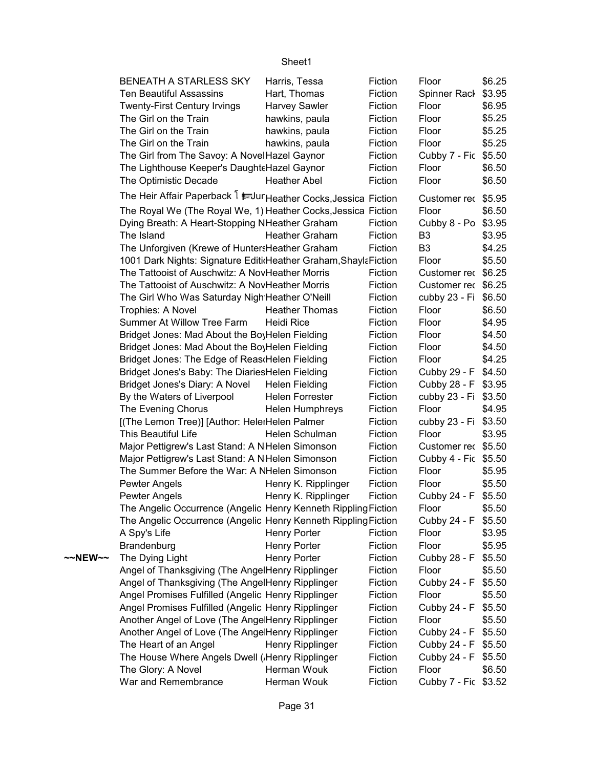| | | | | | |
|---|---|---|---|---|---|
| | BENEATH A STARLESS SKY | Harris, Tessa | Fiction | Floor | $6.25 |
| | Ten Beautiful Assassins | Hart, Thomas | Fiction | Spinner Rack | $3.95 |
| | Twenty-First Century Irvings | Harvey Sawler | Fiction | Floor | $6.95 |
| | The Girl on the Train | hawkins, paula | Fiction | Floor | $5.25 |
| | The Girl on the Train | hawkins, paula | Fiction | Floor | $5.25 |
| | The Girl on the Train | hawkins, paula | Fiction | Floor | $5.25 |
| | The Girl from The Savoy: A Novel | Hazel Gaynor | Fiction | Cubby 7 - Fic | $5.50 |
| | The Lighthouse Keeper's Daughte | Hazel Gaynor | Fiction | Floor | $6.50 |
| | The Optimistic Decade | Heather Abel | Fiction | Floor | $6.50 |
| | The Heir Affair Paperback Jun | Heather Cocks,Jessica | Fiction | Customer rec | $5.95 |
| | The Royal We (The Royal We, 1) | Heather Cocks,Jessica | Fiction | Floor | $6.50 |
| | Dying Breath: A Heart-Stopping N | Heather Graham | Fiction | Cubby 8 - Po | $3.95 |
| | The Island | Heather Graham | Fiction | B3 | $3.95 |
| | The Unforgiven (Krewe of Hunters | Heather Graham | Fiction | B3 | $4.25 |
| | 1001 Dark Nights: Signature Editi | Heather Graham,Shayla | Fiction | Floor | $5.50 |
| | The Tattooist of Auschwitz: A Nov | Heather Morris | Fiction | Customer rec | $6.25 |
| | The Tattooist of Auschwitz: A Nov | Heather Morris | Fiction | Customer rec | $6.25 |
| | The Girl Who Was Saturday Nigh | Heather O'Neill | Fiction | cubby 23 - Fi | $6.50 |
| | Trophies: A Novel | Heather Thomas | Fiction | Floor | $6.50 |
| | Summer At Willow Tree Farm | Heidi Rice | Fiction | Floor | $4.95 |
| | Bridget Jones: Mad About the Boy | Helen Fielding | Fiction | Floor | $4.50 |
| | Bridget Jones: Mad About the Boy | Helen Fielding | Fiction | Floor | $4.50 |
| | Bridget Jones: The Edge of Reas | Helen Fielding | Fiction | Floor | $4.25 |
| | Bridget Jones's Baby: The Diaries | Helen Fielding | Fiction | Cubby 29 - F | $4.50 |
| | Bridget Jones's Diary: A Novel | Helen Fielding | Fiction | Cubby 28 - F | $3.95 |
| | By the Waters of Liverpool | Helen Forrester | Fiction | cubby 23 - Fi | $3.50 |
| | The Evening Chorus | Helen Humphreys | Fiction | Floor | $4.95 |
| | [(The Lemon Tree)] [Author: Helen | Helen Palmer | Fiction | cubby 23 - Fi | $3.50 |
| | This Beautiful Life | Helen Schulman | Fiction | Floor | $3.95 |
| | Major Pettigrew's Last Stand: A N | Helen Simonson | Fiction | Customer rec | $5.50 |
| | Major Pettigrew's Last Stand: A N | Helen Simonson | Fiction | Cubby 4 - Fic | $5.50 |
| | The Summer Before the War: A N | Helen Simonson | Fiction | Floor | $5.95 |
| | Pewter Angels | Henry K. Ripplinger | Fiction | Floor | $5.50 |
| | Pewter Angels | Henry K. Ripplinger | Fiction | Cubby 24 - F | $5.50 |
| | The Angelic Occurrence (Angelic | Henry Kenneth Rippling | Fiction | Floor | $5.50 |
| | The Angelic Occurrence (Angelic | Henry Kenneth Rippling | Fiction | Cubby 24 - F | $5.50 |
| | A Spy's Life | Henry Porter | Fiction | Floor | $3.95 |
| | Brandenburg | Henry Porter | Fiction | Floor | $5.95 |
| ~~NEW~~ | The Dying Light | Henry Porter | Fiction | Cubby 28 - F | $5.50 |
| | Angel of Thanksgiving (The Angel | Henry Ripplinger | Fiction | Floor | $5.50 |
| | Angel of Thanksgiving (The Angel | Henry Ripplinger | Fiction | Cubby 24 - F | $5.50 |
| | Angel Promises Fulfilled (Angelic | Henry Ripplinger | Fiction | Floor | $5.50 |
| | Angel Promises Fulfilled (Angelic | Henry Ripplinger | Fiction | Cubby 24 - F | $5.50 |
| | Another Angel of Love (The Angel | Henry Ripplinger | Fiction | Floor | $5.50 |
| | Another Angel of Love (The Angel | Henry Ripplinger | Fiction | Cubby 24 - F | $5.50 |
| | The Heart of an Angel | Henry Ripplinger | Fiction | Cubby 24 - F | $5.50 |
| | The House Where Angels Dwell ( | Henry Ripplinger | Fiction | Cubby 24 - F | $5.50 |
| | The Glory: A Novel | Herman Wouk | Fiction | Floor | $6.50 |
| | War and Remembrance | Herman Wouk | Fiction | Cubby 7 - Fic | $3.52 |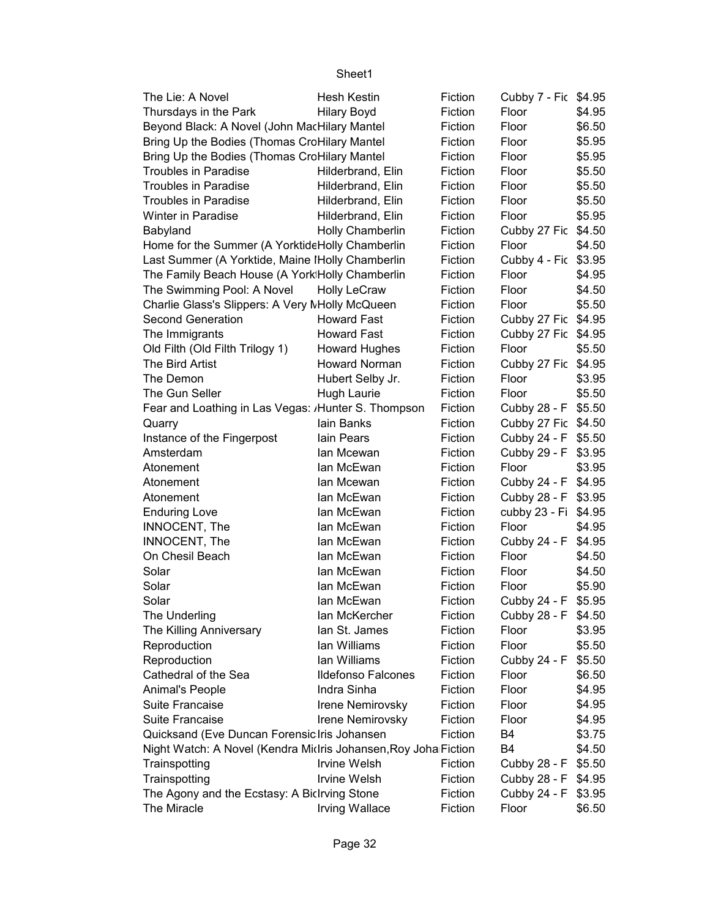| The Lie: A Novel | Hesh Kestin | Fiction | Cubby 7 - Fic | $4.95 |
|---|---|---|---|---|
| Thursdays in the Park | Hilary Boyd | Fiction | Floor | $4.95 |
| Beyond Black: A Novel (John MacHilary Mantel | | Fiction | Floor | $6.50 |
| Bring Up the Bodies (Thomas CroHilary Mantel | | Fiction | Floor | $5.95 |
| Bring Up the Bodies (Thomas CroHilary Mantel | | Fiction | Floor | $5.95 |
| Troubles in Paradise | Hilderbrand, Elin | Fiction | Floor | $5.50 |
| Troubles in Paradise | Hilderbrand, Elin | Fiction | Floor | $5.50 |
| Troubles in Paradise | Hilderbrand, Elin | Fiction | Floor | $5.50 |
| Winter in Paradise | Hilderbrand, Elin | Fiction | Floor | $5.95 |
| Babyland | Holly Chamberlin | Fiction | Cubby 27 Fic | $4.50 |
| Home for the Summer (A YorktideHolly Chamberlin | | Fiction | Floor | $4.50 |
| Last Summer (A Yorktide, Maine IHolly Chamberlin | | Fiction | Cubby 4 - Fic | $3.95 |
| The Family Beach House (A YorkHolly Chamberlin | | Fiction | Floor | $4.95 |
| The Swimming Pool: A Novel | Holly LeCraw | Fiction | Floor | $4.50 |
| Charlie Glass's Slippers: A Very MHolly McQueen | | Fiction | Floor | $5.50 |
| Second Generation | Howard Fast | Fiction | Cubby 27 Fic | $4.95 |
| The Immigrants | Howard Fast | Fiction | Cubby 27 Fic | $4.95 |
| Old Filth (Old Filth Trilogy 1) | Howard Hughes | Fiction | Floor | $5.50 |
| The Bird Artist | Howard Norman | Fiction | Cubby 27 Fic | $4.95 |
| The Demon | Hubert Selby Jr. | Fiction | Floor | $3.95 |
| The Gun Seller | Hugh Laurie | Fiction | Floor | $5.50 |
| Fear and Loathing in Las Vegas: /Hunter S. Thompson | | Fiction | Cubby 28 - F | $5.50 |
| Quarry | Iain Banks | Fiction | Cubby 27 Fic | $4.50 |
| Instance of the Fingerpost | Iain Pears | Fiction | Cubby 24 - F | $5.50 |
| Amsterdam | Ian Mcewan | Fiction | Cubby 29 - F | $3.95 |
| Atonement | Ian McEwan | Fiction | Floor | $3.95 |
| Atonement | Ian Mcewan | Fiction | Cubby 24 - F | $4.95 |
| Atonement | Ian McEwan | Fiction | Cubby 28 - F | $3.95 |
| Enduring Love | Ian McEwan | Fiction | cubby 23 - Fi | $4.95 |
| INNOCENT, The | Ian McEwan | Fiction | Floor | $4.95 |
| INNOCENT, The | Ian McEwan | Fiction | Cubby 24 - F | $4.95 |
| On Chesil Beach | Ian McEwan | Fiction | Floor | $4.50 |
| Solar | Ian McEwan | Fiction | Floor | $4.50 |
| Solar | Ian McEwan | Fiction | Floor | $5.90 |
| Solar | Ian McEwan | Fiction | Cubby 24 - F | $5.95 |
| The Underling | Ian McKercher | Fiction | Cubby 28 - F | $4.50 |
| The Killing Anniversary | Ian St. James | Fiction | Floor | $3.95 |
| Reproduction | Ian Williams | Fiction | Floor | $5.50 |
| Reproduction | Ian Williams | Fiction | Cubby 24 - F | $5.50 |
| Cathedral of the Sea | Ildefonso Falcones | Fiction | Floor | $6.50 |
| Animal's People | Indra Sinha | Fiction | Floor | $4.95 |
| Suite Francaise | Irene Nemirovsky | Fiction | Floor | $4.95 |
| Suite Francaise | Irene Nemirovsky | Fiction | Floor | $4.95 |
| Quicksand (Eve Duncan ForensicIris Johansen | | Fiction | B4 | $3.75 |
| Night Watch: A Novel (Kendra MicIris Johansen,Roy Joha | | Fiction | B4 | $4.50 |
| Trainspotting | Irvine Welsh | Fiction | Cubby 28 - F | $5.50 |
| Trainspotting | Irvine Welsh | Fiction | Cubby 28 - F | $4.95 |
| The Agony and the Ecstasy: A BicIrving Stone | | Fiction | Cubby 24 - F | $3.95 |
| The Miracle | Irving Wallace | Fiction | Floor | $6.50 |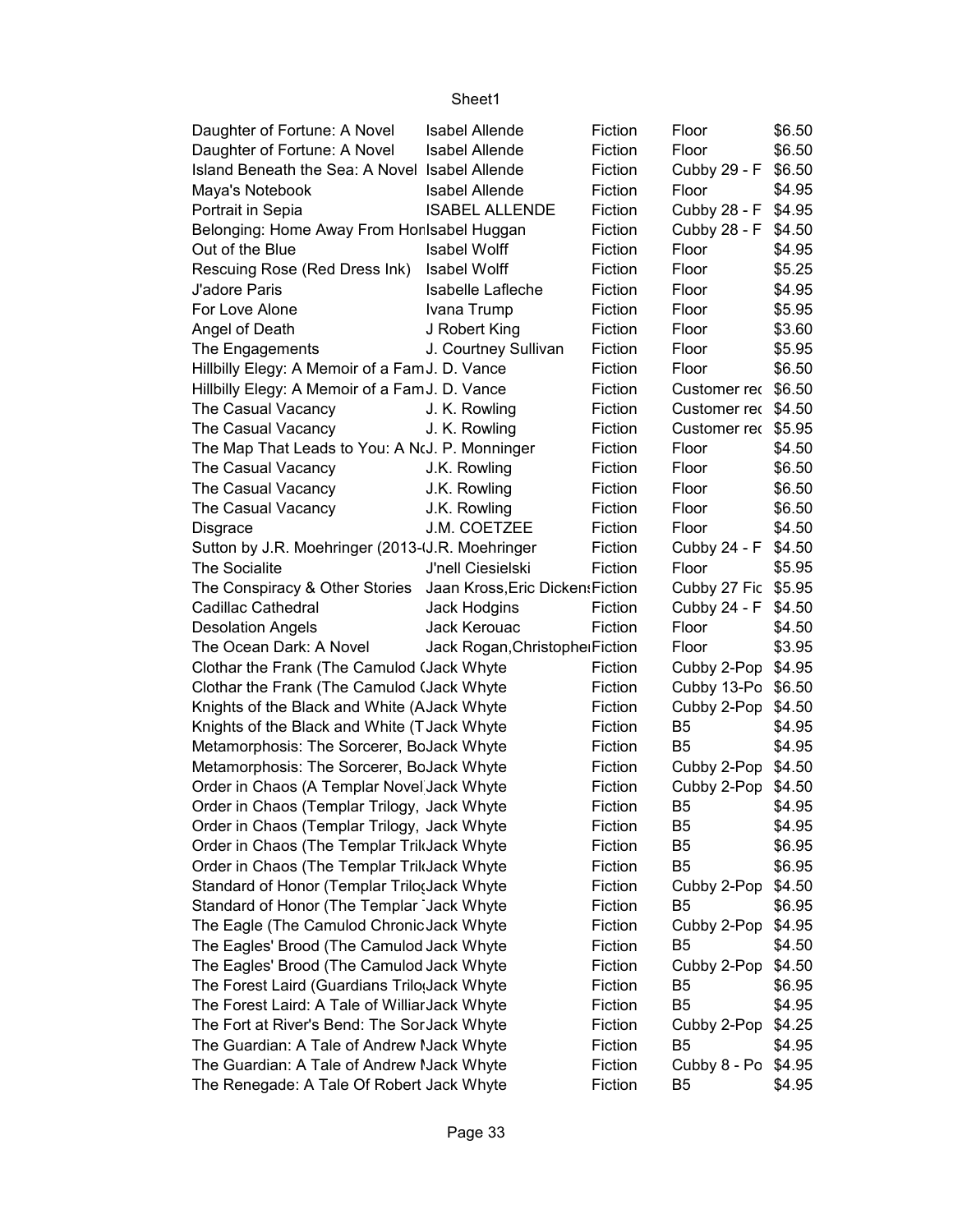Sheet1

| | | | | |
|---|---|---|---|---|
| Daughter of Fortune: A Novel | Isabel Allende | Fiction | Floor | $6.50 |
| Daughter of Fortune: A Novel | Isabel Allende | Fiction | Floor | $6.50 |
| Island Beneath the Sea: A Novel | Isabel Allende | Fiction | Cubby 29 - F | $6.50 |
| Maya's Notebook | Isabel Allende | Fiction | Floor | $4.95 |
| Portrait in Sepia | ISABEL ALLENDE | Fiction | Cubby 28 - F | $4.95 |
| Belonging: Home Away From Hon | Isabel Huggan | Fiction | Cubby 28 - F | $4.50 |
| Out of the Blue | Isabel Wolff | Fiction | Floor | $4.95 |
| Rescuing Rose (Red Dress Ink) | Isabel Wolff | Fiction | Floor | $5.25 |
| J'adore Paris | Isabelle Lafleche | Fiction | Floor | $4.95 |
| For Love Alone | Ivana Trump | Fiction | Floor | $5.95 |
| Angel of Death | J Robert King | Fiction | Floor | $3.60 |
| The Engagements | J. Courtney Sullivan | Fiction | Floor | $5.95 |
| Hillbilly Elegy: A Memoir of a Fam | J. D. Vance | Fiction | Floor | $6.50 |
| Hillbilly Elegy: A Memoir of a Fam | J. D. Vance | Fiction | Customer rec | $6.50 |
| The Casual Vacancy | J. K. Rowling | Fiction | Customer rec | $4.50 |
| The Casual Vacancy | J. K. Rowling | Fiction | Customer rec | $5.95 |
| The Map That Leads to You: A No | J. P. Monninger | Fiction | Floor | $4.50 |
| The Casual Vacancy | J.K. Rowling | Fiction | Floor | $6.50 |
| The Casual Vacancy | J.K. Rowling | Fiction | Floor | $6.50 |
| The Casual Vacancy | J.K. Rowling | Fiction | Floor | $6.50 |
| Disgrace | J.M. COETZEE | Fiction | Floor | $4.50 |
| Sutton by J.R. Moehringer (2013-( | J.R. Moehringer | Fiction | Cubby 24 - F | $4.50 |
| The Socialite | J'nell Ciesielski | Fiction | Floor | $5.95 |
| The Conspiracy & Other Stories | Jaan Kross,Eric Dickens | Fiction | Cubby 27 Fic | $5.95 |
| Cadillac Cathedral | Jack Hodgins | Fiction | Cubby 24 - F | $4.50 |
| Desolation Angels | Jack Kerouac | Fiction | Floor | $4.50 |
| The Ocean Dark: A Novel | Jack Rogan,Christopher | Fiction | Floor | $3.95 |
| Clothar the Frank (The Camulod ( | Jack Whyte | Fiction | Cubby 2-Pop | $4.95 |
| Clothar the Frank (The Camulod ( | Jack Whyte | Fiction | Cubby 13-Po | $6.50 |
| Knights of the Black and White (A | Jack Whyte | Fiction | Cubby 2-Pop | $4.50 |
| Knights of the Black and White (T | Jack Whyte | Fiction | B5 | $4.95 |
| Metamorphosis: The Sorcerer, Bo | Jack Whyte | Fiction | B5 | $4.95 |
| Metamorphosis: The Sorcerer, Bo | Jack Whyte | Fiction | Cubby 2-Pop | $4.50 |
| Order in Chaos (A Templar Novel | Jack Whyte | Fiction | Cubby 2-Pop | $4.50 |
| Order in Chaos (Templar Trilogy, | Jack Whyte | Fiction | B5 | $4.95 |
| Order in Chaos (Templar Trilogy, | Jack Whyte | Fiction | B5 | $4.95 |
| Order in Chaos (The Templar Tril | Jack Whyte | Fiction | B5 | $6.95 |
| Order in Chaos (The Templar Tril | Jack Whyte | Fiction | B5 | $6.95 |
| Standard of Honor (Templar Trilo | Jack Whyte | Fiction | Cubby 2-Pop | $4.50 |
| Standard of Honor (The Templar | Jack Whyte | Fiction | B5 | $6.95 |
| The Eagle (The Camulod Chronic | Jack Whyte | Fiction | Cubby 2-Pop | $4.95 |
| The Eagles' Brood (The Camulod | Jack Whyte | Fiction | B5 | $4.50 |
| The Eagles' Brood (The Camulod | Jack Whyte | Fiction | Cubby 2-Pop | $4.50 |
| The Forest Laird (Guardians Trilo | Jack Whyte | Fiction | B5 | $6.95 |
| The Forest Laird: A Tale of Willian | Jack Whyte | Fiction | B5 | $4.95 |
| The Fort at River's Bend: The Sor | Jack Whyte | Fiction | Cubby 2-Pop | $4.25 |
| The Guardian: A Tale of Andrew M | Jack Whyte | Fiction | B5 | $4.95 |
| The Guardian: A Tale of Andrew M | Jack Whyte | Fiction | Cubby 8 - Po | $4.95 |
| The Renegade: A Tale Of Robert | Jack Whyte | Fiction | B5 | $4.95 |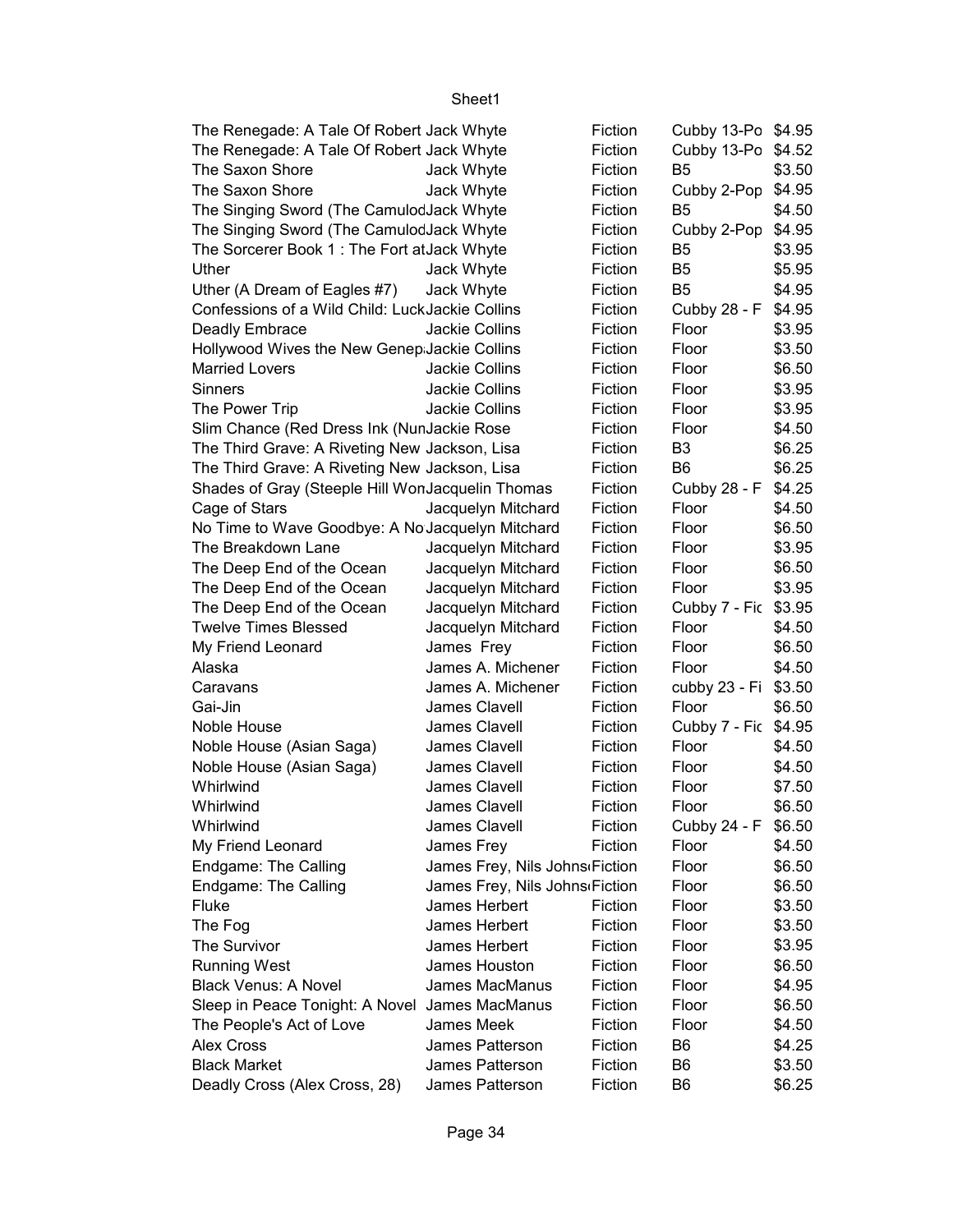| | | | | |
|---|---|---|---|---|
| The Renegade: A Tale Of Robert | Jack Whyte | Fiction | Cubby 13-Po | $4.95 |
| The Renegade: A Tale Of Robert | Jack Whyte | Fiction | Cubby 13-Po | $4.52 |
| The Saxon Shore | Jack Whyte | Fiction | B5 | $3.50 |
| The Saxon Shore | Jack Whyte | Fiction | Cubby 2-Pop | $4.95 |
| The Singing Sword (The Camulod | Jack Whyte | Fiction | B5 | $4.50 |
| The Singing Sword (The Camulod | Jack Whyte | Fiction | Cubby 2-Pop | $4.95 |
| The Sorcerer Book 1 : The Fort at | Jack Whyte | Fiction | B5 | $3.95 |
| Uther | Jack Whyte | Fiction | B5 | $5.95 |
| Uther (A Dream of Eagles #7) | Jack Whyte | Fiction | B5 | $4.95 |
| Confessions of a Wild Child: Luck | Jackie Collins | Fiction | Cubby 28 - F | $4.95 |
| Deadly Embrace | Jackie Collins | Fiction | Floor | $3.95 |
| Hollywood Wives the New Genera | Jackie Collins | Fiction | Floor | $3.50 |
| Married Lovers | Jackie Collins | Fiction | Floor | $6.50 |
| Sinners | Jackie Collins | Fiction | Floor | $3.95 |
| The Power Trip | Jackie Collins | Fiction | Floor | $3.95 |
| Slim Chance (Red Dress Ink (Num | Jackie Rose | Fiction | Floor | $4.50 |
| The Third Grave: A Riveting New | Jackson, Lisa | Fiction | B3 | $6.25 |
| The Third Grave: A Riveting New | Jackson, Lisa | Fiction | B6 | $6.25 |
| Shades of Gray (Steeple Hill Wom | Jacquelin Thomas | Fiction | Cubby 28 - F | $4.25 |
| Cage of Stars | Jacquelyn Mitchard | Fiction | Floor | $4.50 |
| No Time to Wave Goodbye: A No | Jacquelyn Mitchard | Fiction | Floor | $6.50 |
| The Breakdown Lane | Jacquelyn Mitchard | Fiction | Floor | $3.95 |
| The Deep End of the Ocean | Jacquelyn Mitchard | Fiction | Floor | $6.50 |
| The Deep End of the Ocean | Jacquelyn Mitchard | Fiction | Floor | $3.95 |
| The Deep End of the Ocean | Jacquelyn Mitchard | Fiction | Cubby 7 - Fic | $3.95 |
| Twelve Times Blessed | Jacquelyn Mitchard | Fiction | Floor | $4.50 |
| My Friend Leonard | James Frey | Fiction | Floor | $6.50 |
| Alaska | James A. Michener | Fiction | Floor | $4.50 |
| Caravans | James A. Michener | Fiction | cubby 23 - Fi | $3.50 |
| Gai-Jin | James Clavell | Fiction | Floor | $6.50 |
| Noble House | James Clavell | Fiction | Cubby 7 - Fic | $4.95 |
| Noble House (Asian Saga) | James Clavell | Fiction | Floor | $4.50 |
| Noble House (Asian Saga) | James Clavell | Fiction | Floor | $4.50 |
| Whirlwind | James Clavell | Fiction | Floor | $7.50 |
| Whirlwind | James Clavell | Fiction | Floor | $6.50 |
| Whirlwind | James Clavell | Fiction | Cubby 24 - F | $6.50 |
| My Friend Leonard | James Frey | Fiction | Floor | $4.50 |
| Endgame: The Calling | James Frey, Nils Johns | Fiction | Floor | $6.50 |
| Endgame: The Calling | James Frey, Nils Johns | Fiction | Floor | $6.50 |
| Fluke | James Herbert | Fiction | Floor | $3.50 |
| The Fog | James Herbert | Fiction | Floor | $3.50 |
| The Survivor | James Herbert | Fiction | Floor | $3.95 |
| Running West | James Houston | Fiction | Floor | $6.50 |
| Black Venus: A Novel | James MacManus | Fiction | Floor | $4.95 |
| Sleep in Peace Tonight: A Novel | James MacManus | Fiction | Floor | $6.50 |
| The People's Act of Love | James Meek | Fiction | Floor | $4.50 |
| Alex Cross | James Patterson | Fiction | B6 | $4.25 |
| Black Market | James Patterson | Fiction | B6 | $3.50 |
| Deadly Cross (Alex Cross, 28) | James Patterson | Fiction | B6 | $6.25 |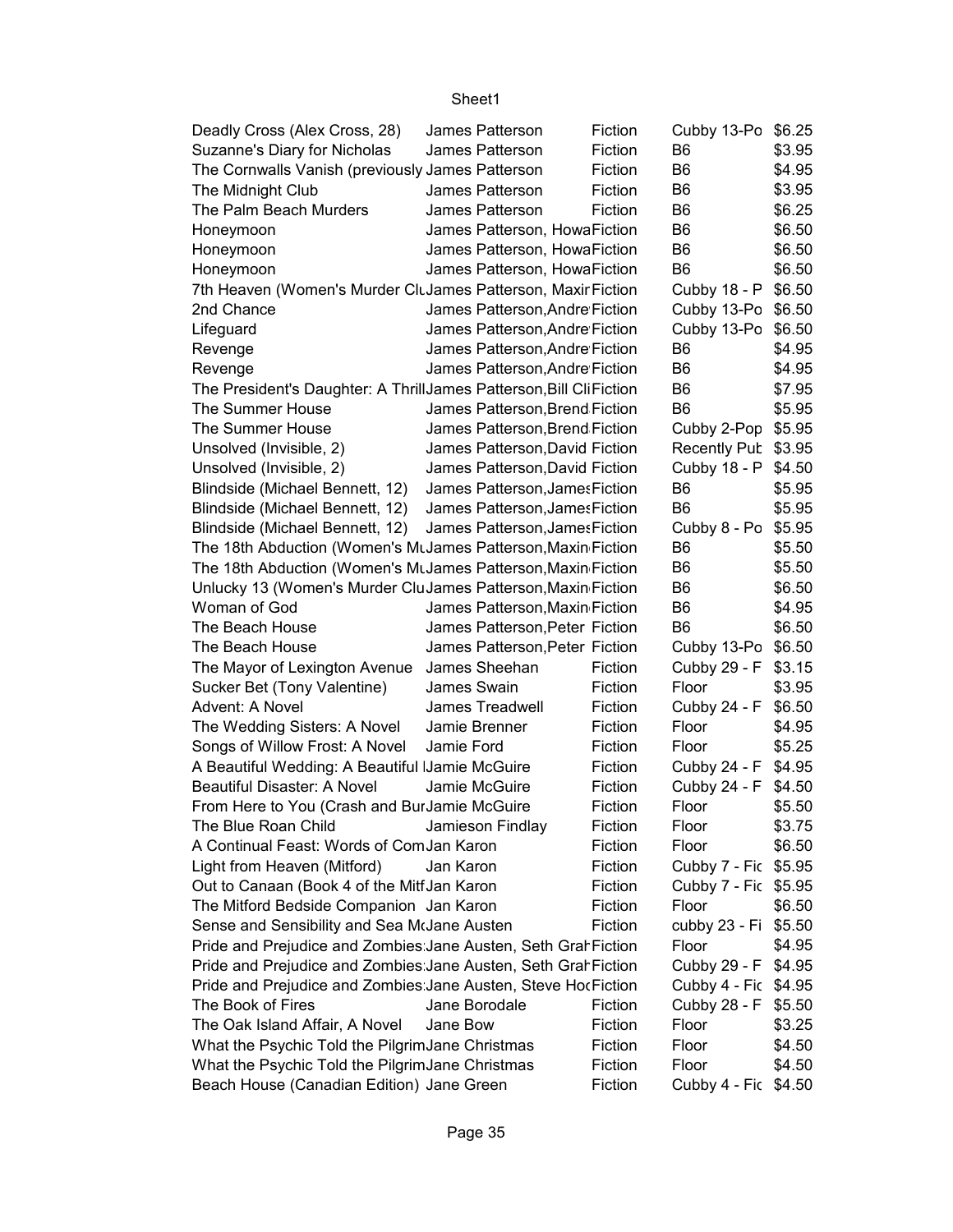| | | | | |
|---|---|---|---|---|
| Deadly Cross (Alex Cross, 28) | James Patterson | Fiction | Cubby 13-Po | $6.25 |
| Suzanne's Diary for Nicholas | James Patterson | Fiction | B6 | $3.95 |
| The Cornwalls Vanish (previously | James Patterson | Fiction | B6 | $4.95 |
| The Midnight Club | James Patterson | Fiction | B6 | $3.95 |
| The Palm Beach Murders | James Patterson | Fiction | B6 | $6.25 |
| Honeymoon | James Patterson, Howa | Fiction | B6 | $6.50 |
| Honeymoon | James Patterson, Howa | Fiction | B6 | $6.50 |
| Honeymoon | James Patterson, Howa | Fiction | B6 | $6.50 |
| 7th Heaven (Women's Murder Clu | James Patterson, Maxir | Fiction | Cubby 18 - P | $6.50 |
| 2nd Chance | James Patterson,Andre | Fiction | Cubby 13-Po | $6.50 |
| Lifeguard | James Patterson,Andre | Fiction | Cubby 13-Po | $6.50 |
| Revenge | James Patterson,Andre | Fiction | B6 | $4.95 |
| Revenge | James Patterson,Andre | Fiction | B6 | $4.95 |
| The President's Daughter: A Thrill | James Patterson,Bill Cli | Fiction | B6 | $7.95 |
| The Summer House | James Patterson,Brend | Fiction | B6 | $5.95 |
| The Summer House | James Patterson,Brend | Fiction | Cubby 2-Pop | $5.95 |
| Unsolved (Invisible, 2) | James Patterson,David | Fiction | Recently Pub | $3.95 |
| Unsolved (Invisible, 2) | James Patterson,David | Fiction | Cubby 18 - P | $4.50 |
| Blindside (Michael Bennett, 12) | James Patterson,James | Fiction | B6 | $5.95 |
| Blindside (Michael Bennett, 12) | James Patterson,James | Fiction | B6 | $5.95 |
| Blindside (Michael Bennett, 12) | James Patterson,James | Fiction | Cubby 8 - Po | $5.95 |
| The 18th Abduction (Women's Mu | James Patterson,Maxin | Fiction | B6 | $5.50 |
| The 18th Abduction (Women's Mu | James Patterson,Maxin | Fiction | B6 | $5.50 |
| Unlucky 13 (Women's Murder Clu | James Patterson,Maxin | Fiction | B6 | $6.50 |
| Woman of God | James Patterson,Maxin | Fiction | B6 | $4.95 |
| The Beach House | James Patterson,Peter | Fiction | B6 | $6.50 |
| The Beach House | James Patterson,Peter | Fiction | Cubby 13-Po | $6.50 |
| The Mayor of Lexington Avenue | James Sheehan | Fiction | Cubby 29 - F | $3.15 |
| Sucker Bet (Tony Valentine) | James Swain | Fiction | Floor | $3.95 |
| Advent: A Novel | James Treadwell | Fiction | Cubby 24 - F | $6.50 |
| The Wedding Sisters: A Novel | Jamie Brenner | Fiction | Floor | $4.95 |
| Songs of Willow Frost: A Novel | Jamie Ford | Fiction | Floor | $5.25 |
| A Beautiful Wedding: A Beautiful I | Jamie McGuire | Fiction | Cubby 24 - F | $4.95 |
| Beautiful Disaster: A Novel | Jamie McGuire | Fiction | Cubby 24 - F | $4.50 |
| From Here to You (Crash and Bur | Jamie McGuire | Fiction | Floor | $5.50 |
| The Blue Roan Child | Jamieson Findlay | Fiction | Floor | $3.75 |
| A Continual Feast: Words of Com | Jan Karon | Fiction | Floor | $6.50 |
| Light from Heaven (Mitford) | Jan Karon | Fiction | Cubby 7 - Fic | $5.95 |
| Out to Canaan (Book 4 of the Mitf | Jan Karon | Fiction | Cubby 7 - Fic | $5.95 |
| The Mitford Bedside Companion | Jan Karon | Fiction | Floor | $6.50 |
| Sense and Sensibility and Sea M | Jane Austen | Fiction | cubby 23 - Fi | $5.50 |
| Pride and Prejudice and Zombies: | Jane Austen, Seth Grah | Fiction | Floor | $4.95 |
| Pride and Prejudice and Zombies: | Jane Austen, Seth Grah | Fiction | Cubby 29 - F | $4.95 |
| Pride and Prejudice and Zombies: | Jane Austen, Steve Hoc | Fiction | Cubby 4 - Fic | $4.95 |
| The Book of Fires | Jane Borodale | Fiction | Cubby 28 - F | $5.50 |
| The Oak Island Affair, A Novel | Jane Bow | Fiction | Floor | $3.25 |
| What the Psychic Told the Pilgrim | Jane Christmas | Fiction | Floor | $4.50 |
| What the Psychic Told the Pilgrim | Jane Christmas | Fiction | Floor | $4.50 |
| Beach House (Canadian Edition) | Jane Green | Fiction | Cubby 4 - Fic | $4.50 |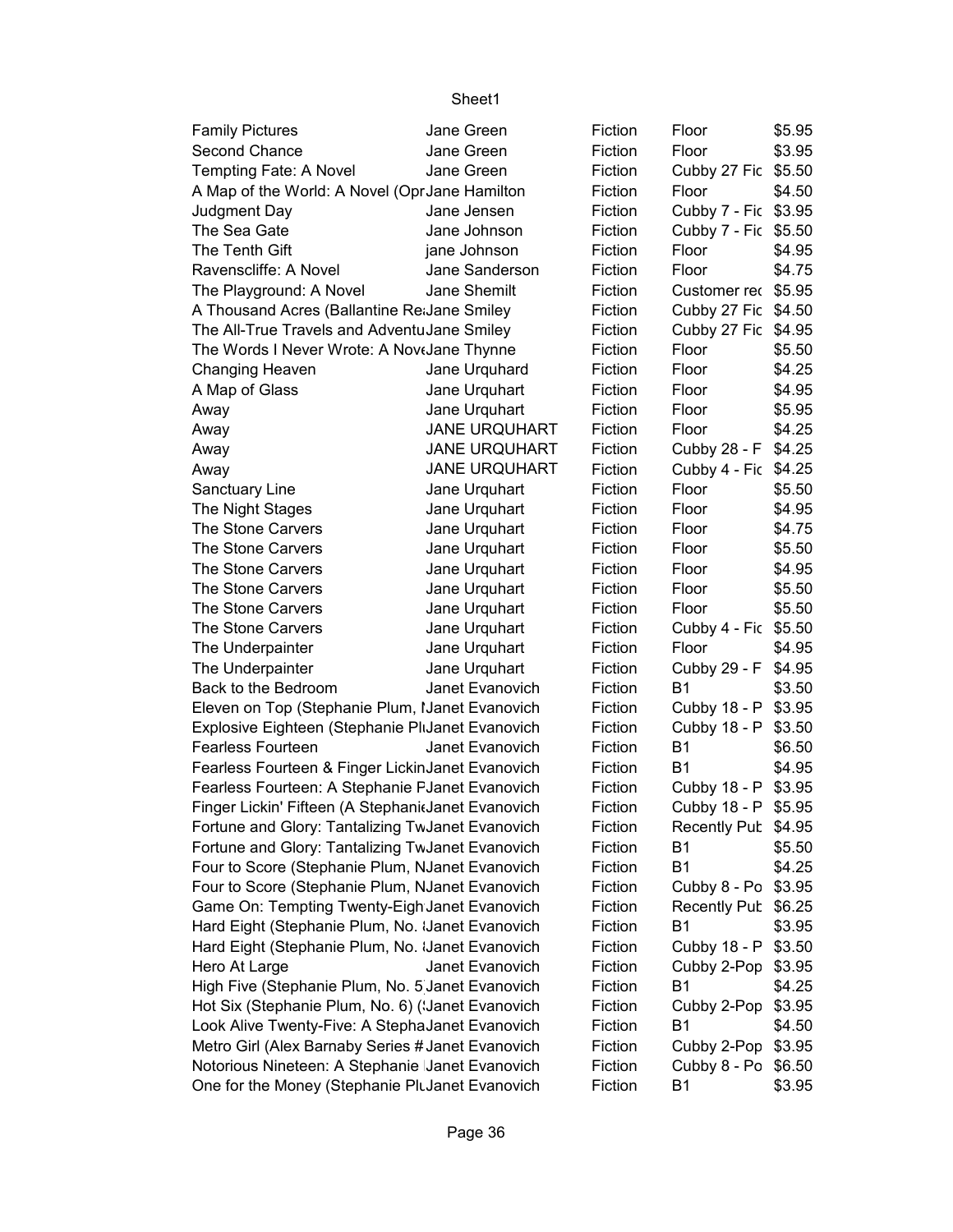| | | | | |
|---|---|---|---|---|
| Family Pictures | Jane Green | Fiction | Floor | $5.95 |
| Second Chance | Jane Green | Fiction | Floor | $3.95 |
| Tempting Fate: A Novel | Jane Green | Fiction | Cubby 27 Fic | $5.50 |
| A Map of the World: A Novel (Opr | Jane Hamilton | Fiction | Floor | $4.50 |
| Judgment Day | Jane Jensen | Fiction | Cubby 7 - Fic | $3.95 |
| The Sea Gate | Jane Johnson | Fiction | Cubby 7 - Fic | $5.50 |
| The Tenth Gift | jane Johnson | Fiction | Floor | $4.95 |
| Ravenscliffe: A Novel | Jane Sanderson | Fiction | Floor | $4.75 |
| The Playground: A Novel | Jane Shemilt | Fiction | Customer rec | $5.95 |
| A Thousand Acres (Ballantine Re | Jane Smiley | Fiction | Cubby 27 Fic | $4.50 |
| The All-True Travels and Adventu | Jane Smiley | Fiction | Cubby 27 Fic | $4.95 |
| The Words I Never Wrote: A Nove | Jane Thynne | Fiction | Floor | $5.50 |
| Changing Heaven | Jane Urquhard | Fiction | Floor | $4.25 |
| A Map of Glass | Jane Urquhart | Fiction | Floor | $4.95 |
| Away | Jane Urquhart | Fiction | Floor | $5.95 |
| Away | JANE URQUHART | Fiction | Floor | $4.25 |
| Away | JANE URQUHART | Fiction | Cubby 28 - F | $4.25 |
| Away | JANE URQUHART | Fiction | Cubby 4 - Fic | $4.25 |
| Sanctuary Line | Jane Urquhart | Fiction | Floor | $5.50 |
| The Night Stages | Jane Urquhart | Fiction | Floor | $4.95 |
| The Stone Carvers | Jane Urquhart | Fiction | Floor | $4.75 |
| The Stone Carvers | Jane Urquhart | Fiction | Floor | $5.50 |
| The Stone Carvers | Jane Urquhart | Fiction | Floor | $4.95 |
| The Stone Carvers | Jane Urquhart | Fiction | Floor | $5.50 |
| The Stone Carvers | Jane Urquhart | Fiction | Floor | $5.50 |
| The Stone Carvers | Jane Urquhart | Fiction | Cubby 4 - Fic | $5.50 |
| The Underpainter | Jane Urquhart | Fiction | Floor | $4.95 |
| The Underpainter | Jane Urquhart | Fiction | Cubby 29 - F | $4.95 |
| Back to the Bedroom | Janet Evanovich | Fiction | B1 | $3.50 |
| Eleven on Top (Stephanie Plum, N | Janet Evanovich | Fiction | Cubby 18 - P | $3.95 |
| Explosive Eighteen (Stephanie Pl | Janet Evanovich | Fiction | Cubby 18 - P | $3.50 |
| Fearless Fourteen | Janet Evanovich | Fiction | B1 | $6.50 |
| Fearless Fourteen & Finger Lickin | Janet Evanovich | Fiction | B1 | $4.95 |
| Fearless Fourteen: A Stephanie P | Janet Evanovich | Fiction | Cubby 18 - P | $3.95 |
| Finger Lickin' Fifteen (A Stephanie | Janet Evanovich | Fiction | Cubby 18 - P | $5.95 |
| Fortune and Glory: Tantalizing Tw | Janet Evanovich | Fiction | Recently Pub | $4.95 |
| Fortune and Glory: Tantalizing Tw | Janet Evanovich | Fiction | B1 | $5.50 |
| Four to Score (Stephanie Plum, N | Janet Evanovich | Fiction | B1 | $4.25 |
| Four to Score (Stephanie Plum, N | Janet Evanovich | Fiction | Cubby 8 - Po | $3.95 |
| Game On: Tempting Twenty-Eigh | Janet Evanovich | Fiction | Recently Pub | $6.25 |
| Hard Eight (Stephanie Plum, No. 8 | Janet Evanovich | Fiction | B1 | $3.95 |
| Hard Eight (Stephanie Plum, No. 8 | Janet Evanovich | Fiction | Cubby 18 - P | $3.50 |
| Hero At Large | Janet Evanovich | Fiction | Cubby 2-Pop | $3.95 |
| High Five (Stephanie Plum, No. 5 | Janet Evanovich | Fiction | B1 | $4.25 |
| Hot Six (Stephanie Plum, No. 6) ( | Janet Evanovich | Fiction | Cubby 2-Pop | $3.95 |
| Look Alive Twenty-Five: A Stepha | Janet Evanovich | Fiction | B1 | $4.50 |
| Metro Girl (Alex Barnaby Series # | Janet Evanovich | Fiction | Cubby 2-Pop | $3.95 |
| Notorious Nineteen: A Stephanie | Janet Evanovich | Fiction | Cubby 8 - Po | $6.50 |
| One for the Money (Stephanie Plu | Janet Evanovich | Fiction | B1 | $3.95 |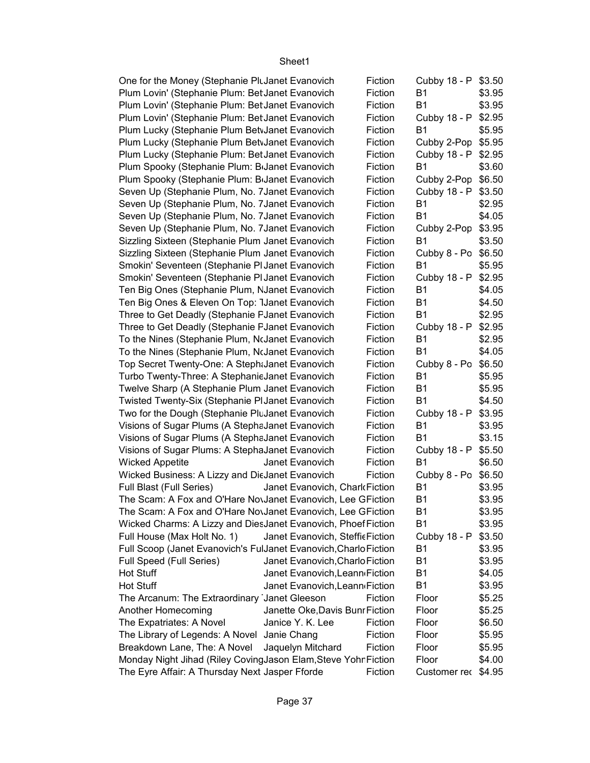| | | | | |
|---|---|---|---|---|
| One for the Money (Stephanie Plu | Janet Evanovich | Fiction | Cubby 18 - P | $3.50 |
| Plum Lovin' (Stephanie Plum: Bet | Janet Evanovich | Fiction | B1 | $3.95 |
| Plum Lovin' (Stephanie Plum: Bet | Janet Evanovich | Fiction | B1 | $3.95 |
| Plum Lovin' (Stephanie Plum: Bet | Janet Evanovich | Fiction | Cubby 18 - P | $2.95 |
| Plum Lucky (Stephanie Plum Betw | Janet Evanovich | Fiction | B1 | $5.95 |
| Plum Lucky (Stephanie Plum Betw | Janet Evanovich | Fiction | Cubby 2-Pop | $5.95 |
| Plum Lucky (Stephanie Plum: Bet | Janet Evanovich | Fiction | Cubby 18 - P | $2.95 |
| Plum Spooky (Stephanie Plum: Be | Janet Evanovich | Fiction | B1 | $3.60 |
| Plum Spooky (Stephanie Plum: Be | Janet Evanovich | Fiction | Cubby 2-Pop | $6.50 |
| Seven Up (Stephanie Plum, No. 7 | Janet Evanovich | Fiction | Cubby 18 - P | $3.50 |
| Seven Up (Stephanie Plum, No. 7 | Janet Evanovich | Fiction | B1 | $2.95 |
| Seven Up (Stephanie Plum, No. 7 | Janet Evanovich | Fiction | B1 | $4.05 |
| Seven Up (Stephanie Plum, No. 7 | Janet Evanovich | Fiction | Cubby 2-Pop | $3.95 |
| Sizzling Sixteen (Stephanie Plum | Janet Evanovich | Fiction | B1 | $3.50 |
| Sizzling Sixteen (Stephanie Plum | Janet Evanovich | Fiction | Cubby 8 - Po | $6.50 |
| Smokin' Seventeen (Stephanie Pl | Janet Evanovich | Fiction | B1 | $5.95 |
| Smokin' Seventeen (Stephanie Pl | Janet Evanovich | Fiction | Cubby 18 - P | $2.95 |
| Ten Big Ones (Stephanie Plum, N | Janet Evanovich | Fiction | B1 | $4.05 |
| Ten Big Ones & Eleven On Top: T | Janet Evanovich | Fiction | B1 | $4.50 |
| Three to Get Deadly (Stephanie P | Janet Evanovich | Fiction | B1 | $2.95 |
| Three to Get Deadly (Stephanie P | Janet Evanovich | Fiction | Cubby 18 - P | $2.95 |
| To the Nines (Stephanie Plum, No | Janet Evanovich | Fiction | B1 | $2.95 |
| To the Nines (Stephanie Plum, No | Janet Evanovich | Fiction | B1 | $4.05 |
| Top Secret Twenty-One: A Stepha | Janet Evanovich | Fiction | Cubby 8 - Po | $6.50 |
| Turbo Twenty-Three: A Stephanie | Janet Evanovich | Fiction | B1 | $5.95 |
| Twelve Sharp (A Stephanie Plum | Janet Evanovich | Fiction | B1 | $5.95 |
| Twisted Twenty-Six (Stephanie Pl | Janet Evanovich | Fiction | B1 | $4.50 |
| Two for the Dough (Stephanie Plu | Janet Evanovich | Fiction | Cubby 18 - P | $3.95 |
| Visions of Sugar Plums (A Stepha | Janet Evanovich | Fiction | B1 | $3.95 |
| Visions of Sugar Plums (A Stepha | Janet Evanovich | Fiction | B1 | $3.15 |
| Visions of Sugar Plums: A Stepha | Janet Evanovich | Fiction | Cubby 18 - P | $5.50 |
| Wicked Appetite | Janet Evanovich | Fiction | B1 | $6.50 |
| Wicked Business: A Lizzy and Die | Janet Evanovich | Fiction | Cubby 8 - Po | $6.50 |
| Full Blast (Full Series) | Janet Evanovich, Charlo | Fiction | B1 | $3.95 |
| The Scam: A Fox and O'Hare Nov | Janet Evanovich, Lee G | Fiction | B1 | $3.95 |
| The Scam: A Fox and O'Hare Nov | Janet Evanovich, Lee G | Fiction | B1 | $3.95 |
| Wicked Charms: A Lizzy and Dies | Janet Evanovich, Phoef | Fiction | B1 | $3.95 |
| Full House (Max Holt No. 1) | Janet Evanovich, Steffie | Fiction | Cubby 18 - P | $3.50 |
| Full Scoop (Janet Evanovich's Ful | Janet Evanovich,Charlo | Fiction | B1 | $3.95 |
| Full Speed (Full Series) | Janet Evanovich,Charlo | Fiction | B1 | $3.95 |
| Hot Stuff | Janet Evanovich,Leann | Fiction | B1 | $4.05 |
| Hot Stuff | Janet Evanovich,Leann | Fiction | B1 | $3.95 |
| The Arcanum: The Extraordinary | Janet Gleeson | Fiction | Floor | $5.25 |
| Another Homecoming | Janette Oke,Davis Bunn | Fiction | Floor | $5.25 |
| The Expatriates: A Novel | Janice Y. K. Lee | Fiction | Floor | $6.50 |
| The Library of Legends: A Novel | Janie Chang | Fiction | Floor | $5.95 |
| Breakdown Lane, The: A Novel | Jaquelyn Mitchard | Fiction | Floor | $5.95 |
| Monday Night Jihad (Riley Coving | Jason Elam,Steve Yohn | Fiction | Floor | $4.00 |
| The Eyre Affair: A Thursday Next | Jasper Fforde | Fiction | Customer rec | $4.95 |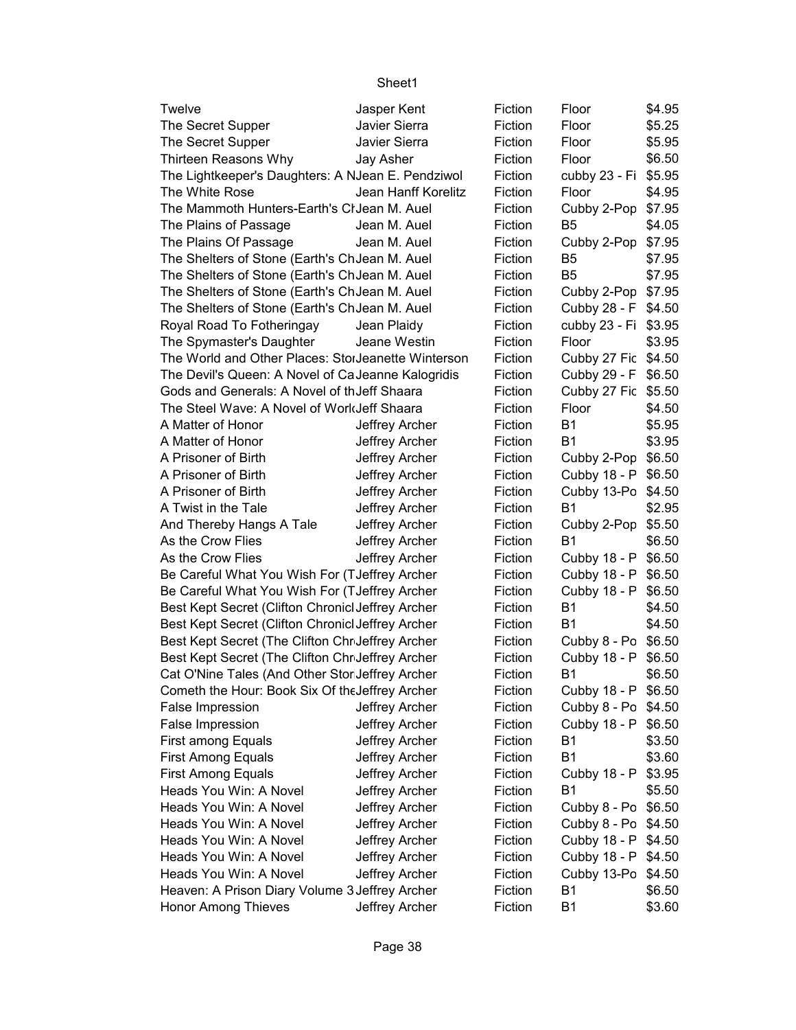| | | | | |
|---|---|---|---|---|
| Twelve | Jasper Kent | Fiction | Floor | $4.95 |
| The Secret Supper | Javier Sierra | Fiction | Floor | $5.25 |
| The Secret Supper | Javier Sierra | Fiction | Floor | $5.95 |
| Thirteen Reasons Why | Jay Asher | Fiction | Floor | $6.50 |
| The Lightkeeper's Daughters: A N | Jean E. Pendziwol | Fiction | cubby 23 - Fi | $5.95 |
| The White Rose | Jean Hanff Korelitz | Fiction | Floor | $4.95 |
| The Mammoth Hunters-Earth's Ch | Jean M. Auel | Fiction | Cubby 2-Pop | $7.95 |
| The Plains of Passage | Jean M. Auel | Fiction | B5 | $4.05 |
| The Plains Of Passage | Jean M. Auel | Fiction | Cubby 2-Pop | $7.95 |
| The Shelters of Stone (Earth's Ch | Jean M. Auel | Fiction | B5 | $7.95 |
| The Shelters of Stone (Earth's Ch | Jean M. Auel | Fiction | B5 | $7.95 |
| The Shelters of Stone (Earth's Ch | Jean M. Auel | Fiction | Cubby 2-Pop | $7.95 |
| The Shelters of Stone (Earth's Ch | Jean M. Auel | Fiction | Cubby 28 - F | $4.50 |
| Royal Road To Fotheringay | Jean Plaidy | Fiction | cubby 23 - Fi | $3.95 |
| The Spymaster's Daughter | Jeane Westin | Fiction | Floor | $3.95 |
| The World and Other Places: Stor | Jeanette Winterson | Fiction | Cubby 27 Fic | $4.50 |
| The Devil's Queen: A Novel of Ca | Jeanne Kalogridis | Fiction | Cubby 29 - F | $6.50 |
| Gods and Generals: A Novel of th | Jeff Shaara | Fiction | Cubby 27 Fic | $5.50 |
| The Steel Wave: A Novel of World | Jeff Shaara | Fiction | Floor | $4.50 |
| A Matter of Honor | Jeffrey Archer | Fiction | B1 | $5.95 |
| A Matter of Honor | Jeffrey Archer | Fiction | B1 | $3.95 |
| A Prisoner of Birth | Jeffrey Archer | Fiction | Cubby 2-Pop | $6.50 |
| A Prisoner of Birth | Jeffrey Archer | Fiction | Cubby 18 - P | $6.50 |
| A Prisoner of Birth | Jeffrey Archer | Fiction | Cubby 13-Po | $4.50 |
| A Twist in the Tale | Jeffrey Archer | Fiction | B1 | $2.95 |
| And Thereby Hangs A Tale | Jeffrey Archer | Fiction | Cubby 2-Pop | $5.50 |
| As the Crow Flies | Jeffrey Archer | Fiction | B1 | $6.50 |
| As the Crow Flies | Jeffrey Archer | Fiction | Cubby 18 - P | $6.50 |
| Be Careful What You Wish For (T | Jeffrey Archer | Fiction | Cubby 18 - P | $6.50 |
| Be Careful What You Wish For (T | Jeffrey Archer | Fiction | Cubby 18 - P | $6.50 |
| Best Kept Secret (Clifton Chronicl | Jeffrey Archer | Fiction | B1 | $4.50 |
| Best Kept Secret (Clifton Chronicl | Jeffrey Archer | Fiction | B1 | $4.50 |
| Best Kept Secret (The Clifton Chr | Jeffrey Archer | Fiction | Cubby 8 - Po | $6.50 |
| Best Kept Secret (The Clifton Chr | Jeffrey Archer | Fiction | Cubby 18 - P | $6.50 |
| Cat O'Nine Tales (And Other Stor | Jeffrey Archer | Fiction | B1 | $6.50 |
| Cometh the Hour: Book Six Of the | Jeffrey Archer | Fiction | Cubby 18 - P | $6.50 |
| False Impression | Jeffrey Archer | Fiction | Cubby 8 - Po | $4.50 |
| False Impression | Jeffrey Archer | Fiction | Cubby 18 - P | $6.50 |
| First among Equals | Jeffrey Archer | Fiction | B1 | $3.50 |
| First Among Equals | Jeffrey Archer | Fiction | B1 | $3.60 |
| First Among Equals | Jeffrey Archer | Fiction | Cubby 18 - P | $3.95 |
| Heads You Win: A Novel | Jeffrey Archer | Fiction | B1 | $5.50 |
| Heads You Win: A Novel | Jeffrey Archer | Fiction | Cubby 8 - Po | $6.50 |
| Heads You Win: A Novel | Jeffrey Archer | Fiction | Cubby 8 - Po | $4.50 |
| Heads You Win: A Novel | Jeffrey Archer | Fiction | Cubby 18 - P | $4.50 |
| Heads You Win: A Novel | Jeffrey Archer | Fiction | Cubby 18 - P | $4.50 |
| Heads You Win: A Novel | Jeffrey Archer | Fiction | Cubby 13-Po | $4.50 |
| Heaven: A Prison Diary Volume 3 | Jeffrey Archer | Fiction | B1 | $6.50 |
| Honor Among Thieves | Jeffrey Archer | Fiction | B1 | $3.60 |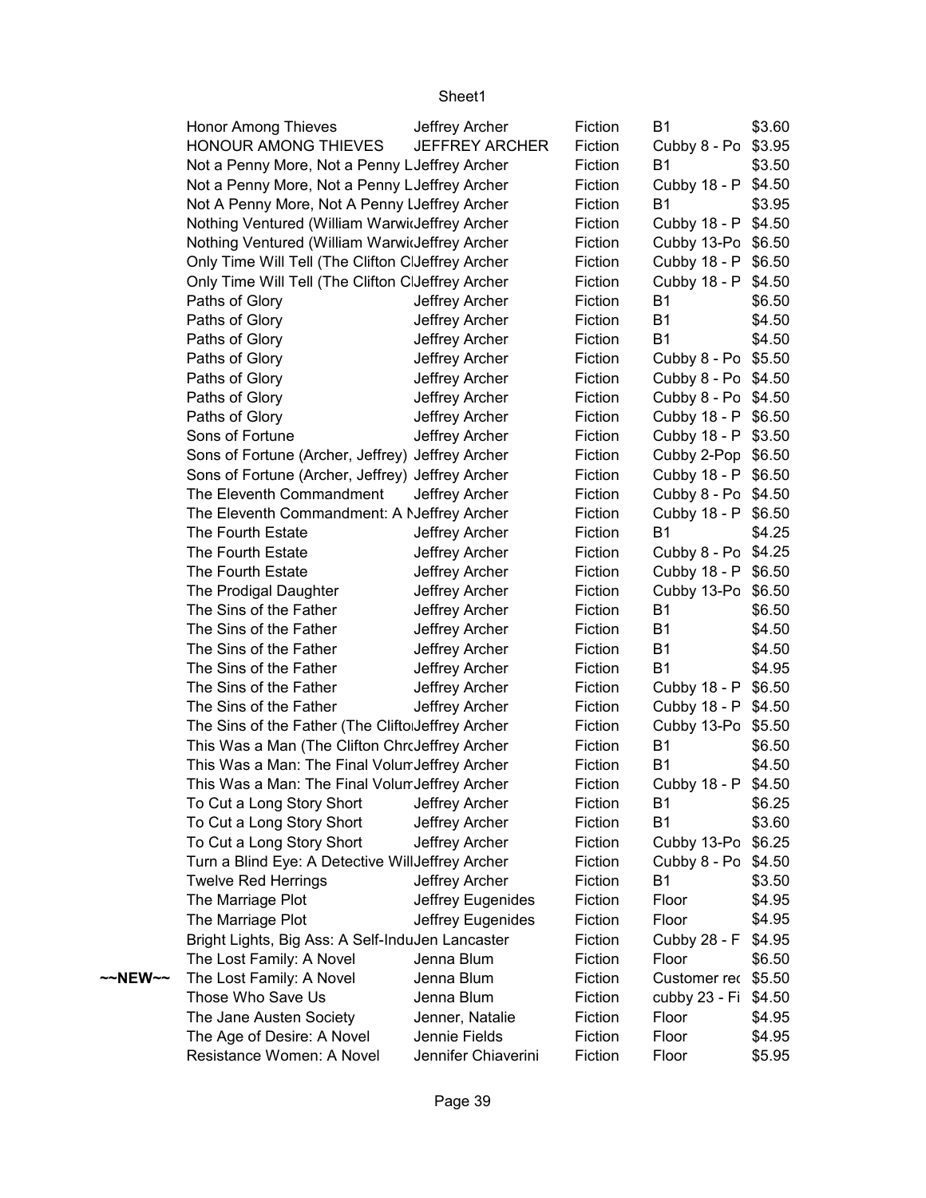Sheet1

| | | | | | |
|---|---|---|---|---|---|
| | Honor Among Thieves | Jeffrey Archer | Fiction | B1 | $3.60 |
| | HONOUR AMONG THIEVES | JEFFREY ARCHER | Fiction | Cubby 8 - Po | $3.95 |
| | Not a Penny More, Not a Penny L | Jeffrey Archer | Fiction | B1 | $3.50 |
| | Not a Penny More, Not a Penny L | Jeffrey Archer | Fiction | Cubby 18 - P | $4.50 |
| | Not A Penny More, Not A Penny L | Jeffrey Archer | Fiction | B1 | $3.95 |
| | Nothing Ventured (William Warwi | Jeffrey Archer | Fiction | Cubby 18 - P | $4.50 |
| | Nothing Ventured (William Warwi | Jeffrey Archer | Fiction | Cubby 13-Po | $6.50 |
| | Only Time Will Tell (The Clifton C | Jeffrey Archer | Fiction | Cubby 18 - P | $6.50 |
| | Only Time Will Tell (The Clifton C | Jeffrey Archer | Fiction | Cubby 18 - P | $4.50 |
| | Paths of Glory | Jeffrey Archer | Fiction | B1 | $6.50 |
| | Paths of Glory | Jeffrey Archer | Fiction | B1 | $4.50 |
| | Paths of Glory | Jeffrey Archer | Fiction | B1 | $4.50 |
| | Paths of Glory | Jeffrey Archer | Fiction | Cubby 8 - Po | $5.50 |
| | Paths of Glory | Jeffrey Archer | Fiction | Cubby 8 - Po | $4.50 |
| | Paths of Glory | Jeffrey Archer | Fiction | Cubby 8 - Po | $4.50 |
| | Paths of Glory | Jeffrey Archer | Fiction | Cubby 18 - P | $6.50 |
| | Sons of Fortune | Jeffrey Archer | Fiction | Cubby 18 - P | $3.50 |
| | Sons of Fortune (Archer, Jeffrey) | Jeffrey Archer | Fiction | Cubby 2-Pop | $6.50 |
| | Sons of Fortune (Archer, Jeffrey) | Jeffrey Archer | Fiction | Cubby 18 - P | $6.50 |
| | The Eleventh Commandment | Jeffrey Archer | Fiction | Cubby 8 - Po | $4.50 |
| | The Eleventh Commandment: A N | Jeffrey Archer | Fiction | Cubby 18 - P | $6.50 |
| | The Fourth Estate | Jeffrey Archer | Fiction | B1 | $4.25 |
| | The Fourth Estate | Jeffrey Archer | Fiction | Cubby 8 - Po | $4.25 |
| | The Fourth Estate | Jeffrey Archer | Fiction | Cubby 18 - P | $6.50 |
| | The Prodigal Daughter | Jeffrey Archer | Fiction | Cubby 13-Po | $6.50 |
| | The Sins of the Father | Jeffrey Archer | Fiction | B1 | $6.50 |
| | The Sins of the Father | Jeffrey Archer | Fiction | B1 | $4.50 |
| | The Sins of the Father | Jeffrey Archer | Fiction | B1 | $4.50 |
| | The Sins of the Father | Jeffrey Archer | Fiction | B1 | $4.95 |
| | The Sins of the Father | Jeffrey Archer | Fiction | Cubby 18 - P | $6.50 |
| | The Sins of the Father | Jeffrey Archer | Fiction | Cubby 18 - P | $4.50 |
| | The Sins of the Father (The Clifto | Jeffrey Archer | Fiction | Cubby 13-Po | $5.50 |
| | This Was a Man (The Clifton Chr | Jeffrey Archer | Fiction | B1 | $6.50 |
| | This Was a Man: The Final Volum | Jeffrey Archer | Fiction | B1 | $4.50 |
| | This Was a Man: The Final Volum | Jeffrey Archer | Fiction | Cubby 18 - P | $4.50 |
| | To Cut a Long Story Short | Jeffrey Archer | Fiction | B1 | $6.25 |
| | To Cut a Long Story Short | Jeffrey Archer | Fiction | B1 | $3.60 |
| | To Cut a Long Story Short | Jeffrey Archer | Fiction | Cubby 13-Po | $6.25 |
| | Turn a Blind Eye: A Detective Will | Jeffrey Archer | Fiction | Cubby 8 - Po | $4.50 |
| | Twelve Red Herrings | Jeffrey Archer | Fiction | B1 | $3.50 |
| | The Marriage Plot | Jeffrey Eugenides | Fiction | Floor | $4.95 |
| | The Marriage Plot | Jeffrey Eugenides | Fiction | Floor | $4.95 |
| | Bright Lights, Big Ass: A Self-Indu | Jen Lancaster | Fiction | Cubby 28 - F | $4.95 |
| | The Lost Family: A Novel | Jenna Blum | Fiction | Floor | $6.50 |
| ~~NEW~~ | The Lost Family: A Novel | Jenna Blum | Fiction | Customer rec | $5.50 |
| | Those Who Save Us | Jenna Blum | Fiction | cubby 23 - Fi | $4.50 |
| | The Jane Austen Society | Jenner, Natalie | Fiction | Floor | $4.95 |
| | The Age of Desire: A Novel | Jennie Fields | Fiction | Floor | $4.95 |
| | Resistance Women: A Novel | Jennifer Chiaverini | Fiction | Floor | $5.95 |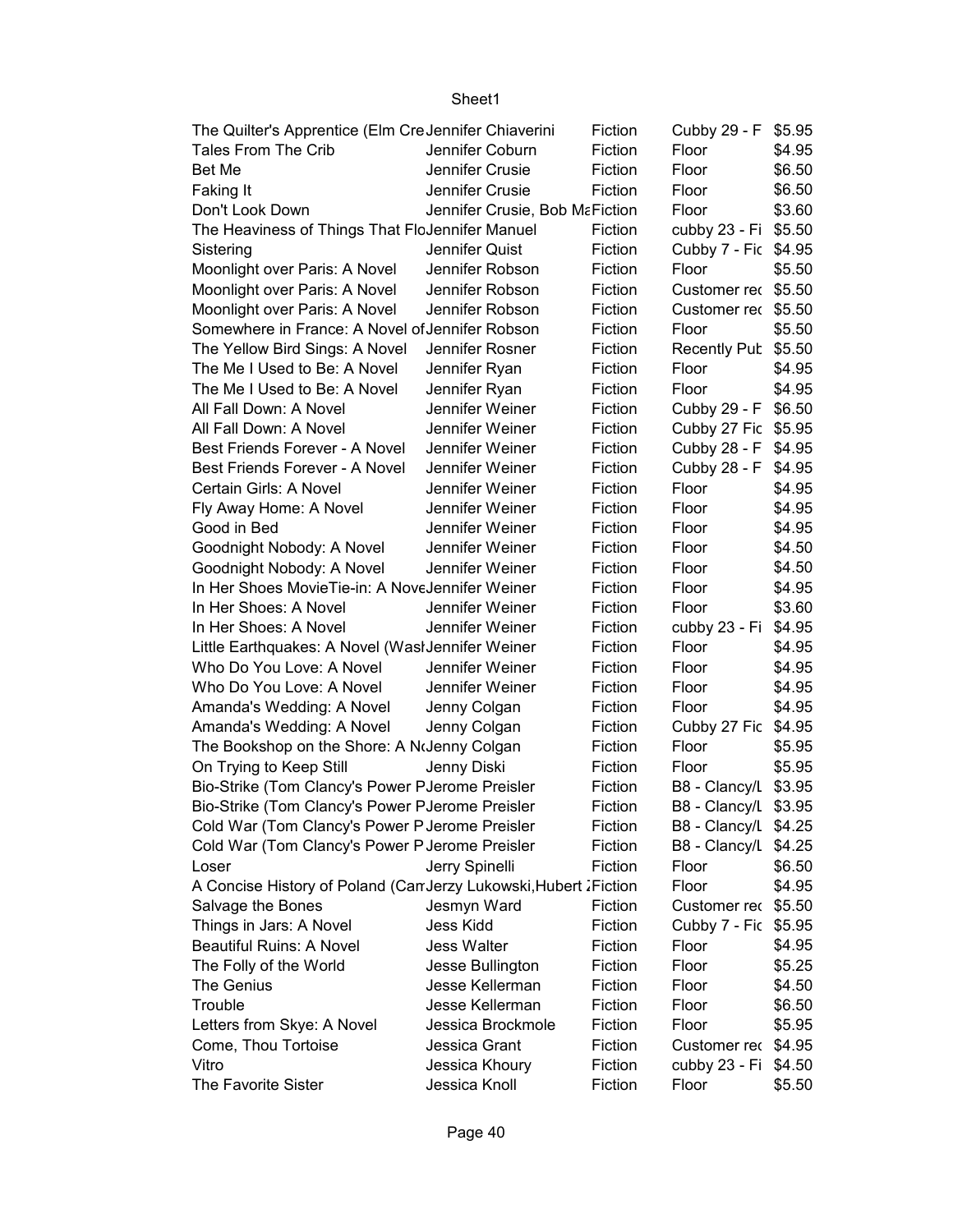| | | | | |
|---|---|---|---|---|
| The Quilter's Apprentice (Elm Cre | Jennifer Chiaverini | Fiction | Cubby 29 - F | $5.95 |
| Tales From The Crib | Jennifer Coburn | Fiction | Floor | $4.95 |
| Bet Me | Jennifer Crusie | Fiction | Floor | $6.50 |
| Faking It | Jennifer Crusie | Fiction | Floor | $6.50 |
| Don't Look Down | Jennifer Crusie, Bob Ma | Fiction | Floor | $3.60 |
| The Heaviness of Things That Flo | Jennifer Manuel | Fiction | cubby 23 - Fi | $5.50 |
| Sistering | Jennifer Quist | Fiction | Cubby 7 - Fic | $4.95 |
| Moonlight over Paris: A Novel | Jennifer Robson | Fiction | Floor | $5.50 |
| Moonlight over Paris: A Novel | Jennifer Robson | Fiction | Customer rec | $5.50 |
| Moonlight over Paris: A Novel | Jennifer Robson | Fiction | Customer rec | $5.50 |
| Somewhere in France: A Novel of | Jennifer Robson | Fiction | Floor | $5.50 |
| The Yellow Bird Sings: A Novel | Jennifer Rosner | Fiction | Recently Pub | $5.50 |
| The Me I Used to Be: A Novel | Jennifer Ryan | Fiction | Floor | $4.95 |
| The Me I Used to Be: A Novel | Jennifer Ryan | Fiction | Floor | $4.95 |
| All Fall Down: A Novel | Jennifer Weiner | Fiction | Cubby 29 - F | $6.50 |
| All Fall Down: A Novel | Jennifer Weiner | Fiction | Cubby 27 Fic | $5.95 |
| Best Friends Forever - A Novel | Jennifer Weiner | Fiction | Cubby 28 - F | $4.95 |
| Best Friends Forever - A Novel | Jennifer Weiner | Fiction | Cubby 28 - F | $4.95 |
| Certain Girls: A Novel | Jennifer Weiner | Fiction | Floor | $4.95 |
| Fly Away Home: A Novel | Jennifer Weiner | Fiction | Floor | $4.95 |
| Good in Bed | Jennifer Weiner | Fiction | Floor | $4.95 |
| Goodnight Nobody: A Novel | Jennifer Weiner | Fiction | Floor | $4.50 |
| Goodnight Nobody: A Novel | Jennifer Weiner | Fiction | Floor | $4.50 |
| In Her Shoes MovieTie-in: A Nove | Jennifer Weiner | Fiction | Floor | $4.95 |
| In Her Shoes: A Novel | Jennifer Weiner | Fiction | Floor | $3.60 |
| In Her Shoes: A Novel | Jennifer Weiner | Fiction | cubby 23 - Fi | $4.95 |
| Little Earthquakes: A Novel (Wasl | Jennifer Weiner | Fiction | Floor | $4.95 |
| Who Do You Love: A Novel | Jennifer Weiner | Fiction | Floor | $4.95 |
| Who Do You Love: A Novel | Jennifer Weiner | Fiction | Floor | $4.95 |
| Amanda's Wedding: A Novel | Jenny Colgan | Fiction | Floor | $4.95 |
| Amanda's Wedding: A Novel | Jenny Colgan | Fiction | Cubby 27 Fic | $4.95 |
| The Bookshop on the Shore: A No | Jenny Colgan | Fiction | Floor | $5.95 |
| On Trying to Keep Still | Jenny Diski | Fiction | Floor | $5.95 |
| Bio-Strike (Tom Clancy's Power P | Jerome Preisler | Fiction | B8 - Clancy/L | $3.95 |
| Bio-Strike (Tom Clancy's Power P | Jerome Preisler | Fiction | B8 - Clancy/L | $3.95 |
| Cold War (Tom Clancy's Power P | Jerome Preisler | Fiction | B8 - Clancy/L | $4.25 |
| Cold War (Tom Clancy's Power P | Jerome Preisler | Fiction | B8 - Clancy/L | $4.25 |
| Loser | Jerry Spinelli | Fiction | Floor | $6.50 |
| A Concise History of Poland (Cam | Jerzy Lukowski,Hubert Z | Fiction | Floor | $4.95 |
| Salvage the Bones | Jesmyn Ward | Fiction | Customer rec | $5.50 |
| Things in Jars: A Novel | Jess Kidd | Fiction | Cubby 7 - Fic | $5.95 |
| Beautiful Ruins: A Novel | Jess Walter | Fiction | Floor | $4.95 |
| The Folly of the World | Jesse Bullington | Fiction | Floor | $5.25 |
| The Genius | Jesse Kellerman | Fiction | Floor | $4.50 |
| Trouble | Jesse Kellerman | Fiction | Floor | $6.50 |
| Letters from Skye: A Novel | Jessica Brockmole | Fiction | Floor | $5.95 |
| Come, Thou Tortoise | Jessica Grant | Fiction | Customer rec | $4.95 |
| Vitro | Jessica Khoury | Fiction | cubby 23 - Fi | $4.50 |
| The Favorite Sister | Jessica Knoll | Fiction | Floor | $5.50 |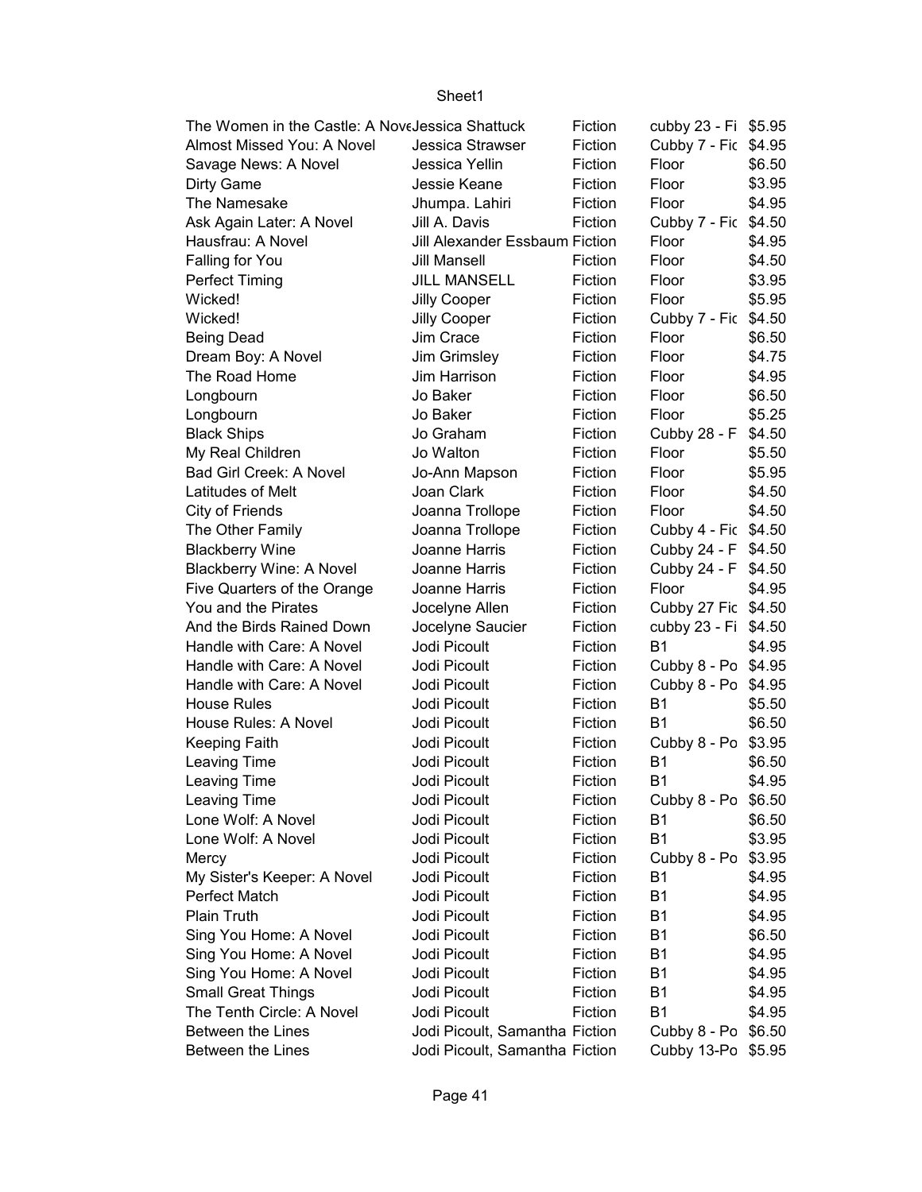| | | | | |
|---|---|---|---|---|
| The Women in the Castle: A Nove | Jessica Shattuck | Fiction | cubby 23 - Fi | $5.95 |
| Almost Missed You: A Novel | Jessica Strawser | Fiction | Cubby 7 - Fic | $4.95 |
| Savage News: A Novel | Jessica Yellin | Fiction | Floor | $6.50 |
| Dirty Game | Jessie Keane | Fiction | Floor | $3.95 |
| The Namesake | Jhumpa. Lahiri | Fiction | Floor | $4.95 |
| Ask Again Later: A Novel | Jill A. Davis | Fiction | Cubby 7 - Fic | $4.50 |
| Hausfrau: A Novel | Jill Alexander Essbaum | Fiction | Floor | $4.95 |
| Falling for You | Jill Mansell | Fiction | Floor | $4.50 |
| Perfect Timing | JILL MANSELL | Fiction | Floor | $3.95 |
| Wicked! | Jilly Cooper | Fiction | Floor | $5.95 |
| Wicked! | Jilly Cooper | Fiction | Cubby 7 - Fic | $4.50 |
| Being Dead | Jim Crace | Fiction | Floor | $6.50 |
| Dream Boy: A Novel | Jim Grimsley | Fiction | Floor | $4.75 |
| The Road Home | Jim Harrison | Fiction | Floor | $4.95 |
| Longbourn | Jo Baker | Fiction | Floor | $6.50 |
| Longbourn | Jo Baker | Fiction | Floor | $5.25 |
| Black Ships | Jo Graham | Fiction | Cubby 28 - F | $4.50 |
| My Real Children | Jo Walton | Fiction | Floor | $5.50 |
| Bad Girl Creek: A Novel | Jo-Ann Mapson | Fiction | Floor | $5.95 |
| Latitudes of Melt | Joan Clark | Fiction | Floor | $4.50 |
| City of Friends | Joanna Trollope | Fiction | Floor | $4.50 |
| The Other Family | Joanna Trollope | Fiction | Cubby 4 - Fic | $4.50 |
| Blackberry Wine | Joanne Harris | Fiction | Cubby 24 - F | $4.50 |
| Blackberry Wine: A Novel | Joanne Harris | Fiction | Cubby 24 - F | $4.50 |
| Five Quarters of the Orange | Joanne Harris | Fiction | Floor | $4.95 |
| You and the Pirates | Jocelyne Allen | Fiction | Cubby 27 Fic | $4.50 |
| And the Birds Rained Down | Jocelyne Saucier | Fiction | cubby 23 - Fi | $4.50 |
| Handle with Care: A Novel | Jodi Picoult | Fiction | B1 | $4.95 |
| Handle with Care: A Novel | Jodi Picoult | Fiction | Cubby 8 - Po | $4.95 |
| Handle with Care: A Novel | Jodi Picoult | Fiction | Cubby 8 - Po | $4.95 |
| House Rules | Jodi Picoult | Fiction | B1 | $5.50 |
| House Rules: A Novel | Jodi Picoult | Fiction | B1 | $6.50 |
| Keeping Faith | Jodi Picoult | Fiction | Cubby 8 - Po | $3.95 |
| Leaving Time | Jodi Picoult | Fiction | B1 | $6.50 |
| Leaving Time | Jodi Picoult | Fiction | B1 | $4.95 |
| Leaving Time | Jodi Picoult | Fiction | Cubby 8 - Po | $6.50 |
| Lone Wolf: A Novel | Jodi Picoult | Fiction | B1 | $6.50 |
| Lone Wolf: A Novel | Jodi Picoult | Fiction | B1 | $3.95 |
| Mercy | Jodi Picoult | Fiction | Cubby 8 - Po | $3.95 |
| My Sister's Keeper: A Novel | Jodi Picoult | Fiction | B1 | $4.95 |
| Perfect Match | Jodi Picoult | Fiction | B1 | $4.95 |
| Plain Truth | Jodi Picoult | Fiction | B1 | $4.95 |
| Sing You Home: A Novel | Jodi Picoult | Fiction | B1 | $6.50 |
| Sing You Home: A Novel | Jodi Picoult | Fiction | B1 | $4.95 |
| Sing You Home: A Novel | Jodi Picoult | Fiction | B1 | $4.95 |
| Small Great Things | Jodi Picoult | Fiction | B1 | $4.95 |
| The Tenth Circle: A Novel | Jodi Picoult | Fiction | B1 | $4.95 |
| Between the Lines | Jodi Picoult, Samantha | Fiction | Cubby 8 - Po | $6.50 |
| Between the Lines | Jodi Picoult, Samantha | Fiction | Cubby 13-Po | $5.95 |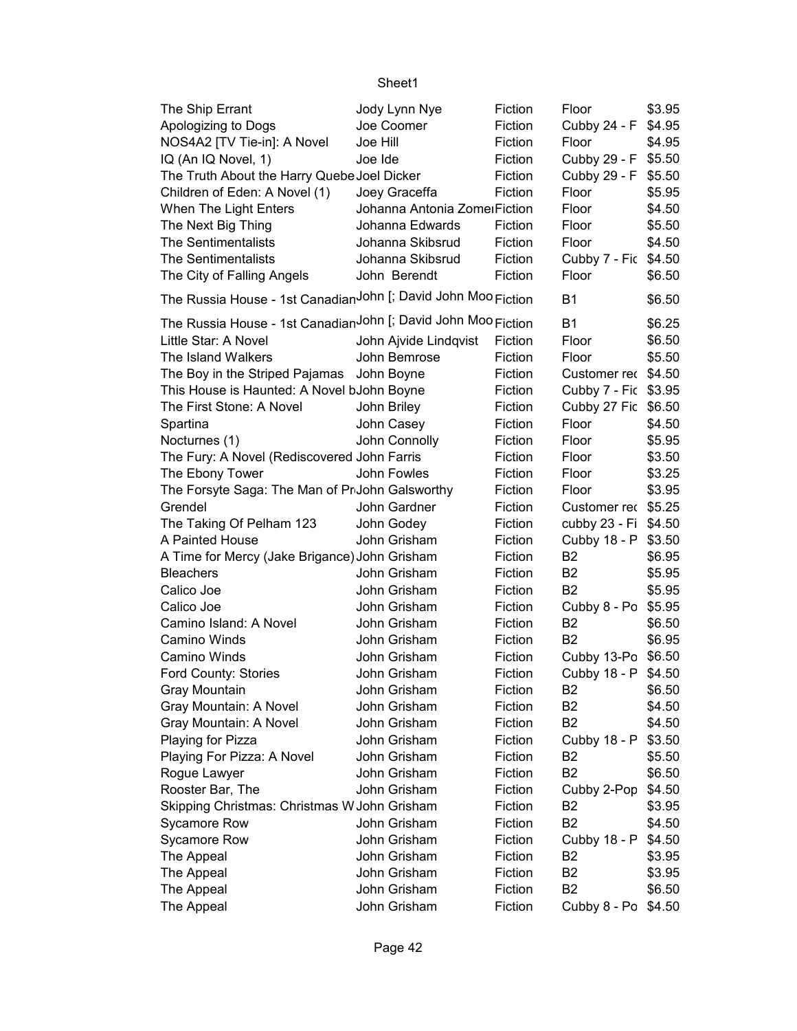| The Ship Errant | Jody Lynn Nye | Fiction | Floor | $3.95 |
|---|---|---|---|---|
| Apologizing to Dogs | Joe Coomer | Fiction | Cubby 24 - F | $4.95 |
| NOS4A2 [TV Tie-in]: A Novel | Joe Hill | Fiction | Floor | $4.95 |
| IQ (An IQ Novel, 1) | Joe Ide | Fiction | Cubby 29 - F | $5.50 |
| The Truth About the Harry Quebe | Joel Dicker | Fiction | Cubby 29 - F | $5.50 |
| Children of Eden: A Novel (1) | Joey Graceffa | Fiction | Floor | $5.95 |
| When The Light Enters | Johanna Antonia Zomer | Fiction | Floor | $4.50 |
| The Next Big Thing | Johanna Edwards | Fiction | Floor | $5.50 |
| The Sentimentalists | Johanna Skibsrud | Fiction | Floor | $4.50 |
| The Sentimentalists | Johanna Skibsrud | Fiction | Cubby 7 - Fic | $4.50 |
| The City of Falling Angels | John Berendt | Fiction | Floor | $6.50 |
| The Russia House - 1st Canadian | John [; David John Moo | Fiction | B1 | $6.50 |
| The Russia House - 1st Canadian | John [; David John Moo | Fiction | B1 | $6.25 |
| Little Star: A Novel | John Ajvide Lindqvist | Fiction | Floor | $6.50 |
| The Island Walkers | John Bemrose | Fiction | Floor | $5.50 |
| The Boy in the Striped Pajamas | John Boyne | Fiction | Customer rec | $4.50 |
| This House is Haunted: A Novel b | John Boyne | Fiction | Cubby 7 - Fic | $3.95 |
| The First Stone: A Novel | John Briley | Fiction | Cubby 27 Fic | $6.50 |
| Spartina | John Casey | Fiction | Floor | $4.50 |
| Nocturnes (1) | John Connolly | Fiction | Floor | $5.95 |
| The Fury: A Novel (Rediscovered | John Farris | Fiction | Floor | $3.50 |
| The Ebony Tower | John Fowles | Fiction | Floor | $3.25 |
| The Forsyte Saga: The Man of Pr | John Galsworthy | Fiction | Floor | $3.95 |
| Grendel | John Gardner | Fiction | Customer rec | $5.25 |
| The Taking Of Pelham 123 | John Godey | Fiction | cubby 23 - Fi | $4.50 |
| A Painted House | John Grisham | Fiction | Cubby 18 - P | $3.50 |
| A Time for Mercy (Jake Brigance) | John Grisham | Fiction | B2 | $6.95 |
| Bleachers | John Grisham | Fiction | B2 | $5.95 |
| Calico Joe | John Grisham | Fiction | B2 | $5.95 |
| Calico Joe | John Grisham | Fiction | Cubby 8 - Po | $5.95 |
| Camino Island: A Novel | John Grisham | Fiction | B2 | $6.50 |
| Camino Winds | John Grisham | Fiction | B2 | $6.95 |
| Camino Winds | John Grisham | Fiction | Cubby 13-Po | $6.50 |
| Ford County: Stories | John Grisham | Fiction | Cubby 18 - P | $4.50 |
| Gray Mountain | John Grisham | Fiction | B2 | $6.50 |
| Gray Mountain: A Novel | John Grisham | Fiction | B2 | $4.50 |
| Gray Mountain: A Novel | John Grisham | Fiction | B2 | $4.50 |
| Playing for Pizza | John Grisham | Fiction | Cubby 18 - P | $3.50 |
| Playing For Pizza: A Novel | John Grisham | Fiction | B2 | $5.50 |
| Rogue Lawyer | John Grisham | Fiction | B2 | $6.50 |
| Rooster Bar, The | John Grisham | Fiction | Cubby 2-Pop | $4.50 |
| Skipping Christmas: Christmas W | John Grisham | Fiction | B2 | $3.95 |
| Sycamore Row | John Grisham | Fiction | B2 | $4.50 |
| Sycamore Row | John Grisham | Fiction | Cubby 18 - P | $4.50 |
| The Appeal | John Grisham | Fiction | B2 | $3.95 |
| The Appeal | John Grisham | Fiction | B2 | $3.95 |
| The Appeal | John Grisham | Fiction | B2 | $6.50 |
| The Appeal | John Grisham | Fiction | Cubby 8 - Po | $4.50 |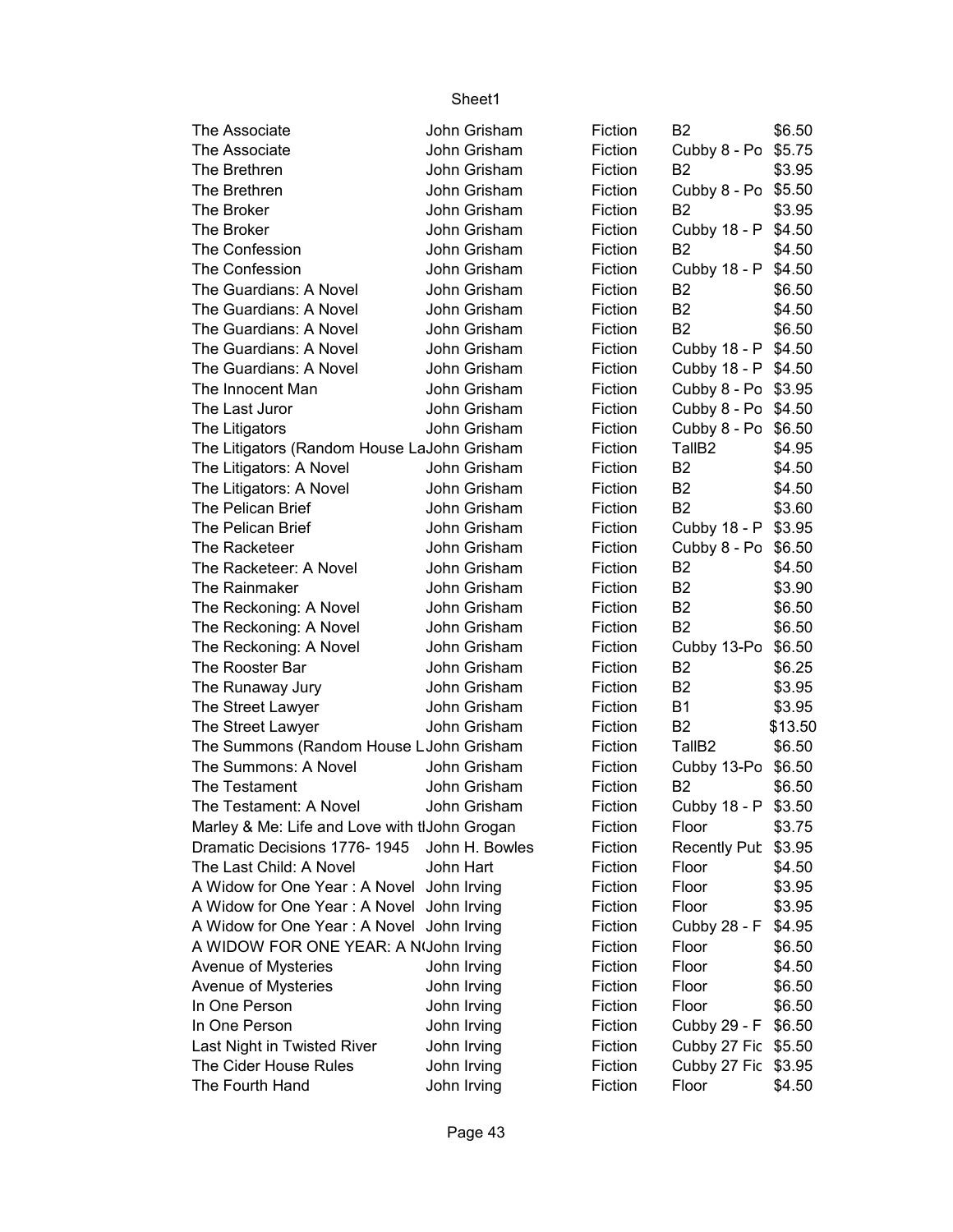| | | | | |
|---|---|---|---|---|
| The Associate | John Grisham | Fiction | B2 | $6.50 |
| The Associate | John Grisham | Fiction | Cubby 8 - Po | $5.75 |
| The Brethren | John Grisham | Fiction | B2 | $3.95 |
| The Brethren | John Grisham | Fiction | Cubby 8 - Po | $5.50 |
| The Broker | John Grisham | Fiction | B2 | $3.95 |
| The Broker | John Grisham | Fiction | Cubby 18 - P | $4.50 |
| The Confession | John Grisham | Fiction | B2 | $4.50 |
| The Confession | John Grisham | Fiction | Cubby 18 - P | $4.50 |
| The Guardians: A Novel | John Grisham | Fiction | B2 | $6.50 |
| The Guardians: A Novel | John Grisham | Fiction | B2 | $4.50 |
| The Guardians: A Novel | John Grisham | Fiction | B2 | $6.50 |
| The Guardians: A Novel | John Grisham | Fiction | Cubby 18 - P | $4.50 |
| The Guardians: A Novel | John Grisham | Fiction | Cubby 18 - P | $4.50 |
| The Innocent Man | John Grisham | Fiction | Cubby 8 - Po | $3.95 |
| The Last Juror | John Grisham | Fiction | Cubby 8 - Po | $4.50 |
| The Litigators | John Grisham | Fiction | Cubby 8 - Po | $6.50 |
| The Litigators (Random House La | John Grisham | Fiction | TallB2 | $4.95 |
| The Litigators: A Novel | John Grisham | Fiction | B2 | $4.50 |
| The Litigators: A Novel | John Grisham | Fiction | B2 | $4.50 |
| The Pelican Brief | John Grisham | Fiction | B2 | $3.60 |
| The Pelican Brief | John Grisham | Fiction | Cubby 18 - P | $3.95 |
| The Racketeer | John Grisham | Fiction | Cubby 8 - Po | $6.50 |
| The Racketeer: A Novel | John Grisham | Fiction | B2 | $4.50 |
| The Rainmaker | John Grisham | Fiction | B2 | $3.90 |
| The Reckoning: A Novel | John Grisham | Fiction | B2 | $6.50 |
| The Reckoning: A Novel | John Grisham | Fiction | B2 | $6.50 |
| The Reckoning: A Novel | John Grisham | Fiction | Cubby 13-Po | $6.50 |
| The Rooster Bar | John Grisham | Fiction | B2 | $6.25 |
| The Runaway Jury | John Grisham | Fiction | B2 | $3.95 |
| The Street Lawyer | John Grisham | Fiction | B1 | $3.95 |
| The Street Lawyer | John Grisham | Fiction | B2 | $13.50 |
| The Summons (Random House L | John Grisham | Fiction | TallB2 | $6.50 |
| The Summons: A Novel | John Grisham | Fiction | Cubby 13-Po | $6.50 |
| The Testament | John Grisham | Fiction | B2 | $6.50 |
| The Testament: A Novel | John Grisham | Fiction | Cubby 18 - P | $3.50 |
| Marley & Me: Life and Love with tl | John Grogan | Fiction | Floor | $3.75 |
| Dramatic Decisions 1776- 1945 | John H. Bowles | Fiction | Recently Pub | $3.95 |
| The Last Child: A Novel | John Hart | Fiction | Floor | $4.50 |
| A Widow for One Year : A Novel | John Irving | Fiction | Floor | $3.95 |
| A Widow for One Year : A Novel | John Irving | Fiction | Floor | $3.95 |
| A Widow for One Year : A Novel | John Irving | Fiction | Cubby 28 - F | $4.95 |
| A WIDOW FOR ONE YEAR: A N( | John Irving | Fiction | Floor | $6.50 |
| Avenue of Mysteries | John Irving | Fiction | Floor | $4.50 |
| Avenue of Mysteries | John Irving | Fiction | Floor | $6.50 |
| In One Person | John Irving | Fiction | Floor | $6.50 |
| In One Person | John Irving | Fiction | Cubby 29 - F | $6.50 |
| Last Night in Twisted River | John Irving | Fiction | Cubby 27 Fic | $5.50 |
| The Cider House Rules | John Irving | Fiction | Cubby 27 Fic | $3.95 |
| The Fourth Hand | John Irving | Fiction | Floor | $4.50 |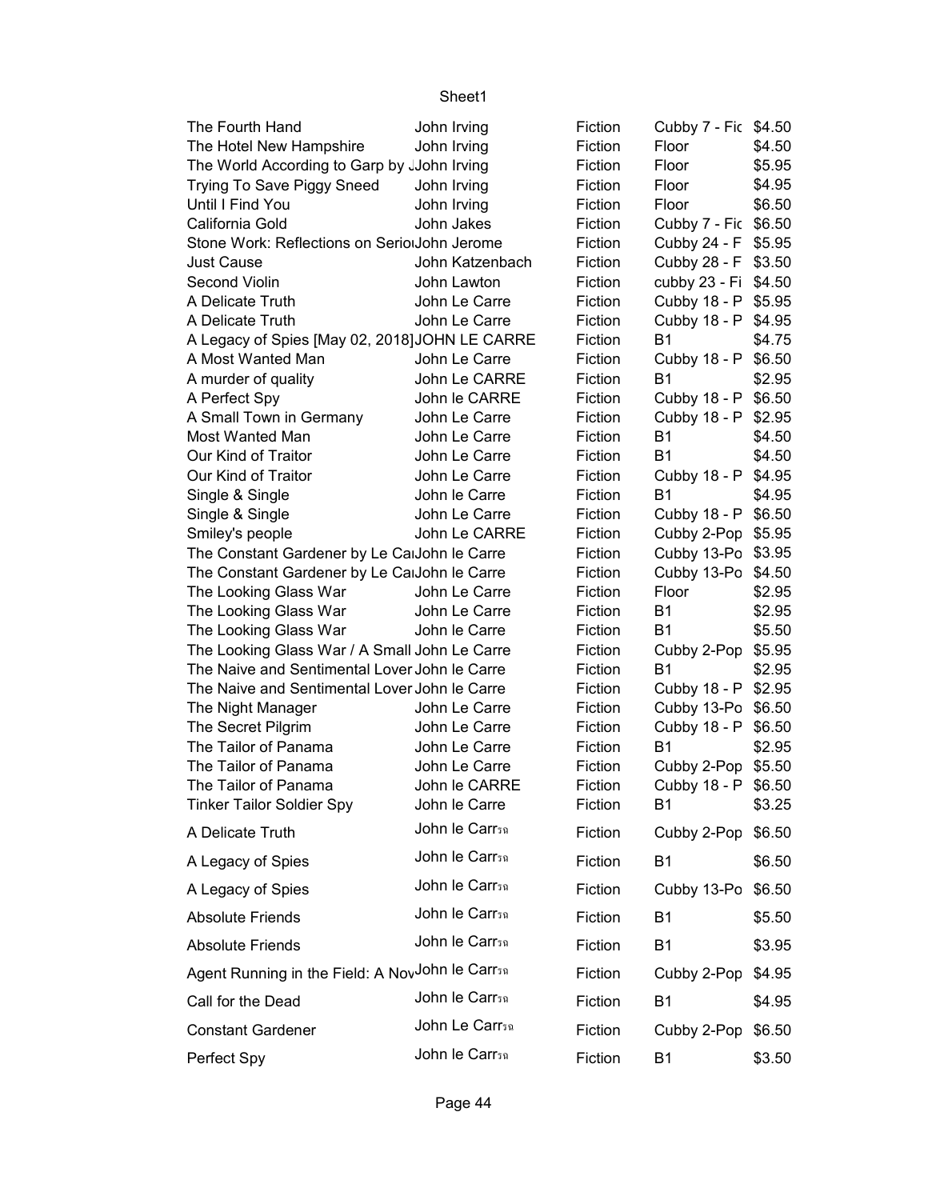| | | | | |
|---|---|---|---|---|
| The Fourth Hand | John Irving | Fiction | Cubby 7 - Fic | $4.50 |
| The Hotel New Hampshire | John Irving | Fiction | Floor | $4.50 |
| The World According to Garp by J | John Irving | Fiction | Floor | $5.95 |
| Trying To Save Piggy Sneed | John Irving | Fiction | Floor | $4.95 |
| Until I Find You | John Irving | Fiction | Floor | $6.50 |
| California Gold | John Jakes | Fiction | Cubby 7 - Fic | $6.50 |
| Stone Work: Reflections on Serio | John Jerome | Fiction | Cubby 24 - F | $5.95 |
| Just Cause | John Katzenbach | Fiction | Cubby 28 - F | $3.50 |
| Second Violin | John Lawton | Fiction | cubby 23 - Fi | $4.50 |
| A Delicate Truth | John Le Carre | Fiction | Cubby 18 - P | $5.95 |
| A Delicate Truth | John Le Carre | Fiction | Cubby 18 - P | $4.95 |
| A Legacy of Spies [May 02, 2018] | JOHN LE CARRE | Fiction | B1 | $4.75 |
| A Most Wanted Man | John Le Carre | Fiction | Cubby 18 - P | $6.50 |
| A murder of quality | John Le CARRE | Fiction | B1 | $2.95 |
| A Perfect Spy | John le CARRE | Fiction | Cubby 18 - P | $6.50 |
| A Small Town in Germany | John Le Carre | Fiction | Cubby 18 - P | $2.95 |
| Most Wanted Man | John Le Carre | Fiction | B1 | $4.50 |
| Our Kind of Traitor | John Le Carre | Fiction | B1 | $4.50 |
| Our Kind of Traitor | John Le Carre | Fiction | Cubby 18 - P | $4.95 |
| Single & Single | John le Carre | Fiction | B1 | $4.95 |
| Single & Single | John Le Carre | Fiction | Cubby 18 - P | $6.50 |
| Smiley's people | John Le CARRE | Fiction | Cubby 2-Pop | $5.95 |
| The Constant Gardener by Le Ca | John le Carre | Fiction | Cubby 13-Po | $3.95 |
| The Constant Gardener by Le Ca | John le Carre | Fiction | Cubby 13-Po | $4.50 |
| The Looking Glass War | John Le Carre | Fiction | Floor | $2.95 |
| The Looking Glass War | John Le Carre | Fiction | B1 | $2.95 |
| The Looking Glass War | John le Carre | Fiction | B1 | $5.50 |
| The Looking Glass War / A Small | John Le Carre | Fiction | Cubby 2-Pop | $5.95 |
| The Naive and Sentimental Lover | John le Carre | Fiction | B1 | $2.95 |
| The Naive and Sentimental Lover | John le Carre | Fiction | Cubby 18 - P | $2.95 |
| The Night Manager | John Le Carre | Fiction | Cubby 13-Po | $6.50 |
| The Secret Pilgrim | John Le Carre | Fiction | Cubby 18 - P | $6.50 |
| The Tailor of Panama | John Le Carre | Fiction | B1 | $2.95 |
| The Tailor of Panama | John Le Carre | Fiction | Cubby 2-Pop | $5.50 |
| The Tailor of Panama | John le CARRE | Fiction | Cubby 18 - P | $6.50 |
| Tinker Tailor Soldier Spy | John le Carre | Fiction | B1 | $3.25 |
| A Delicate Truth | John le Carrวฉ | Fiction | Cubby 2-Pop | $6.50 |
| A Legacy of Spies | John le Carrวฉ | Fiction | B1 | $6.50 |
| A Legacy of Spies | John le Carrวฉ | Fiction | Cubby 13-Po | $6.50 |
| Absolute Friends | John le Carrวฉ | Fiction | B1 | $5.50 |
| Absolute Friends | John le Carrวฉ | Fiction | B1 | $3.95 |
| Agent Running in the Field: A Nov | John le Carrวฉ | Fiction | Cubby 2-Pop | $4.95 |
| Call for the Dead | John le Carrวฉ | Fiction | B1 | $4.95 |
| Constant Gardener | John Le Carrวฉ | Fiction | Cubby 2-Pop | $6.50 |
| Perfect Spy | John le Carrวฉ | Fiction | B1 | $3.50 |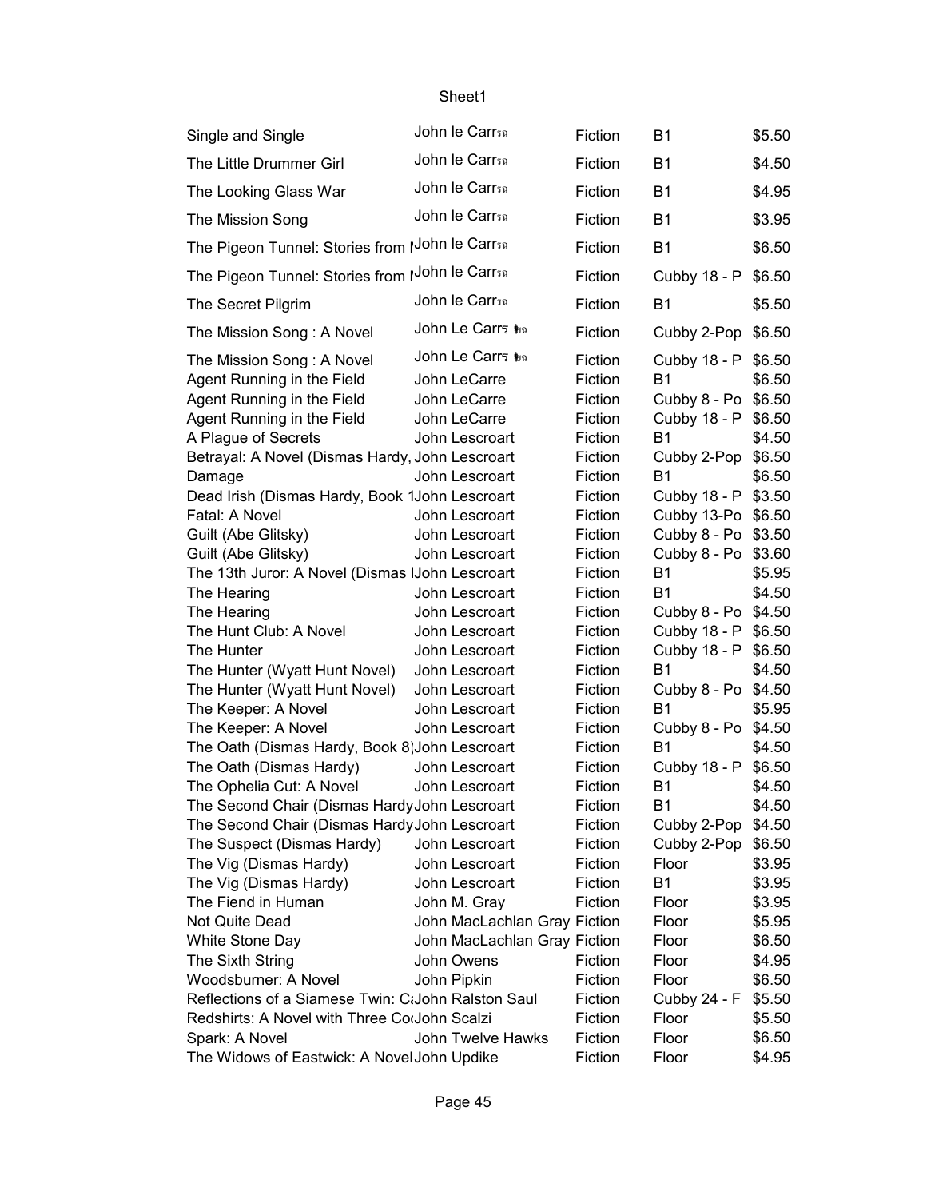| | | | | |
|---|---|---|---|---|
| Single and Single | John le Carrฺ้ | Fiction | B1 | $5.50 |
| The Little Drummer Girl | John le Carrฺ้ | Fiction | B1 | $4.50 |
| The Looking Glass War | John le Carrฺ้ | Fiction | B1 | $4.95 |
| The Mission Song | John le Carrฺ้ | Fiction | B1 | $3.95 |
| The Pigeon Tunnel: Stories from I | John le Carrฺ้ | Fiction | B1 | $6.50 |
| The Pigeon Tunnel: Stories from I | John le Carrฺ้ | Fiction | Cubby 18 - P | $6.50 |
| The Secret Pilgrim | John le Carrฺ้ | Fiction | B1 | $5.50 |
| The Mission Song : A Novel | John Le Carrฺ ี้ | Fiction | Cubby 2-Pop | $6.50 |
| The Mission Song : A Novel | John Le Carrฺ ี้ | Fiction | Cubby 18 - P | $6.50 |
| Agent Running in the Field | John LeCarre | Fiction | B1 | $6.50 |
| Agent Running in the Field | John LeCarre | Fiction | Cubby 8 - Po | $6.50 |
| Agent Running in the Field | John LeCarre | Fiction | Cubby 18 - P | $6.50 |
| A Plague of Secrets | John Lescroart | Fiction | B1 | $4.50 |
| Betrayal: A Novel (Dismas Hardy, | John Lescroart | Fiction | Cubby 2-Pop | $6.50 |
| Damage | John Lescroart | Fiction | B1 | $6.50 |
| Dead Irish (Dismas Hardy, Book 1 | John Lescroart | Fiction | Cubby 18 - P | $3.50 |
| Fatal: A Novel | John Lescroart | Fiction | Cubby 13-Po | $6.50 |
| Guilt (Abe Glitsky) | John Lescroart | Fiction | Cubby 8 - Po | $3.50 |
| Guilt (Abe Glitsky) | John Lescroart | Fiction | Cubby 8 - Po | $3.60 |
| The 13th Juror: A Novel (Dismas I | John Lescroart | Fiction | B1 | $5.95 |
| The Hearing | John Lescroart | Fiction | B1 | $4.50 |
| The Hearing | John Lescroart | Fiction | Cubby 8 - Po | $4.50 |
| The Hunt Club: A Novel | John Lescroart | Fiction | Cubby 18 - P | $6.50 |
| The Hunter | John Lescroart | Fiction | Cubby 18 - P | $6.50 |
| The Hunter (Wyatt Hunt Novel) | John Lescroart | Fiction | B1 | $4.50 |
| The Hunter (Wyatt Hunt Novel) | John Lescroart | Fiction | Cubby 8 - Po | $4.50 |
| The Keeper: A Novel | John Lescroart | Fiction | B1 | $5.95 |
| The Keeper: A Novel | John Lescroart | Fiction | Cubby 8 - Po | $4.50 |
| The Oath (Dismas Hardy, Book 8) | John Lescroart | Fiction | B1 | $4.50 |
| The Oath (Dismas Hardy) | John Lescroart | Fiction | Cubby 18 - P | $6.50 |
| The Ophelia Cut: A Novel | John Lescroart | Fiction | B1 | $4.50 |
| The Second Chair (Dismas Hardy | John Lescroart | Fiction | B1 | $4.50 |
| The Second Chair (Dismas Hardy | John Lescroart | Fiction | Cubby 2-Pop | $4.50 |
| The Suspect (Dismas Hardy) | John Lescroart | Fiction | Cubby 2-Pop | $6.50 |
| The Vig (Dismas Hardy) | John Lescroart | Fiction | Floor | $3.95 |
| The Vig (Dismas Hardy) | John Lescroart | Fiction | B1 | $3.95 |
| The Fiend in Human | John M. Gray | Fiction | Floor | $3.95 |
| Not Quite Dead | John MacLachlan Gray | Fiction | Floor | $5.95 |
| White Stone Day | John MacLachlan Gray | Fiction | Floor | $6.50 |
| The Sixth String | John Owens | Fiction | Floor | $4.95 |
| Woodsburner: A Novel | John Pipkin | Fiction | Floor | $6.50 |
| Reflections of a Siamese Twin: C | John Ralston Saul | Fiction | Cubby 24 - F | $5.50 |
| Redshirts: A Novel with Three Co | John Scalzi | Fiction | Floor | $5.50 |
| Spark: A Novel | John Twelve Hawks | Fiction | Floor | $6.50 |
| The Widows of Eastwick: A Novel | John Updike | Fiction | Floor | $4.95 |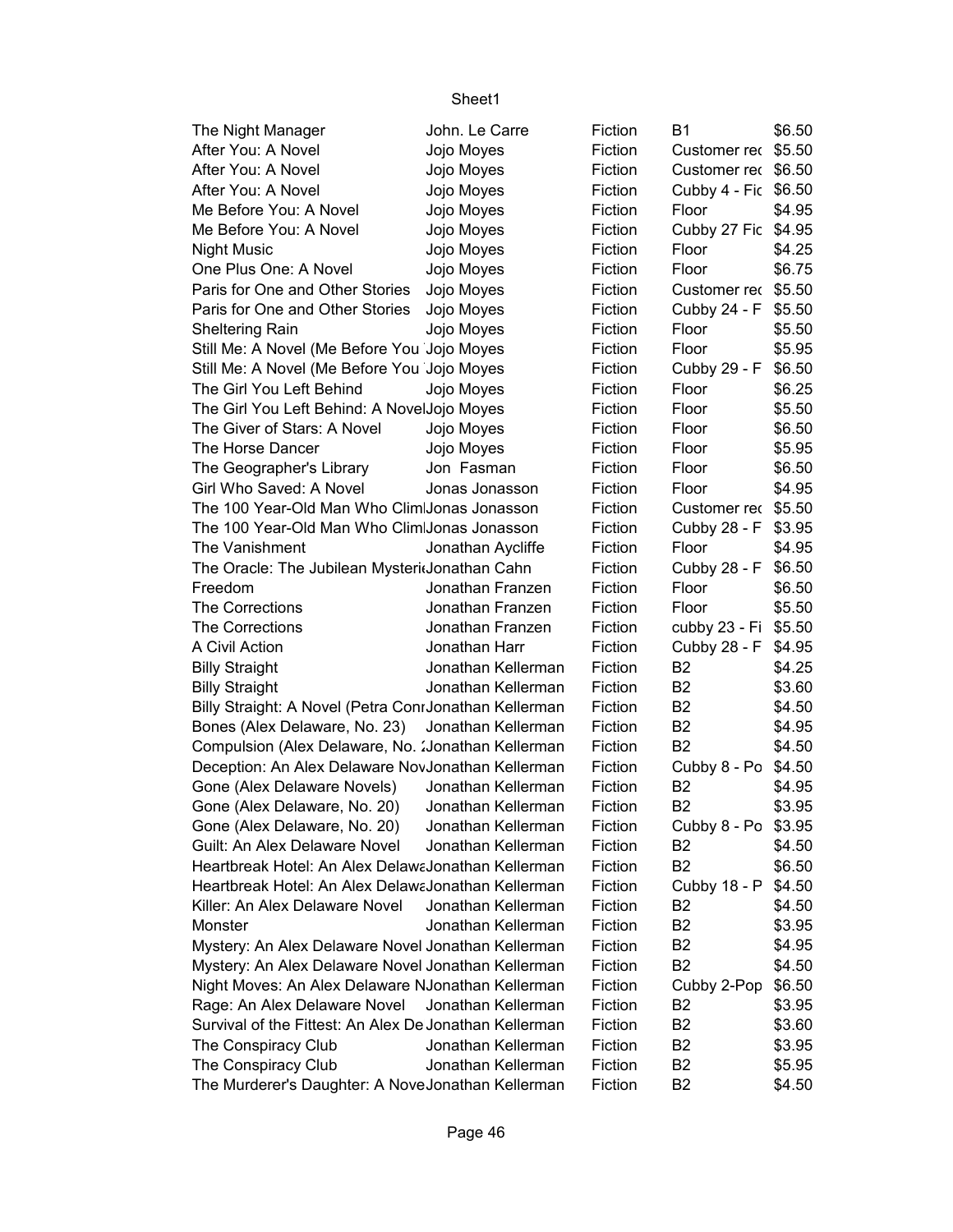| | | | | |
|---|---|---|---|---|
| The Night Manager | John. Le Carre | Fiction | B1 | $6.50 |
| After You: A Novel | Jojo Moyes | Fiction | Customer rec | $5.50 |
| After You: A Novel | Jojo Moyes | Fiction | Customer rec | $6.50 |
| After You: A Novel | Jojo Moyes | Fiction | Cubby 4 - Fic | $6.50 |
| Me Before You: A Novel | Jojo Moyes | Fiction | Floor | $4.95 |
| Me Before You: A Novel | Jojo Moyes | Fiction | Cubby 27 Fic | $4.95 |
| Night Music | Jojo Moyes | Fiction | Floor | $4.25 |
| One Plus One: A Novel | Jojo Moyes | Fiction | Floor | $6.75 |
| Paris for One and Other Stories | Jojo Moyes | Fiction | Customer rec | $5.50 |
| Paris for One and Other Stories | Jojo Moyes | Fiction | Cubby 24 - F | $5.50 |
| Sheltering Rain | Jojo Moyes | Fiction | Floor | $5.50 |
| Still Me: A Novel (Me Before You | Jojo Moyes | Fiction | Floor | $5.95 |
| Still Me: A Novel (Me Before You | Jojo Moyes | Fiction | Cubby 29 - F | $6.50 |
| The Girl You Left Behind | Jojo Moyes | Fiction | Floor | $6.25 |
| The Girl You Left Behind: A Novel | Jojo Moyes | Fiction | Floor | $5.50 |
| The Giver of Stars: A Novel | Jojo Moyes | Fiction | Floor | $6.50 |
| The Horse Dancer | Jojo Moyes | Fiction | Floor | $5.95 |
| The Geographer's Library | Jon Fasman | Fiction | Floor | $6.50 |
| Girl Who Saved: A Novel | Jonas Jonasson | Fiction | Floor | $4.95 |
| The 100 Year-Old Man Who Climl | Jonas Jonasson | Fiction | Customer rec | $5.50 |
| The 100 Year-Old Man Who Climl | Jonas Jonasson | Fiction | Cubby 28 - F | $3.95 |
| The Vanishment | Jonathan Aycliffe | Fiction | Floor | $4.95 |
| The Oracle: The Jubilean Mysteri | Jonathan Cahn | Fiction | Cubby 28 - F | $6.50 |
| Freedom | Jonathan Franzen | Fiction | Floor | $6.50 |
| The Corrections | Jonathan Franzen | Fiction | Floor | $5.50 |
| The Corrections | Jonathan Franzen | Fiction | cubby 23 - Fi | $5.50 |
| A Civil Action | Jonathan Harr | Fiction | Cubby 28 - F | $4.95 |
| Billy Straight | Jonathan Kellerman | Fiction | B2 | $4.25 |
| Billy Straight | Jonathan Kellerman | Fiction | B2 | $3.60 |
| Billy Straight: A Novel (Petra Conr | Jonathan Kellerman | Fiction | B2 | $4.50 |
| Bones (Alex Delaware, No. 23) | Jonathan Kellerman | Fiction | B2 | $4.95 |
| Compulsion (Alex Delaware, No. 2 | Jonathan Kellerman | Fiction | B2 | $4.50 |
| Deception: An Alex Delaware Nov | Jonathan Kellerman | Fiction | Cubby 8 - Po | $4.50 |
| Gone (Alex Delaware Novels) | Jonathan Kellerman | Fiction | B2 | $4.95 |
| Gone (Alex Delaware, No. 20) | Jonathan Kellerman | Fiction | B2 | $3.95 |
| Gone (Alex Delaware, No. 20) | Jonathan Kellerman | Fiction | Cubby 8 - Po | $3.95 |
| Guilt: An Alex Delaware Novel | Jonathan Kellerman | Fiction | B2 | $4.50 |
| Heartbreak Hotel: An Alex Delawa | Jonathan Kellerman | Fiction | B2 | $6.50 |
| Heartbreak Hotel: An Alex Delawa | Jonathan Kellerman | Fiction | Cubby 18 - P | $4.50 |
| Killer: An Alex Delaware Novel | Jonathan Kellerman | Fiction | B2 | $4.50 |
| Monster | Jonathan Kellerman | Fiction | B2 | $3.95 |
| Mystery: An Alex Delaware Novel | Jonathan Kellerman | Fiction | B2 | $4.95 |
| Mystery: An Alex Delaware Novel | Jonathan Kellerman | Fiction | B2 | $4.50 |
| Night Moves: An Alex Delaware N | Jonathan Kellerman | Fiction | Cubby 2-Pop | $6.50 |
| Rage: An Alex Delaware Novel | Jonathan Kellerman | Fiction | B2 | $3.95 |
| Survival of the Fittest: An Alex De | Jonathan Kellerman | Fiction | B2 | $3.60 |
| The Conspiracy Club | Jonathan Kellerman | Fiction | B2 | $3.95 |
| The Conspiracy Club | Jonathan Kellerman | Fiction | B2 | $5.95 |
| The Murderer's Daughter: A Nove | Jonathan Kellerman | Fiction | B2 | $4.50 |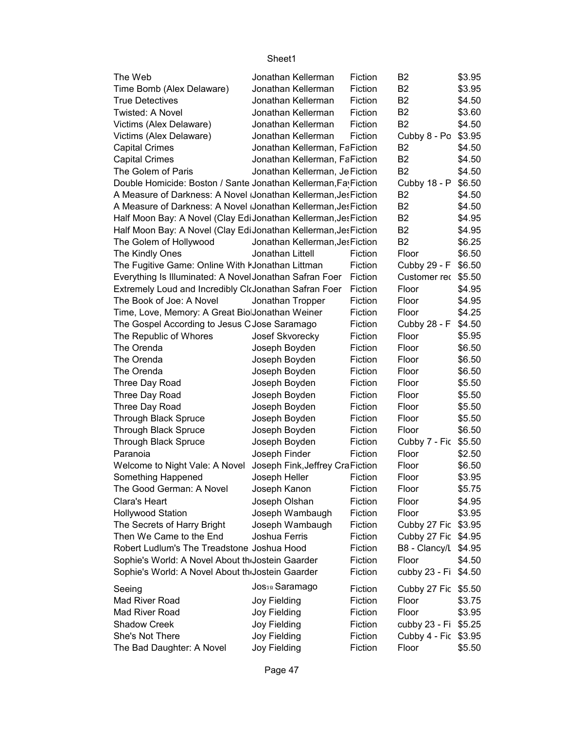| | | | | |
|---|---|---|---|---|
| The Web | Jonathan Kellerman | Fiction | B2 | $3.95 |
| Time Bomb (Alex Delaware) | Jonathan Kellerman | Fiction | B2 | $3.95 |
| True Detectives | Jonathan Kellerman | Fiction | B2 | $4.50 |
| Twisted: A Novel | Jonathan Kellerman | Fiction | B2 | $3.60 |
| Victims (Alex Delaware) | Jonathan Kellerman | Fiction | B2 | $4.50 |
| Victims (Alex Delaware) | Jonathan Kellerman | Fiction | Cubby 8 - Po | $3.95 |
| Capital Crimes | Jonathan Kellerman, Fa | Fiction | B2 | $4.50 |
| Capital Crimes | Jonathan Kellerman, Fa | Fiction | B2 | $4.50 |
| The Golem of Paris | Jonathan Kellerman, Je | Fiction | B2 | $4.50 |
| Double Homicide: Boston / Sante | Jonathan Kellerman,Fa | Fiction | Cubby 18 - P | $6.50 |
| A Measure of Darkness: A Novel ( | Jonathan Kellerman,Jes | Fiction | B2 | $4.50 |
| A Measure of Darkness: A Novel ( | Jonathan Kellerman,Jes | Fiction | B2 | $4.50 |
| Half Moon Bay: A Novel (Clay Edi | Jonathan Kellerman,Jes | Fiction | B2 | $4.95 |
| Half Moon Bay: A Novel (Clay Edi | Jonathan Kellerman,Jes | Fiction | B2 | $4.95 |
| The Golem of Hollywood | Jonathan Kellerman,Jes | Fiction | B2 | $6.25 |
| The Kindly Ones | Jonathan Littell | Fiction | Floor | $6.50 |
| The Fugitive Game: Online With K | Jonathan Littman | Fiction | Cubby 29 - F | $6.50 |
| Everything Is Illuminated: A Novel | Jonathan Safran Foer | Fiction | Customer rec | $5.50 |
| Extremely Loud and Incredibly Cl | Jonathan Safran Foer | Fiction | Floor | $4.95 |
| The Book of Joe: A Novel | Jonathan Tropper | Fiction | Floor | $4.95 |
| Time, Love, Memory: A Great Bio | Jonathan Weiner | Fiction | Floor | $4.25 |
| The Gospel According to Jesus C | Jose Saramago | Fiction | Cubby 28 - F | $4.50 |
| The Republic of Whores | Josef Skvorecky | Fiction | Floor | $5.95 |
| The Orenda | Joseph Boyden | Fiction | Floor | $6.50 |
| The Orenda | Joseph Boyden | Fiction | Floor | $6.50 |
| The Orenda | Joseph Boyden | Fiction | Floor | $6.50 |
| Three Day Road | Joseph Boyden | Fiction | Floor | $5.50 |
| Three Day Road | Joseph Boyden | Fiction | Floor | $5.50 |
| Three Day Road | Joseph Boyden | Fiction | Floor | $5.50 |
| Through Black Spruce | Joseph Boyden | Fiction | Floor | $5.50 |
| Through Black Spruce | Joseph Boyden | Fiction | Floor | $6.50 |
| Through Black Spruce | Joseph Boyden | Fiction | Cubby 7 - Fic | $5.50 |
| Paranoia | Joseph Finder | Fiction | Floor | $2.50 |
| Welcome to Night Vale: A Novel | Joseph Fink,Jeffrey Cra | Fiction | Floor | $6.50 |
| Something Happened | Joseph Heller | Fiction | Floor | $3.95 |
| The Good German: A Novel | Joseph Kanon | Fiction | Floor | $5.75 |
| Clara's Heart | Joseph Olshan | Fiction | Floor | $4.95 |
| Hollywood Station | Joseph Wambaugh | Fiction | Floor | $3.95 |
| The Secrets of Harry Bright | Joseph Wambaugh | Fiction | Cubby 27 Fic | $3.95 |
| Then We Came to the End | Joshua Ferris | Fiction | Cubby 27 Fic | $4.95 |
| Robert Ludlum's The Treadstone | Joshua Hood | Fiction | B8 - Clancy/L | $4.95 |
| Sophie's World: A Novel About th | Jostein Gaarder | Fiction | Floor | $4.50 |
| Sophie's World: A Novel About th | Jostein Gaarder | Fiction | cubby 23 - Fi | $4.50 |
| Seeing | Jos\ufffd\ufffd Saramago | Fiction | Cubby 27 Fic | $5.50 |
| Mad River Road | Joy Fielding | Fiction | Floor | $3.75 |
| Mad River Road | Joy Fielding | Fiction | Floor | $3.95 |
| Shadow Creek | Joy Fielding | Fiction | cubby 23 - Fi | $5.25 |
| She's Not There | Joy Fielding | Fiction | Cubby 4 - Fic | $3.95 |
| The Bad Daughter: A Novel | Joy Fielding | Fiction | Floor | $5.50 |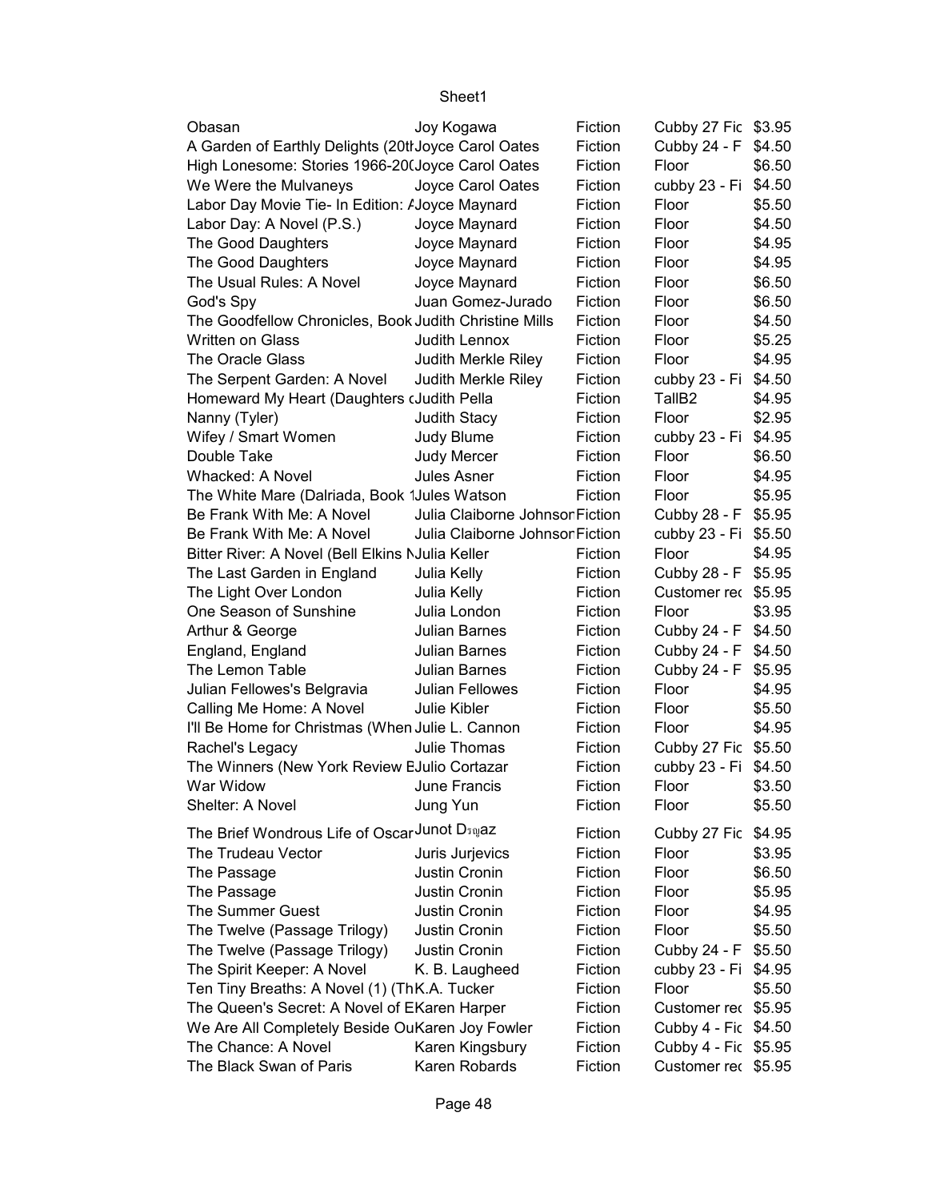| | | | | |
|---|---|---|---|---|
| Obasan | Joy Kogawa | Fiction | Cubby 27 Fic | $3.95 |
| A Garden of Earthly Delights (20th | Joyce Carol Oates | Fiction | Cubby 24 - F | $4.50 |
| High Lonesome: Stories 1966-20( | Joyce Carol Oates | Fiction | Floor | $6.50 |
| We Were the Mulvaneys | Joyce Carol Oates | Fiction | cubby 23 - Fi | $4.50 |
| Labor Day Movie Tie- In Edition: A | Joyce Maynard | Fiction | Floor | $5.50 |
| Labor Day: A Novel (P.S.) | Joyce Maynard | Fiction | Floor | $4.50 |
| The Good Daughters | Joyce Maynard | Fiction | Floor | $4.95 |
| The Good Daughters | Joyce Maynard | Fiction | Floor | $4.95 |
| The Usual Rules: A Novel | Joyce Maynard | Fiction | Floor | $6.50 |
| God's Spy | Juan Gomez-Jurado | Fiction | Floor | $6.50 |
| The Goodfellow Chronicles, Book | Judith Christine Mills | Fiction | Floor | $4.50 |
| Written on Glass | Judith Lennox | Fiction | Floor | $5.25 |
| The Oracle Glass | Judith Merkle Riley | Fiction | Floor | $4.95 |
| The Serpent Garden: A Novel | Judith Merkle Riley | Fiction | cubby 23 - Fi | $4.50 |
| Homeward My Heart (Daughters c | Judith Pella | Fiction | TallB2 | $4.95 |
| Nanny (Tyler) | Judith Stacy | Fiction | Floor | $2.95 |
| Wifey / Smart Women | Judy Blume | Fiction | cubby 23 - Fi | $4.95 |
| Double Take | Judy Mercer | Fiction | Floor | $6.50 |
| Whacked: A Novel | Jules Asner | Fiction | Floor | $4.95 |
| The White Mare (Dalriada, Book 1 | Jules Watson | Fiction | Floor | $5.95 |
| Be Frank With Me: A Novel | Julia Claiborne Johnson | Fiction | Cubby 28 - F | $5.95 |
| Be Frank With Me: A Novel | Julia Claiborne Johnson | Fiction | cubby 23 - Fi | $5.50 |
| Bitter River: A Novel (Bell Elkins N | Julia Keller | Fiction | Floor | $4.95 |
| The Last Garden in England | Julia Kelly | Fiction | Cubby 28 - F | $5.95 |
| The Light Over London | Julia Kelly | Fiction | Customer rec | $5.95 |
| One Season of Sunshine | Julia London | Fiction | Floor | $3.95 |
| Arthur & George | Julian Barnes | Fiction | Cubby 24 - F | $4.50 |
| England, England | Julian Barnes | Fiction | Cubby 24 - F | $4.50 |
| The Lemon Table | Julian Barnes | Fiction | Cubby 24 - F | $5.95 |
| Julian Fellowes's Belgravia | Julian Fellowes | Fiction | Floor | $4.95 |
| Calling Me Home: A Novel | Julie Kibler | Fiction | Floor | $5.50 |
| I'll Be Home for Christmas (When | Julie L. Cannon | Fiction | Floor | $4.95 |
| Rachel's Legacy | Julie Thomas | Fiction | Cubby 27 Fic | $5.50 |
| The Winners (New York Review B | Julio Cortazar | Fiction | cubby 23 - Fi | $4.50 |
| War Widow | June Francis | Fiction | Floor | $3.50 |
| Shelter: A Novel | Jung Yun | Fiction | Floor | $5.50 |
| The Brief Wondrous Life of Oscar | Junot D퀌_az | Fiction | Cubby 27 Fic | $4.95 |
| The Trudeau Vector | Juris Jurjevics | Fiction | Floor | $3.95 |
| The Passage | Justin Cronin | Fiction | Floor | $6.50 |
| The Passage | Justin Cronin | Fiction | Floor | $5.95 |
| The Summer Guest | Justin Cronin | Fiction | Floor | $4.95 |
| The Twelve (Passage Trilogy) | Justin Cronin | Fiction | Floor | $5.50 |
| The Twelve (Passage Trilogy) | Justin Cronin | Fiction | Cubby 24 - F | $5.50 |
| The Spirit Keeper: A Novel | K. B. Laugheed | Fiction | cubby 23 - Fi | $4.95 |
| Ten Tiny Breaths: A Novel (1) (Th | K.A. Tucker | Fiction | Floor | $5.50 |
| The Queen's Secret: A Novel of E | Karen Harper | Fiction | Customer rec | $5.95 |
| We Are All Completely Beside Ou | Karen Joy Fowler | Fiction | Cubby 4 - Fic | $4.50 |
| The Chance: A Novel | Karen Kingsbury | Fiction | Cubby 4 - Fic | $5.95 |
| The Black Swan of Paris | Karen Robards | Fiction | Customer rec | $5.95 |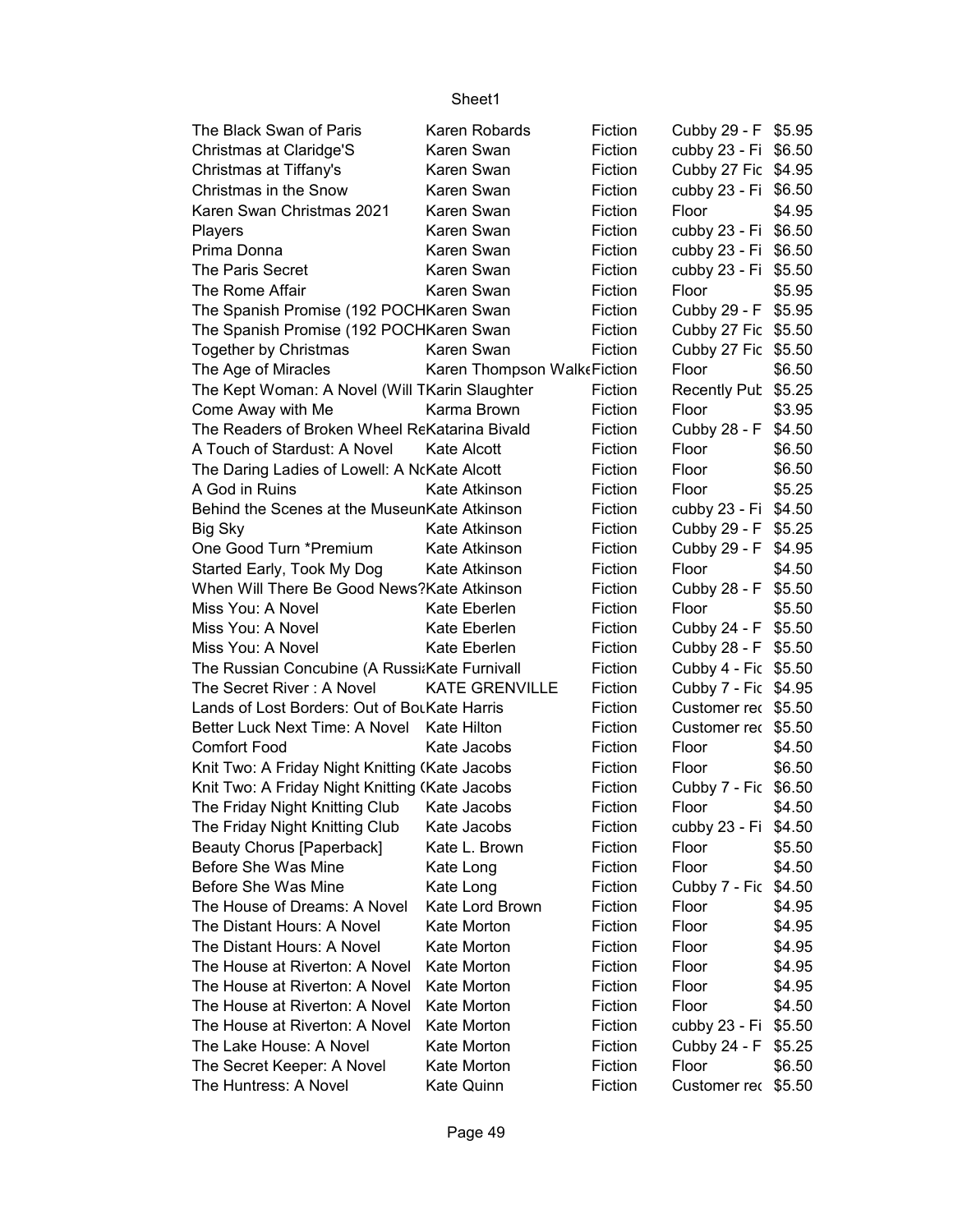| | | | | |
|---|---|---|---|---|
| The Black Swan of Paris | Karen Robards | Fiction | Cubby 29 - F | $5.95 |
| Christmas at Claridge'S | Karen Swan | Fiction | cubby 23 - Fi | $6.50 |
| Christmas at Tiffany's | Karen Swan | Fiction | Cubby 27 Fic | $4.95 |
| Christmas in the Snow | Karen Swan | Fiction | cubby 23 - Fi | $6.50 |
| Karen Swan Christmas 2021 | Karen Swan | Fiction | Floor | $4.95 |
| Players | Karen Swan | Fiction | cubby 23 - Fi | $6.50 |
| Prima Donna | Karen Swan | Fiction | cubby 23 - Fi | $6.50 |
| The Paris Secret | Karen Swan | Fiction | cubby 23 - Fi | $5.50 |
| The Rome Affair | Karen Swan | Fiction | Floor | $5.95 |
| The Spanish Promise (192 POCH | Karen Swan | Fiction | Cubby 29 - F | $5.95 |
| The Spanish Promise (192 POCH | Karen Swan | Fiction | Cubby 27 Fic | $5.50 |
| Together by Christmas | Karen Swan | Fiction | Cubby 27 Fic | $5.50 |
| The Age of Miracles | Karen Thompson Walke | Fiction | Floor | $6.50 |
| The Kept Woman: A Novel (Will T | Karin Slaughter | Fiction | Recently Pub | $5.25 |
| Come Away with Me | Karma Brown | Fiction | Floor | $3.95 |
| The Readers of Broken Wheel Re | Katarina Bivald | Fiction | Cubby 28 - F | $4.50 |
| A Touch of Stardust: A Novel | Kate Alcott | Fiction | Floor | $6.50 |
| The Daring Ladies of Lowell: A N | Kate Alcott | Fiction | Floor | $6.50 |
| A God in Ruins | Kate Atkinson | Fiction | Floor | $5.25 |
| Behind the Scenes at the Museun | Kate Atkinson | Fiction | cubby 23 - Fi | $4.50 |
| Big Sky | Kate Atkinson | Fiction | Cubby 29 - F | $5.25 |
| One Good Turn *Premium | Kate Atkinson | Fiction | Cubby 29 - F | $4.95 |
| Started Early, Took My Dog | Kate Atkinson | Fiction | Floor | $4.50 |
| When Will There Be Good News? | Kate Atkinson | Fiction | Cubby 28 - F | $5.50 |
| Miss You: A Novel | Kate Eberlen | Fiction | Floor | $5.50 |
| Miss You: A Novel | Kate Eberlen | Fiction | Cubby 24 - F | $5.50 |
| Miss You: A Novel | Kate Eberlen | Fiction | Cubby 28 - F | $5.50 |
| The Russian Concubine (A Russi | Kate Furnivall | Fiction | Cubby 4 - Fic | $5.50 |
| The Secret River : A Novel | KATE GRENVILLE | Fiction | Cubby 7 - Fic | $4.95 |
| Lands of Lost Borders: Out of Bo | Kate Harris | Fiction | Customer re | $5.50 |
| Better Luck Next Time: A Novel | Kate Hilton | Fiction | Customer re | $5.50 |
| Comfort Food | Kate Jacobs | Fiction | Floor | $4.50 |
| Knit Two: A Friday Night Knitting ( | Kate Jacobs | Fiction | Floor | $6.50 |
| Knit Two: A Friday Night Knitting ( | Kate Jacobs | Fiction | Cubby 7 - Fic | $6.50 |
| The Friday Night Knitting Club | Kate Jacobs | Fiction | Floor | $4.50 |
| The Friday Night Knitting Club | Kate Jacobs | Fiction | cubby 23 - Fi | $4.50 |
| Beauty Chorus [Paperback] | Kate L. Brown | Fiction | Floor | $5.50 |
| Before She Was Mine | Kate Long | Fiction | Floor | $4.50 |
| Before She Was Mine | Kate Long | Fiction | Cubby 7 - Fic | $4.50 |
| The House of Dreams: A Novel | Kate Lord Brown | Fiction | Floor | $4.95 |
| The Distant Hours: A Novel | Kate Morton | Fiction | Floor | $4.95 |
| The Distant Hours: A Novel | Kate Morton | Fiction | Floor | $4.95 |
| The House at Riverton: A Novel | Kate Morton | Fiction | Floor | $4.95 |
| The House at Riverton: A Novel | Kate Morton | Fiction | Floor | $4.95 |
| The House at Riverton: A Novel | Kate Morton | Fiction | Floor | $4.50 |
| The House at Riverton: A Novel | Kate Morton | Fiction | cubby 23 - Fi | $5.50 |
| The Lake House: A Novel | Kate Morton | Fiction | Cubby 24 - F | $5.25 |
| The Secret Keeper: A Novel | Kate Morton | Fiction | Floor | $6.50 |
| The Huntress: A Novel | Kate Quinn | Fiction | Customer re | $5.50 |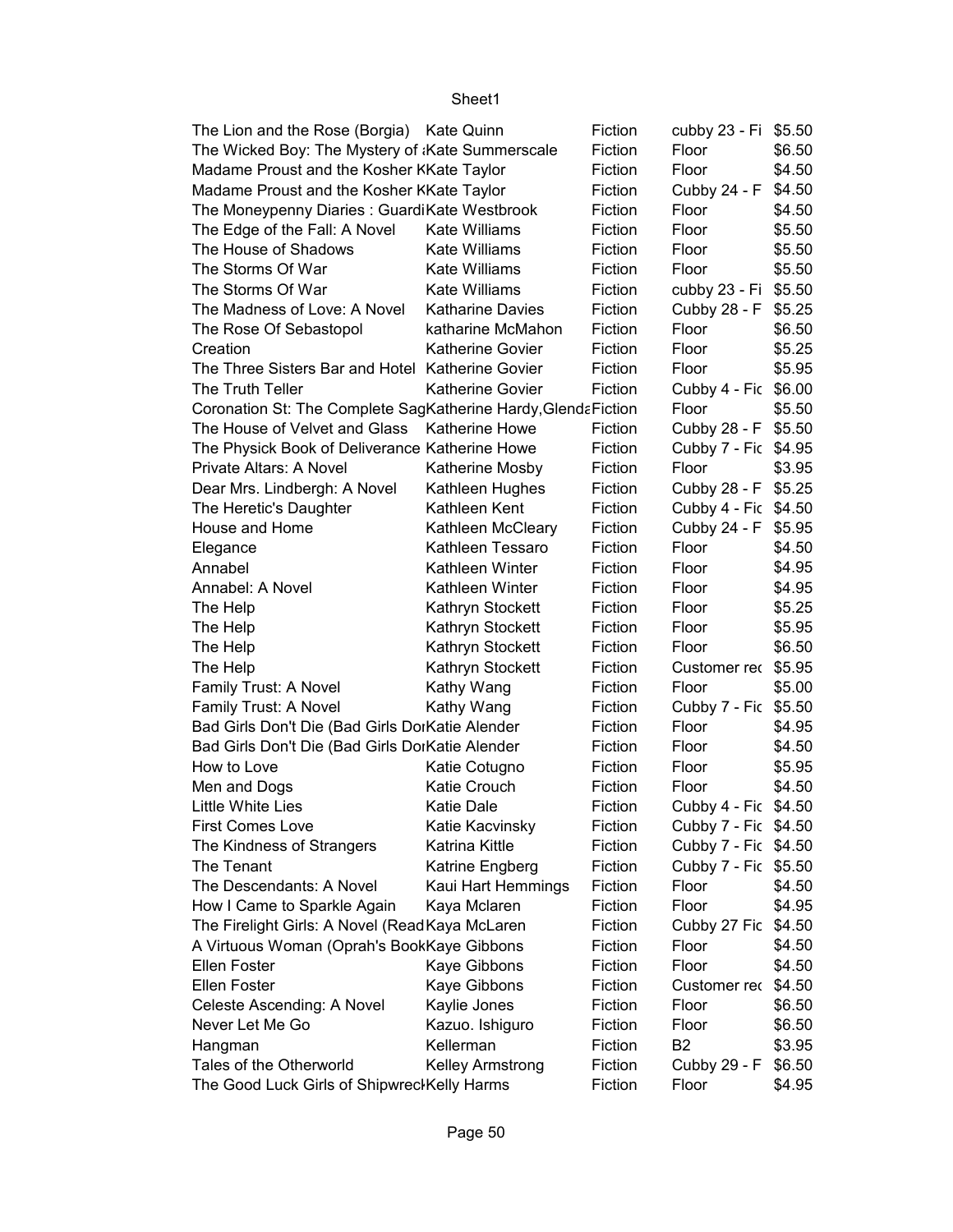| | | | | |
|---|---|---|---|---|
| The Lion and the Rose (Borgia) | Kate Quinn | Fiction | cubby 23 - Fi | $5.50 |
| The Wicked Boy: The Mystery of a | Kate Summerscale | Fiction | Floor | $6.50 |
| Madame Proust and the Kosher K | Kate Taylor | Fiction | Floor | $4.50 |
| Madame Proust and the Kosher K | Kate Taylor | Fiction | Cubby 24 - F | $4.50 |
| The Moneypenny Diaries : Guardi | Kate Westbrook | Fiction | Floor | $4.50 |
| The Edge of the Fall: A Novel | Kate Williams | Fiction | Floor | $5.50 |
| The House of Shadows | Kate Williams | Fiction | Floor | $5.50 |
| The Storms Of War | Kate Williams | Fiction | Floor | $5.50 |
| The Storms Of War | Kate Williams | Fiction | cubby 23 - Fi | $5.50 |
| The Madness of Love: A Novel | Katharine Davies | Fiction | Cubby 28 - F | $5.25 |
| The Rose Of Sebastopol | katharine McMahon | Fiction | Floor | $6.50 |
| Creation | Katherine Govier | Fiction | Floor | $5.25 |
| The Three Sisters Bar and Hotel | Katherine Govier | Fiction | Floor | $5.95 |
| The Truth Teller | Katherine Govier | Fiction | Cubby 4 - Fic | $6.00 |
| Coronation St: The Complete Sag | Katherine Hardy,Glenda | Fiction | Floor | $5.50 |
| The House of Velvet and Glass | Katherine Howe | Fiction | Cubby 28 - F | $5.50 |
| The Physick Book of Deliverance | Katherine Howe | Fiction | Cubby 7 - Fic | $4.95 |
| Private Altars: A Novel | Katherine Mosby | Fiction | Floor | $3.95 |
| Dear Mrs. Lindbergh: A Novel | Kathleen Hughes | Fiction | Cubby 28 - F | $5.25 |
| The Heretic's Daughter | Kathleen Kent | Fiction | Cubby 4 - Fic | $4.50 |
| House and Home | Kathleen McCleary | Fiction | Cubby 24 - F | $5.95 |
| Elegance | Kathleen Tessaro | Fiction | Floor | $4.50 |
| Annabel | Kathleen Winter | Fiction | Floor | $4.95 |
| Annabel: A Novel | Kathleen Winter | Fiction | Floor | $4.95 |
| The Help | Kathryn Stockett | Fiction | Floor | $5.25 |
| The Help | Kathryn Stockett | Fiction | Floor | $5.95 |
| The Help | Kathryn Stockett | Fiction | Floor | $6.50 |
| The Help | Kathryn Stockett | Fiction | Customer rec | $5.95 |
| Family Trust: A Novel | Kathy Wang | Fiction | Floor | $5.00 |
| Family Trust: A Novel | Kathy Wang | Fiction | Cubby 7 - Fic | $5.50 |
| Bad Girls Don't Die (Bad Girls Do | Katie Alender | Fiction | Floor | $4.95 |
| Bad Girls Don't Die (Bad Girls Do | Katie Alender | Fiction | Floor | $4.50 |
| How to Love | Katie Cotugno | Fiction | Floor | $5.95 |
| Men and Dogs | Katie Crouch | Fiction | Floor | $4.50 |
| Little White Lies | Katie Dale | Fiction | Cubby 4 - Fic | $4.50 |
| First Comes Love | Katie Kacvinsky | Fiction | Cubby 7 - Fic | $4.50 |
| The Kindness of Strangers | Katrina Kittle | Fiction | Cubby 7 - Fic | $4.50 |
| The Tenant | Katrine Engberg | Fiction | Cubby 7 - Fic | $5.50 |
| The Descendants: A Novel | Kaui Hart Hemmings | Fiction | Floor | $4.50 |
| How I Came to Sparkle Again | Kaya Mclaren | Fiction | Floor | $4.95 |
| The Firelight Girls: A Novel (Read | Kaya McLaren | Fiction | Cubby 27 Fic | $4.50 |
| A Virtuous Woman (Oprah's Book | Kaye Gibbons | Fiction | Floor | $4.50 |
| Ellen Foster | Kaye Gibbons | Fiction | Floor | $4.50 |
| Ellen Foster | Kaye Gibbons | Fiction | Customer rec | $4.50 |
| Celeste Ascending: A Novel | Kaylie Jones | Fiction | Floor | $6.50 |
| Never Let Me Go | Kazuo. Ishiguro | Fiction | Floor | $6.50 |
| Hangman | Kellerman | Fiction | B2 | $3.95 |
| Tales of the Otherworld | Kelley Armstrong | Fiction | Cubby 29 - F | $6.50 |
| The Good Luck Girls of Shipwreck | Kelly Harms | Fiction | Floor | $4.95 |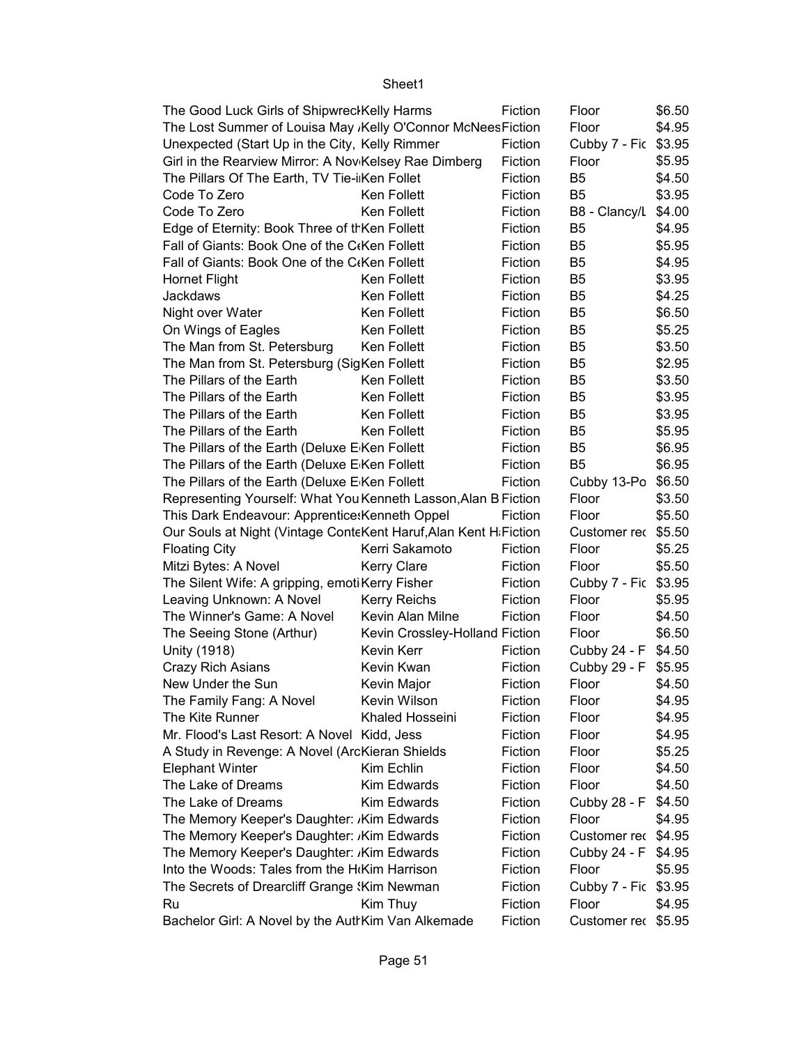| | | | | |
|---|---|---|---|---|
| The Good Luck Girls of Shipwreck | Kelly Harms | Fiction | Floor | $6.50 |
| The Lost Summer of Louisa May | Kelly O'Connor McNees | Fiction | Floor | $4.95 |
| Unexpected (Start Up in the City, | Kelly Rimmer | Fiction | Cubby 7 - Fic | $3.95 |
| Girl in the Rearview Mirror: A Nov | Kelsey Rae Dimberg | Fiction | Floor | $5.95 |
| The Pillars Of The Earth, TV Tie-i | Ken Follet | Fiction | B5 | $4.50 |
| Code To Zero | Ken Follett | Fiction | B5 | $3.95 |
| Code To Zero | Ken Follett | Fiction | B8 - Clancy/L | $4.00 |
| Edge of Eternity: Book Three of th | Ken Follett | Fiction | B5 | $4.95 |
| Fall of Giants: Book One of the Ce | Ken Follett | Fiction | B5 | $5.95 |
| Fall of Giants: Book One of the Ce | Ken Follett | Fiction | B5 | $4.95 |
| Hornet Flight | Ken Follett | Fiction | B5 | $3.95 |
| Jackdaws | Ken Follett | Fiction | B5 | $4.25 |
| Night over Water | Ken Follett | Fiction | B5 | $6.50 |
| On Wings of Eagles | Ken Follett | Fiction | B5 | $5.25 |
| The Man from St. Petersburg | Ken Follett | Fiction | B5 | $3.50 |
| The Man from St. Petersburg (Sig | Ken Follett | Fiction | B5 | $2.95 |
| The Pillars of the Earth | Ken Follett | Fiction | B5 | $3.50 |
| The Pillars of the Earth | Ken Follett | Fiction | B5 | $3.95 |
| The Pillars of the Earth | Ken Follett | Fiction | B5 | $3.95 |
| The Pillars of the Earth | Ken Follett | Fiction | B5 | $5.95 |
| The Pillars of the Earth (Deluxe E | Ken Follett | Fiction | B5 | $6.95 |
| The Pillars of the Earth (Deluxe E | Ken Follett | Fiction | B5 | $6.95 |
| The Pillars of the Earth (Deluxe E | Ken Follett | Fiction | Cubby 13-Po | $6.50 |
| Representing Yourself: What You | Kenneth Lasson,Alan B | Fiction | Floor | $3.50 |
| This Dark Endeavour: Apprentices | Kenneth Oppel | Fiction | Floor | $5.50 |
| Our Souls at Night (Vintage Conte | Kent Haruf,Alan Kent H | Fiction | Customer rec | $5.50 |
| Floating City | Kerri Sakamoto | Fiction | Floor | $5.25 |
| Mitzi Bytes: A Novel | Kerry Clare | Fiction | Floor | $5.50 |
| The Silent Wife: A gripping, emoti | Kerry Fisher | Fiction | Cubby 7 - Fic | $3.95 |
| Leaving Unknown: A Novel | Kerry Reichs | Fiction | Floor | $5.95 |
| The Winner's Game: A Novel | Kevin Alan Milne | Fiction | Floor | $4.50 |
| The Seeing Stone (Arthur) | Kevin Crossley-Holland | Fiction | Floor | $6.50 |
| Unity (1918) | Kevin Kerr | Fiction | Cubby 24 - F | $4.50 |
| Crazy Rich Asians | Kevin Kwan | Fiction | Cubby 29 - F | $5.95 |
| New Under the Sun | Kevin Major | Fiction | Floor | $4.50 |
| The Family Fang: A Novel | Kevin Wilson | Fiction | Floor | $4.95 |
| The Kite Runner | Khaled Hosseini | Fiction | Floor | $4.95 |
| Mr. Flood's Last Resort: A Novel | Kidd, Jess | Fiction | Floor | $4.95 |
| A Study in Revenge: A Novel (Arc | Kieran Shields | Fiction | Floor | $5.25 |
| Elephant Winter | Kim Echlin | Fiction | Floor | $4.50 |
| The Lake of Dreams | Kim Edwards | Fiction | Floor | $4.50 |
| The Lake of Dreams | Kim Edwards | Fiction | Cubby 28 - F | $4.50 |
| The Memory Keeper's Daughter: A | Kim Edwards | Fiction | Floor | $4.95 |
| The Memory Keeper's Daughter: A | Kim Edwards | Fiction | Customer rec | $4.95 |
| The Memory Keeper's Daughter: A | Kim Edwards | Fiction | Cubby 24 - F | $4.95 |
| Into the Woods: Tales from the H | Kim Harrison | Fiction | Floor | $5.95 |
| The Secrets of Drearcliff Grange S | Kim Newman | Fiction | Cubby 7 - Fic | $3.95 |
| Ru | Kim Thuy | Fiction | Floor | $4.95 |
| Bachelor Girl: A Novel by the Auth | Kim Van Alkemade | Fiction | Customer rec | $5.95 |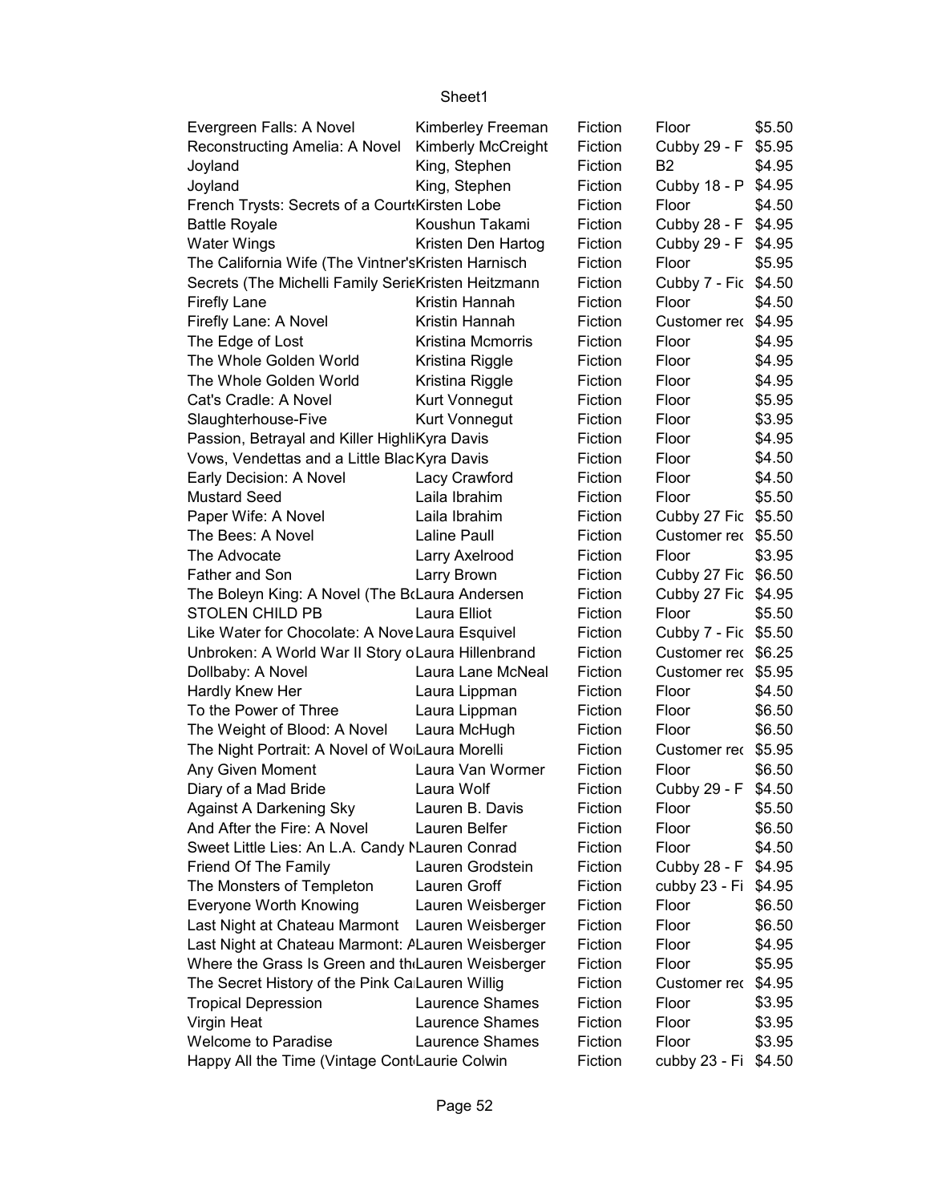| Evergreen Falls: A Novel | Kimberley Freeman | Fiction | Floor | $5.50 |
|---|---|---|---|---|
| Reconstructing Amelia: A Novel | Kimberly McCreight | Fiction | Cubby 29 - F | $5.95 |
| Joyland | King, Stephen | Fiction | B2 | $4.95 |
| Joyland | King, Stephen | Fiction | Cubby 18 - P | $4.95 |
| French Trysts: Secrets of a Court | Kirsten Lobe | Fiction | Floor | $4.50 |
| Battle Royale | Koushun Takami | Fiction | Cubby 28 - F | $4.95 |
| Water Wings | Kristen Den Hartog | Fiction | Cubby 29 - F | $4.95 |
| The California Wife (The Vintner's | Kristen Harnisch | Fiction | Floor | $5.95 |
| Secrets (The Michelli Family Serie | Kristen Heitzmann | Fiction | Cubby 7 - Fic | $4.50 |
| Firefly Lane | Kristin Hannah | Fiction | Floor | $4.50 |
| Firefly Lane: A Novel | Kristin Hannah | Fiction | Customer rec | $4.95 |
| The Edge of Lost | Kristina Mcmorris | Fiction | Floor | $4.95 |
| The Whole Golden World | Kristina Riggle | Fiction | Floor | $4.95 |
| The Whole Golden World | Kristina Riggle | Fiction | Floor | $4.95 |
| Cat's Cradle: A Novel | Kurt Vonnegut | Fiction | Floor | $5.95 |
| Slaughterhouse-Five | Kurt Vonnegut | Fiction | Floor | $3.95 |
| Passion, Betrayal and Killer Highl | Kyra Davis | Fiction | Floor | $4.95 |
| Vows, Vendettas and a Little Blac | Kyra Davis | Fiction | Floor | $4.50 |
| Early Decision: A Novel | Lacy Crawford | Fiction | Floor | $4.50 |
| Mustard Seed | Laila Ibrahim | Fiction | Floor | $5.50 |
| Paper Wife: A Novel | Laila Ibrahim | Fiction | Cubby 27 Fic | $5.50 |
| The Bees: A Novel | Laline Paull | Fiction | Customer rec | $5.50 |
| The Advocate | Larry Axelrood | Fiction | Floor | $3.95 |
| Father and Son | Larry Brown | Fiction | Cubby 27 Fic | $6.50 |
| The Boleyn King: A Novel (The Bo | Laura Andersen | Fiction | Cubby 27 Fic | $4.95 |
| STOLEN CHILD PB | Laura Elliot | Fiction | Floor | $5.50 |
| Like Water for Chocolate: A Nove | Laura Esquivel | Fiction | Cubby 7 - Fic | $5.50 |
| Unbroken: A World War II Story o | Laura Hillenbrand | Fiction | Customer rec | $6.25 |
| Dollbaby: A Novel | Laura Lane McNeal | Fiction | Customer rec | $5.95 |
| Hardly Knew Her | Laura Lippman | Fiction | Floor | $4.50 |
| To the Power of Three | Laura Lippman | Fiction | Floor | $6.50 |
| The Weight of Blood: A Novel | Laura McHugh | Fiction | Floor | $6.50 |
| The Night Portrait: A Novel of Wo | Laura Morelli | Fiction | Customer rec | $5.95 |
| Any Given Moment | Laura Van Wormer | Fiction | Floor | $6.50 |
| Diary of a Mad Bride | Laura Wolf | Fiction | Cubby 29 - F | $4.50 |
| Against A Darkening Sky | Lauren B. Davis | Fiction | Floor | $5.50 |
| And After the Fire: A Novel | Lauren Belfer | Fiction | Floor | $6.50 |
| Sweet Little Lies: An L.A. Candy N | Lauren Conrad | Fiction | Floor | $4.50 |
| Friend Of The Family | Lauren Grodstein | Fiction | Cubby 28 - F | $4.95 |
| The Monsters of Templeton | Lauren Groff | Fiction | cubby 23 - Fi | $4.95 |
| Everyone Worth Knowing | Lauren Weisberger | Fiction | Floor | $6.50 |
| Last Night at Chateau Marmont | Lauren Weisberger | Fiction | Floor | $6.50 |
| Last Night at Chateau Marmont: A | Lauren Weisberger | Fiction | Floor | $4.95 |
| Where the Grass Is Green and th | Lauren Weisberger | Fiction | Floor | $5.95 |
| The Secret History of the Pink Ca | Lauren Willig | Fiction | Customer rec | $4.95 |
| Tropical Depression | Laurence Shames | Fiction | Floor | $3.95 |
| Virgin Heat | Laurence Shames | Fiction | Floor | $3.95 |
| Welcome to Paradise | Laurence Shames | Fiction | Floor | $3.95 |
| Happy All the Time (Vintage Cont | Laurie Colwin | Fiction | cubby 23 - Fi | $4.50 |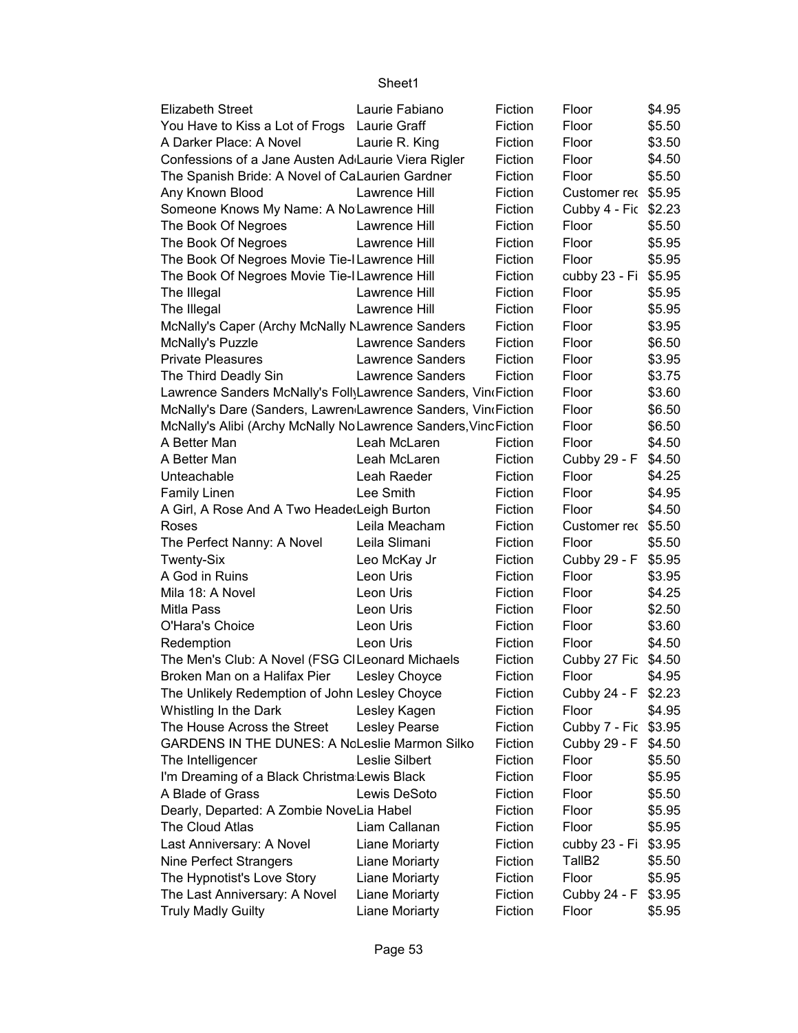| | | | | |
|---|---|---|---|---|
| Elizabeth Street | Laurie Fabiano | Fiction | Floor | $4.95 |
| You Have to Kiss a Lot of Frogs | Laurie Graff | Fiction | Floor | $5.50 |
| A Darker Place: A Novel | Laurie R. King | Fiction | Floor | $3.50 |
| Confessions of a Jane Austen Ad | Laurie Viera Rigler | Fiction | Floor | $4.50 |
| The Spanish Bride: A Novel of Ca | Laurien Gardner | Fiction | Floor | $5.50 |
| Any Known Blood | Lawrence Hill | Fiction | Customer rec | $5.95 |
| Someone Knows My Name: A No | Lawrence Hill | Fiction | Cubby 4 - Fic | $2.23 |
| The Book Of Negroes | Lawrence Hill | Fiction | Floor | $5.50 |
| The Book Of Negroes | Lawrence Hill | Fiction | Floor | $5.95 |
| The Book Of Negroes Movie Tie-I | Lawrence Hill | Fiction | Floor | $5.95 |
| The Book Of Negroes Movie Tie-I | Lawrence Hill | Fiction | cubby 23 - Fi | $5.95 |
| The Illegal | Lawrence Hill | Fiction | Floor | $5.95 |
| The Illegal | Lawrence Hill | Fiction | Floor | $5.95 |
| McNally's Caper (Archy McNally N | Lawrence Sanders | Fiction | Floor | $3.95 |
| McNally's Puzzle | Lawrence Sanders | Fiction | Floor | $6.50 |
| Private Pleasures | Lawrence Sanders | Fiction | Floor | $3.95 |
| The Third Deadly Sin | Lawrence Sanders | Fiction | Floor | $3.75 |
| Lawrence Sanders McNally's Folly | Lawrence Sanders, Vin | Fiction | Floor | $3.60 |
| McNally's Dare (Sanders, Lawren | Lawrence Sanders, Vin | Fiction | Floor | $6.50 |
| McNally's Alibi (Archy McNally No | Lawrence Sanders,Vinc | Fiction | Floor | $6.50 |
| A Better Man | Leah McLaren | Fiction | Floor | $4.50 |
| A Better Man | Leah McLaren | Fiction | Cubby 29 - F | $4.50 |
| Unteachable | Leah Raeder | Fiction | Floor | $4.25 |
| Family Linen | Lee Smith | Fiction | Floor | $4.95 |
| A Girl, A Rose And A Two Heade | Leigh Burton | Fiction | Floor | $4.50 |
| Roses | Leila Meacham | Fiction | Customer rec | $5.50 |
| The Perfect Nanny: A Novel | Leila Slimani | Fiction | Floor | $5.50 |
| Twenty-Six | Leo McKay Jr | Fiction | Cubby 29 - F | $5.95 |
| A God in Ruins | Leon Uris | Fiction | Floor | $3.95 |
| Mila 18: A Novel | Leon Uris | Fiction | Floor | $4.25 |
| Mitla Pass | Leon Uris | Fiction | Floor | $2.50 |
| O'Hara's Choice | Leon Uris | Fiction | Floor | $3.60 |
| Redemption | Leon Uris | Fiction | Floor | $4.50 |
| The Men's Club: A Novel (FSG Cl | Leonard Michaels | Fiction | Cubby 27 Fic | $4.50 |
| Broken Man on a Halifax Pier | Lesley Choyce | Fiction | Floor | $4.95 |
| The Unlikely Redemption of John | Lesley Choyce | Fiction | Cubby 24 - F | $2.23 |
| Whistling In the Dark | Lesley Kagen | Fiction | Floor | $4.95 |
| The House Across the Street | Lesley Pearse | Fiction | Cubby 7 - Fic | $3.95 |
| GARDENS IN THE DUNES: A No | Leslie Marmon Silko | Fiction | Cubby 29 - F | $4.50 |
| The Intelligencer | Leslie Silbert | Fiction | Floor | $5.50 |
| I'm Dreaming of a Black Christma | Lewis Black | Fiction | Floor | $5.95 |
| A Blade of Grass | Lewis DeSoto | Fiction | Floor | $5.50 |
| Dearly, Departed: A Zombie Nove | Lia Habel | Fiction | Floor | $5.95 |
| The Cloud Atlas | Liam Callanan | Fiction | Floor | $5.95 |
| Last Anniversary: A Novel | Liane Moriarty | Fiction | cubby 23 - Fi | $3.95 |
| Nine Perfect Strangers | Liane Moriarty | Fiction | TallB2 | $5.50 |
| The Hypnotist's Love Story | Liane Moriarty | Fiction | Floor | $5.95 |
| The Last Anniversary: A Novel | Liane Moriarty | Fiction | Cubby 24 - F | $3.95 |
| Truly Madly Guilty | Liane Moriarty | Fiction | Floor | $5.95 |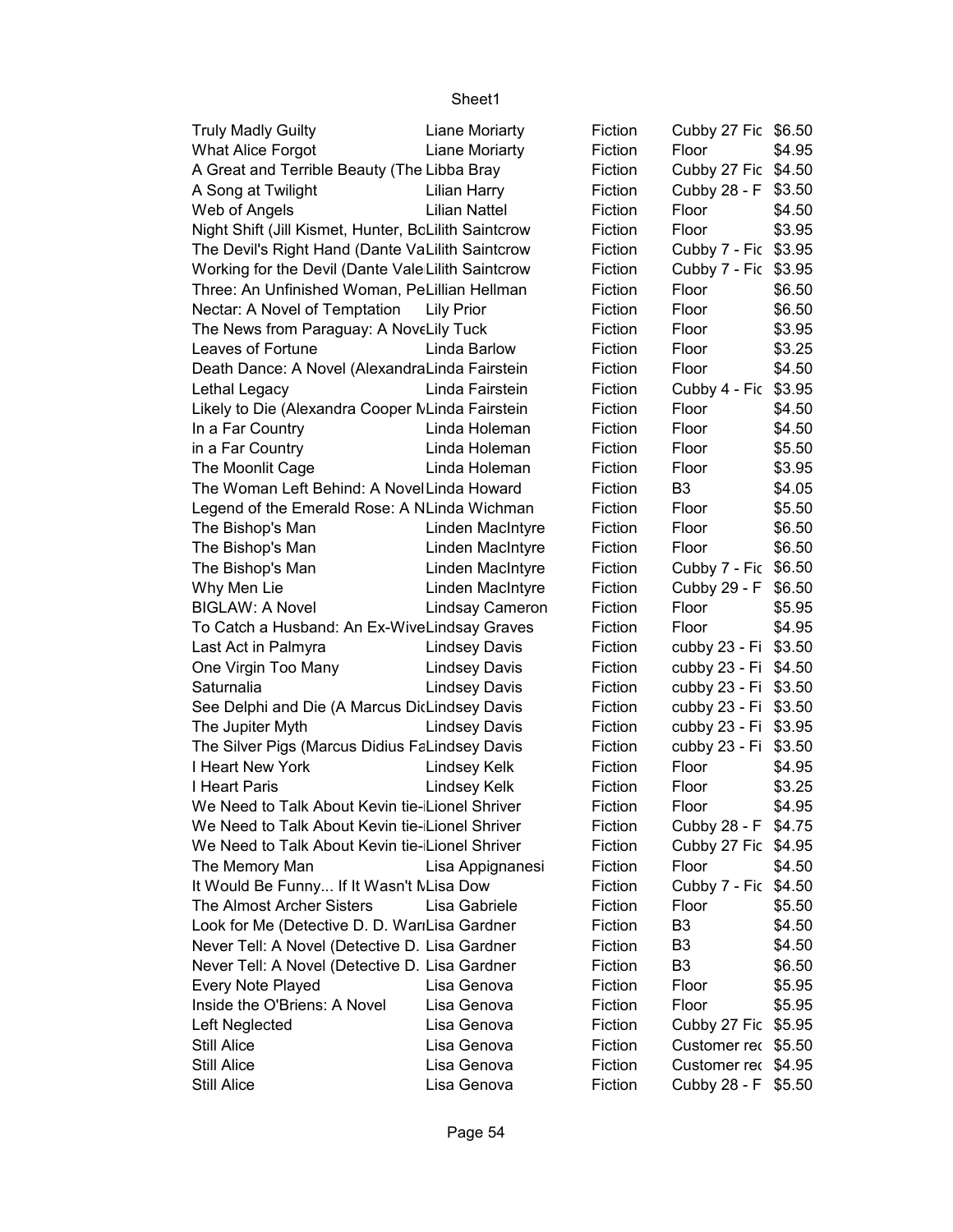| Truly Madly Guilty | Liane Moriarty | Fiction | Cubby 27 Fic | $6.50 |
|---|---|---|---|---|
| What Alice Forgot | Liane Moriarty | Fiction | Floor | $4.95 |
| A Great and Terrible Beauty (The | Libba Bray | Fiction | Cubby 27 Fic | $4.50 |
| A Song at Twilight | Lilian Harry | Fiction | Cubby 28 - F | $3.50 |
| Web of Angels | Lilian Nattel | Fiction | Floor | $4.50 |
| Night Shift (Jill Kismet, Hunter, Bo | Lilith Saintcrow | Fiction | Floor | $3.95 |
| The Devil's Right Hand (Dante Va | Lilith Saintcrow | Fiction | Cubby 7 - Fic | $3.95 |
| Working for the Devil (Dante Vale | Lilith Saintcrow | Fiction | Cubby 7 - Fic | $3.95 |
| Three: An Unfinished Woman, Pe | Lillian Hellman | Fiction | Floor | $6.50 |
| Nectar: A Novel of Temptation | Lily Prior | Fiction | Floor | $6.50 |
| The News from Paraguay: A Nove | Lily Tuck | Fiction | Floor | $3.95 |
| Leaves of Fortune | Linda Barlow | Fiction | Floor | $3.25 |
| Death Dance: A Novel (Alexandra | Linda Fairstein | Fiction | Floor | $4.50 |
| Lethal Legacy | Linda Fairstein | Fiction | Cubby 4 - Fic | $3.95 |
| Likely to Die (Alexandra Cooper M | Linda Fairstein | Fiction | Floor | $4.50 |
| In a Far Country | Linda Holeman | Fiction | Floor | $4.50 |
| in a Far Country | Linda Holeman | Fiction | Floor | $5.50 |
| The Moonlit Cage | Linda Holeman | Fiction | Floor | $3.95 |
| The Woman Left Behind: A Novel | Linda Howard | Fiction | B3 | $4.05 |
| Legend of the Emerald Rose: A N | Linda Wichman | Fiction | Floor | $5.50 |
| The Bishop's Man | Linden MacIntyre | Fiction | Floor | $6.50 |
| The Bishop's Man | Linden MacIntyre | Fiction | Floor | $6.50 |
| The Bishop's Man | Linden MacIntyre | Fiction | Cubby 7 - Fic | $6.50 |
| Why Men Lie | Linden MacIntyre | Fiction | Cubby 29 - F | $6.50 |
| BIGLAW: A Novel | Lindsay Cameron | Fiction | Floor | $5.95 |
| To Catch a Husband: An Ex-Wive | Lindsay Graves | Fiction | Floor | $4.95 |
| Last Act in Palmyra | Lindsey Davis | Fiction | cubby 23 - Fi | $3.50 |
| One Virgin Too Many | Lindsey Davis | Fiction | cubby 23 - Fi | $4.50 |
| Saturnalia | Lindsey Davis | Fiction | cubby 23 - Fi | $3.50 |
| See Delphi and Die (A Marcus Di | Lindsey Davis | Fiction | cubby 23 - Fi | $3.50 |
| The Jupiter Myth | Lindsey Davis | Fiction | cubby 23 - Fi | $3.95 |
| The Silver Pigs (Marcus Didius Fa | Lindsey Davis | Fiction | cubby 23 - Fi | $3.50 |
| I Heart New York | Lindsey Kelk | Fiction | Floor | $4.95 |
| I Heart Paris | Lindsey Kelk | Fiction | Floor | $3.25 |
| We Need to Talk About Kevin tie-i | Lionel Shriver | Fiction | Floor | $4.95 |
| We Need to Talk About Kevin tie-i | Lionel Shriver | Fiction | Cubby 28 - F | $4.75 |
| We Need to Talk About Kevin tie-i | Lionel Shriver | Fiction | Cubby 27 Fic | $4.95 |
| The Memory Man | Lisa Appignanesi | Fiction | Floor | $4.50 |
| It Would Be Funny... If It Wasn't M | Lisa Dow | Fiction | Cubby 7 - Fic | $4.50 |
| The Almost Archer Sisters | Lisa Gabriele | Fiction | Floor | $5.50 |
| Look for Me (Detective D. D. Warr | Lisa Gardner | Fiction | B3 | $4.50 |
| Never Tell: A Novel (Detective D. | Lisa Gardner | Fiction | B3 | $4.50 |
| Never Tell: A Novel (Detective D. | Lisa Gardner | Fiction | B3 | $6.50 |
| Every Note Played | Lisa Genova | Fiction | Floor | $5.95 |
| Inside the O'Briens: A Novel | Lisa Genova | Fiction | Floor | $5.95 |
| Left Neglected | Lisa Genova | Fiction | Cubby 27 Fic | $5.95 |
| Still Alice | Lisa Genova | Fiction | Customer rec | $5.50 |
| Still Alice | Lisa Genova | Fiction | Customer rec | $4.95 |
| Still Alice | Lisa Genova | Fiction | Cubby 28 - F | $5.50 |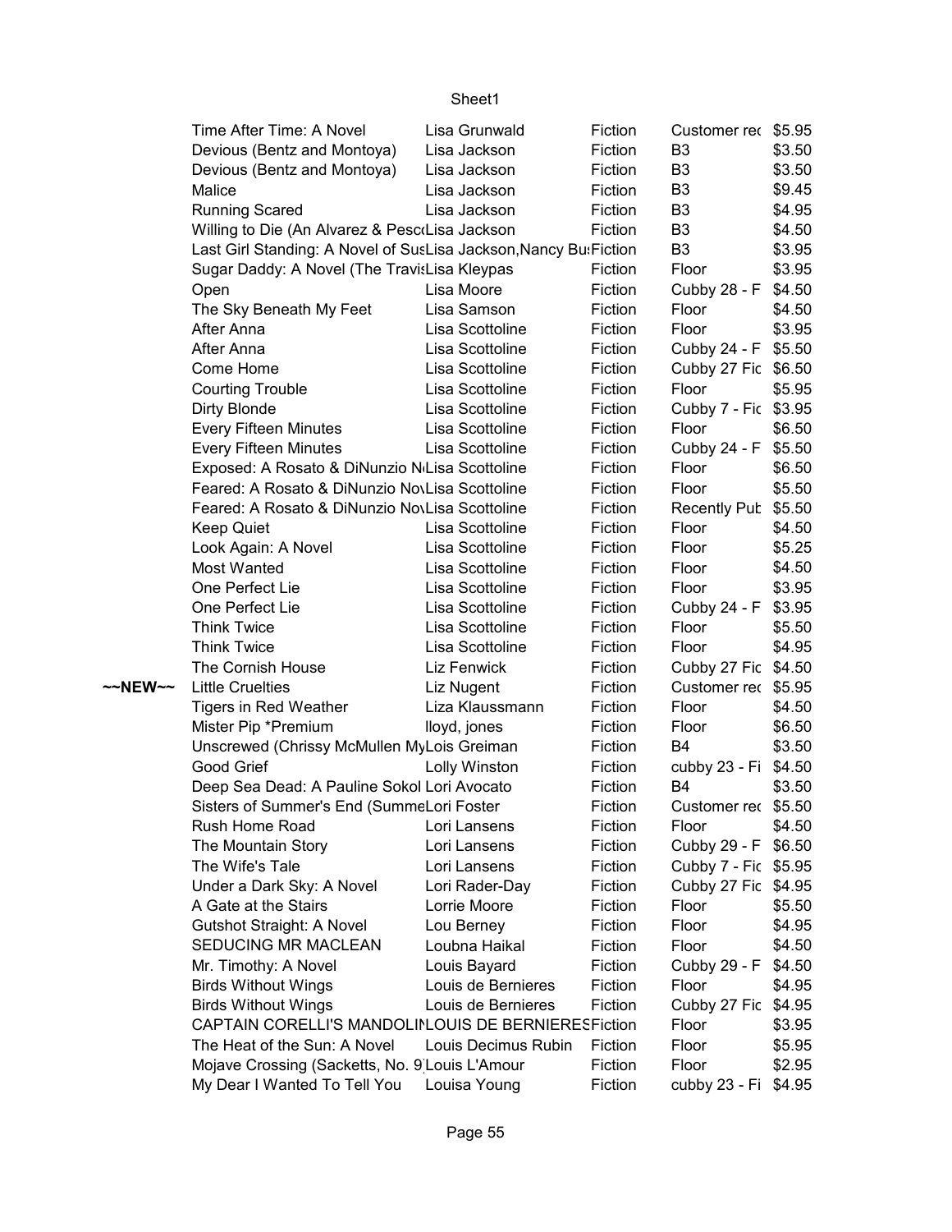| | Title | Author | Genre | Location | Price |
|---|---|---|---|---|---|
| | Time After Time: A Novel | Lisa Grunwald | Fiction | Customer rec | $5.95 |
| | Devious (Bentz and Montoya) | Lisa Jackson | Fiction | B3 | $3.50 |
| | Devious (Bentz and Montoya) | Lisa Jackson | Fiction | B3 | $3.50 |
| | Malice | Lisa Jackson | Fiction | B3 | $9.45 |
| | Running Scared | Lisa Jackson | Fiction | B3 | $4.95 |
| | Willing to Die (An Alvarez & Pesc | Lisa Jackson | Fiction | B3 | $4.50 |
| | Last Girl Standing: A Novel of Sus | Lisa Jackson,Nancy Bu | Fiction | B3 | $3.95 |
| | Sugar Daddy: A Novel (The Travis | Lisa Kleypas | Fiction | Floor | $3.95 |
| | Open | Lisa Moore | Fiction | Cubby 28 - F | $4.50 |
| | The Sky Beneath My Feet | Lisa Samson | Fiction | Floor | $4.50 |
| | After Anna | Lisa Scottoline | Fiction | Floor | $3.95 |
| | After Anna | Lisa Scottoline | Fiction | Cubby 24 - F | $5.50 |
| | Come Home | Lisa Scottoline | Fiction | Cubby 27 Fic | $6.50 |
| | Courting Trouble | Lisa Scottoline | Fiction | Floor | $5.95 |
| | Dirty Blonde | Lisa Scottoline | Fiction | Cubby 7 - Fic | $3.95 |
| | Every Fifteen Minutes | Lisa Scottoline | Fiction | Floor | $6.50 |
| | Every Fifteen Minutes | Lisa Scottoline | Fiction | Cubby 24 - F | $5.50 |
| | Exposed: A Rosato & DiNunzio N | Lisa Scottoline | Fiction | Floor | $6.50 |
| | Feared: A Rosato & DiNunzio Nov | Lisa Scottoline | Fiction | Floor | $5.50 |
| | Feared: A Rosato & DiNunzio Nov | Lisa Scottoline | Fiction | Recently Pub | $5.50 |
| | Keep Quiet | Lisa Scottoline | Fiction | Floor | $4.50 |
| | Look Again: A Novel | Lisa Scottoline | Fiction | Floor | $5.25 |
| | Most Wanted | Lisa Scottoline | Fiction | Floor | $4.50 |
| | One Perfect Lie | Lisa Scottoline | Fiction | Floor | $3.95 |
| | One Perfect Lie | Lisa Scottoline | Fiction | Cubby 24 - F | $3.95 |
| | Think Twice | Lisa Scottoline | Fiction | Floor | $5.50 |
| | Think Twice | Lisa Scottoline | Fiction | Floor | $4.95 |
| | The Cornish House | Liz Fenwick | Fiction | Cubby 27 Fic | $4.50 |
| ~~NEW~~ | Little Cruelties | Liz Nugent | Fiction | Customer rec | $5.95 |
| | Tigers in Red Weather | Liza Klaussmann | Fiction | Floor | $4.50 |
| | Mister Pip *Premium | lloyd, jones | Fiction | Floor | $6.50 |
| | Unscrewed (Chrissy McMullen My | Lois Greiman | Fiction | B4 | $3.50 |
| | Good Grief | Lolly Winston | Fiction | cubby 23 - Fi | $4.50 |
| | Deep Sea Dead: A Pauline Sokol | Lori Avocato | Fiction | B4 | $3.50 |
| | Sisters of Summer's End (Summe | Lori Foster | Fiction | Customer rec | $5.50 |
| | Rush Home Road | Lori Lansens | Fiction | Floor | $4.50 |
| | The Mountain Story | Lori Lansens | Fiction | Cubby 29 - F | $6.50 |
| | The Wife's Tale | Lori Lansens | Fiction | Cubby 7 - Fic | $5.95 |
| | Under a Dark Sky: A Novel | Lori Rader-Day | Fiction | Cubby 27 Fic | $4.95 |
| | A Gate at the Stairs | Lorrie Moore | Fiction | Floor | $5.50 |
| | Gutshot Straight: A Novel | Lou Berney | Fiction | Floor | $4.95 |
| | SEDUCING MR MACLEAN | Loubna Haikal | Fiction | Floor | $4.50 |
| | Mr. Timothy: A Novel | Louis Bayard | Fiction | Cubby 29 - F | $4.50 |
| | Birds Without Wings | Louis de Bernieres | Fiction | Floor | $4.95 |
| | Birds Without Wings | Louis de Bernieres | Fiction | Cubby 27 Fic | $4.95 |
| | CAPTAIN CORELLI'S MANDOLIN | LOUIS DE BERNIERES | Fiction | Floor | $3.95 |
| | The Heat of the Sun: A Novel | Louis Decimus Rubin | Fiction | Floor | $5.95 |
| | Mojave Crossing (Sacketts, No. 9 | Louis L'Amour | Fiction | Floor | $2.95 |
| | My Dear I Wanted To Tell You | Louisa Young | Fiction | cubby 23 - Fi | $4.95 |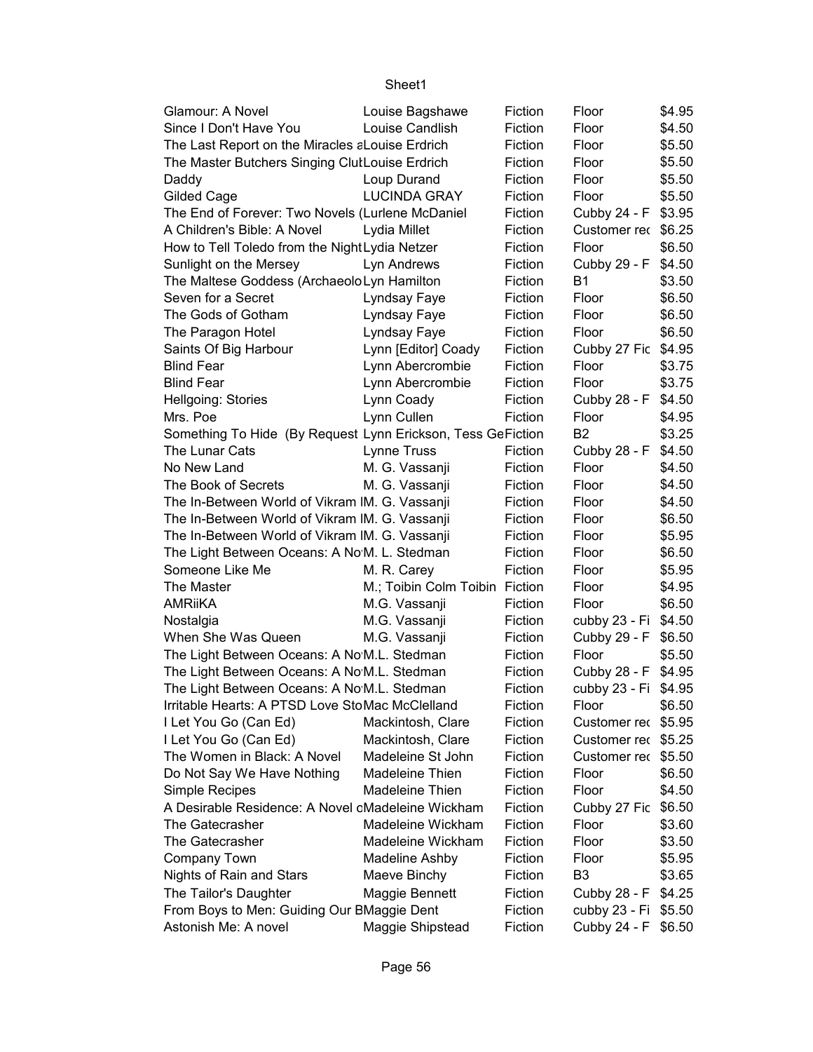| Glamour: A Novel | Louise Bagshawe | Fiction | Floor | $4.95 |
|---|---|---|---|---|
| Since I Don't Have You | Louise Candlish | Fiction | Floor | $4.50 |
| The Last Report on the Miracles a | Louise Erdrich | Fiction | Floor | $5.50 |
| The Master Butchers Singing Clut | Louise Erdrich | Fiction | Floor | $5.50 |
| Daddy | Loup Durand | Fiction | Floor | $5.50 |
| Gilded Cage | LUCINDA GRAY | Fiction | Floor | $5.50 |
| The End of Forever: Two Novels ( | Lurlene McDaniel | Fiction | Cubby 24 - F | $3.95 |
| A Children's Bible: A Novel | Lydia Millet | Fiction | Customer rec | $6.25 |
| How to Tell Toledo from the Night | Lydia Netzer | Fiction | Floor | $6.50 |
| Sunlight on the Mersey | Lyn Andrews | Fiction | Cubby 29 - F | $4.50 |
| The Maltese Goddess (Archaeolo | Lyn Hamilton | Fiction | B1 | $3.50 |
| Seven for a Secret | Lyndsay Faye | Fiction | Floor | $6.50 |
| The Gods of Gotham | Lyndsay Faye | Fiction | Floor | $6.50 |
| The Paragon Hotel | Lyndsay Faye | Fiction | Floor | $6.50 |
| Saints Of Big Harbour | Lynn [Editor] Coady | Fiction | Cubby 27 Fic | $4.95 |
| Blind Fear | Lynn Abercrombie | Fiction | Floor | $3.75 |
| Blind Fear | Lynn Abercrombie | Fiction | Floor | $3.75 |
| Hellgoing: Stories | Lynn Coady | Fiction | Cubby 28 - F | $4.50 |
| Mrs. Poe | Lynn Cullen | Fiction | Floor | $4.95 |
| Something To Hide (By Request | Lynn Erickson, Tess Ge | Fiction | B2 | $3.25 |
| The Lunar Cats | Lynne Truss | Fiction | Cubby 28 - F | $4.50 |
| No New Land | M. G. Vassanji | Fiction | Floor | $4.50 |
| The Book of Secrets | M. G. Vassanji | Fiction | Floor | $4.50 |
| The In-Between World of Vikram l | M. G. Vassanji | Fiction | Floor | $4.50 |
| The In-Between World of Vikram l | M. G. Vassanji | Fiction | Floor | $6.50 |
| The In-Between World of Vikram l | M. G. Vassanji | Fiction | Floor | $5.95 |
| The Light Between Oceans: A No | M. L. Stedman | Fiction | Floor | $6.50 |
| Someone Like Me | M. R. Carey | Fiction | Floor | $5.95 |
| The Master | M.; Toibin Colm Toibin | Fiction | Floor | $4.95 |
| AMRiiKA | M.G. Vassanji | Fiction | Floor | $6.50 |
| Nostalgia | M.G. Vassanji | Fiction | cubby 23 - Fi | $4.50 |
| When She Was Queen | M.G. Vassanji | Fiction | Cubby 29 - F | $6.50 |
| The Light Between Oceans: A No | M.L. Stedman | Fiction | Floor | $5.50 |
| The Light Between Oceans: A No | M.L. Stedman | Fiction | Cubby 28 - F | $4.95 |
| The Light Between Oceans: A No | M.L. Stedman | Fiction | cubby 23 - Fi | $4.95 |
| Irritable Hearts: A PTSD Love Sto | Mac McClelland | Fiction | Floor | $6.50 |
| I Let You Go (Can Ed) | Mackintosh, Clare | Fiction | Customer rec | $5.95 |
| I Let You Go (Can Ed) | Mackintosh, Clare | Fiction | Customer rec | $5.25 |
| The Women in Black: A Novel | Madeleine St John | Fiction | Customer rec | $5.50 |
| Do Not Say We Have Nothing | Madeleine Thien | Fiction | Floor | $6.50 |
| Simple Recipes | Madeleine Thien | Fiction | Floor | $4.50 |
| A Desirable Residence: A Novel o | Madeleine Wickham | Fiction | Cubby 27 Fic | $6.50 |
| The Gatecrasher | Madeleine Wickham | Fiction | Floor | $3.60 |
| The Gatecrasher | Madeleine Wickham | Fiction | Floor | $3.50 |
| Company Town | Madeline Ashby | Fiction | Floor | $5.95 |
| Nights of Rain and Stars | Maeve Binchy | Fiction | B3 | $3.65 |
| The Tailor's Daughter | Maggie Bennett | Fiction | Cubby 28 - F | $4.25 |
| From Boys to Men: Guiding Our B | Maggie Dent | Fiction | cubby 23 - Fi | $5.50 |
| Astonish Me: A novel | Maggie Shipstead | Fiction | Cubby 24 - F | $6.50 |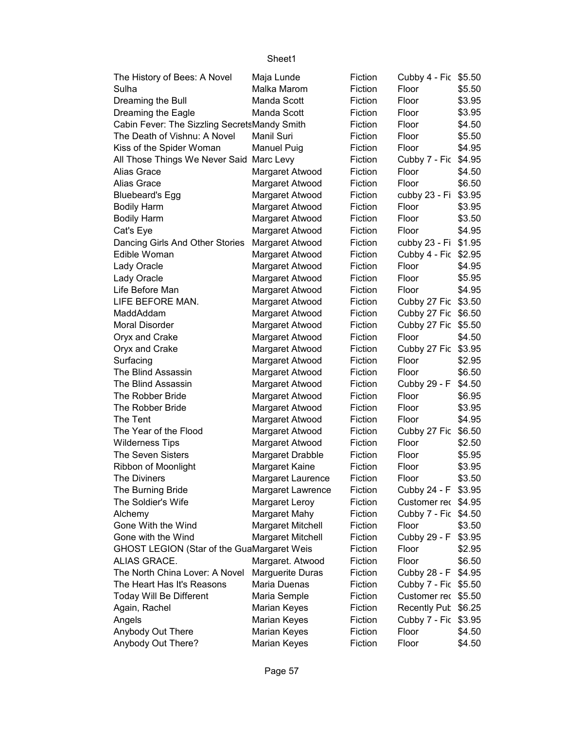| The History of Bees: A Novel | Maja Lunde | Fiction | Cubby 4 - Fic | $5.50 |
|---|---|---|---|---|
| Sulha | Malka Marom | Fiction | Floor | $5.50 |
| Dreaming the Bull | Manda Scott | Fiction | Floor | $3.95 |
| Dreaming the Eagle | Manda Scott | Fiction | Floor | $3.95 |
| Cabin Fever: The Sizzling Secrets | Mandy Smith | Fiction | Floor | $4.50 |
| The Death of Vishnu: A Novel | Manil Suri | Fiction | Floor | $5.50 |
| Kiss of the Spider Woman | Manuel Puig | Fiction | Floor | $4.95 |
| All Those Things We Never Said | Marc Levy | Fiction | Cubby 7 - Fic | $4.95 |
| Alias Grace | Margaret Atwood | Fiction | Floor | $4.50 |
| Alias Grace | Margaret Atwood | Fiction | Floor | $6.50 |
| Bluebeard's Egg | Margaret Atwood | Fiction | cubby 23 - Fi | $3.95 |
| Bodily Harm | Margaret Atwood | Fiction | Floor | $3.95 |
| Bodily Harm | Margaret Atwood | Fiction | Floor | $3.50 |
| Cat's Eye | Margaret Atwood | Fiction | Floor | $4.95 |
| Dancing Girls And Other Stories | Margaret Atwood | Fiction | cubby 23 - Fi | $1.95 |
| Edible Woman | Margaret Atwood | Fiction | Cubby 4 - Fic | $2.95 |
| Lady Oracle | Margaret Atwood | Fiction | Floor | $4.95 |
| Lady Oracle | Margaret Atwood | Fiction | Floor | $5.95 |
| Life Before Man | Margaret Atwood | Fiction | Floor | $4.95 |
| LIFE BEFORE MAN. | Margaret Atwood | Fiction | Cubby 27 Fic | $3.50 |
| MaddAddam | Margaret Atwood | Fiction | Cubby 27 Fic | $6.50 |
| Moral Disorder | Margaret Atwood | Fiction | Cubby 27 Fic | $5.50 |
| Oryx and Crake | Margaret Atwood | Fiction | Floor | $4.50 |
| Oryx and Crake | Margaret Atwood | Fiction | Cubby 27 Fic | $3.95 |
| Surfacing | Margaret Atwood | Fiction | Floor | $2.95 |
| The Blind Assassin | Margaret Atwood | Fiction | Floor | $6.50 |
| The Blind Assassin | Margaret Atwood | Fiction | Cubby 29 - F | $4.50 |
| The Robber Bride | Margaret Atwood | Fiction | Floor | $6.95 |
| The Robber Bride | Margaret Atwood | Fiction | Floor | $3.95 |
| The Tent | Margaret Atwood | Fiction | Floor | $4.95 |
| The Year of the Flood | Margaret Atwood | Fiction | Cubby 27 Fic | $6.50 |
| Wilderness Tips | Margaret Atwood | Fiction | Floor | $2.50 |
| The Seven Sisters | Margaret Drabble | Fiction | Floor | $5.95 |
| Ribbon of Moonlight | Margaret Kaine | Fiction | Floor | $3.95 |
| The Diviners | Margaret Laurence | Fiction | Floor | $3.50 |
| The Burning Bride | Margaret Lawrence | Fiction | Cubby 24 - F | $3.95 |
| The Soldier's Wife | Margaret Leroy | Fiction | Customer rec | $4.95 |
| Alchemy | Margaret Mahy | Fiction | Cubby 7 - Fic | $4.50 |
| Gone With the Wind | Margaret Mitchell | Fiction | Floor | $3.50 |
| Gone with the Wind | Margaret Mitchell | Fiction | Cubby 29 - F | $3.95 |
| GHOST LEGION (Star of the Gua | Margaret Weis | Fiction | Floor | $2.95 |
| ALIAS GRACE. | Margaret. Atwood | Fiction | Floor | $6.50 |
| The North China Lover: A Novel | Marguerite Duras | Fiction | Cubby 28 - F | $4.95 |
| The Heart Has It's Reasons | Maria Duenas | Fiction | Cubby 7 - Fic | $5.50 |
| Today Will Be Different | Maria Semple | Fiction | Customer rec | $5.50 |
| Again, Rachel | Marian Keyes | Fiction | Recently Pub | $6.25 |
| Angels | Marian Keyes | Fiction | Cubby 7 - Fic | $3.95 |
| Anybody Out There | Marian Keyes | Fiction | Floor | $4.50 |
| Anybody Out There? | Marian Keyes | Fiction | Floor | $4.50 |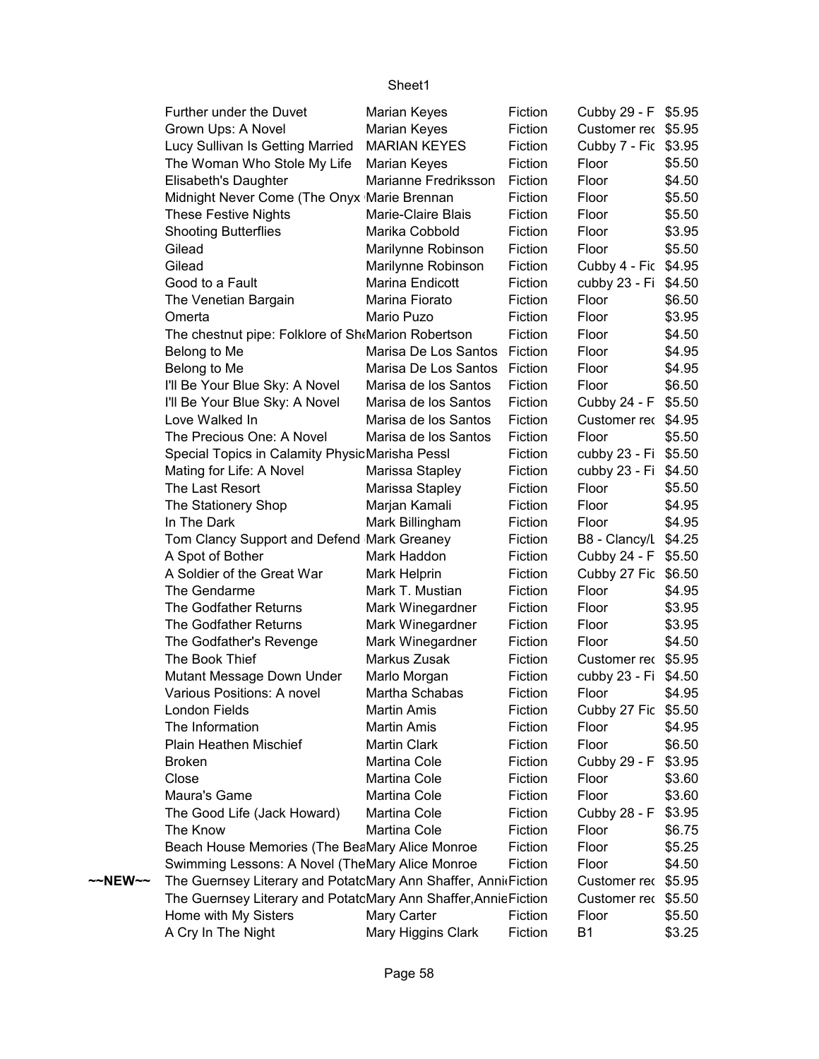Sheet1

| | | | | | |
|---|---|---|---|---|---|
| | Further under the Duvet | Marian Keyes | Fiction | Cubby 29 - F | $5.95 |
| | Grown Ups: A Novel | Marian Keyes | Fiction | Customer rec | $5.95 |
| | Lucy Sullivan Is Getting Married | MARIAN KEYES | Fiction | Cubby 7 - Fic | $3.95 |
| | The Woman Who Stole My Life | Marian Keyes | Fiction | Floor | $5.50 |
| | Elisabeth's Daughter | Marianne Fredriksson | Fiction | Floor | $4.50 |
| | Midnight Never Come (The Onyx | Marie Brennan | Fiction | Floor | $5.50 |
| | These Festive Nights | Marie-Claire Blais | Fiction | Floor | $5.50 |
| | Shooting Butterflies | Marika Cobbold | Fiction | Floor | $3.95 |
| | Gilead | Marilynne Robinson | Fiction | Floor | $5.50 |
| | Gilead | Marilynne Robinson | Fiction | Cubby 4 - Fic | $4.95 |
| | Good to a Fault | Marina Endicott | Fiction | cubby 23 - Fi | $4.50 |
| | The Venetian Bargain | Marina Fiorato | Fiction | Floor | $6.50 |
| | Omerta | Mario Puzo | Fiction | Floor | $3.95 |
| | The chestnut pipe: Folklore of Sh | Marion Robertson | Fiction | Floor | $4.50 |
| | Belong to Me | Marisa De Los Santos | Fiction | Floor | $4.95 |
| | Belong to Me | Marisa De Los Santos | Fiction | Floor | $4.95 |
| | I'll Be Your Blue Sky: A Novel | Marisa de los Santos | Fiction | Floor | $6.50 |
| | I'll Be Your Blue Sky: A Novel | Marisa de los Santos | Fiction | Cubby 24 - F | $5.50 |
| | Love Walked In | Marisa de los Santos | Fiction | Customer rec | $4.95 |
| | The Precious One: A Novel | Marisa de los Santos | Fiction | Floor | $5.50 |
| | Special Topics in Calamity Physic | Marisha Pessl | Fiction | cubby 23 - Fi | $5.50 |
| | Mating for Life: A Novel | Marissa Stapley | Fiction | cubby 23 - Fi | $4.50 |
| | The Last Resort | Marissa Stapley | Fiction | Floor | $5.50 |
| | The Stationery Shop | Marjan Kamali | Fiction | Floor | $4.95 |
| | In The Dark | Mark Billingham | Fiction | Floor | $4.95 |
| | Tom Clancy Support and Defend | Mark Greaney | Fiction | B8 - Clancy/L | $4.25 |
| | A Spot of Bother | Mark Haddon | Fiction | Cubby 24 - F | $5.50 |
| | A Soldier of the Great War | Mark Helprin | Fiction | Cubby 27 Fic | $6.50 |
| | The Gendarme | Mark T. Mustian | Fiction | Floor | $4.95 |
| | The Godfather Returns | Mark Winegardner | Fiction | Floor | $3.95 |
| | The Godfather Returns | Mark Winegardner | Fiction | Floor | $3.95 |
| | The Godfather's Revenge | Mark Winegardner | Fiction | Floor | $4.50 |
| | The Book Thief | Markus Zusak | Fiction | Customer rec | $5.95 |
| | Mutant Message Down Under | Marlo Morgan | Fiction | cubby 23 - Fi | $4.50 |
| | Various Positions: A novel | Martha Schabas | Fiction | Floor | $4.95 |
| | London Fields | Martin Amis | Fiction | Cubby 27 Fic | $5.50 |
| | The Information | Martin Amis | Fiction | Floor | $4.95 |
| | Plain Heathen Mischief | Martin Clark | Fiction | Floor | $6.50 |
| | Broken | Martina Cole | Fiction | Cubby 29 - F | $3.95 |
| | Close | Martina Cole | Fiction | Floor | $3.60 |
| | Maura's Game | Martina Cole | Fiction | Floor | $3.60 |
| | The Good Life (Jack Howard) | Martina Cole | Fiction | Cubby 28 - F | $3.95 |
| | The Know | Martina Cole | Fiction | Floor | $6.75 |
| | Beach House Memories (The Bea | Mary Alice Monroe | Fiction | Floor | $5.25 |
| | Swimming Lessons: A Novel (The | Mary Alice Monroe | Fiction | Floor | $4.50 |
| ~~NEW~~ | The Guernsey Literary and Potato | Mary Ann Shaffer, Anni | Fiction | Customer rec | $5.95 |
| | The Guernsey Literary and Potato | Mary Ann Shaffer,Annie | Fiction | Customer rec | $5.50 |
| | Home with My Sisters | Mary Carter | Fiction | Floor | $5.50 |
| | A Cry In The Night | Mary Higgins Clark | Fiction | B1 | $3.25 |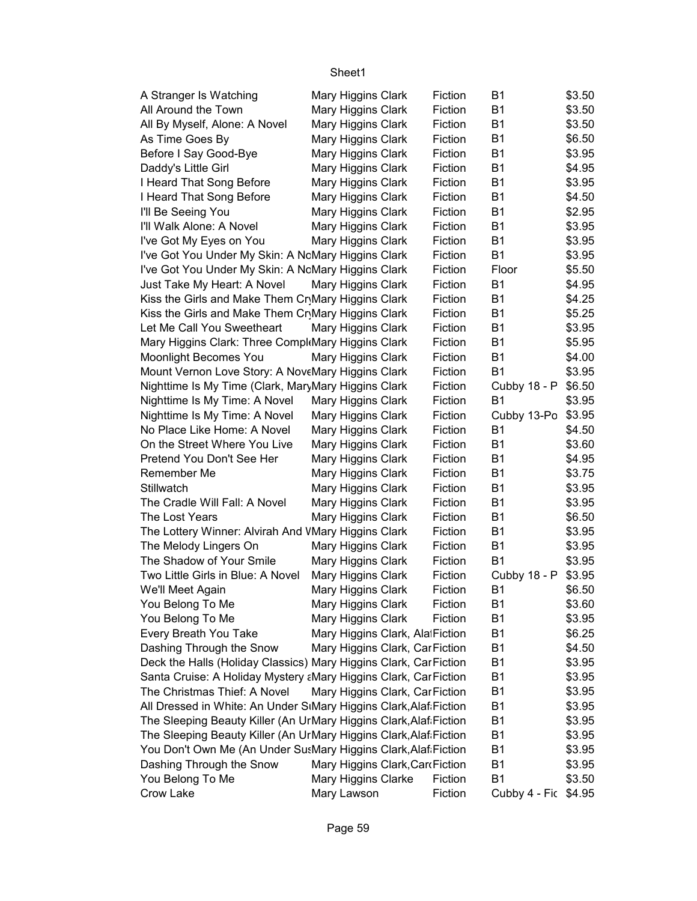| | | | | |
|---|---|---|---|---|
| A Stranger Is Watching | Mary Higgins Clark | Fiction | B1 | $3.50 |
| All Around the Town | Mary Higgins Clark | Fiction | B1 | $3.50 |
| All By Myself, Alone: A Novel | Mary Higgins Clark | Fiction | B1 | $3.50 |
| As Time Goes By | Mary Higgins Clark | Fiction | B1 | $6.50 |
| Before I Say Good-Bye | Mary Higgins Clark | Fiction | B1 | $3.95 |
| Daddy's Little Girl | Mary Higgins Clark | Fiction | B1 | $4.95 |
| I Heard That Song Before | Mary Higgins Clark | Fiction | B1 | $3.95 |
| I Heard That Song Before | Mary Higgins Clark | Fiction | B1 | $4.50 |
| I'll Be Seeing You | Mary Higgins Clark | Fiction | B1 | $2.95 |
| I'll Walk Alone: A Novel | Mary Higgins Clark | Fiction | B1 | $3.95 |
| I've Got My Eyes on You | Mary Higgins Clark | Fiction | B1 | $3.95 |
| I've Got You Under My Skin: A No | Mary Higgins Clark | Fiction | B1 | $3.95 |
| I've Got You Under My Skin: A No | Mary Higgins Clark | Fiction | Floor | $5.50 |
| Just Take My Heart: A Novel | Mary Higgins Clark | Fiction | B1 | $4.95 |
| Kiss the Girls and Make Them Cry | Mary Higgins Clark | Fiction | B1 | $4.25 |
| Kiss the Girls and Make Them Cry | Mary Higgins Clark | Fiction | B1 | $5.25 |
| Let Me Call You Sweetheart | Mary Higgins Clark | Fiction | B1 | $3.95 |
| Mary Higgins Clark: Three Comple | Mary Higgins Clark | Fiction | B1 | $5.95 |
| Moonlight Becomes You | Mary Higgins Clark | Fiction | B1 | $4.00 |
| Mount Vernon Love Story: A Nove | Mary Higgins Clark | Fiction | B1 | $3.95 |
| Nighttime Is My Time (Clark, Mary | Mary Higgins Clark | Fiction | Cubby 18 - P | $6.50 |
| Nighttime Is My Time: A Novel | Mary Higgins Clark | Fiction | B1 | $3.95 |
| Nighttime Is My Time: A Novel | Mary Higgins Clark | Fiction | Cubby 13-Po | $3.95 |
| No Place Like Home: A Novel | Mary Higgins Clark | Fiction | B1 | $4.50 |
| On the Street Where You Live | Mary Higgins Clark | Fiction | B1 | $3.60 |
| Pretend You Don't See Her | Mary Higgins Clark | Fiction | B1 | $4.95 |
| Remember Me | Mary Higgins Clark | Fiction | B1 | $3.75 |
| Stillwatch | Mary Higgins Clark | Fiction | B1 | $3.95 |
| The Cradle Will Fall: A Novel | Mary Higgins Clark | Fiction | B1 | $3.95 |
| The Lost Years | Mary Higgins Clark | Fiction | B1 | $6.50 |
| The Lottery Winner: Alvirah And W | Mary Higgins Clark | Fiction | B1 | $3.95 |
| The Melody Lingers On | Mary Higgins Clark | Fiction | B1 | $3.95 |
| The Shadow of Your Smile | Mary Higgins Clark | Fiction | B1 | $3.95 |
| Two Little Girls in Blue: A Novel | Mary Higgins Clark | Fiction | Cubby 18 - P | $3.95 |
| We'll Meet Again | Mary Higgins Clark | Fiction | B1 | $6.50 |
| You Belong To Me | Mary Higgins Clark | Fiction | B1 | $3.60 |
| You Belong To Me | Mary Higgins Clark | Fiction | B1 | $3.95 |
| Every Breath You Take | Mary Higgins Clark, Ala | Fiction | B1 | $6.25 |
| Dashing Through the Snow | Mary Higgins Clark, Car | Fiction | B1 | $4.50 |
| Deck the Halls (Holiday Classics) | Mary Higgins Clark, Car | Fiction | B1 | $3.95 |
| Santa Cruise: A Holiday Mystery a | Mary Higgins Clark, Car | Fiction | B1 | $3.95 |
| The Christmas Thief: A Novel | Mary Higgins Clark, Car | Fiction | B1 | $3.95 |
| All Dressed in White: An Under S | Mary Higgins Clark,Alaf | Fiction | B1 | $3.95 |
| The Sleeping Beauty Killer (An Ur | Mary Higgins Clark,Alaf | Fiction | B1 | $3.95 |
| The Sleeping Beauty Killer (An Ur | Mary Higgins Clark,Alaf | Fiction | B1 | $3.95 |
| You Don't Own Me (An Under Sus | Mary Higgins Clark,Alaf | Fiction | B1 | $3.95 |
| Dashing Through the Snow | Mary Higgins Clark,Card | Fiction | B1 | $3.95 |
| You Belong To Me | Mary Higgins Clarke | Fiction | B1 | $3.50 |
| Crow Lake | Mary Lawson | Fiction | Cubby 4 - Fic | $4.95 |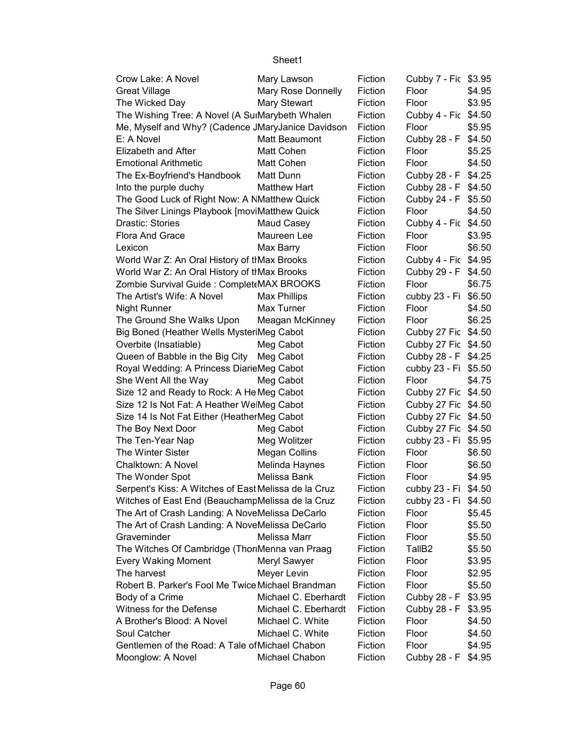| Crow Lake: A Novel | Mary Lawson | Fiction | Cubby 7 - Fic | $3.95 |
|---|---|---|---|---|
| Great Village | Mary Rose Donnelly | Fiction | Floor | $4.95 |
| The Wicked Day | Mary Stewart | Fiction | Floor | $3.95 |
| The Wishing Tree: A Novel (A Su | Marybeth Whalen | Fiction | Cubby 4 - Fic | $4.50 |
| Me, Myself and Why? (Cadence J | MaryJanice Davidson | Fiction | Floor | $5.95 |
| E: A Novel | Matt Beaumont | Fiction | Cubby 28 - F | $4.50 |
| Elizabeth and After | Matt Cohen | Fiction | Floor | $5.25 |
| Emotional Arithmetic | Matt Cohen | Fiction | Floor | $4.50 |
| The Ex-Boyfriend's Handbook | Matt Dunn | Fiction | Cubby 28 - F | $4.25 |
| Into the purple duchy | Matthew Hart | Fiction | Cubby 28 - F | $4.50 |
| The Good Luck of Right Now: A N | Matthew Quick | Fiction | Cubby 24 - F | $5.50 |
| The Silver Linings Playbook [movi | Matthew Quick | Fiction | Floor | $4.50 |
| Drastic: Stories | Maud Casey | Fiction | Cubby 4 - Fic | $4.50 |
| Flora And Grace | Maureen Lee | Fiction | Floor | $3.95 |
| Lexicon | Max Barry | Fiction | Floor | $6.50 |
| World War Z: An Oral History of th | Max Brooks | Fiction | Cubby 4 - Fic | $4.95 |
| World War Z: An Oral History of th | Max Brooks | Fiction | Cubby 29 - F | $4.50 |
| Zombie Survival Guide : Complete | MAX BROOKS | Fiction | Floor | $6.75 |
| The Artist's Wife: A Novel | Max Phillips | Fiction | cubby 23 - Fi | $6.50 |
| Night Runner | Max Turner | Fiction | Floor | $4.50 |
| The Ground She Walks Upon | Meagan McKinney | Fiction | Floor | $6.25 |
| Big Boned (Heather Wells Mysteri | Meg Cabot | Fiction | Cubby 27 Fic | $4.50 |
| Overbite (Insatiable) | Meg Cabot | Fiction | Cubby 27 Fic | $4.50 |
| Queen of Babble in the Big City | Meg Cabot | Fiction | Cubby 28 - F | $4.25 |
| Royal Wedding: A Princess Diarie | Meg Cabot | Fiction | cubby 23 - Fi | $5.50 |
| She Went All the Way | Meg Cabot | Fiction | Floor | $4.75 |
| Size 12 and Ready to Rock: A He | Meg Cabot | Fiction | Cubby 27 Fic | $4.50 |
| Size 12 Is Not Fat: A Heather We | Meg Cabot | Fiction | Cubby 27 Fic | $4.50 |
| Size 14 Is Not Fat Either (Heather | Meg Cabot | Fiction | Cubby 27 Fic | $4.50 |
| The Boy Next Door | Meg Cabot | Fiction | Cubby 27 Fic | $4.50 |
| The Ten-Year Nap | Meg Wolitzer | Fiction | cubby 23 - Fi | $5.95 |
| The Winter Sister | Megan Collins | Fiction | Floor | $6.50 |
| Chalktown: A Novel | Melinda Haynes | Fiction | Floor | $6.50 |
| The Wonder Spot | Melissa Bank | Fiction | Floor | $4.95 |
| Serpent's Kiss: A Witches of East | Melissa de la Cruz | Fiction | cubby 23 - Fi | $4.50 |
| Witches of East End (Beauchamp | Melissa de la Cruz | Fiction | cubby 23 - Fi | $4.50 |
| The Art of Crash Landing: A Nove | Melissa DeCarlo | Fiction | Floor | $5.45 |
| The Art of Crash Landing: A Nove | Melissa DeCarlo | Fiction | Floor | $5.50 |
| Graveminder | Melissa Marr | Fiction | Floor | $5.50 |
| The Witches Of Cambridge (Thor | Menna van Praag | Fiction | TallB2 | $5.50 |
| Every Waking Moment | Meryl Sawyer | Fiction | Floor | $3.95 |
| The harvest | Meyer Levin | Fiction | Floor | $2.95 |
| Robert B. Parker's Fool Me Twice | Michael Brandman | Fiction | Floor | $5.50 |
| Body of a Crime | Michael C. Eberhardt | Fiction | Cubby 28 - F | $3.95 |
| Witness for the Defense | Michael C. Eberhardt | Fiction | Cubby 28 - F | $3.95 |
| A Brother's Blood: A Novel | Michael C. White | Fiction | Floor | $4.50 |
| Soul Catcher | Michael C. White | Fiction | Floor | $4.50 |
| Gentlemen of the Road: A Tale of | Michael Chabon | Fiction | Floor | $4.95 |
| Moonglow: A Novel | Michael Chabon | Fiction | Cubby 28 - F | $4.95 |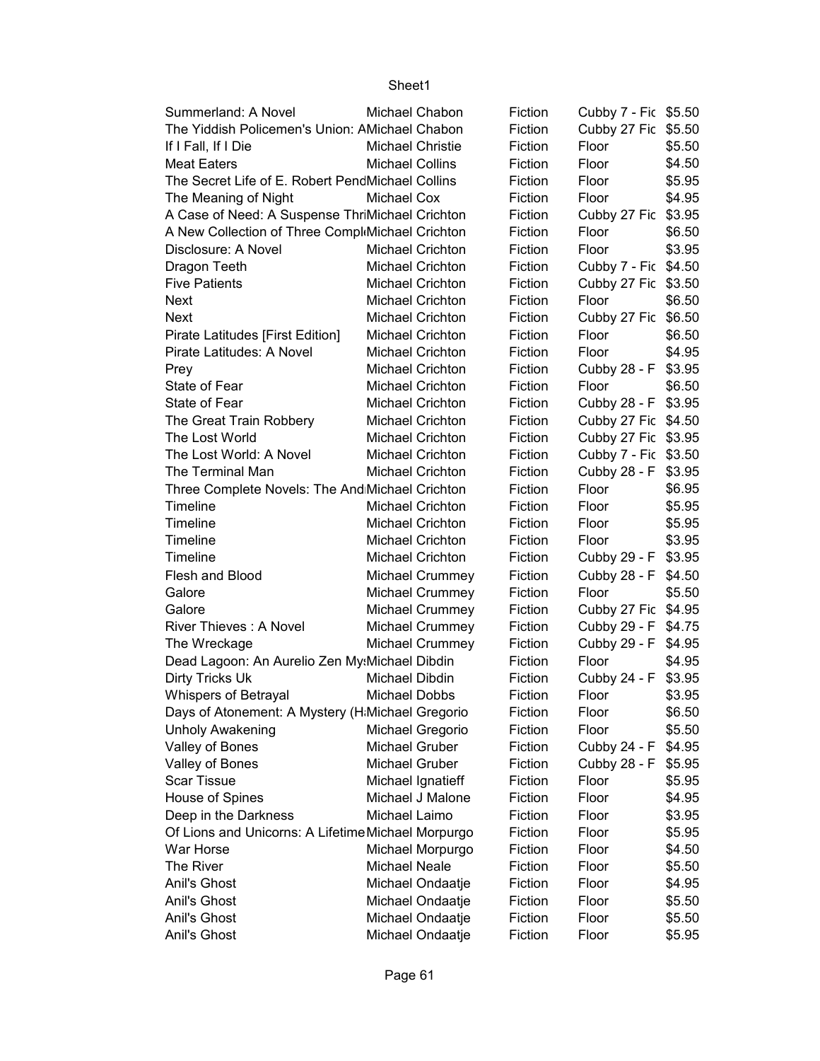| | | | | |
|---|---|---|---|---|
| Summerland: A Novel | Michael Chabon | Fiction | Cubby 7 - Fic | $5.50 |
| The Yiddish Policemen's Union: A | Michael Chabon | Fiction | Cubby 27 Fic | $5.50 |
| If I Fall, If I Die | Michael Christie | Fiction | Floor | $5.50 |
| Meat Eaters | Michael Collins | Fiction | Floor | $4.50 |
| The Secret Life of E. Robert Pend | Michael Collins | Fiction | Floor | $5.95 |
| The Meaning of Night | Michael Cox | Fiction | Floor | $4.95 |
| A Case of Need: A Suspense Thri | Michael Crichton | Fiction | Cubby 27 Fic | $3.95 |
| A New Collection of Three Compl | Michael Crichton | Fiction | Floor | $6.50 |
| Disclosure: A Novel | Michael Crichton | Fiction | Floor | $3.95 |
| Dragon Teeth | Michael Crichton | Fiction | Cubby 7 - Fic | $4.50 |
| Five Patients | Michael Crichton | Fiction | Cubby 27 Fic | $3.50 |
| Next | Michael Crichton | Fiction | Floor | $6.50 |
| Next | Michael Crichton | Fiction | Cubby 27 Fic | $6.50 |
| Pirate Latitudes [First Edition] | Michael Crichton | Fiction | Floor | $6.50 |
| Pirate Latitudes: A Novel | Michael Crichton | Fiction | Floor | $4.95 |
| Prey | Michael Crichton | Fiction | Cubby 28 - F | $3.95 |
| State of Fear | Michael Crichton | Fiction | Floor | $6.50 |
| State of Fear | Michael Crichton | Fiction | Cubby 28 - F | $3.95 |
| The Great Train Robbery | Michael Crichton | Fiction | Cubby 27 Fic | $4.50 |
| The Lost World | Michael Crichton | Fiction | Cubby 27 Fic | $3.95 |
| The Lost World: A Novel | Michael Crichton | Fiction | Cubby 7 - Fic | $3.50 |
| The Terminal Man | Michael Crichton | Fiction | Cubby 28 - F | $3.95 |
| Three Complete Novels: The And | Michael Crichton | Fiction | Floor | $6.95 |
| Timeline | Michael Crichton | Fiction | Floor | $5.95 |
| Timeline | Michael Crichton | Fiction | Floor | $5.95 |
| Timeline | Michael Crichton | Fiction | Floor | $3.95 |
| Timeline | Michael Crichton | Fiction | Cubby 29 - F | $3.95 |
| Flesh and Blood | Michael Crummey | Fiction | Cubby 28 - F | $4.50 |
| Galore | Michael Crummey | Fiction | Floor | $5.50 |
| Galore | Michael Crummey | Fiction | Cubby 27 Fic | $4.95 |
| River Thieves : A Novel | Michael Crummey | Fiction | Cubby 29 - F | $4.75 |
| The Wreckage | Michael Crummey | Fiction | Cubby 29 - F | $4.95 |
| Dead Lagoon: An Aurelio Zen My | Michael Dibdin | Fiction | Floor | $4.95 |
| Dirty Tricks Uk | Michael Dibdin | Fiction | Cubby 24 - F | $3.95 |
| Whispers of Betrayal | Michael Dobbs | Fiction | Floor | $3.95 |
| Days of Atonement: A Mystery (H | Michael Gregorio | Fiction | Floor | $6.50 |
| Unholy Awakening | Michael Gregorio | Fiction | Floor | $5.50 |
| Valley of Bones | Michael Gruber | Fiction | Cubby 24 - F | $4.95 |
| Valley of Bones | Michael Gruber | Fiction | Cubby 28 - F | $5.95 |
| Scar Tissue | Michael Ignatieff | Fiction | Floor | $5.95 |
| House of Spines | Michael J Malone | Fiction | Floor | $4.95 |
| Deep in the Darkness | Michael Laimo | Fiction | Floor | $3.95 |
| Of Lions and Unicorns: A Lifetime | Michael Morpurgo | Fiction | Floor | $5.95 |
| War Horse | Michael Morpurgo | Fiction | Floor | $4.50 |
| The River | Michael Neale | Fiction | Floor | $5.50 |
| Anil's Ghost | Michael Ondaatje | Fiction | Floor | $4.95 |
| Anil's Ghost | Michael Ondaatje | Fiction | Floor | $5.50 |
| Anil's Ghost | Michael Ondaatje | Fiction | Floor | $5.50 |
| Anil's Ghost | Michael Ondaatje | Fiction | Floor | $5.95 |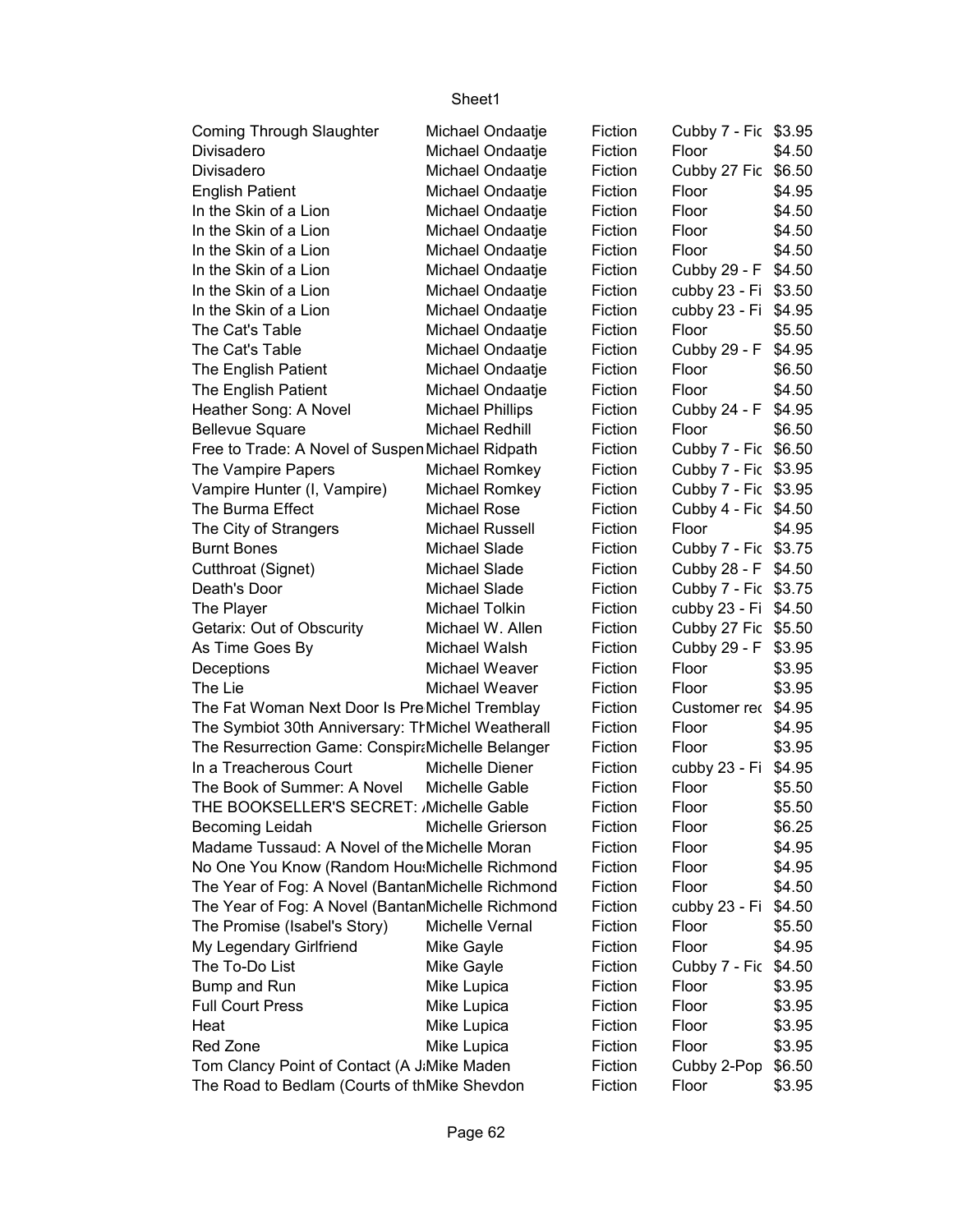| Coming Through Slaughter | Michael Ondaatje | Fiction | Cubby 7 - Fic | $3.95 |
|---|---|---|---|---|
| Divisadero | Michael Ondaatje | Fiction | Floor | $4.50 |
| Divisadero | Michael Ondaatje | Fiction | Cubby 27 Fic | $6.50 |
| English Patient | Michael Ondaatje | Fiction | Floor | $4.95 |
| In the Skin of a Lion | Michael Ondaatje | Fiction | Floor | $4.50 |
| In the Skin of a Lion | Michael Ondaatje | Fiction | Floor | $4.50 |
| In the Skin of a Lion | Michael Ondaatje | Fiction | Floor | $4.50 |
| In the Skin of a Lion | Michael Ondaatje | Fiction | Cubby 29 - F | $4.50 |
| In the Skin of a Lion | Michael Ondaatje | Fiction | cubby 23 - Fi | $3.50 |
| In the Skin of a Lion | Michael Ondaatje | Fiction | cubby 23 - Fi | $4.95 |
| The Cat's Table | Michael Ondaatje | Fiction | Floor | $5.50 |
| The Cat's Table | Michael Ondaatje | Fiction | Cubby 29 - F | $4.95 |
| The English Patient | Michael Ondaatje | Fiction | Floor | $6.50 |
| The English Patient | Michael Ondaatje | Fiction | Floor | $4.50 |
| Heather Song: A Novel | Michael Phillips | Fiction | Cubby 24 - F | $4.95 |
| Bellevue Square | Michael Redhill | Fiction | Floor | $6.50 |
| Free to Trade: A Novel of Suspen | Michael Ridpath | Fiction | Cubby 7 - Fic | $6.50 |
| The Vampire Papers | Michael Romkey | Fiction | Cubby 7 - Fic | $3.95 |
| Vampire Hunter (I, Vampire) | Michael Romkey | Fiction | Cubby 7 - Fic | $3.95 |
| The Burma Effect | Michael Rose | Fiction | Cubby 4 - Fic | $4.50 |
| The City of Strangers | Michael Russell | Fiction | Floor | $4.95 |
| Burnt Bones | Michael Slade | Fiction | Cubby 7 - Fic | $3.75 |
| Cutthroat (Signet) | Michael Slade | Fiction | Cubby 28 - F | $4.50 |
| Death's Door | Michael Slade | Fiction | Cubby 7 - Fic | $3.75 |
| The Player | Michael Tolkin | Fiction | cubby 23 - Fi | $4.50 |
| Getarix: Out of Obscurity | Michael W. Allen | Fiction | Cubby 27 Fic | $5.50 |
| As Time Goes By | Michael Walsh | Fiction | Cubby 29 - F | $3.95 |
| Deceptions | Michael Weaver | Fiction | Floor | $3.95 |
| The Lie | Michael Weaver | Fiction | Floor | $3.95 |
| The Fat Woman Next Door Is Pre | Michel Tremblay | Fiction | Customer rec | $4.95 |
| The Symbiot 30th Anniversary: Th | Michel Weatherall | Fiction | Floor | $4.95 |
| The Resurrection Game: Conspira | Michelle Belanger | Fiction | Floor | $3.95 |
| In a Treacherous Court | Michelle Diener | Fiction | cubby 23 - Fi | $4.95 |
| The Book of Summer: A Novel | Michelle Gable | Fiction | Floor | $5.50 |
| THE BOOKSELLER'S SECRET: / | Michelle Gable | Fiction | Floor | $5.50 |
| Becoming Leidah | Michelle Grierson | Fiction | Floor | $6.25 |
| Madame Tussaud: A Novel of the | Michelle Moran | Fiction | Floor | $4.95 |
| No One You Know (Random Hous | Michelle Richmond | Fiction | Floor | $4.95 |
| The Year of Fog: A Novel (Bantam | Michelle Richmond | Fiction | Floor | $4.50 |
| The Year of Fog: A Novel (Bantam | Michelle Richmond | Fiction | cubby 23 - Fi | $4.50 |
| The Promise (Isabel's Story) | Michelle Vernal | Fiction | Floor | $5.50 |
| My Legendary Girlfriend | Mike Gayle | Fiction | Floor | $4.95 |
| The To-Do List | Mike Gayle | Fiction | Cubby 7 - Fic | $4.50 |
| Bump and Run | Mike Lupica | Fiction | Floor | $3.95 |
| Full Court Press | Mike Lupica | Fiction | Floor | $3.95 |
| Heat | Mike Lupica | Fiction | Floor | $3.95 |
| Red Zone | Mike Lupica | Fiction | Floor | $3.95 |
| Tom Clancy Point of Contact (A J | Mike Maden | Fiction | Cubby 2-Pop | $6.50 |
| The Road to Bedlam (Courts of th | Mike Shevdon | Fiction | Floor | $3.95 |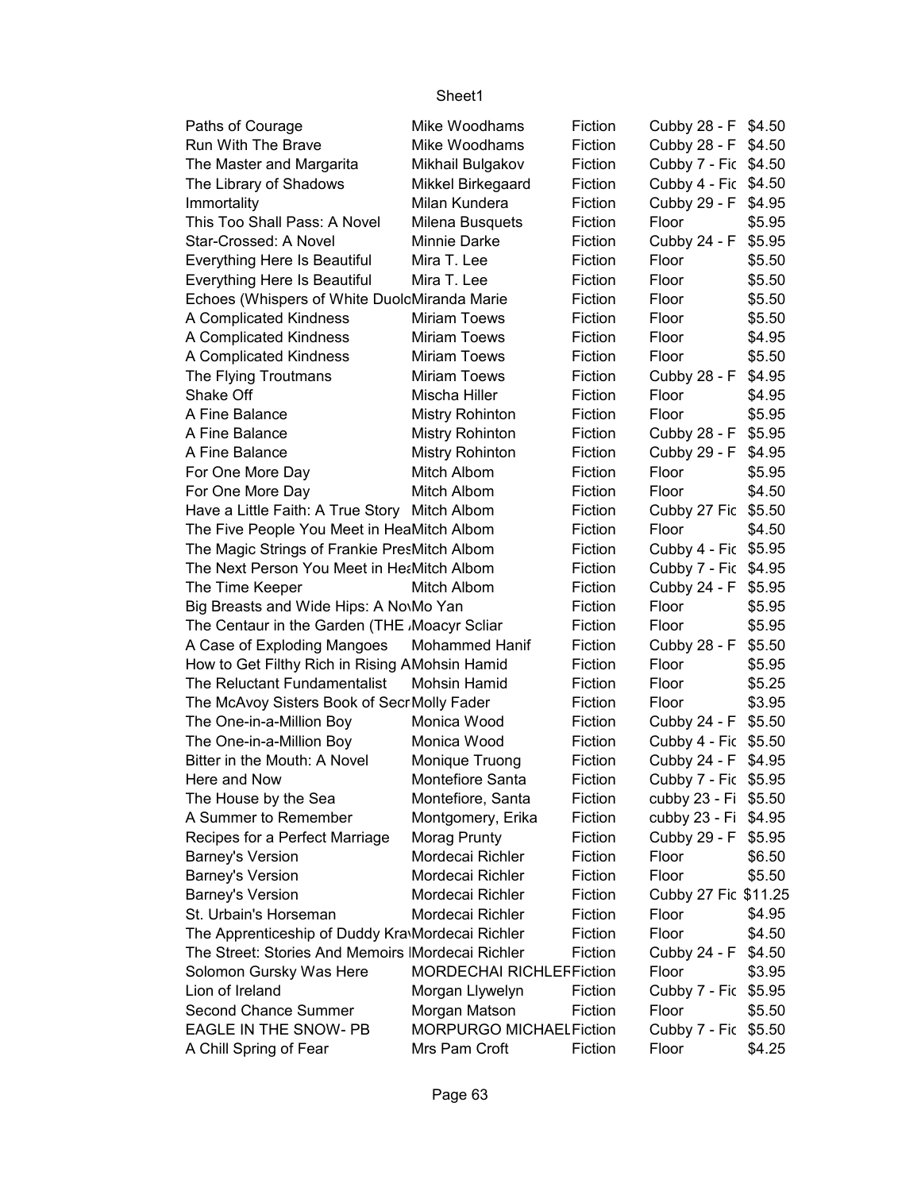| Paths of Courage | Mike Woodhams | Fiction | Cubby 28 - F | $4.50 |
|---|---|---|---|---|
| Run With The Brave | Mike Woodhams | Fiction | Cubby 28 - F | $4.50 |
| The Master and Margarita | Mikhail Bulgakov | Fiction | Cubby 7 - Fic | $4.50 |
| The Library of Shadows | Mikkel Birkegaard | Fiction | Cubby 4 - Fic | $4.50 |
| Immortality | Milan Kundera | Fiction | Cubby 29 - F | $4.95 |
| This Too Shall Pass: A Novel | Milena Busquets | Fiction | Floor | $5.95 |
| Star-Crossed: A Novel | Minnie Darke | Fiction | Cubby 24 - F | $5.95 |
| Everything Here Is Beautiful | Mira T. Lee | Fiction | Floor | $5.50 |
| Everything Here Is Beautiful | Mira T. Lee | Fiction | Floor | $5.50 |
| Echoes (Whispers of White Duolo | Miranda Marie | Fiction | Floor | $5.50 |
| A Complicated Kindness | Miriam Toews | Fiction | Floor | $5.50 |
| A Complicated Kindness | Miriam Toews | Fiction | Floor | $4.95 |
| A Complicated Kindness | Miriam Toews | Fiction | Floor | $5.50 |
| The Flying Troutmans | Miriam Toews | Fiction | Cubby 28 - F | $4.95 |
| Shake Off | Mischa Hiller | Fiction | Floor | $4.95 |
| A Fine Balance | Mistry Rohinton | Fiction | Floor | $5.95 |
| A Fine Balance | Mistry Rohinton | Fiction | Cubby 28 - F | $5.95 |
| A Fine Balance | Mistry Rohinton | Fiction | Cubby 29 - F | $4.95 |
| For One More Day | Mitch Albom | Fiction | Floor | $5.95 |
| For One More Day | Mitch Albom | Fiction | Floor | $4.50 |
| Have a Little Faith: A True Story | Mitch Albom | Fiction | Cubby 27 Fic | $5.50 |
| The Five People You Meet in Hea | Mitch Albom | Fiction | Floor | $4.50 |
| The Magic Strings of Frankie Pres | Mitch Albom | Fiction | Cubby 4 - Fic | $5.95 |
| The Next Person You Meet in Hea | Mitch Albom | Fiction | Cubby 7 - Fic | $4.95 |
| The Time Keeper | Mitch Albom | Fiction | Cubby 24 - F | $5.95 |
| Big Breasts and Wide Hips: A Nov | Mo Yan | Fiction | Floor | $5.95 |
| The Centaur in the Garden (THE | Moacyr Scliar | Fiction | Floor | $5.95 |
| A Case of Exploding Mangoes | Mohammed Hanif | Fiction | Cubby 28 - F | $5.50 |
| How to Get Filthy Rich in Rising A | Mohsin Hamid | Fiction | Floor | $5.95 |
| The Reluctant Fundamentalist | Mohsin Hamid | Fiction | Floor | $5.25 |
| The McAvoy Sisters Book of Secr | Molly Fader | Fiction | Floor | $3.95 |
| The One-in-a-Million Boy | Monica Wood | Fiction | Cubby 24 - F | $5.50 |
| The One-in-a-Million Boy | Monica Wood | Fiction | Cubby 4 - Fic | $5.50 |
| Bitter in the Mouth: A Novel | Monique Truong | Fiction | Cubby 24 - F | $4.95 |
| Here and Now | Montefiore Santa | Fiction | Cubby 7 - Fic | $5.95 |
| The House by the Sea | Montefiore, Santa | Fiction | cubby 23 - Fi | $5.50 |
| A Summer to Remember | Montgomery, Erika | Fiction | cubby 23 - Fi | $4.95 |
| Recipes for a Perfect Marriage | Morag Prunty | Fiction | Cubby 29 - F | $5.95 |
| Barney's Version | Mordecai Richler | Fiction | Floor | $6.50 |
| Barney's Version | Mordecai Richler | Fiction | Floor | $5.50 |
| Barney's Version | Mordecai Richler | Fiction | Cubby 27 Fic | $11.25 |
| St. Urbain's Horseman | Mordecai Richler | Fiction | Floor | $4.95 |
| The Apprenticeship of Duddy Kra | Mordecai Richler | Fiction | Floor | $4.50 |
| The Street: Stories And Memoirs | Mordecai Richler | Fiction | Cubby 24 - F | $4.50 |
| Solomon Gursky Was Here | MORDECHAI RICHLER | Fiction | Floor | $3.95 |
| Lion of Ireland | Morgan Llywelyn | Fiction | Cubby 7 - Fic | $5.95 |
| Second Chance Summer | Morgan Matson | Fiction | Floor | $5.50 |
| EAGLE IN THE SNOW- PB | MORPURGO MICHAEL | Fiction | Cubby 7 - Fic | $5.50 |
| A Chill Spring of Fear | Mrs Pam Croft | Fiction | Floor | $4.25 |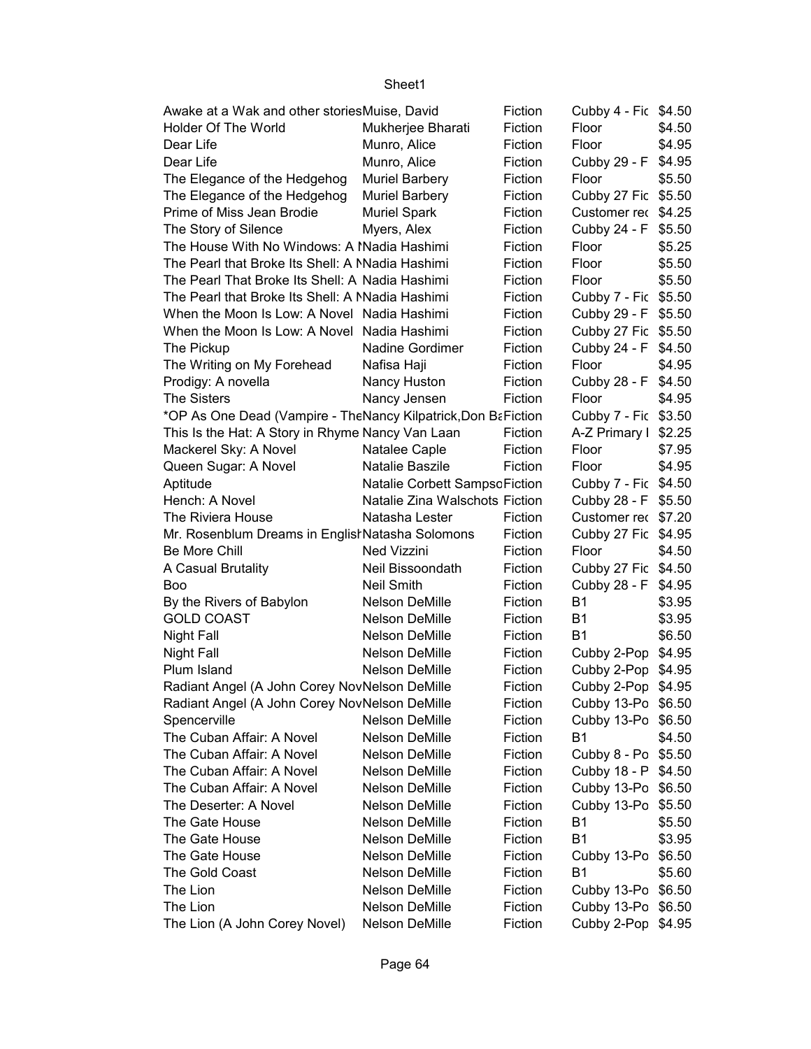| | | | | |
|---|---|---|---|---|
| Awake at a Wak and other stories | Muise, David | Fiction | Cubby 4 - Fic | $4.50 |
| Holder Of The World | Mukherjee Bharati | Fiction | Floor | $4.50 |
| Dear Life | Munro, Alice | Fiction | Floor | $4.95 |
| Dear Life | Munro, Alice | Fiction | Cubby 29 - F | $4.95 |
| The Elegance of the Hedgehog | Muriel Barbery | Fiction | Floor | $5.50 |
| The Elegance of the Hedgehog | Muriel Barbery | Fiction | Cubby 27 Fic | $5.50 |
| Prime of Miss Jean Brodie | Muriel Spark | Fiction | Customer rec | $4.25 |
| The Story of Silence | Myers, Alex | Fiction | Cubby 24 - F | $5.50 |
| The House With No Windows: A N | Nadia Hashimi | Fiction | Floor | $5.25 |
| The Pearl that Broke Its Shell: A N | Nadia Hashimi | Fiction | Floor | $5.50 |
| The Pearl That Broke Its Shell: A | Nadia Hashimi | Fiction | Floor | $5.50 |
| The Pearl that Broke Its Shell: A N | Nadia Hashimi | Fiction | Cubby 7 - Fic | $5.50 |
| When the Moon Is Low: A Novel | Nadia Hashimi | Fiction | Cubby 29 - F | $5.50 |
| When the Moon Is Low: A Novel | Nadia Hashimi | Fiction | Cubby 27 Fic | $5.50 |
| The Pickup | Nadine Gordimer | Fiction | Cubby 24 - F | $4.50 |
| The Writing on My Forehead | Nafisa Haji | Fiction | Floor | $4.95 |
| Prodigy: A novella | Nancy Huston | Fiction | Cubby 28 - F | $4.50 |
| The Sisters | Nancy Jensen | Fiction | Floor | $4.95 |
| *OP As One Dead (Vampire - The | Nancy Kilpatrick,Don Ba | Fiction | Cubby 7 - Fic | $3.50 |
| This Is the Hat: A Story in Rhyme | Nancy Van Laan | Fiction | A-Z Primary I | $2.25 |
| Mackerel Sky: A Novel | Natalee Caple | Fiction | Floor | $7.95 |
| Queen Sugar: A Novel | Natalie Baszile | Fiction | Floor | $4.95 |
| Aptitude | Natalie Corbett Sampso | Fiction | Cubby 7 - Fic | $4.50 |
| Hench: A Novel | Natalie Zina Walschots | Fiction | Cubby 28 - F | $5.50 |
| The Riviera House | Natasha Lester | Fiction | Customer rec | $7.20 |
| Mr. Rosenblum Dreams in English | Natasha Solomons | Fiction | Cubby 27 Fic | $4.95 |
| Be More Chill | Ned Vizzini | Fiction | Floor | $4.50 |
| A Casual Brutality | Neil Bissoondath | Fiction | Cubby 27 Fic | $4.50 |
| Boo | Neil Smith | Fiction | Cubby 28 - F | $4.95 |
| By the Rivers of Babylon | Nelson DeMille | Fiction | B1 | $3.95 |
| GOLD COAST | Nelson DeMille | Fiction | B1 | $3.95 |
| Night Fall | Nelson DeMille | Fiction | B1 | $6.50 |
| Night Fall | Nelson DeMille | Fiction | Cubby 2-Pop | $4.95 |
| Plum Island | Nelson DeMille | Fiction | Cubby 2-Pop | $4.95 |
| Radiant Angel (A John Corey Nov | Nelson DeMille | Fiction | Cubby 2-Pop | $4.95 |
| Radiant Angel (A John Corey Nov | Nelson DeMille | Fiction | Cubby 13-Po | $6.50 |
| Spencerville | Nelson DeMille | Fiction | Cubby 13-Po | $6.50 |
| The Cuban Affair: A Novel | Nelson DeMille | Fiction | B1 | $4.50 |
| The Cuban Affair: A Novel | Nelson DeMille | Fiction | Cubby 8 - Po | $5.50 |
| The Cuban Affair: A Novel | Nelson DeMille | Fiction | Cubby 18 - P | $4.50 |
| The Cuban Affair: A Novel | Nelson DeMille | Fiction | Cubby 13-Po | $6.50 |
| The Deserter: A Novel | Nelson DeMille | Fiction | Cubby 13-Po | $5.50 |
| The Gate House | Nelson DeMille | Fiction | B1 | $5.50 |
| The Gate House | Nelson DeMille | Fiction | B1 | $3.95 |
| The Gate House | Nelson DeMille | Fiction | Cubby 13-Po | $6.50 |
| The Gold Coast | Nelson DeMille | Fiction | B1 | $5.60 |
| The Lion | Nelson DeMille | Fiction | Cubby 13-Po | $6.50 |
| The Lion | Nelson DeMille | Fiction | Cubby 13-Po | $6.50 |
| The Lion (A John Corey Novel) | Nelson DeMille | Fiction | Cubby 2-Pop | $4.95 |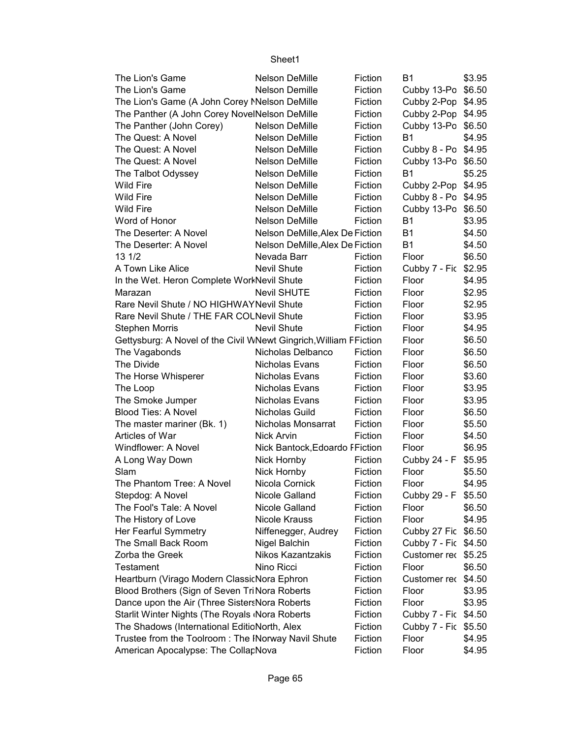| | | | | |
|---|---|---|---|---|
| The Lion's Game | Nelson DeMille | Fiction | B1 | $3.95 |
| The Lion's Game | Nelson Demille | Fiction | Cubby 13-Po | $6.50 |
| The Lion's Game (A John Corey N | Nelson DeMille | Fiction | Cubby 2-Pop | $4.95 |
| The Panther (A John Corey Novel | Nelson DeMille | Fiction | Cubby 2-Pop | $4.95 |
| The Panther (John Corey) | Nelson DeMille | Fiction | Cubby 13-Po | $6.50 |
| The Quest: A Novel | Nelson DeMille | Fiction | B1 | $4.95 |
| The Quest: A Novel | Nelson DeMille | Fiction | Cubby 8 - Po | $4.95 |
| The Quest: A Novel | Nelson DeMille | Fiction | Cubby 13-Po | $6.50 |
| The Talbot Odyssey | Nelson DeMille | Fiction | B1 | $5.25 |
| Wild Fire | Nelson DeMille | Fiction | Cubby 2-Pop | $4.95 |
| Wild Fire | Nelson DeMille | Fiction | Cubby 8 - Po | $4.95 |
| Wild Fire | Nelson DeMille | Fiction | Cubby 13-Po | $6.50 |
| Word of Honor | Nelson DeMille | Fiction | B1 | $3.95 |
| The Deserter: A Novel | Nelson DeMille,Alex De | Fiction | B1 | $4.50 |
| The Deserter: A Novel | Nelson DeMille,Alex De | Fiction | B1 | $4.50 |
| 13 1/2 | Nevada Barr | Fiction | Floor | $6.50 |
| A Town Like Alice | Nevil Shute | Fiction | Cubby 7 - Fic | $2.95 |
| In the Wet. Heron Complete Work | Nevil Shute | Fiction | Floor | $4.95 |
| Marazan | Nevil SHUTE | Fiction | Floor | $2.95 |
| Rare Nevil Shute / NO HIGHWAY | Nevil Shute | Fiction | Floor | $2.95 |
| Rare Nevil Shute / THE FAR COL | Nevil Shute | Fiction | Floor | $3.95 |
| Stephen Morris | Nevil Shute | Fiction | Floor | $4.95 |
| Gettysburg: A Novel of the Civil W | Newt Gingrich,William F | Fiction | Floor | $6.50 |
| The Vagabonds | Nicholas Delbanco | Fiction | Floor | $6.50 |
| The Divide | Nicholas Evans | Fiction | Floor | $6.50 |
| The Horse Whisperer | Nicholas Evans | Fiction | Floor | $3.60 |
| The Loop | Nicholas Evans | Fiction | Floor | $3.95 |
| The Smoke Jumper | Nicholas Evans | Fiction | Floor | $3.95 |
| Blood Ties: A Novel | Nicholas Guild | Fiction | Floor | $6.50 |
| The master mariner (Bk. 1) | Nicholas Monsarrat | Fiction | Floor | $5.50 |
| Articles of War | Nick Arvin | Fiction | Floor | $4.50 |
| Windflower: A Novel | Nick Bantock,Edoardo F | Fiction | Floor | $6.95 |
| A Long Way Down | Nick Hornby | Fiction | Cubby 24 - F | $5.95 |
| Slam | Nick Hornby | Fiction | Floor | $5.50 |
| The Phantom Tree: A Novel | Nicola Cornick | Fiction | Floor | $4.95 |
| Stepdog: A Novel | Nicole Galland | Fiction | Cubby 29 - F | $5.50 |
| The Fool's Tale: A Novel | Nicole Galland | Fiction | Floor | $6.50 |
| The History of Love | Nicole Krauss | Fiction | Floor | $4.95 |
| Her Fearful Symmetry | Niffenegger, Audrey | Fiction | Cubby 27 Fic | $6.50 |
| The Small Back Room | Nigel Balchin | Fiction | Cubby 7 - Fic | $4.50 |
| Zorba the Greek | Nikos Kazantzakis | Fiction | Customer rec | $5.25 |
| Testament | Nino Ricci | Fiction | Floor | $6.50 |
| Heartburn (Virago Modern Classic | Nora Ephron | Fiction | Customer rec | $4.50 |
| Blood Brothers (Sign of Seven Tri | Nora Roberts | Fiction | Floor | $3.95 |
| Dance upon the Air (Three Sisters | Nora Roberts | Fiction | Floor | $3.95 |
| Starlit Winter Nights (The Royals ( | Nora Roberts | Fiction | Cubby 7 - Fic | $4.50 |
| The Shadows (International Editio | North, Alex | Fiction | Cubby 7 - Fic | $5.50 |
| Trustee from the Toolroom : The I | Norway Navil Shute | Fiction | Floor | $4.95 |
| American Apocalypse: The Collap | Nova | Fiction | Floor | $4.95 |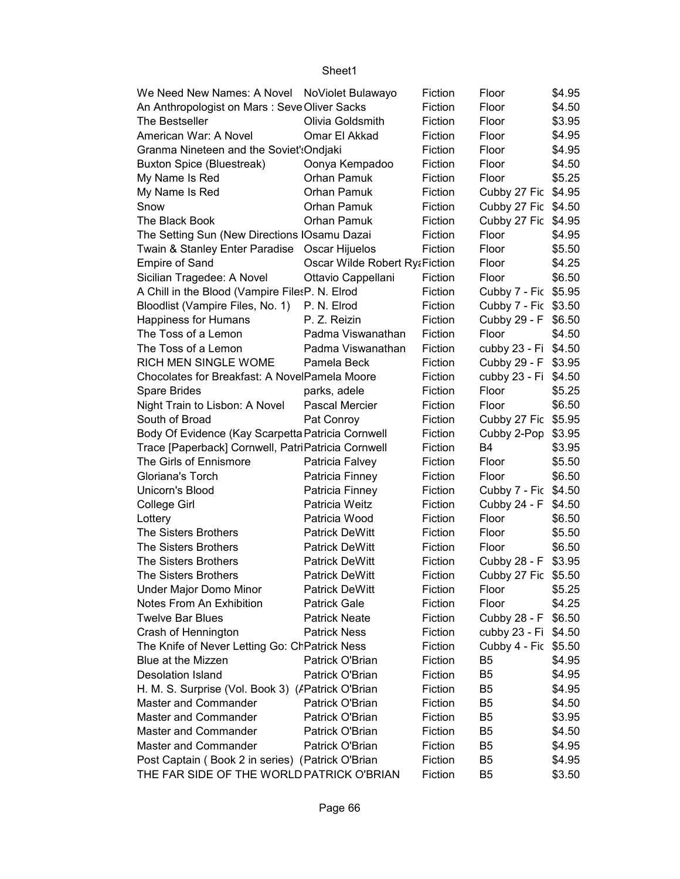| | | | | |
|---|---|---|---|---|
| We Need New Names: A Novel | NoViolet Bulawayo | Fiction | Floor | $4.95 |
| An Anthropologist on Mars : Seve | Oliver Sacks | Fiction | Floor | $4.50 |
| The Bestseller | Olivia Goldsmith | Fiction | Floor | $3.95 |
| American War: A Novel | Omar El Akkad | Fiction | Floor | $4.95 |
| Granma Nineteen and the Soviet's | Ondjaki | Fiction | Floor | $4.95 |
| Buxton Spice (Bluestreak) | Oonya Kempadoo | Fiction | Floor | $4.50 |
| My Name Is Red | Orhan Pamuk | Fiction | Floor | $5.25 |
| My Name Is Red | Orhan Pamuk | Fiction | Cubby 27 Fic | $4.95 |
| Snow | Orhan Pamuk | Fiction | Cubby 27 Fic | $4.50 |
| The Black Book | Orhan Pamuk | Fiction | Cubby 27 Fic | $4.95 |
| The Setting Sun (New Directions I | Osamu Dazai | Fiction | Floor | $4.95 |
| Twain & Stanley Enter Paradise | Oscar Hijuelos | Fiction | Floor | $5.50 |
| Empire of Sand | Oscar Wilde Robert Rya | Fiction | Floor | $4.25 |
| Sicilian Tragedee: A Novel | Ottavio Cappellani | Fiction | Floor | $6.50 |
| A Chill in the Blood (Vampire Files | P. N. Elrod | Fiction | Cubby 7 - Fic | $5.95 |
| Bloodlist (Vampire Files, No. 1) | P. N. Elrod | Fiction | Cubby 7 - Fic | $3.50 |
| Happiness for Humans | P. Z. Reizin | Fiction | Cubby 29 - F | $6.50 |
| The Toss of a Lemon | Padma Viswanathan | Fiction | Floor | $4.50 |
| The Toss of a Lemon | Padma Viswanathan | Fiction | cubby 23 - Fi | $4.50 |
| RICH MEN SINGLE WOME | Pamela Beck | Fiction | Cubby 29 - F | $3.95 |
| Chocolates for Breakfast: A Novel | Pamela Moore | Fiction | cubby 23 - Fi | $4.50 |
| Spare Brides | parks, adele | Fiction | Floor | $5.25 |
| Night Train to Lisbon: A Novel | Pascal Mercier | Fiction | Floor | $6.50 |
| South of Broad | Pat Conroy | Fiction | Cubby 27 Fic | $5.95 |
| Body Of Evidence (Kay Scarpetta | Patricia Cornwell | Fiction | Cubby 2-Pop | $3.95 |
| Trace [Paperback] Cornwell, Patri | Patricia Cornwell | Fiction | B4 | $3.95 |
| The Girls of Ennismore | Patricia Falvey | Fiction | Floor | $5.50 |
| Gloriana's Torch | Patricia Finney | Fiction | Floor | $6.50 |
| Unicorn's Blood | Patricia Finney | Fiction | Cubby 7 - Fic | $4.50 |
| College Girl | Patricia Weitz | Fiction | Cubby 24 - F | $4.50 |
| Lottery | Patricia Wood | Fiction | Floor | $6.50 |
| The Sisters Brothers | Patrick DeWitt | Fiction | Floor | $5.50 |
| The Sisters Brothers | Patrick DeWitt | Fiction | Floor | $6.50 |
| The Sisters Brothers | Patrick DeWitt | Fiction | Cubby 28 - F | $3.95 |
| The Sisters Brothers | Patrick DeWitt | Fiction | Cubby 27 Fic | $5.50 |
| Under Major Domo Minor | Patrick DeWitt | Fiction | Floor | $5.25 |
| Notes From An Exhibition | Patrick Gale | Fiction | Floor | $4.25 |
| Twelve Bar Blues | Patrick Neate | Fiction | Cubby 28 - F | $6.50 |
| Crash of Hennington | Patrick Ness | Fiction | cubby 23 - Fi | $4.50 |
| The Knife of Never Letting Go: Ch | Patrick Ness | Fiction | Cubby 4 - Fic | $5.50 |
| Blue at the Mizzen | Patrick O'Brian | Fiction | B5 | $4.95 |
| Desolation Island | Patrick O'Brian | Fiction | B5 | $4.95 |
| H. M. S. Surprise (Vol. Book 3) (A | Patrick O'Brian | Fiction | B5 | $4.95 |
| Master and Commander | Patrick O'Brian | Fiction | B5 | $4.50 |
| Master and Commander | Patrick O'Brian | Fiction | B5 | $3.95 |
| Master and Commander | Patrick O'Brian | Fiction | B5 | $4.50 |
| Master and Commander | Patrick O'Brian | Fiction | B5 | $4.95 |
| Post Captain ( Book 2 in series) ( | Patrick O'Brian | Fiction | B5 | $4.95 |
| THE FAR SIDE OF THE WORLD | PATRICK O'BRIAN | Fiction | B5 | $3.50 |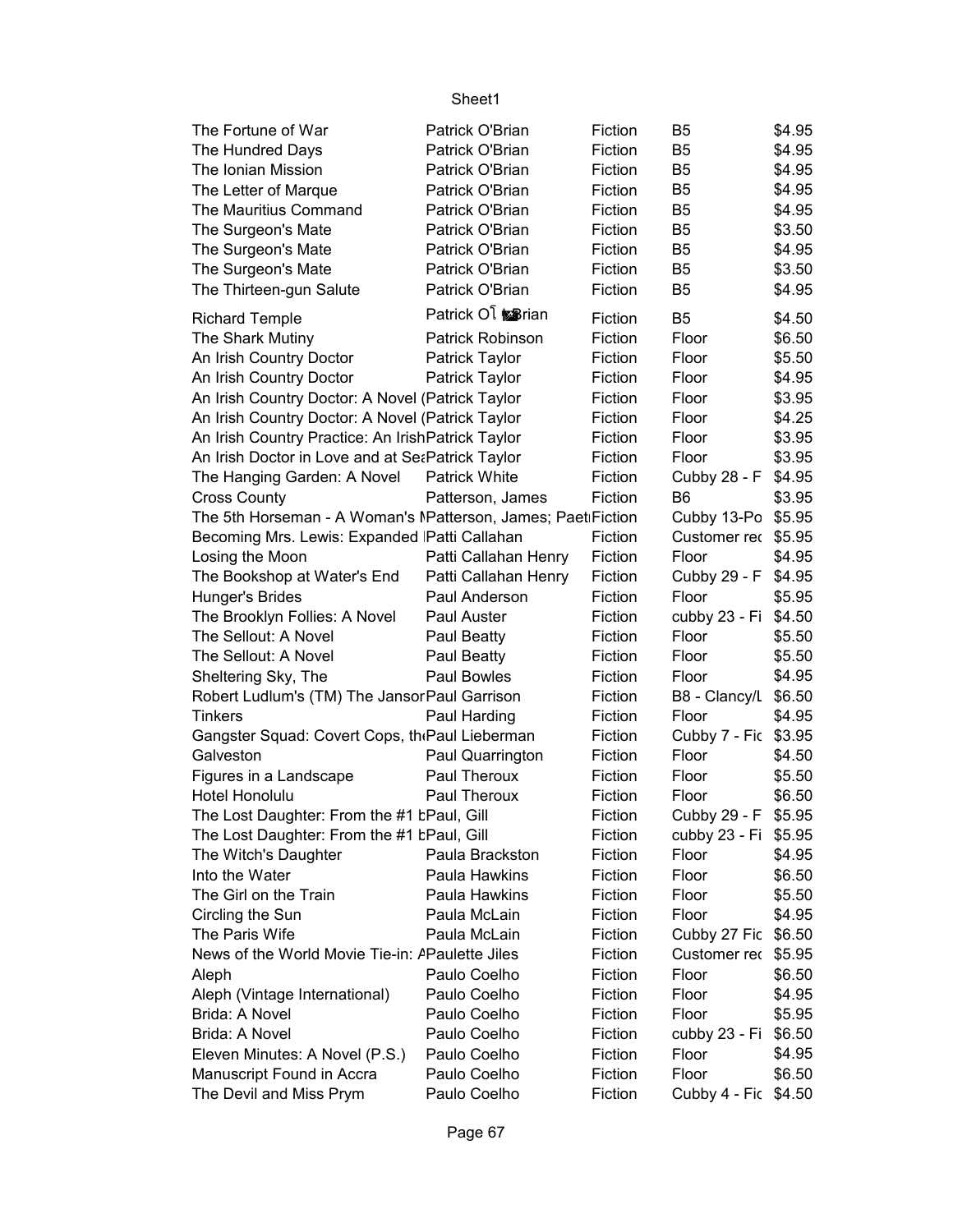| The Fortune of War | Patrick O'Brian | Fiction | B5 | $4.95 |
|---|---|---|---|---|
| The Hundred Days | Patrick O'Brian | Fiction | B5 | $4.95 |
| The Ionian Mission | Patrick O'Brian | Fiction | B5 | $4.95 |
| The Letter of Marque | Patrick O'Brian | Fiction | B5 | $4.95 |
| The Mauritius Command | Patrick O'Brian | Fiction | B5 | $4.95 |
| The Surgeon's Mate | Patrick O'Brian | Fiction | B5 | $3.50 |
| The Surgeon's Mate | Patrick O'Brian | Fiction | B5 | $4.95 |
| The Surgeon's Mate | Patrick O'Brian | Fiction | B5 | $3.50 |
| The Thirteen-gun Salute | Patrick O'Brian | Fiction | B5 | $4.95 |
| Richard Temple | Patrick O Brian | Fiction | B5 | $4.50 |
| The Shark Mutiny | Patrick Robinson | Fiction | Floor | $6.50 |
| An Irish Country Doctor | Patrick Taylor | Fiction | Floor | $5.50 |
| An Irish Country Doctor | Patrick Taylor | Fiction | Floor | $4.95 |
| An Irish Country Doctor: A Novel (Patrick Taylor | | Fiction | Floor | $3.95 |
| An Irish Country Doctor: A Novel (Patrick Taylor | | Fiction | Floor | $4.25 |
| An Irish Country Practice: An IrishPatrick Taylor | | Fiction | Floor | $3.95 |
| An Irish Doctor in Love and at SeaPatrick Taylor | | Fiction | Floor | $3.95 |
| The Hanging Garden: A Novel | Patrick White | Fiction | Cubby 28 - F | $4.95 |
| Cross County | Patterson, James | Fiction | B6 | $3.95 |
| The 5th Horseman - A Woman's MPatterson, James; PaetFiction | | | Cubby 13-Po | $5.95 |
| Becoming Mrs. Lewis: Expanded Patti Callahan | | Fiction | Customer rec | $5.95 |
| Losing the Moon | Patti Callahan Henry | Fiction | Floor | $4.95 |
| The Bookshop at Water's End | Patti Callahan Henry | Fiction | Cubby 29 - F | $4.95 |
| Hunger's Brides | Paul Anderson | Fiction | Floor | $5.95 |
| The Brooklyn Follies: A Novel | Paul Auster | Fiction | cubby 23 - Fi | $4.50 |
| The Sellout: A Novel | Paul Beatty | Fiction | Floor | $5.50 |
| The Sellout: A Novel | Paul Beatty | Fiction | Floor | $5.50 |
| Sheltering Sky, The | Paul Bowles | Fiction | Floor | $4.95 |
| Robert Ludlum's (TM) The JansonPaul Garrison | | Fiction | B8 - Clancy/L | $6.50 |
| Tinkers | Paul Harding | Fiction | Floor | $4.95 |
| Gangster Squad: Covert Cops, thePaul Lieberman | | Fiction | Cubby 7 - Fic | $3.95 |
| Galveston | Paul Quarrington | Fiction | Floor | $4.50 |
| Figures in a Landscape | Paul Theroux | Fiction | Floor | $5.50 |
| Hotel Honolulu | Paul Theroux | Fiction | Floor | $6.50 |
| The Lost Daughter: From the #1 bPaul, Gill | | Fiction | Cubby 29 - F | $5.95 |
| The Lost Daughter: From the #1 bPaul, Gill | | Fiction | cubby 23 - Fi | $5.95 |
| The Witch's Daughter | Paula Brackston | Fiction | Floor | $4.95 |
| Into the Water | Paula Hawkins | Fiction | Floor | $6.50 |
| The Girl on the Train | Paula Hawkins | Fiction | Floor | $5.50 |
| Circling the Sun | Paula McLain | Fiction | Floor | $4.95 |
| The Paris Wife | Paula McLain | Fiction | Cubby 27 Fic | $6.50 |
| News of the World Movie Tie-in: APaulette Jiles | | Fiction | Customer rec | $5.95 |
| Aleph | Paulo Coelho | Fiction | Floor | $6.50 |
| Aleph (Vintage International) | Paulo Coelho | Fiction | Floor | $4.95 |
| Brida: A Novel | Paulo Coelho | Fiction | Floor | $5.95 |
| Brida: A Novel | Paulo Coelho | Fiction | cubby 23 - Fi | $6.50 |
| Eleven Minutes: A Novel (P.S.) | Paulo Coelho | Fiction | Floor | $4.95 |
| Manuscript Found in Accra | Paulo Coelho | Fiction | Floor | $6.50 |
| The Devil and Miss Prym | Paulo Coelho | Fiction | Cubby 4 - Fic | $4.50 |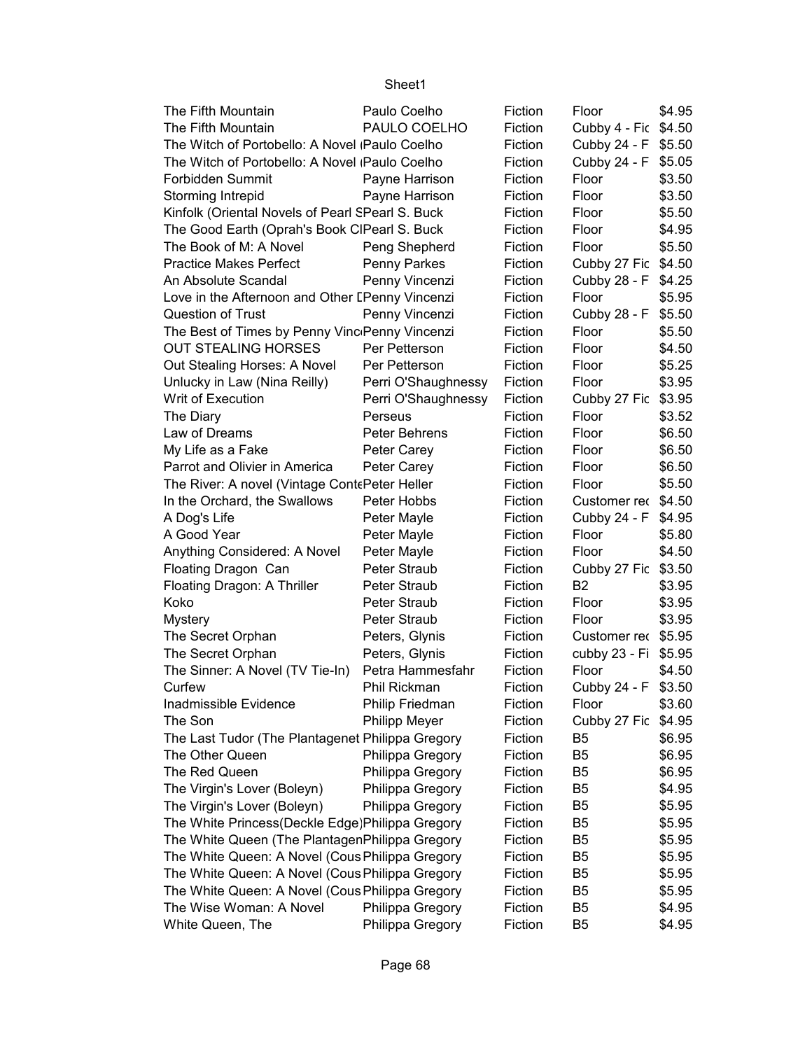| | | | | |
|---|---|---|---|---|
| The Fifth Mountain | Paulo Coelho | Fiction | Floor | $4.95 |
| The Fifth Mountain | PAULO COELHO | Fiction | Cubby 4 - Fic | $4.50 |
| The Witch of Portobello: A Novel (Paulo Coelho | | Fiction | Cubby 24 - F | $5.50 |
| The Witch of Portobello: A Novel (Paulo Coelho | | Fiction | Cubby 24 - F | $5.05 |
| Forbidden Summit | Payne Harrison | Fiction | Floor | $3.50 |
| Storming Intrepid | Payne Harrison | Fiction | Floor | $3.50 |
| Kinfolk (Oriental Novels of Pearl SPearl S. Buck | | Fiction | Floor | $5.50 |
| The Good Earth (Oprah's Book ClPearl S. Buck | | Fiction | Floor | $4.95 |
| The Book of M: A Novel | Peng Shepherd | Fiction | Floor | $5.50 |
| Practice Makes Perfect | Penny Parkes | Fiction | Cubby 27 Fic | $4.50 |
| An Absolute Scandal | Penny Vincenzi | Fiction | Cubby 28 - F | $4.25 |
| Love in the Afternoon and Other [Penny Vincenzi | | Fiction | Floor | $5.95 |
| Question of Trust | Penny Vincenzi | Fiction | Cubby 28 - F | $5.50 |
| The Best of Times by Penny VinciPenny Vincenzi | | Fiction | Floor | $5.50 |
| OUT STEALING HORSES | Per Petterson | Fiction | Floor | $4.50 |
| Out Stealing Horses: A Novel | Per Petterson | Fiction | Floor | $5.25 |
| Unlucky in Law (Nina Reilly) | Perri O'Shaughnessy | Fiction | Floor | $3.95 |
| Writ of Execution | Perri O'Shaughnessy | Fiction | Cubby 27 Fic | $3.95 |
| The Diary | Perseus | Fiction | Floor | $3.52 |
| Law of Dreams | Peter Behrens | Fiction | Floor | $6.50 |
| My Life as a Fake | Peter Carey | Fiction | Floor | $6.50 |
| Parrot and Olivier in America | Peter Carey | Fiction | Floor | $6.50 |
| The River: A novel (Vintage ContePeter Heller | | Fiction | Floor | $5.50 |
| In the Orchard, the Swallows | Peter Hobbs | Fiction | Customer rec | $4.50 |
| A Dog's Life | Peter Mayle | Fiction | Cubby 24 - F | $4.95 |
| A Good Year | Peter Mayle | Fiction | Floor | $5.80 |
| Anything Considered: A Novel | Peter Mayle | Fiction | Floor | $4.50 |
| Floating Dragon Can | Peter Straub | Fiction | Cubby 27 Fic | $3.50 |
| Floating Dragon: A Thriller | Peter Straub | Fiction | B2 | $3.95 |
| Koko | Peter Straub | Fiction | Floor | $3.95 |
| Mystery | Peter Straub | Fiction | Floor | $3.95 |
| The Secret Orphan | Peters, Glynis | Fiction | Customer rec | $5.95 |
| The Secret Orphan | Peters, Glynis | Fiction | cubby 23 - Fi | $5.95 |
| The Sinner: A Novel (TV Tie-In) | Petra Hammesfahr | Fiction | Floor | $4.50 |
| Curfew | Phil Rickman | Fiction | Cubby 24 - F | $3.50 |
| Inadmissible Evidence | Philip Friedman | Fiction | Floor | $3.60 |
| The Son | Philipp Meyer | Fiction | Cubby 27 Fic | $4.95 |
| The Last Tudor (The Plantagenet Philippa Gregory | | Fiction | B5 | $6.95 |
| The Other Queen | Philippa Gregory | Fiction | B5 | $6.95 |
| The Red Queen | Philippa Gregory | Fiction | B5 | $6.95 |
| The Virgin's Lover (Boleyn) | Philippa Gregory | Fiction | B5 | $4.95 |
| The Virgin's Lover (Boleyn) | Philippa Gregory | Fiction | B5 | $5.95 |
| The White Princess(Deckle Edge)Philippa Gregory | | Fiction | B5 | $5.95 |
| The White Queen (The PlantagenPhilippa Gregory | | Fiction | B5 | $5.95 |
| The White Queen: A Novel (Cous Philippa Gregory | | Fiction | B5 | $5.95 |
| The White Queen: A Novel (Cous Philippa Gregory | | Fiction | B5 | $5.95 |
| The White Queen: A Novel (Cous Philippa Gregory | | Fiction | B5 | $5.95 |
| The Wise Woman: A Novel | Philippa Gregory | Fiction | B5 | $4.95 |
| White Queen, The | Philippa Gregory | Fiction | B5 | $4.95 |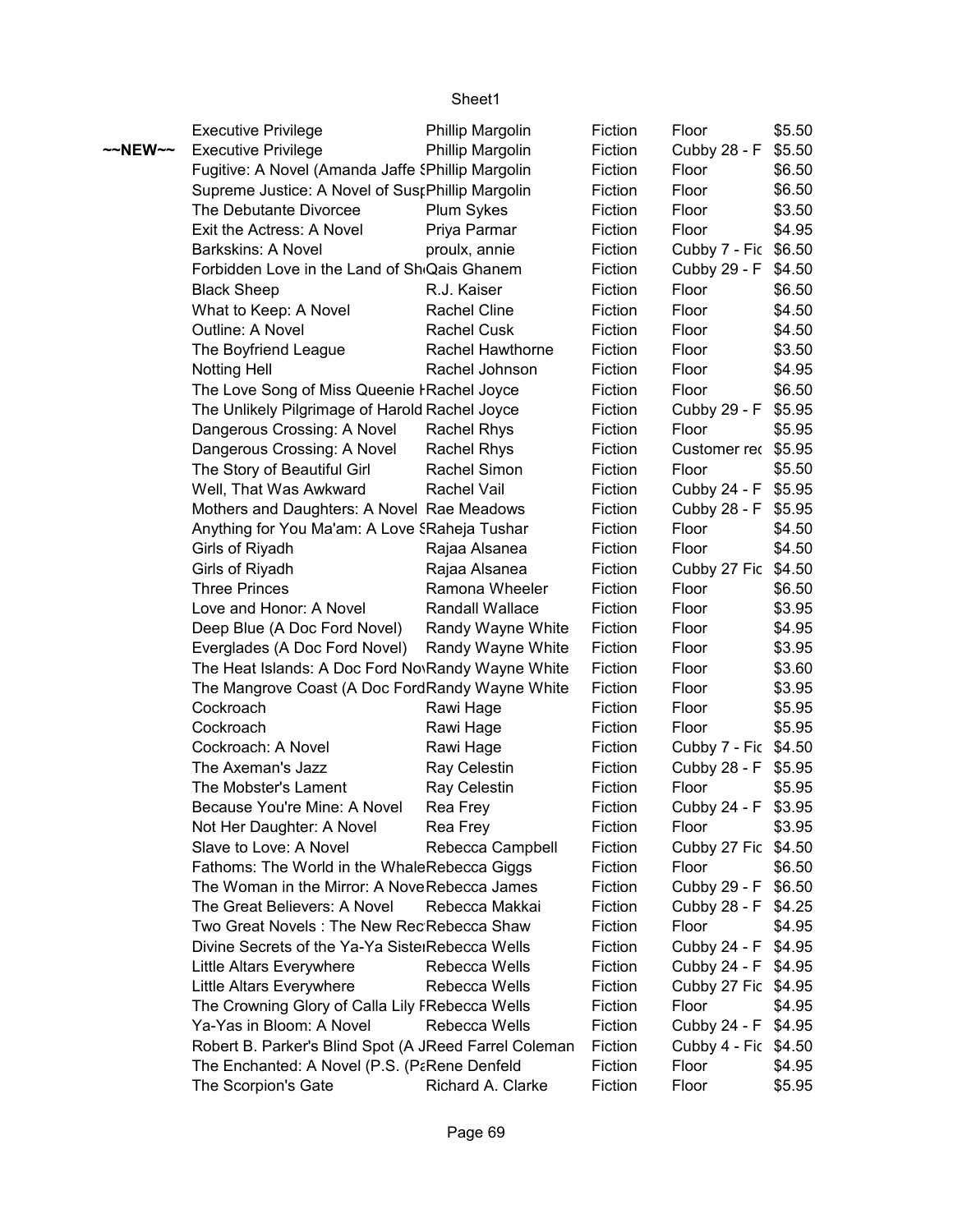| | | | | | |
|---|---|---|---|---|---|
| | Executive Privilege | Phillip Margolin | Fiction | Floor | $5.50 |
| ~~NEW~~ | Executive Privilege | Phillip Margolin | Fiction | Cubby 28 - F | $5.50 |
| | Fugitive: A Novel (Amanda Jaffe S | Phillip Margolin | Fiction | Floor | $6.50 |
| | Supreme Justice: A Novel of Susp | Phillip Margolin | Fiction | Floor | $6.50 |
| | The Debutante Divorcee | Plum Sykes | Fiction | Floor | $3.50 |
| | Exit the Actress: A Novel | Priya Parmar | Fiction | Floor | $4.95 |
| | Barkskins: A Novel | proulx, annie | Fiction | Cubby 7 - Fic | $6.50 |
| | Forbidden Love in the Land of Sh | Qais Ghanem | Fiction | Cubby 29 - F | $4.50 |
| | Black Sheep | R.J. Kaiser | Fiction | Floor | $6.50 |
| | What to Keep: A Novel | Rachel Cline | Fiction | Floor | $4.50 |
| | Outline: A Novel | Rachel Cusk | Fiction | Floor | $4.50 |
| | The Boyfriend League | Rachel Hawthorne | Fiction | Floor | $3.50 |
| | Notting Hell | Rachel Johnson | Fiction | Floor | $4.95 |
| | The Love Song of Miss Queenie H | Rachel Joyce | Fiction | Floor | $6.50 |
| | The Unlikely Pilgrimage of Harold | Rachel Joyce | Fiction | Cubby 29 - F | $5.95 |
| | Dangerous Crossing: A Novel | Rachel Rhys | Fiction | Floor | $5.95 |
| | Dangerous Crossing: A Novel | Rachel Rhys | Fiction | Customer rec | $5.95 |
| | The Story of Beautiful Girl | Rachel Simon | Fiction | Floor | $5.50 |
| | Well, That Was Awkward | Rachel Vail | Fiction | Cubby 24 - F | $5.95 |
| | Mothers and Daughters: A Novel | Rae Meadows | Fiction | Cubby 28 - F | $5.95 |
| | Anything for You Ma'am: A Love S | Raheja Tushar | Fiction | Floor | $4.50 |
| | Girls of Riyadh | Rajaa Alsanea | Fiction | Floor | $4.50 |
| | Girls of Riyadh | Rajaa Alsanea | Fiction | Cubby 27 Fic | $4.50 |
| | Three Princes | Ramona Wheeler | Fiction | Floor | $6.50 |
| | Love and Honor: A Novel | Randall Wallace | Fiction | Floor | $3.95 |
| | Deep Blue (A Doc Ford Novel) | Randy Wayne White | Fiction | Floor | $4.95 |
| | Everglades (A Doc Ford Novel) | Randy Wayne White | Fiction | Floor | $3.95 |
| | The Heat Islands: A Doc Ford Nov | Randy Wayne White | Fiction | Floor | $3.60 |
| | The Mangrove Coast (A Doc Ford | Randy Wayne White | Fiction | Floor | $3.95 |
| | Cockroach | Rawi Hage | Fiction | Floor | $5.95 |
| | Cockroach | Rawi Hage | Fiction | Floor | $5.95 |
| | Cockroach: A Novel | Rawi Hage | Fiction | Cubby 7 - Fic | $4.50 |
| | The Axeman's Jazz | Ray Celestin | Fiction | Cubby 28 - F | $5.95 |
| | The Mobster's Lament | Ray Celestin | Fiction | Floor | $5.95 |
| | Because You're Mine: A Novel | Rea Frey | Fiction | Cubby 24 - F | $3.95 |
| | Not Her Daughter: A Novel | Rea Frey | Fiction | Floor | $3.95 |
| | Slave to Love: A Novel | Rebecca Campbell | Fiction | Cubby 27 Fic | $4.50 |
| | Fathoms: The World in the Whale | Rebecca Giggs | Fiction | Floor | $6.50 |
| | The Woman in the Mirror: A Nove | Rebecca James | Fiction | Cubby 29 - F | $6.50 |
| | The Great Believers: A Novel | Rebecca Makkai | Fiction | Cubby 28 - F | $4.25 |
| | Two Great Novels : The New Rec | Rebecca Shaw | Fiction | Floor | $4.95 |
| | Divine Secrets of the Ya-Ya Sister | Rebecca Wells | Fiction | Cubby 24 - F | $4.95 |
| | Little Altars Everywhere | Rebecca Wells | Fiction | Cubby 24 - F | $4.95 |
| | Little Altars Everywhere | Rebecca Wells | Fiction | Cubby 27 Fic | $4.95 |
| | The Crowning Glory of Calla Lily F | Rebecca Wells | Fiction | Floor | $4.95 |
| | Ya-Yas in Bloom: A Novel | Rebecca Wells | Fiction | Cubby 24 - F | $4.95 |
| | Robert B. Parker's Blind Spot (A J | Reed Farrel Coleman | Fiction | Cubby 4 - Fic | $4.50 |
| | The Enchanted: A Novel (P.S. (Pa | Rene Denfeld | Fiction | Floor | $4.95 |
| | The Scorpion's Gate | Richard A. Clarke | Fiction | Floor | $5.95 |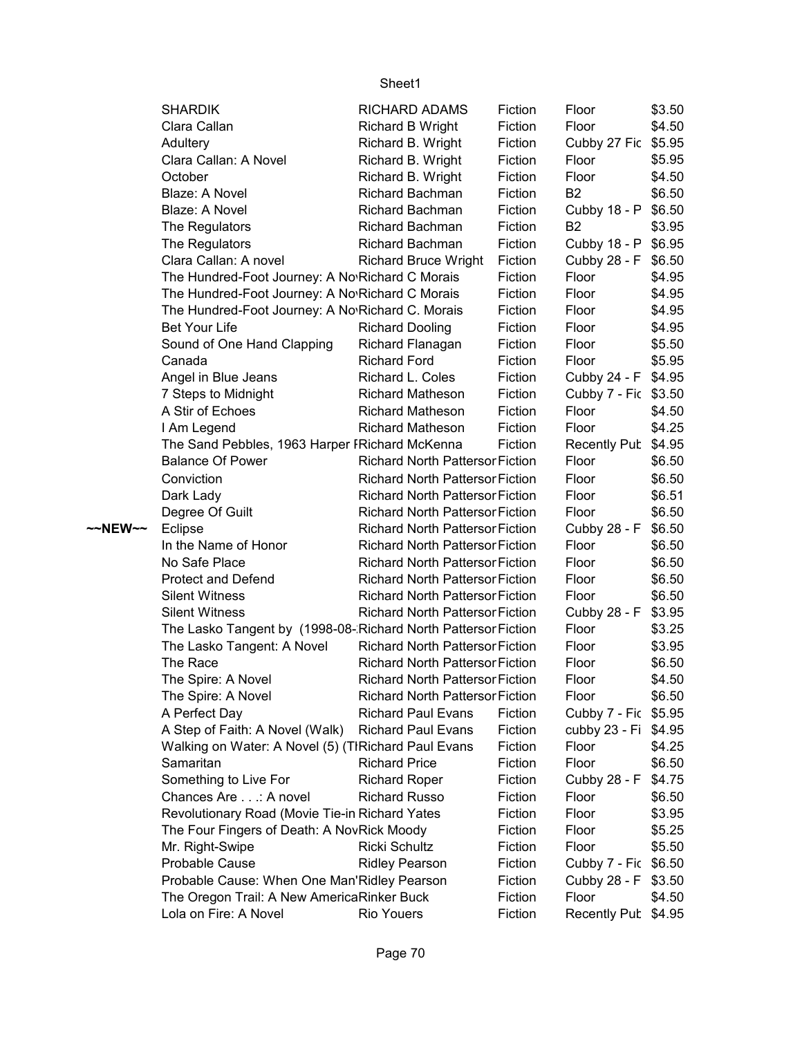| | Title | Author | Genre | Location | Price |
|---|---|---|---|---|---|
| | SHARDIK | RICHARD ADAMS | Fiction | Floor | $3.50 |
| | Clara Callan | Richard B Wright | Fiction | Floor | $4.50 |
| | Adultery | Richard B. Wright | Fiction | Cubby 27 Fic | $5.95 |
| | Clara Callan: A Novel | Richard B. Wright | Fiction | Floor | $5.95 |
| | October | Richard B. Wright | Fiction | Floor | $4.50 |
| | Blaze: A Novel | Richard Bachman | Fiction | B2 | $6.50 |
| | Blaze: A Novel | Richard Bachman | Fiction | Cubby 18 - P | $6.50 |
| | The Regulators | Richard Bachman | Fiction | B2 | $3.95 |
| | The Regulators | Richard Bachman | Fiction | Cubby 18 - P | $6.95 |
| | Clara Callan: A novel | Richard Bruce Wright | Fiction | Cubby 28 - F | $6.50 |
| | The Hundred-Foot Journey: A No | Richard C Morais | Fiction | Floor | $4.95 |
| | The Hundred-Foot Journey: A No | Richard C Morais | Fiction | Floor | $4.95 |
| | The Hundred-Foot Journey: A No | Richard C. Morais | Fiction | Floor | $4.95 |
| | Bet Your Life | Richard Dooling | Fiction | Floor | $4.95 |
| | Sound of One Hand Clapping | Richard Flanagan | Fiction | Floor | $5.50 |
| | Canada | Richard Ford | Fiction | Floor | $5.95 |
| | Angel in Blue Jeans | Richard L. Coles | Fiction | Cubby 24 - F | $4.95 |
| | 7 Steps to Midnight | Richard Matheson | Fiction | Cubby 7 - Fic | $3.50 |
| | A Stir of Echoes | Richard Matheson | Fiction | Floor | $4.50 |
| | I Am Legend | Richard Matheson | Fiction | Floor | $4.25 |
| | The Sand Pebbles, 1963 Harper F | Richard McKenna | Fiction | Recently Pub | $4.95 |
| | Balance Of Power | Richard North Pattersor | Fiction | Floor | $6.50 |
| | Conviction | Richard North Pattersor | Fiction | Floor | $6.50 |
| | Dark Lady | Richard North Pattersor | Fiction | Floor | $6.51 |
| | Degree Of Guilt | Richard North Pattersor | Fiction | Floor | $6.50 |
| ~~NEW~~ | Eclipse | Richard North Pattersor | Fiction | Cubby 28 - F | $6.50 |
| | In the Name of Honor | Richard North Pattersor | Fiction | Floor | $6.50 |
| | No Safe Place | Richard North Pattersor | Fiction | Floor | $6.50 |
| | Protect and Defend | Richard North Pattersor | Fiction | Floor | $6.50 |
| | Silent Witness | Richard North Pattersor | Fiction | Floor | $6.50 |
| | Silent Witness | Richard North Pattersor | Fiction | Cubby 28 - F | $3.95 |
| | The Lasko Tangent by (1998-08- | Richard North Pattersor | Fiction | Floor | $3.25 |
| | The Lasko Tangent: A Novel | Richard North Pattersor | Fiction | Floor | $3.95 |
| | The Race | Richard North Pattersor | Fiction | Floor | $6.50 |
| | The Spire: A Novel | Richard North Pattersor | Fiction | Floor | $4.50 |
| | The Spire: A Novel | Richard North Pattersor | Fiction | Floor | $6.50 |
| | A Perfect Day | Richard Paul Evans | Fiction | Cubby 7 - Fic | $5.95 |
| | A Step of Faith: A Novel (Walk) | Richard Paul Evans | Fiction | cubby 23 - Fi | $4.95 |
| | Walking on Water: A Novel (5) (T | Richard Paul Evans | Fiction | Floor | $4.25 |
| | Samaritan | Richard Price | Fiction | Floor | $6.50 |
| | Something to Live For | Richard Roper | Fiction | Cubby 28 - F | $4.75 |
| | Chances Are . . .: A novel | Richard Russo | Fiction | Floor | $6.50 |
| | Revolutionary Road (Movie Tie-in | Richard Yates | Fiction | Floor | $3.95 |
| | The Four Fingers of Death: A Nov | Rick Moody | Fiction | Floor | $5.25 |
| | Mr. Right-Swipe | Ricki Schultz | Fiction | Floor | $5.50 |
| | Probable Cause | Ridley Pearson | Fiction | Cubby 7 - Fic | $6.50 |
| | Probable Cause: When One Man' | Ridley Pearson | Fiction | Cubby 28 - F | $3.50 |
| | The Oregon Trail: A New America | Rinker Buck | Fiction | Floor | $4.50 |
| | Lola on Fire: A Novel | Rio Youers | Fiction | Recently Pub | $4.95 |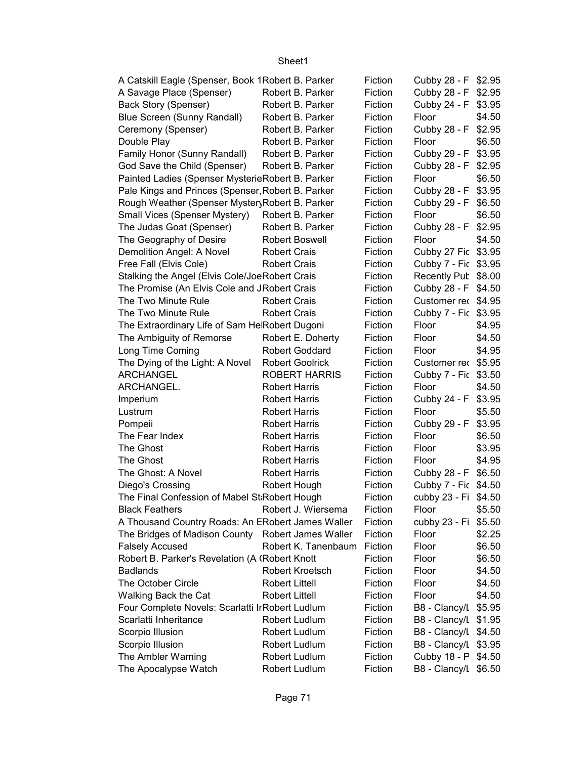| | | | | |
|---|---|---|---|---|
| A Catskill Eagle (Spenser, Book 1 | Robert B. Parker | Fiction | Cubby 28 - F | $2.95 |
| A Savage Place (Spenser) | Robert B. Parker | Fiction | Cubby 28 - F | $2.95 |
| Back Story (Spenser) | Robert B. Parker | Fiction | Cubby 24 - F | $3.95 |
| Blue Screen (Sunny Randall) | Robert B. Parker | Fiction | Floor | $4.50 |
| Ceremony (Spenser) | Robert B. Parker | Fiction | Cubby 28 - F | $2.95 |
| Double Play | Robert B. Parker | Fiction | Floor | $6.50 |
| Family Honor (Sunny Randall) | Robert B. Parker | Fiction | Cubby 29 - F | $3.95 |
| God Save the Child (Spenser) | Robert B. Parker | Fiction | Cubby 28 - F | $2.95 |
| Painted Ladies (Spenser Mysterie | Robert B. Parker | Fiction | Floor | $6.50 |
| Pale Kings and Princes (Spenser, | Robert B. Parker | Fiction | Cubby 28 - F | $3.95 |
| Rough Weather (Spenser Mystery | Robert B. Parker | Fiction | Cubby 29 - F | $6.50 |
| Small Vices (Spenser Mystery) | Robert B. Parker | Fiction | Floor | $6.50 |
| The Judas Goat (Spenser) | Robert B. Parker | Fiction | Cubby 28 - F | $2.95 |
| The Geography of Desire | Robert Boswell | Fiction | Floor | $4.50 |
| Demolition Angel: A Novel | Robert Crais | Fiction | Cubby 27 Fic | $3.95 |
| Free Fall (Elvis Cole) | Robert Crais | Fiction | Cubby 7 - Fic | $3.95 |
| Stalking the Angel (Elvis Cole/Joe | Robert Crais | Fiction | Recently Pub | $8.00 |
| The Promise (An Elvis Cole and J | Robert Crais | Fiction | Cubby 28 - F | $4.50 |
| The Two Minute Rule | Robert Crais | Fiction | Customer rec | $4.95 |
| The Two Minute Rule | Robert Crais | Fiction | Cubby 7 - Fic | $3.95 |
| The Extraordinary Life of Sam He | Robert Dugoni | Fiction | Floor | $4.95 |
| The Ambiguity of Remorse | Robert E. Doherty | Fiction | Floor | $4.50 |
| Long Time Coming | Robert Goddard | Fiction | Floor | $4.95 |
| The Dying of the Light: A Novel | Robert Goolrick | Fiction | Customer rec | $5.95 |
| ARCHANGEL | ROBERT HARRIS | Fiction | Cubby 7 - Fic | $3.50 |
| ARCHANGEL. | Robert Harris | Fiction | Floor | $4.50 |
| Imperium | Robert Harris | Fiction | Cubby 24 - F | $3.95 |
| Lustrum | Robert Harris | Fiction | Floor | $5.50 |
| Pompeii | Robert Harris | Fiction | Cubby 29 - F | $3.95 |
| The Fear Index | Robert Harris | Fiction | Floor | $6.50 |
| The Ghost | Robert Harris | Fiction | Floor | $3.95 |
| The Ghost | Robert Harris | Fiction | Floor | $4.95 |
| The Ghost: A Novel | Robert Harris | Fiction | Cubby 28 - F | $6.50 |
| Diego's Crossing | Robert Hough | Fiction | Cubby 7 - Fic | $4.50 |
| The Final Confession of Mabel St | Robert Hough | Fiction | cubby 23 - Fi | $4.50 |
| Black Feathers | Robert J. Wiersema | Fiction | Floor | $5.50 |
| A Thousand Country Roads: An E | Robert James Waller | Fiction | cubby 23 - Fi | $5.50 |
| The Bridges of Madison County | Robert James Waller | Fiction | Floor | $2.25 |
| Falsely Accused | Robert K. Tanenbaum | Fiction | Floor | $6.50 |
| Robert B. Parker's Revelation (A ( | Robert Knott | Fiction | Floor | $6.50 |
| Badlands | Robert Kroetsch | Fiction | Floor | $4.50 |
| The October Circle | Robert Littell | Fiction | Floor | $4.50 |
| Walking Back the Cat | Robert Littell | Fiction | Floor | $4.50 |
| Four Complete Novels: Scarlatti Ir | Robert Ludlum | Fiction | B8 - Clancy/L | $5.95 |
| Scarlatti Inheritance | Robert Ludlum | Fiction | B8 - Clancy/L | $1.95 |
| Scorpio Illusion | Robert Ludlum | Fiction | B8 - Clancy/L | $4.50 |
| Scorpio Illusion | Robert Ludlum | Fiction | B8 - Clancy/L | $3.95 |
| The Ambler Warning | Robert Ludlum | Fiction | Cubby 18 - P | $4.50 |
| The Apocalypse Watch | Robert Ludlum | Fiction | B8 - Clancy/L | $6.50 |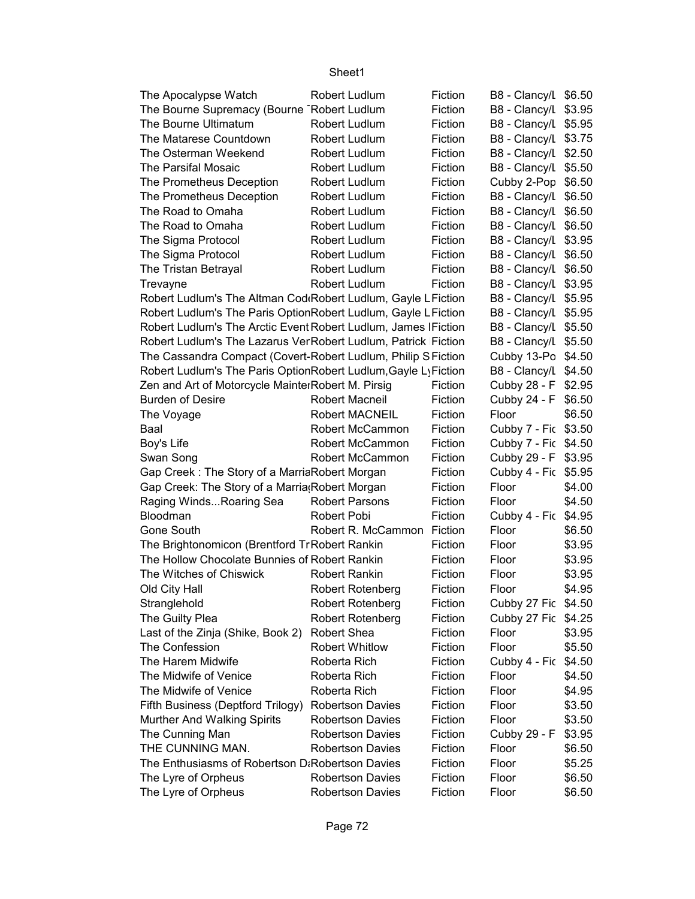| The Apocalypse Watch | Robert Ludlum | Fiction | B8 - Clancy/L | $6.50 |
|---|---|---|---|---|
| The Bourne Supremacy (Bourne T | Robert Ludlum | Fiction | B8 - Clancy/L | $3.95 |
| The Bourne Ultimatum | Robert Ludlum | Fiction | B8 - Clancy/L | $5.95 |
| The Matarese Countdown | Robert Ludlum | Fiction | B8 - Clancy/L | $3.75 |
| The Osterman Weekend | Robert Ludlum | Fiction | B8 - Clancy/L | $2.50 |
| The Parsifal Mosaic | Robert Ludlum | Fiction | B8 - Clancy/L | $5.50 |
| The Prometheus Deception | Robert Ludlum | Fiction | Cubby 2-Pop | $6.50 |
| The Prometheus Deception | Robert Ludlum | Fiction | B8 - Clancy/L | $6.50 |
| The Road to Omaha | Robert Ludlum | Fiction | B8 - Clancy/L | $6.50 |
| The Road to Omaha | Robert Ludlum | Fiction | B8 - Clancy/L | $6.50 |
| The Sigma Protocol | Robert Ludlum | Fiction | B8 - Clancy/L | $3.95 |
| The Sigma Protocol | Robert Ludlum | Fiction | B8 - Clancy/L | $6.50 |
| The Tristan Betrayal | Robert Ludlum | Fiction | B8 - Clancy/L | $6.50 |
| Trevayne | Robert Ludlum | Fiction | B8 - Clancy/L | $3.95 |
| Robert Ludlum's The Altman Code | Robert Ludlum, Gayle L | Fiction | B8 - Clancy/L | $5.95 |
| Robert Ludlum's The Paris Option | Robert Ludlum, Gayle L | Fiction | B8 - Clancy/L | $5.95 |
| Robert Ludlum's The Arctic Event | Robert Ludlum, James I | Fiction | B8 - Clancy/L | $5.50 |
| Robert Ludlum's The Lazarus Ver | Robert Ludlum, Patrick | Fiction | B8 - Clancy/L | $5.50 |
| The Cassandra Compact (Covert- | Robert Ludlum, Philip S | Fiction | Cubby 13-Po | $4.50 |
| Robert Ludlum's The Paris Option | Robert Ludlum,Gayle Ly | Fiction | B8 - Clancy/L | $4.50 |
| Zen and Art of Motorcycle Mainte | Robert M. Pirsig | Fiction | Cubby 28 - F | $2.95 |
| Burden of Desire | Robert Macneil | Fiction | Cubby 24 - F | $6.50 |
| The Voyage | Robert MACNEIL | Fiction | Floor | $6.50 |
| Baal | Robert McCammon | Fiction | Cubby 7 - Fic | $3.50 |
| Boy's Life | Robert McCammon | Fiction | Cubby 7 - Fic | $4.50 |
| Swan Song | Robert McCammon | Fiction | Cubby 29 - F | $3.95 |
| Gap Creek : The Story of a Marria | Robert Morgan | Fiction | Cubby 4 - Fic | $5.95 |
| Gap Creek: The Story of a Marria | Robert Morgan | Fiction | Floor | $4.00 |
| Raging Winds...Roaring Sea | Robert Parsons | Fiction | Floor | $4.50 |
| Bloodman | Robert Pobi | Fiction | Cubby 4 - Fic | $4.95 |
| Gone South | Robert R. McCammon | Fiction | Floor | $6.50 |
| The Brightonomicon (Brentford Tr | Robert Rankin | Fiction | Floor | $3.95 |
| The Hollow Chocolate Bunnies of | Robert Rankin | Fiction | Floor | $3.95 |
| The Witches of Chiswick | Robert Rankin | Fiction | Floor | $3.95 |
| Old City Hall | Robert Rotenberg | Fiction | Floor | $4.95 |
| Stranglehold | Robert Rotenberg | Fiction | Cubby 27 Fic | $4.50 |
| The Guilty Plea | Robert Rotenberg | Fiction | Cubby 27 Fic | $4.25 |
| Last of the Zinja (Shike, Book 2) | Robert Shea | Fiction | Floor | $3.95 |
| The Confession | Robert Whitlow | Fiction | Floor | $5.50 |
| The Harem Midwife | Roberta Rich | Fiction | Cubby 4 - Fic | $4.50 |
| The Midwife of Venice | Roberta Rich | Fiction | Floor | $4.50 |
| The Midwife of Venice | Roberta Rich | Fiction | Floor | $4.95 |
| Fifth Business (Deptford Trilogy) | Robertson Davies | Fiction | Floor | $3.50 |
| Murther And Walking Spirits | Robertson Davies | Fiction | Floor | $3.50 |
| The Cunning Man | Robertson Davies | Fiction | Cubby 29 - F | $3.95 |
| THE CUNNING MAN. | Robertson Davies | Fiction | Floor | $6.50 |
| The Enthusiasms of Robertson Da | Robertson Davies | Fiction | Floor | $5.25 |
| The Lyre of Orpheus | Robertson Davies | Fiction | Floor | $6.50 |
| The Lyre of Orpheus | Robertson Davies | Fiction | Floor | $6.50 |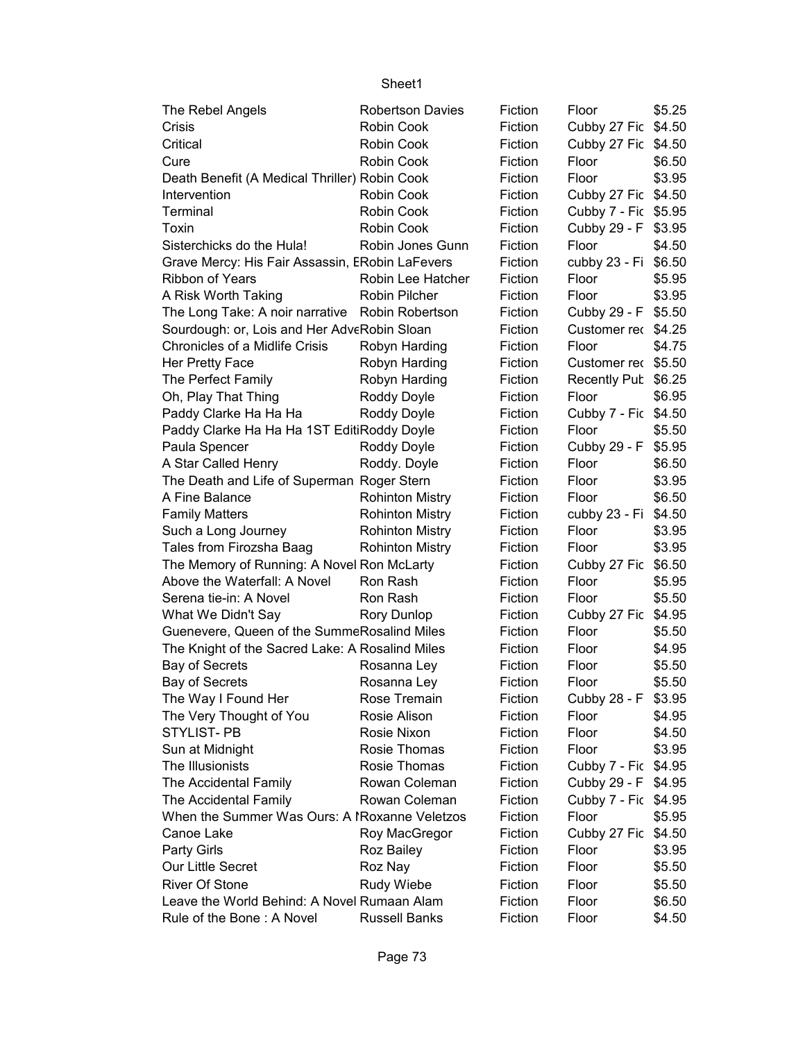| | | | | |
|---|---|---|---|---|
| The Rebel Angels | Robertson Davies | Fiction | Floor | $5.25 |
| Crisis | Robin Cook | Fiction | Cubby 27 Fic | $4.50 |
| Critical | Robin Cook | Fiction | Cubby 27 Fic | $4.50 |
| Cure | Robin Cook | Fiction | Floor | $6.50 |
| Death Benefit (A Medical Thriller) | Robin Cook | Fiction | Floor | $3.95 |
| Intervention | Robin Cook | Fiction | Cubby 27 Fic | $4.50 |
| Terminal | Robin Cook | Fiction | Cubby 7 - Fic | $5.95 |
| Toxin | Robin Cook | Fiction | Cubby 29 - F | $3.95 |
| Sisterchicks do the Hula! | Robin Jones Gunn | Fiction | Floor | $4.50 |
| Grave Mercy: His Fair Assassin, E | Robin LaFevers | Fiction | cubby 23 - Fi | $6.50 |
| Ribbon of Years | Robin Lee Hatcher | Fiction | Floor | $5.95 |
| A Risk Worth Taking | Robin Pilcher | Fiction | Floor | $3.95 |
| The Long Take: A noir narrative | Robin Robertson | Fiction | Cubby 29 - F | $5.50 |
| Sourdough: or, Lois and Her Adve | Robin Sloan | Fiction | Customer rec | $4.25 |
| Chronicles of a Midlife Crisis | Robyn Harding | Fiction | Floor | $4.75 |
| Her Pretty Face | Robyn Harding | Fiction | Customer rec | $5.50 |
| The Perfect Family | Robyn Harding | Fiction | Recently Pub | $6.25 |
| Oh, Play That Thing | Roddy Doyle | Fiction | Floor | $6.95 |
| Paddy Clarke Ha Ha Ha | Roddy Doyle | Fiction | Cubby 7 - Fic | $4.50 |
| Paddy Clarke Ha Ha Ha 1ST Editi | Roddy Doyle | Fiction | Floor | $5.50 |
| Paula Spencer | Roddy Doyle | Fiction | Cubby 29 - F | $5.95 |
| A Star Called Henry | Roddy. Doyle | Fiction | Floor | $6.50 |
| The Death and Life of Superman | Roger Stern | Fiction | Floor | $3.95 |
| A Fine Balance | Rohinton Mistry | Fiction | Floor | $6.50 |
| Family Matters | Rohinton Mistry | Fiction | cubby 23 - Fi | $4.50 |
| Such a Long Journey | Rohinton Mistry | Fiction | Floor | $3.95 |
| Tales from Firozsha Baag | Rohinton Mistry | Fiction | Floor | $3.95 |
| The Memory of Running: A Novel | Ron McLarty | Fiction | Cubby 27 Fic | $6.50 |
| Above the Waterfall: A Novel | Ron Rash | Fiction | Floor | $5.95 |
| Serena tie-in: A Novel | Ron Rash | Fiction | Floor | $5.50 |
| What We Didn't Say | Rory Dunlop | Fiction | Cubby 27 Fic | $4.95 |
| Guenevere, Queen of the Summe | Rosalind Miles | Fiction | Floor | $5.50 |
| The Knight of the Sacred Lake: A | Rosalind Miles | Fiction | Floor | $4.95 |
| Bay of Secrets | Rosanna Ley | Fiction | Floor | $5.50 |
| Bay of Secrets | Rosanna Ley | Fiction | Floor | $5.50 |
| The Way I Found Her | Rose Tremain | Fiction | Cubby 28 - F | $3.95 |
| The Very Thought of You | Rosie Alison | Fiction | Floor | $4.95 |
| STYLIST- PB | Rosie Nixon | Fiction | Floor | $4.50 |
| Sun at Midnight | Rosie Thomas | Fiction | Floor | $3.95 |
| The Illusionists | Rosie Thomas | Fiction | Cubby 7 - Fic | $4.95 |
| The Accidental Family | Rowan Coleman | Fiction | Cubby 29 - F | $4.95 |
| The Accidental Family | Rowan Coleman | Fiction | Cubby 7 - Fic | $4.95 |
| When the Summer Was Ours: A I | Roxanne Veletzos | Fiction | Floor | $5.95 |
| Canoe Lake | Roy MacGregor | Fiction | Cubby 27 Fic | $4.50 |
| Party Girls | Roz Bailey | Fiction | Floor | $3.95 |
| Our Little Secret | Roz Nay | Fiction | Floor | $5.50 |
| River Of Stone | Rudy Wiebe | Fiction | Floor | $5.50 |
| Leave the World Behind: A Novel | Rumaan Alam | Fiction | Floor | $6.50 |
| Rule of the Bone : A Novel | Russell Banks | Fiction | Floor | $4.50 |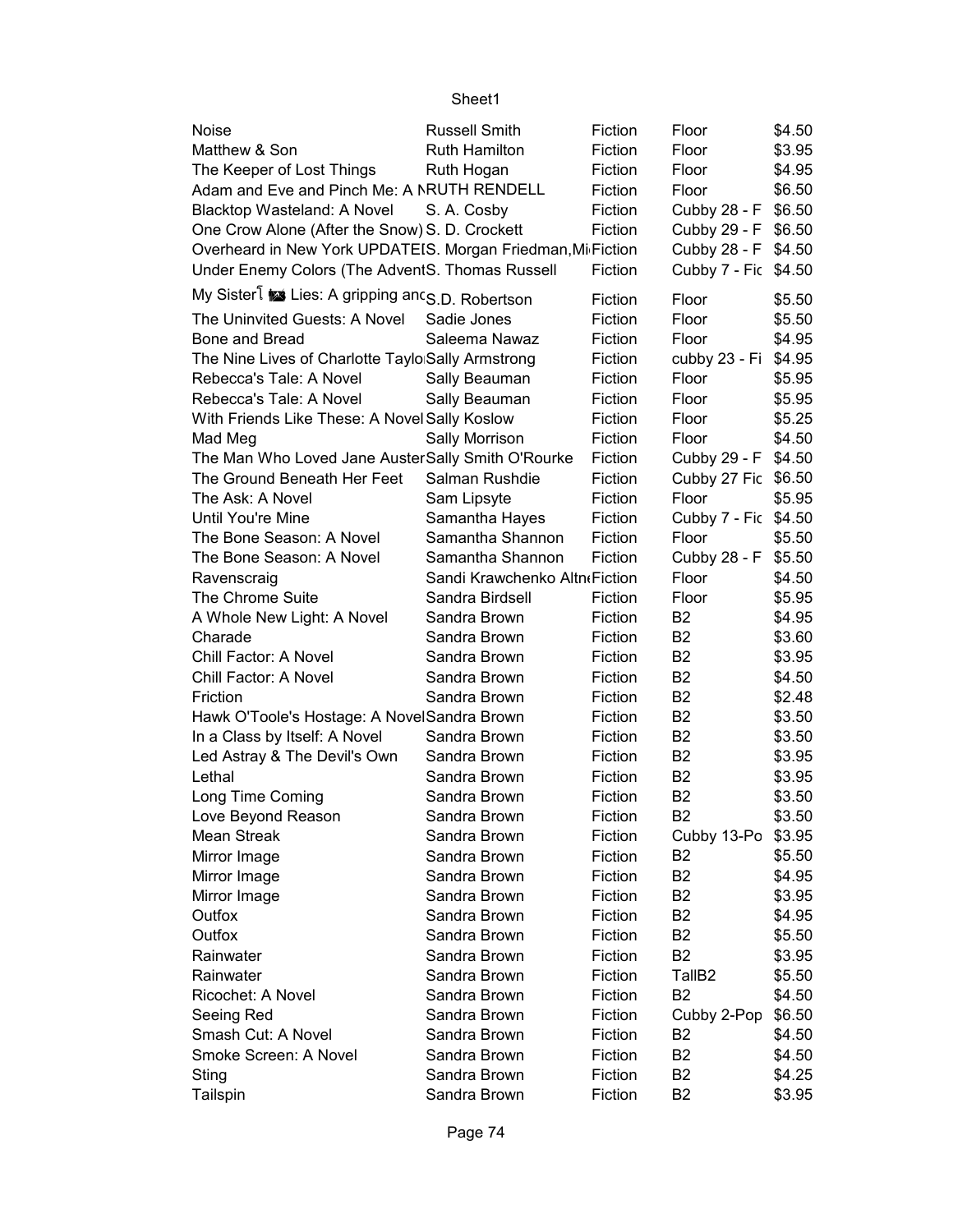| Noise | Russell Smith | Fiction | Floor | $4.50 |
|---|---|---|---|---|
| Matthew & Son | Ruth Hamilton | Fiction | Floor | $3.95 |
| The Keeper of Lost Things | Ruth Hogan | Fiction | Floor | $4.95 |
| Adam and Eve and Pinch Me: A N | RUTH RENDELL | Fiction | Floor | $6.50 |
| Blacktop Wasteland: A Novel | S. A. Cosby | Fiction | Cubby 28 - F | $6.50 |
| One Crow Alone (After the Snow) | S. D. Crockett | Fiction | Cubby 29 - F | $6.50 |
| Overheard in New York UPDATE | S. Morgan Friedman,Mi | Fiction | Cubby 28 - F | $4.50 |
| Under Enemy Colors (The Advent | S. Thomas Russell | Fiction | Cubby 7 - Fic | $4.50 |
| My Sister Lies: A gripping and | S.D. Robertson | Fiction | Floor | $5.50 |
| The Uninvited Guests: A Novel | Sadie Jones | Fiction | Floor | $5.50 |
| Bone and Bread | Saleema Nawaz | Fiction | Floor | $4.95 |
| The Nine Lives of Charlotte Taylo | Sally Armstrong | Fiction | cubby 23 - Fi | $4.95 |
| Rebecca's Tale: A Novel | Sally Beauman | Fiction | Floor | $5.95 |
| Rebecca's Tale: A Novel | Sally Beauman | Fiction | Floor | $5.95 |
| With Friends Like These: A Novel | Sally Koslow | Fiction | Floor | $5.25 |
| Mad Meg | Sally Morrison | Fiction | Floor | $4.50 |
| The Man Who Loved Jane Auster | Sally Smith O'Rourke | Fiction | Cubby 29 - F | $4.50 |
| The Ground Beneath Her Feet | Salman Rushdie | Fiction | Cubby 27 Fic | $6.50 |
| The Ask: A Novel | Sam Lipsyte | Fiction | Floor | $5.95 |
| Until You're Mine | Samantha Hayes | Fiction | Cubby 7 - Fic | $4.50 |
| The Bone Season: A Novel | Samantha Shannon | Fiction | Floor | $5.50 |
| The Bone Season: A Novel | Samantha Shannon | Fiction | Cubby 28 - F | $5.50 |
| Ravenscraig | Sandi Krawchenko Altn | Fiction | Floor | $4.50 |
| The Chrome Suite | Sandra Birdsell | Fiction | Floor | $5.95 |
| A Whole New Light: A Novel | Sandra Brown | Fiction | B2 | $4.95 |
| Charade | Sandra Brown | Fiction | B2 | $3.60 |
| Chill Factor: A Novel | Sandra Brown | Fiction | B2 | $3.95 |
| Chill Factor: A Novel | Sandra Brown | Fiction | B2 | $4.50 |
| Friction | Sandra Brown | Fiction | B2 | $2.48 |
| Hawk O'Toole's Hostage: A Novel | Sandra Brown | Fiction | B2 | $3.50 |
| In a Class by Itself: A Novel | Sandra Brown | Fiction | B2 | $3.50 |
| Led Astray & The Devil's Own | Sandra Brown | Fiction | B2 | $3.95 |
| Lethal | Sandra Brown | Fiction | B2 | $3.95 |
| Long Time Coming | Sandra Brown | Fiction | B2 | $3.50 |
| Love Beyond Reason | Sandra Brown | Fiction | B2 | $3.50 |
| Mean Streak | Sandra Brown | Fiction | Cubby 13-Po | $3.95 |
| Mirror Image | Sandra Brown | Fiction | B2 | $5.50 |
| Mirror Image | Sandra Brown | Fiction | B2 | $4.95 |
| Mirror Image | Sandra Brown | Fiction | B2 | $3.95 |
| Outfox | Sandra Brown | Fiction | B2 | $4.95 |
| Outfox | Sandra Brown | Fiction | B2 | $5.50 |
| Rainwater | Sandra Brown | Fiction | B2 | $3.95 |
| Rainwater | Sandra Brown | Fiction | TallB2 | $5.50 |
| Ricochet: A Novel | Sandra Brown | Fiction | B2 | $4.50 |
| Seeing Red | Sandra Brown | Fiction | Cubby 2-Pop | $6.50 |
| Smash Cut: A Novel | Sandra Brown | Fiction | B2 | $4.50 |
| Smoke Screen: A Novel | Sandra Brown | Fiction | B2 | $4.50 |
| Sting | Sandra Brown | Fiction | B2 | $4.25 |
| Tailspin | Sandra Brown | Fiction | B2 | $3.95 |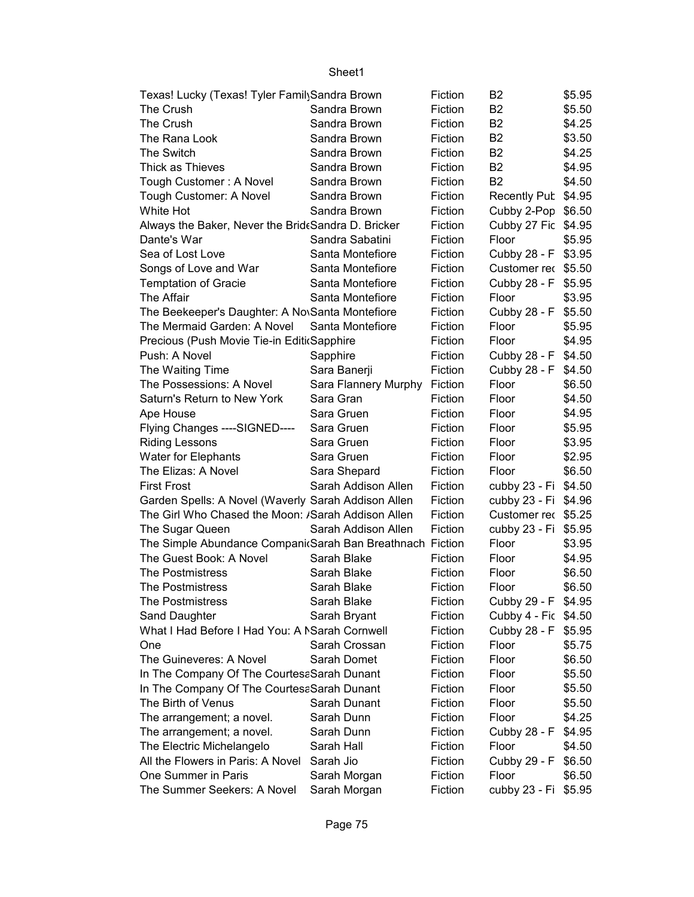| | | | | |
|---|---|---|---|---|
| Texas! Lucky (Texas! Tyler Famil) | Sandra Brown | Fiction | B2 | $5.95 |
| The Crush | Sandra Brown | Fiction | B2 | $5.50 |
| The Crush | Sandra Brown | Fiction | B2 | $4.25 |
| The Rana Look | Sandra Brown | Fiction | B2 | $3.50 |
| The Switch | Sandra Brown | Fiction | B2 | $4.25 |
| Thick as Thieves | Sandra Brown | Fiction | B2 | $4.95 |
| Tough Customer : A Novel | Sandra Brown | Fiction | B2 | $4.50 |
| Tough Customer: A Novel | Sandra Brown | Fiction | Recently Put | $4.95 |
| White Hot | Sandra Brown | Fiction | Cubby 2-Pop | $6.50 |
| Always the Baker, Never the Bride | Sandra D. Bricker | Fiction | Cubby 27 Fic | $4.95 |
| Dante's War | Sandra Sabatini | Fiction | Floor | $5.95 |
| Sea of Lost Love | Santa Montefiore | Fiction | Cubby 28 - F | $3.95 |
| Songs of Love and War | Santa Montefiore | Fiction | Customer rec | $5.50 |
| Temptation of Gracie | Santa Montefiore | Fiction | Cubby 28 - F | $5.95 |
| The Affair | Santa Montefiore | Fiction | Floor | $3.95 |
| The Beekeeper's Daughter: A Nov | Santa Montefiore | Fiction | Cubby 28 - F | $5.50 |
| The Mermaid Garden: A Novel | Santa Montefiore | Fiction | Floor | $5.95 |
| Precious (Push Movie Tie-in Editio | Sapphire | Fiction | Floor | $4.95 |
| Push: A Novel | Sapphire | Fiction | Cubby 28 - F | $4.50 |
| The Waiting Time | Sara Banerji | Fiction | Cubby 28 - F | $4.50 |
| The Possessions: A Novel | Sara Flannery Murphy | Fiction | Floor | $6.50 |
| Saturn's Return to New York | Sara Gran | Fiction | Floor | $4.50 |
| Ape House | Sara Gruen | Fiction | Floor | $4.95 |
| Flying Changes ----SIGNED---- | Sara Gruen | Fiction | Floor | $5.95 |
| Riding Lessons | Sara Gruen | Fiction | Floor | $3.95 |
| Water for Elephants | Sara Gruen | Fiction | Floor | $2.95 |
| The Elizas: A Novel | Sara Shepard | Fiction | Floor | $6.50 |
| First Frost | Sarah Addison Allen | Fiction | cubby 23 - Fi | $4.50 |
| Garden Spells: A Novel (Waverly | Sarah Addison Allen | Fiction | cubby 23 - Fi | $4.96 |
| The Girl Who Chased the Moon: A | Sarah Addison Allen | Fiction | Customer rec | $5.25 |
| The Sugar Queen | Sarah Addison Allen | Fiction | cubby 23 - Fi | $5.95 |
| The Simple Abundance Companio | Sarah Ban Breathnach | Fiction | Floor | $3.95 |
| The Guest Book: A Novel | Sarah Blake | Fiction | Floor | $4.95 |
| The Postmistress | Sarah Blake | Fiction | Floor | $6.50 |
| The Postmistress | Sarah Blake | Fiction | Floor | $6.50 |
| The Postmistress | Sarah Blake | Fiction | Cubby 29 - F | $4.95 |
| Sand Daughter | Sarah Bryant | Fiction | Cubby 4 - Fic | $4.50 |
| What I Had Before I Had You: A N | Sarah Cornwell | Fiction | Cubby 28 - F | $5.95 |
| One | Sarah Crossan | Fiction | Floor | $5.75 |
| The Guineveres: A Novel | Sarah Domet | Fiction | Floor | $6.50 |
| In The Company Of The Courtesa | Sarah Dunant | Fiction | Floor | $5.50 |
| In The Company Of The Courtesa | Sarah Dunant | Fiction | Floor | $5.50 |
| The Birth of Venus | Sarah Dunant | Fiction | Floor | $5.50 |
| The arrangement; a novel. | Sarah Dunn | Fiction | Floor | $4.25 |
| The arrangement; a novel. | Sarah Dunn | Fiction | Cubby 28 - F | $4.95 |
| The Electric Michelangelo | Sarah Hall | Fiction | Floor | $4.50 |
| All the Flowers in Paris: A Novel | Sarah Jio | Fiction | Cubby 29 - F | $6.50 |
| One Summer in Paris | Sarah Morgan | Fiction | Floor | $6.50 |
| The Summer Seekers: A Novel | Sarah Morgan | Fiction | cubby 23 - Fi | $5.95 |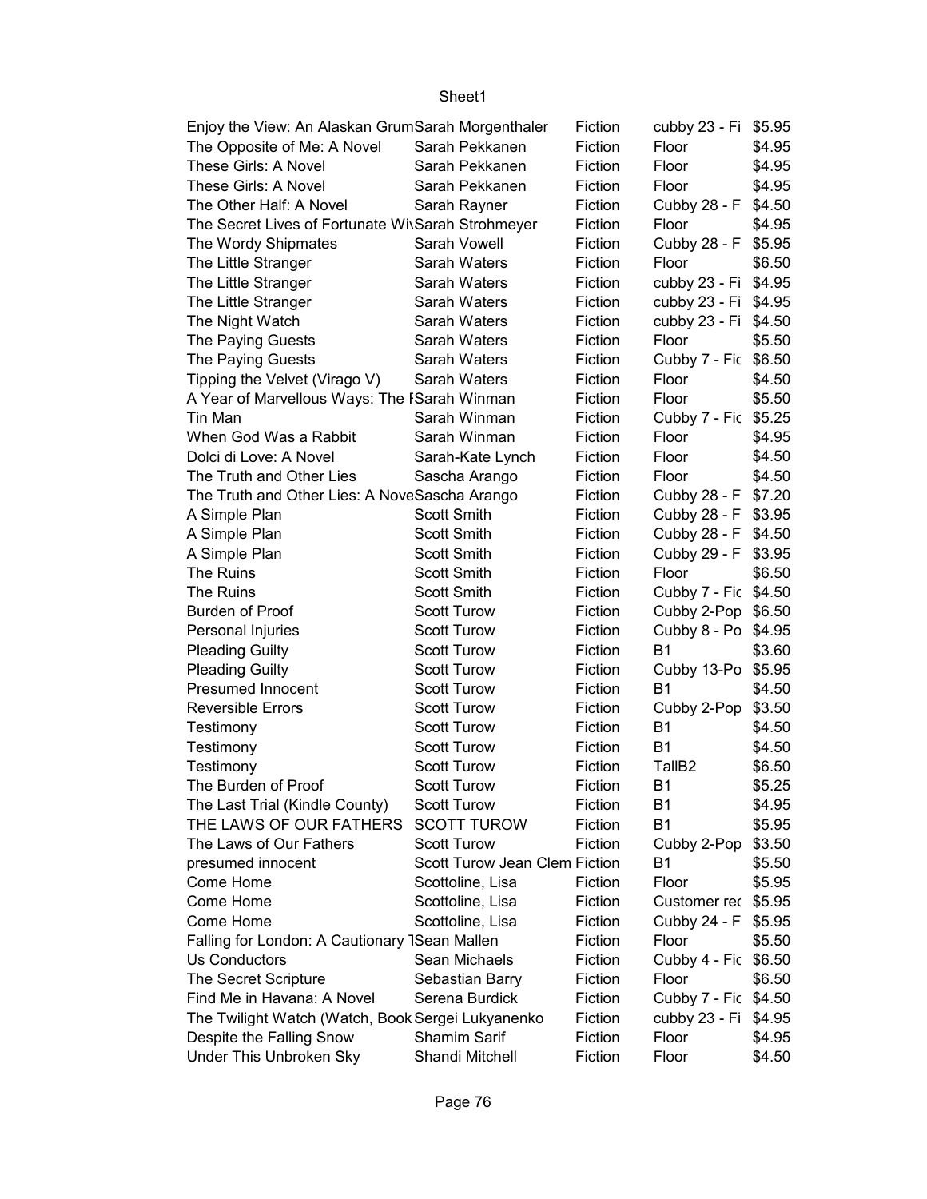| | | | | |
|---|---|---|---|---|
| Enjoy the View: An Alaskan Grum | Sarah Morgenthaler | Fiction | cubby 23 - Fi | $5.95 |
| The Opposite of Me: A Novel | Sarah Pekkanen | Fiction | Floor | $4.95 |
| These Girls: A Novel | Sarah Pekkanen | Fiction | Floor | $4.95 |
| These Girls: A Novel | Sarah Pekkanen | Fiction | Floor | $4.95 |
| The Other Half: A Novel | Sarah Rayner | Fiction | Cubby 28 - F | $4.50 |
| The Secret Lives of Fortunate Wi | Sarah Strohmeyer | Fiction | Floor | $4.95 |
| The Wordy Shipmates | Sarah Vowell | Fiction | Cubby 28 - F | $5.95 |
| The Little Stranger | Sarah Waters | Fiction | Floor | $6.50 |
| The Little Stranger | Sarah Waters | Fiction | cubby 23 - Fi | $4.95 |
| The Little Stranger | Sarah Waters | Fiction | cubby 23 - Fi | $4.95 |
| The Night Watch | Sarah Waters | Fiction | cubby 23 - Fi | $4.50 |
| The Paying Guests | Sarah Waters | Fiction | Floor | $5.50 |
| The Paying Guests | Sarah Waters | Fiction | Cubby 7 - Fic | $6.50 |
| Tipping the Velvet (Virago V) | Sarah Waters | Fiction | Floor | $4.50 |
| A Year of Marvellous Ways: The I | Sarah Winman | Fiction | Floor | $5.50 |
| Tin Man | Sarah Winman | Fiction | Cubby 7 - Fic | $5.25 |
| When God Was a Rabbit | Sarah Winman | Fiction | Floor | $4.95 |
| Dolci di Love: A Novel | Sarah-Kate Lynch | Fiction | Floor | $4.50 |
| The Truth and Other Lies | Sascha Arango | Fiction | Floor | $4.50 |
| The Truth and Other Lies: A Nove | Sascha Arango | Fiction | Cubby 28 - F | $7.20 |
| A Simple Plan | Scott Smith | Fiction | Cubby 28 - F | $3.95 |
| A Simple Plan | Scott Smith | Fiction | Cubby 28 - F | $4.50 |
| A Simple Plan | Scott Smith | Fiction | Cubby 29 - F | $3.95 |
| The Ruins | Scott Smith | Fiction | Floor | $6.50 |
| The Ruins | Scott Smith | Fiction | Cubby 7 - Fic | $4.50 |
| Burden of Proof | Scott Turow | Fiction | Cubby 2-Pop | $6.50 |
| Personal Injuries | Scott Turow | Fiction | Cubby 8 - Po | $4.95 |
| Pleading Guilty | Scott Turow | Fiction | B1 | $3.60 |
| Pleading Guilty | Scott Turow | Fiction | Cubby 13-Po | $5.95 |
| Presumed Innocent | Scott Turow | Fiction | B1 | $4.50 |
| Reversible Errors | Scott Turow | Fiction | Cubby 2-Pop | $3.50 |
| Testimony | Scott Turow | Fiction | B1 | $4.50 |
| Testimony | Scott Turow | Fiction | B1 | $4.50 |
| Testimony | Scott Turow | Fiction | TallB2 | $6.50 |
| The Burden of Proof | Scott Turow | Fiction | B1 | $5.25 |
| The Last Trial (Kindle County) | Scott Turow | Fiction | B1 | $4.95 |
| THE LAWS OF OUR FATHERS | SCOTT TUROW | Fiction | B1 | $5.95 |
| The Laws of Our Fathers | Scott Turow | Fiction | Cubby 2-Pop | $3.50 |
| presumed innocent | Scott Turow Jean Clem | Fiction | B1 | $5.50 |
| Come Home | Scottoline, Lisa | Fiction | Floor | $5.95 |
| Come Home | Scottoline, Lisa | Fiction | Customer rec | $5.95 |
| Come Home | Scottoline, Lisa | Fiction | Cubby 24 - F | $5.95 |
| Falling for London: A Cautionary T | Sean Mallen | Fiction | Floor | $5.50 |
| Us Conductors | Sean Michaels | Fiction | Cubby 4 - Fic | $6.50 |
| The Secret Scripture | Sebastian Barry | Fiction | Floor | $6.50 |
| Find Me in Havana: A Novel | Serena Burdick | Fiction | Cubby 7 - Fic | $4.50 |
| The Twilight Watch (Watch, Book | Sergei Lukyanenko | Fiction | cubby 23 - Fi | $4.95 |
| Despite the Falling Snow | Shamim Sarif | Fiction | Floor | $4.95 |
| Under This Unbroken Sky | Shandi Mitchell | Fiction | Floor | $4.50 |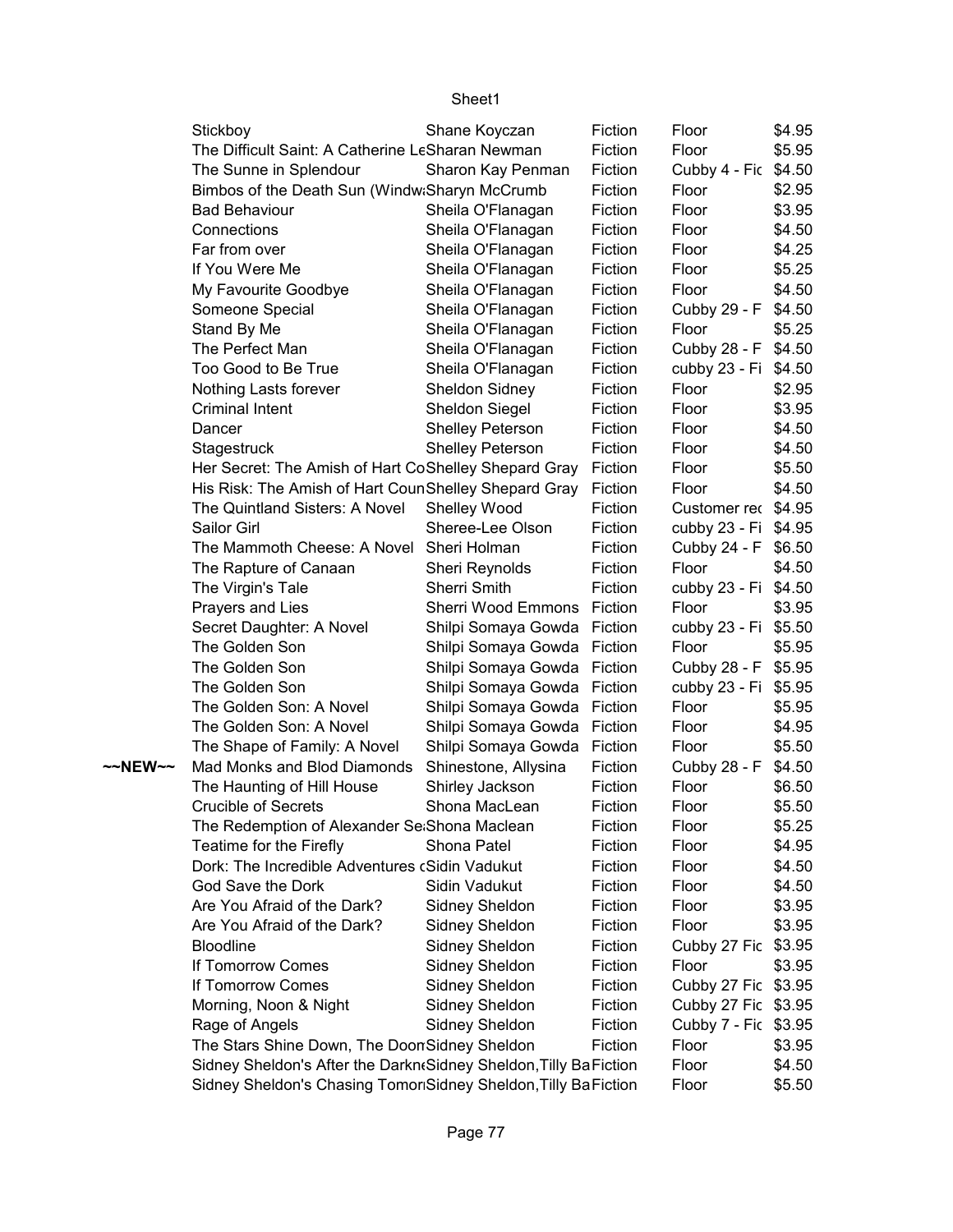| | | | | | |
|---|---|---|---|---|---|
| | Stickboy | Shane Koyczan | Fiction | Floor | $4.95 |
| | The Difficult Saint: A Catherine LeSharan Newman | | Fiction | Floor | $5.95 |
| | The Sunne in Splendour | Sharon Kay Penman | Fiction | Cubby 4 - Fic | $4.50 |
| | Bimbos of the Death Sun (Windw:Sharyn McCrumb | | Fiction | Floor | $2.95 |
| | Bad Behaviour | Sheila O'Flanagan | Fiction | Floor | $3.95 |
| | Connections | Sheila O'Flanagan | Fiction | Floor | $4.50 |
| | Far from over | Sheila O'Flanagan | Fiction | Floor | $4.25 |
| | If You Were Me | Sheila O'Flanagan | Fiction | Floor | $5.25 |
| | My Favourite Goodbye | Sheila O'Flanagan | Fiction | Floor | $4.50 |
| | Someone Special | Sheila O'Flanagan | Fiction | Cubby 29 - F | $4.50 |
| | Stand By Me | Sheila O'Flanagan | Fiction | Floor | $5.25 |
| | The Perfect Man | Sheila O'Flanagan | Fiction | Cubby 28 - F | $4.50 |
| | Too Good to Be True | Sheila O'Flanagan | Fiction | cubby 23 - Fi | $4.50 |
| | Nothing Lasts forever | Sheldon Sidney | Fiction | Floor | $2.95 |
| | Criminal Intent | Sheldon Siegel | Fiction | Floor | $3.95 |
| | Dancer | Shelley Peterson | Fiction | Floor | $4.50 |
| | Stagestruck | Shelley Peterson | Fiction | Floor | $4.50 |
| | Her Secret: The Amish of Hart CoShelley Shepard Gray | | Fiction | Floor | $5.50 |
| | His Risk: The Amish of Hart CounShelley Shepard Gray | | Fiction | Floor | $4.50 |
| | The Quintland Sisters: A Novel | Shelley Wood | Fiction | Customer rec | $4.95 |
| | Sailor Girl | Sheree-Lee Olson | Fiction | cubby 23 - Fi | $4.95 |
| | The Mammoth Cheese: A Novel | Sheri Holman | Fiction | Cubby 24 - F | $6.50 |
| | The Rapture of Canaan | Sheri Reynolds | Fiction | Floor | $4.50 |
| | The Virgin's Tale | Sherri Smith | Fiction | cubby 23 - Fi | $4.50 |
| | Prayers and Lies | Sherri Wood Emmons | Fiction | Floor | $3.95 |
| | Secret Daughter: A Novel | Shilpi Somaya Gowda | Fiction | cubby 23 - Fi | $5.50 |
| | The Golden Son | Shilpi Somaya Gowda | Fiction | Floor | $5.95 |
| | The Golden Son | Shilpi Somaya Gowda | Fiction | Cubby 28 - F | $5.95 |
| | The Golden Son | Shilpi Somaya Gowda | Fiction | cubby 23 - Fi | $5.95 |
| | The Golden Son: A Novel | Shilpi Somaya Gowda | Fiction | Floor | $5.95 |
| | The Golden Son: A Novel | Shilpi Somaya Gowda | Fiction | Floor | $4.95 |
| | The Shape of Family: A Novel | Shilpi Somaya Gowda | Fiction | Floor | $5.50 |
| ~~NEW~~ | Mad Monks and Blod Diamonds | Shinestone, Allysina | Fiction | Cubby 28 - F | $4.50 |
| | The Haunting of Hill House | Shirley Jackson | Fiction | Floor | $6.50 |
| | Crucible of Secrets | Shona MacLean | Fiction | Floor | $5.50 |
| | The Redemption of Alexander Se:Shona Maclean | | Fiction | Floor | $5.25 |
| | Teatime for the Firefly | Shona Patel | Fiction | Floor | $4.95 |
| | Dork: The Incredible Adventures cSidin Vadukut | | Fiction | Floor | $4.50 |
| | God Save the Dork | Sidin Vadukut | Fiction | Floor | $4.50 |
| | Are You Afraid of the Dark? | Sidney Sheldon | Fiction | Floor | $3.95 |
| | Are You Afraid of the Dark? | Sidney Sheldon | Fiction | Floor | $3.95 |
| | Bloodline | Sidney Sheldon | Fiction | Cubby 27 Fic | $3.95 |
| | If Tomorrow Comes | Sidney Sheldon | Fiction | Floor | $3.95 |
| | If Tomorrow Comes | Sidney Sheldon | Fiction | Cubby 27 Fic | $3.95 |
| | Morning, Noon & Night | Sidney Sheldon | Fiction | Cubby 27 Fic | $3.95 |
| | Rage of Angels | Sidney Sheldon | Fiction | Cubby 7 - Fic | $3.95 |
| | The Stars Shine Down, The DoonSidney Sheldon | | Fiction | Floor | $3.95 |
| | Sidney Sheldon's After the DarkneSidney Sheldon,Tilly BaFiction | | | Floor | $4.50 |
| | Sidney Sheldon's Chasing TomoriSidney Sheldon,Tilly BaFiction | | | Floor | $5.50 |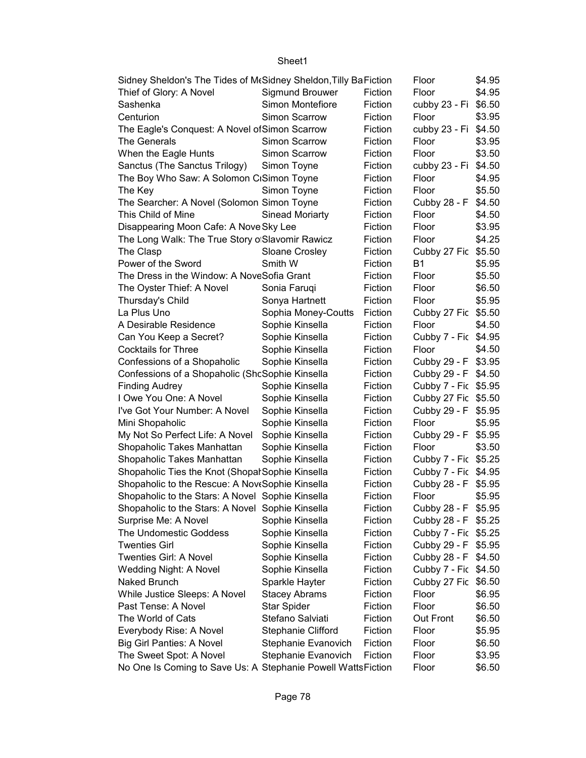| | | | | |
|---|---|---|---|---|
| Sidney Sheldon's The Tides of MeSidney Sheldon,Tilly Ba | Fiction | | Floor | $4.95 |
| Thief of Glory: A Novel | Sigmund Brouwer | Fiction | Floor | $4.95 |
| Sashenka | Simon Montefiore | Fiction | cubby 23 - Fi | $6.50 |
| Centurion | Simon Scarrow | Fiction | Floor | $3.95 |
| The Eagle's Conquest: A Novel of | Simon Scarrow | Fiction | cubby 23 - Fi | $4.50 |
| The Generals | Simon Scarrow | Fiction | Floor | $3.95 |
| When the Eagle Hunts | Simon Scarrow | Fiction | Floor | $3.50 |
| Sanctus (The Sanctus Trilogy) | Simon Toyne | Fiction | cubby 23 - Fi | $4.50 |
| The Boy Who Saw: A Solomon Cı | Simon Toyne | Fiction | Floor | $4.95 |
| The Key | Simon Toyne | Fiction | Floor | $5.50 |
| The Searcher: A Novel (Solomon | Simon Toyne | Fiction | Cubby 28 - F | $4.50 |
| This Child of Mine | Sinead Moriarty | Fiction | Floor | $4.50 |
| Disappearing Moon Cafe: A Nove | Sky Lee | Fiction | Floor | $3.95 |
| The Long Walk: The True Story o | Slavomir Rawicz | Fiction | Floor | $4.25 |
| The Clasp | Sloane Crosley | Fiction | Cubby 27 Fic | $5.50 |
| Power of the Sword | Smith W | Fiction | B1 | $5.95 |
| The Dress in the Window: A Nove | Sofia Grant | Fiction | Floor | $5.50 |
| The Oyster Thief: A Novel | Sonia Faruqi | Fiction | Floor | $6.50 |
| Thursday's Child | Sonya Hartnett | Fiction | Floor | $5.95 |
| La Plus Uno | Sophia Money-Coutts | Fiction | Cubby 27 Fic | $5.50 |
| A Desirable Residence | Sophie Kinsella | Fiction | Floor | $4.50 |
| Can You Keep a Secret? | Sophie Kinsella | Fiction | Cubby 7 - Fic | $4.95 |
| Cocktails for Three | Sophie Kinsella | Fiction | Floor | $4.50 |
| Confessions of a Shopaholic | Sophie Kinsella | Fiction | Cubby 29 - F | $3.95 |
| Confessions of a Shopaholic (Shc | Sophie Kinsella | Fiction | Cubby 29 - F | $4.50 |
| Finding Audrey | Sophie Kinsella | Fiction | Cubby 7 - Fic | $5.95 |
| I Owe You One: A Novel | Sophie Kinsella | Fiction | Cubby 27 Fic | $5.50 |
| I've Got Your Number: A Novel | Sophie Kinsella | Fiction | Cubby 29 - F | $5.95 |
| Mini Shopaholic | Sophie Kinsella | Fiction | Floor | $5.95 |
| My Not So Perfect Life: A Novel | Sophie Kinsella | Fiction | Cubby 29 - F | $5.95 |
| Shopaholic Takes Manhattan | Sophie Kinsella | Fiction | Floor | $3.50 |
| Shopaholic Takes Manhattan | Sophie Kinsella | Fiction | Cubby 7 - Fic | $5.25 |
| Shopaholic Ties the Knot (Shopal | Sophie Kinsella | Fiction | Cubby 7 - Fic | $4.95 |
| Shopaholic to the Rescue: A Nove | Sophie Kinsella | Fiction | Cubby 28 - F | $5.95 |
| Shopaholic to the Stars: A Novel | Sophie Kinsella | Fiction | Floor | $5.95 |
| Shopaholic to the Stars: A Novel | Sophie Kinsella | Fiction | Cubby 28 - F | $5.95 |
| Surprise Me: A Novel | Sophie Kinsella | Fiction | Cubby 28 - F | $5.25 |
| The Undomestic Goddess | Sophie Kinsella | Fiction | Cubby 7 - Fic | $5.25 |
| Twenties Girl | Sophie Kinsella | Fiction | Cubby 29 - F | $5.95 |
| Twenties Girl: A Novel | Sophie Kinsella | Fiction | Cubby 28 - F | $4.50 |
| Wedding Night: A Novel | Sophie Kinsella | Fiction | Cubby 7 - Fic | $4.50 |
| Naked Brunch | Sparkle Hayter | Fiction | Cubby 27 Fic | $6.50 |
| While Justice Sleeps: A Novel | Stacey Abrams | Fiction | Floor | $6.95 |
| Past Tense: A Novel | Star Spider | Fiction | Floor | $6.50 |
| The World of Cats | Stefano Salviati | Fiction | Out Front | $6.50 |
| Everybody Rise: A Novel | Stephanie Clifford | Fiction | Floor | $5.95 |
| Big Girl Panties: A Novel | Stephanie Evanovich | Fiction | Floor | $6.50 |
| The Sweet Spot: A Novel | Stephanie Evanovich | Fiction | Floor | $3.95 |
| No One Is Coming to Save Us: A | Stephanie Powell Watts | Fiction | Floor | $6.50 |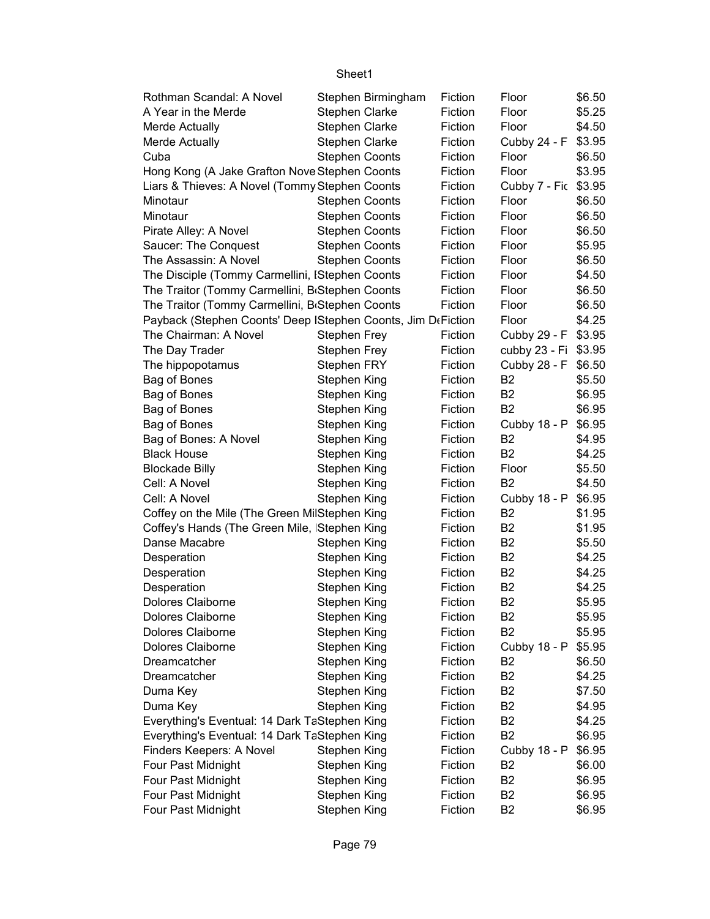| | | | | |
|---|---|---|---|---|
| Rothman Scandal: A Novel | Stephen Birmingham | Fiction | Floor | $6.50 |
| A Year in the Merde | Stephen Clarke | Fiction | Floor | $5.25 |
| Merde Actually | Stephen Clarke | Fiction | Floor | $4.50 |
| Merde Actually | Stephen Clarke | Fiction | Cubby 24 - F | $3.95 |
| Cuba | Stephen Coonts | Fiction | Floor | $6.50 |
| Hong Kong (A Jake Grafton Nove | Stephen Coonts | Fiction | Floor | $3.95 |
| Liars & Thieves: A Novel (Tommy | Stephen Coonts | Fiction | Cubby 7 - Fic | $3.95 |
| Minotaur | Stephen Coonts | Fiction | Floor | $6.50 |
| Minotaur | Stephen Coonts | Fiction | Floor | $6.50 |
| Pirate Alley: A Novel | Stephen Coonts | Fiction | Floor | $6.50 |
| Saucer: The Conquest | Stephen Coonts | Fiction | Floor | $5.95 |
| The Assassin: A Novel | Stephen Coonts | Fiction | Floor | $6.50 |
| The Disciple (Tommy Carmellini, I | Stephen Coonts | Fiction | Floor | $4.50 |
| The Traitor (Tommy Carmellini, B | Stephen Coonts | Fiction | Floor | $6.50 |
| The Traitor (Tommy Carmellini, B | Stephen Coonts | Fiction | Floor | $6.50 |
| Payback (Stephen Coonts' Deep I | Stephen Coonts, Jim De | Fiction | Floor | $4.25 |
| The Chairman: A Novel | Stephen Frey | Fiction | Cubby 29 - F | $3.95 |
| The Day Trader | Stephen Frey | Fiction | cubby 23 - Fi | $3.95 |
| The hippopotamus | Stephen FRY | Fiction | Cubby 28 - F | $6.50 |
| Bag of Bones | Stephen King | Fiction | B2 | $5.50 |
| Bag of Bones | Stephen King | Fiction | B2 | $6.95 |
| Bag of Bones | Stephen King | Fiction | B2 | $6.95 |
| Bag of Bones | Stephen King | Fiction | Cubby 18 - P | $6.95 |
| Bag of Bones: A Novel | Stephen King | Fiction | B2 | $4.95 |
| Black House | Stephen King | Fiction | B2 | $4.25 |
| Blockade Billy | Stephen King | Fiction | Floor | $5.50 |
| Cell: A Novel | Stephen King | Fiction | B2 | $4.50 |
| Cell: A Novel | Stephen King | Fiction | Cubby 18 - P | $6.95 |
| Coffey on the Mile (The Green Mil | Stephen King | Fiction | B2 | $1.95 |
| Coffey's Hands (The Green Mile, I | Stephen King | Fiction | B2 | $1.95 |
| Danse Macabre | Stephen King | Fiction | B2 | $5.50 |
| Desperation | Stephen King | Fiction | B2 | $4.25 |
| Desperation | Stephen King | Fiction | B2 | $4.25 |
| Desperation | Stephen King | Fiction | B2 | $4.25 |
| Dolores Claiborne | Stephen King | Fiction | B2 | $5.95 |
| Dolores Claiborne | Stephen King | Fiction | B2 | $5.95 |
| Dolores Claiborne | Stephen King | Fiction | B2 | $5.95 |
| Dolores Claiborne | Stephen King | Fiction | Cubby 18 - P | $5.95 |
| Dreamcatcher | Stephen King | Fiction | B2 | $6.50 |
| Dreamcatcher | Stephen King | Fiction | B2 | $4.25 |
| Duma Key | Stephen King | Fiction | B2 | $7.50 |
| Duma Key | Stephen King | Fiction | B2 | $4.95 |
| Everything's Eventual: 14 Dark Ta | Stephen King | Fiction | B2 | $4.25 |
| Everything's Eventual: 14 Dark Ta | Stephen King | Fiction | B2 | $6.95 |
| Finders Keepers: A Novel | Stephen King | Fiction | Cubby 18 - P | $6.95 |
| Four Past Midnight | Stephen King | Fiction | B2 | $6.00 |
| Four Past Midnight | Stephen King | Fiction | B2 | $6.95 |
| Four Past Midnight | Stephen King | Fiction | B2 | $6.95 |
| Four Past Midnight | Stephen King | Fiction | B2 | $6.95 |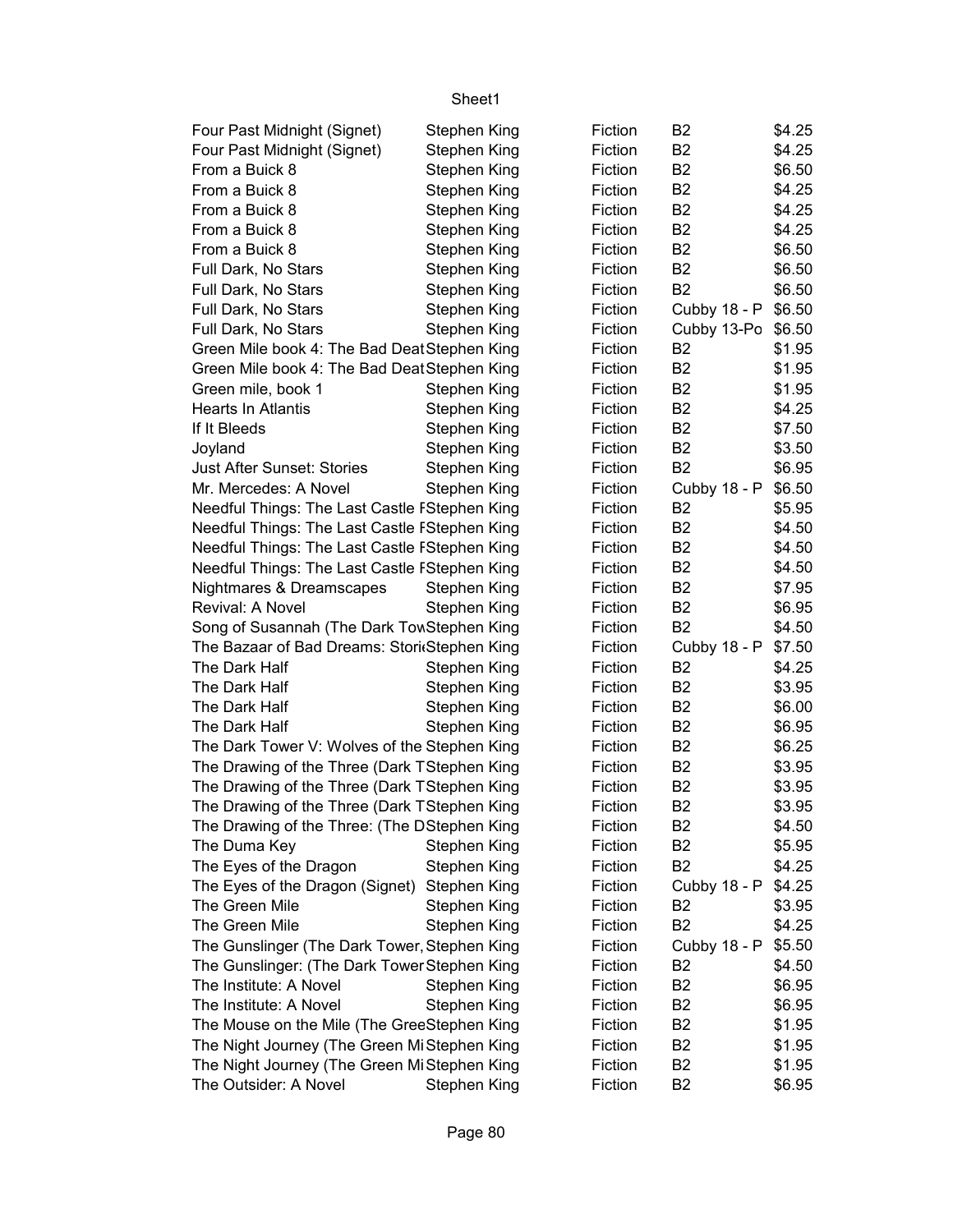| | | | | |
|---|---|---|---|---|
| Four Past Midnight (Signet) | Stephen King | Fiction | B2 | $4.25 |
| Four Past Midnight (Signet) | Stephen King | Fiction | B2 | $4.25 |
| From a Buick 8 | Stephen King | Fiction | B2 | $6.50 |
| From a Buick 8 | Stephen King | Fiction | B2 | $4.25 |
| From a Buick 8 | Stephen King | Fiction | B2 | $4.25 |
| From a Buick 8 | Stephen King | Fiction | B2 | $4.25 |
| From a Buick 8 | Stephen King | Fiction | B2 | $6.50 |
| Full Dark, No Stars | Stephen King | Fiction | B2 | $6.50 |
| Full Dark, No Stars | Stephen King | Fiction | B2 | $6.50 |
| Full Dark, No Stars | Stephen King | Fiction | Cubby 18 - P | $6.50 |
| Full Dark, No Stars | Stephen King | Fiction | Cubby 13-Po | $6.50 |
| Green Mile book 4: The Bad Deat | Stephen King | Fiction | B2 | $1.95 |
| Green Mile book 4: The Bad Deat | Stephen King | Fiction | B2 | $1.95 |
| Green mile, book 1 | Stephen King | Fiction | B2 | $1.95 |
| Hearts In Atlantis | Stephen King | Fiction | B2 | $4.25 |
| If It Bleeds | Stephen King | Fiction | B2 | $7.50 |
| Joyland | Stephen King | Fiction | B2 | $3.50 |
| Just After Sunset: Stories | Stephen King | Fiction | B2 | $6.95 |
| Mr. Mercedes: A Novel | Stephen King | Fiction | Cubby 18 - P | $6.50 |
| Needful Things: The Last Castle F | Stephen King | Fiction | B2 | $5.95 |
| Needful Things: The Last Castle F | Stephen King | Fiction | B2 | $4.50 |
| Needful Things: The Last Castle F | Stephen King | Fiction | B2 | $4.50 |
| Needful Things: The Last Castle F | Stephen King | Fiction | B2 | $4.50 |
| Nightmares & Dreamscapes | Stephen King | Fiction | B2 | $7.95 |
| Revival: A Novel | Stephen King | Fiction | B2 | $6.95 |
| Song of Susannah (The Dark Tow | Stephen King | Fiction | B2 | $4.50 |
| The Bazaar of Bad Dreams: Stori | Stephen King | Fiction | Cubby 18 - P | $7.50 |
| The Dark Half | Stephen King | Fiction | B2 | $4.25 |
| The Dark Half | Stephen King | Fiction | B2 | $3.95 |
| The Dark Half | Stephen King | Fiction | B2 | $6.00 |
| The Dark Half | Stephen King | Fiction | B2 | $6.95 |
| The Dark Tower V: Wolves of the | Stephen King | Fiction | B2 | $6.25 |
| The Drawing of the Three (Dark T | Stephen King | Fiction | B2 | $3.95 |
| The Drawing of the Three (Dark T | Stephen King | Fiction | B2 | $3.95 |
| The Drawing of the Three (Dark T | Stephen King | Fiction | B2 | $3.95 |
| The Drawing of the Three: (The D | Stephen King | Fiction | B2 | $4.50 |
| The Duma Key | Stephen King | Fiction | B2 | $5.95 |
| The Eyes of the Dragon | Stephen King | Fiction | B2 | $4.25 |
| The Eyes of the Dragon (Signet) | Stephen King | Fiction | Cubby 18 - P | $4.25 |
| The Green Mile | Stephen King | Fiction | B2 | $3.95 |
| The Green Mile | Stephen King | Fiction | B2 | $4.25 |
| The Gunslinger (The Dark Tower, | Stephen King | Fiction | Cubby 18 - P | $5.50 |
| The Gunslinger: (The Dark Tower | Stephen King | Fiction | B2 | $4.50 |
| The Institute: A Novel | Stephen King | Fiction | B2 | $6.95 |
| The Institute: A Novel | Stephen King | Fiction | B2 | $6.95 |
| The Mouse on the Mile (The Gree | Stephen King | Fiction | B2 | $1.95 |
| The Night Journey (The Green Mi | Stephen King | Fiction | B2 | $1.95 |
| The Night Journey (The Green Mi | Stephen King | Fiction | B2 | $1.95 |
| The Outsider: A Novel | Stephen King | Fiction | B2 | $6.95 |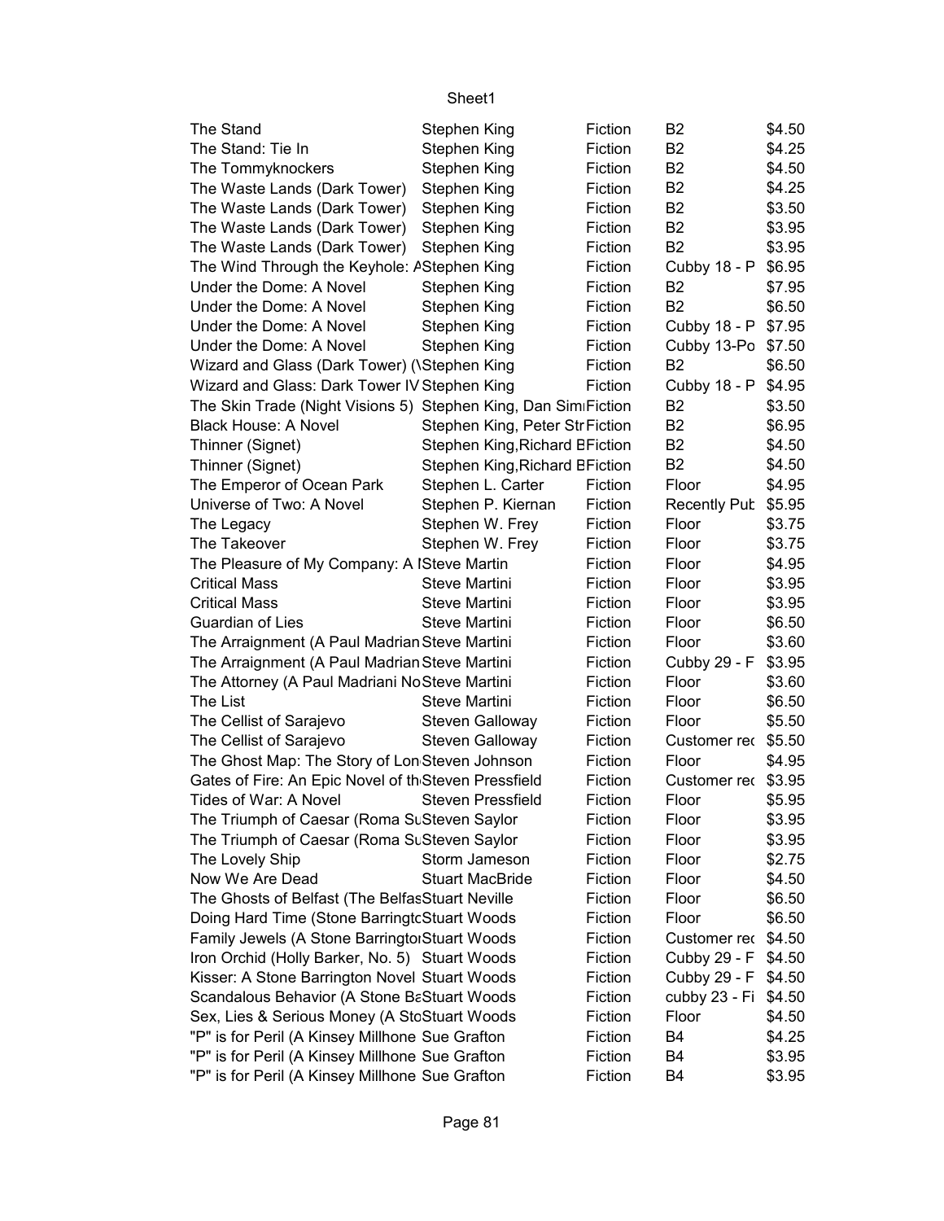| The Stand | Stephen King | Fiction | B2 | $4.50 |
|---|---|---|---|---|
| The Stand: Tie In | Stephen King | Fiction | B2 | $4.25 |
| The Tommyknockers | Stephen King | Fiction | B2 | $4.50 |
| The Waste Lands (Dark Tower) | Stephen King | Fiction | B2 | $4.25 |
| The Waste Lands (Dark Tower) | Stephen King | Fiction | B2 | $3.50 |
| The Waste Lands (Dark Tower) | Stephen King | Fiction | B2 | $3.95 |
| The Waste Lands (Dark Tower) | Stephen King | Fiction | B2 | $3.95 |
| The Wind Through the Keyhole: A | Stephen King | Fiction | Cubby 18 - P | $6.95 |
| Under the Dome: A Novel | Stephen King | Fiction | B2 | $7.95 |
| Under the Dome: A Novel | Stephen King | Fiction | B2 | $6.50 |
| Under the Dome: A Novel | Stephen King | Fiction | Cubby 18 - P | $7.95 |
| Under the Dome: A Novel | Stephen King | Fiction | Cubby 13-Po | $7.50 |
| Wizard and Glass (Dark Tower) (\ | Stephen King | Fiction | B2 | $6.50 |
| Wizard and Glass: Dark Tower IV | Stephen King | Fiction | Cubby 18 - P | $4.95 |
| The Skin Trade (Night Visions 5) | Stephen King, Dan Simi | Fiction | B2 | $3.50 |
| Black House: A Novel | Stephen King, Peter Str | Fiction | B2 | $6.95 |
| Thinner (Signet) | Stephen King,Richard B | Fiction | B2 | $4.50 |
| Thinner (Signet) | Stephen King,Richard B | Fiction | B2 | $4.50 |
| The Emperor of Ocean Park | Stephen L. Carter | Fiction | Floor | $4.95 |
| Universe of Two: A Novel | Stephen P. Kiernan | Fiction | Recently Pub | $5.95 |
| The Legacy | Stephen W. Frey | Fiction | Floor | $3.75 |
| The Takeover | Stephen W. Frey | Fiction | Floor | $3.75 |
| The Pleasure of My Company: A I | Steve Martin | Fiction | Floor | $4.95 |
| Critical Mass | Steve Martini | Fiction | Floor | $3.95 |
| Critical Mass | Steve Martini | Fiction | Floor | $3.95 |
| Guardian of Lies | Steve Martini | Fiction | Floor | $6.50 |
| The Arraignment (A Paul Madrian | Steve Martini | Fiction | Floor | $3.60 |
| The Arraignment (A Paul Madrian | Steve Martini | Fiction | Cubby 29 - F | $3.95 |
| The Attorney (A Paul Madriani No | Steve Martini | Fiction | Floor | $3.60 |
| The List | Steve Martini | Fiction | Floor | $6.50 |
| The Cellist of Sarajevo | Steven Galloway | Fiction | Floor | $5.50 |
| The Cellist of Sarajevo | Steven Galloway | Fiction | Customer rec | $5.50 |
| The Ghost Map: The Story of Lon | Steven Johnson | Fiction | Floor | $4.95 |
| Gates of Fire: An Epic Novel of th | Steven Pressfield | Fiction | Customer rec | $3.95 |
| Tides of War: A Novel | Steven Pressfield | Fiction | Floor | $5.95 |
| The Triumph of Caesar (Roma Su | Steven Saylor | Fiction | Floor | $3.95 |
| The Triumph of Caesar (Roma Su | Steven Saylor | Fiction | Floor | $3.95 |
| The Lovely Ship | Storm Jameson | Fiction | Floor | $2.75 |
| Now We Are Dead | Stuart MacBride | Fiction | Floor | $4.50 |
| The Ghosts of Belfast (The Belfas | Stuart Neville | Fiction | Floor | $6.50 |
| Doing Hard Time (Stone Barringto | Stuart Woods | Fiction | Floor | $6.50 |
| Family Jewels (A Stone Barringto | Stuart Woods | Fiction | Customer rec | $4.50 |
| Iron Orchid (Holly Barker, No. 5) | Stuart Woods | Fiction | Cubby 29 - F | $4.50 |
| Kisser: A Stone Barrington Novel | Stuart Woods | Fiction | Cubby 29 - F | $4.50 |
| Scandalous Behavior (A Stone Ba | Stuart Woods | Fiction | cubby 23 - Fi | $4.50 |
| Sex, Lies & Serious Money (A Sto | Stuart Woods | Fiction | Floor | $4.50 |
| "P" is for Peril (A Kinsey Millhone | Sue Grafton | Fiction | B4 | $4.25 |
| "P" is for Peril (A Kinsey Millhone | Sue Grafton | Fiction | B4 | $3.95 |
| "P" is for Peril (A Kinsey Millhone | Sue Grafton | Fiction | B4 | $3.95 |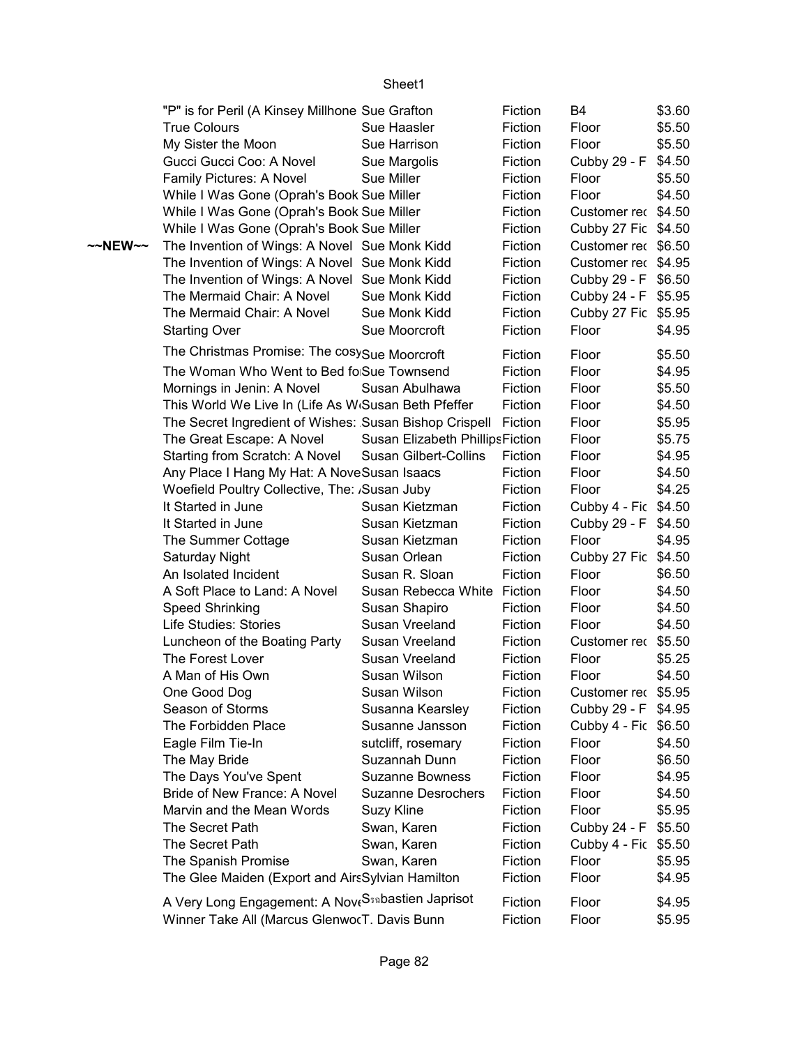| | | | | | |
|---|---|---|---|---|---|
| | "P" is for Peril (A Kinsey Millhone | Sue Grafton | Fiction | B4 | $3.60 |
| | True Colours | Sue Haasler | Fiction | Floor | $5.50 |
| | My Sister the Moon | Sue Harrison | Fiction | Floor | $5.50 |
| | Gucci Gucci Coo: A Novel | Sue Margolis | Fiction | Cubby 29 - F | $4.50 |
| | Family Pictures: A Novel | Sue Miller | Fiction | Floor | $5.50 |
| | While I Was Gone (Oprah's Book | Sue Miller | Fiction | Floor | $4.50 |
| | While I Was Gone (Oprah's Book | Sue Miller | Fiction | Customer rec | $4.50 |
| | While I Was Gone (Oprah's Book | Sue Miller | Fiction | Cubby 27 Fic | $4.50 |
| ~~NEW~~ | The Invention of Wings: A Novel | Sue Monk Kidd | Fiction | Customer rec | $6.50 |
| | The Invention of Wings: A Novel | Sue Monk Kidd | Fiction | Customer rec | $4.95 |
| | The Invention of Wings: A Novel | Sue Monk Kidd | Fiction | Cubby 29 - F | $6.50 |
| | The Mermaid Chair: A Novel | Sue Monk Kidd | Fiction | Cubby 24 - F | $5.95 |
| | The Mermaid Chair: A Novel | Sue Monk Kidd | Fiction | Cubby 27 Fic | $5.95 |
| | Starting Over | Sue Moorcroft | Fiction | Floor | $4.95 |
| | The Christmas Promise: The cosy | Sue Moorcroft | Fiction | Floor | $5.50 |
| | The Woman Who Went to Bed fo | Sue Townsend | Fiction | Floor | $4.95 |
| | Mornings in Jenin: A Novel | Susan Abulhawa | Fiction | Floor | $5.50 |
| | This World We Live In (Life As W | Susan Beth Pfeffer | Fiction | Floor | $4.50 |
| | The Secret Ingredient of Wishes: | Susan Bishop Crispell | Fiction | Floor | $5.95 |
| | The Great Escape: A Novel | Susan Elizabeth Phillips | Fiction | Floor | $5.75 |
| | Starting from Scratch: A Novel | Susan Gilbert-Collins | Fiction | Floor | $4.95 |
| | Any Place I Hang My Hat: A Nove | Susan Isaacs | Fiction | Floor | $4.50 |
| | Woefield Poultry Collective, The: A | Susan Juby | Fiction | Floor | $4.25 |
| | It Started in June | Susan Kietzman | Fiction | Cubby 4 - Fic | $4.50 |
| | It Started in June | Susan Kietzman | Fiction | Cubby 29 - F | $4.50 |
| | The Summer Cottage | Susan Kietzman | Fiction | Floor | $4.95 |
| | Saturday Night | Susan Orlean | Fiction | Cubby 27 Fic | $4.50 |
| | An Isolated Incident | Susan R. Sloan | Fiction | Floor | $6.50 |
| | A Soft Place to Land: A Novel | Susan Rebecca White | Fiction | Floor | $4.50 |
| | Speed Shrinking | Susan Shapiro | Fiction | Floor | $4.50 |
| | Life Studies: Stories | Susan Vreeland | Fiction | Floor | $4.50 |
| | Luncheon of the Boating Party | Susan Vreeland | Fiction | Customer rec | $5.50 |
| | The Forest Lover | Susan Vreeland | Fiction | Floor | $5.25 |
| | A Man of His Own | Susan Wilson | Fiction | Floor | $4.50 |
| | One Good Dog | Susan Wilson | Fiction | Customer rec | $5.95 |
| | Season of Storms | Susanna Kearsley | Fiction | Cubby 29 - F | $4.95 |
| | The Forbidden Place | Susanne Jansson | Fiction | Cubby 4 - Fic | $6.50 |
| | Eagle Film Tie-In | sutcliff, rosemary | Fiction | Floor | $4.50 |
| | The May Bride | Suzannah Dunn | Fiction | Floor | $6.50 |
| | The Days You've Spent | Suzanne Bowness | Fiction | Floor | $4.95 |
| | Bride of New France: A Novel | Suzanne Desrochers | Fiction | Floor | $4.50 |
| | Marvin and the Mean Words | Suzy Kline | Fiction | Floor | $5.95 |
| | The Secret Path | Swan, Karen | Fiction | Cubby 24 - F | $5.50 |
| | The Secret Path | Swan, Karen | Fiction | Cubby 4 - Fic | $5.50 |
| | The Spanish Promise | Swan, Karen | Fiction | Floor | $5.95 |
| | The Glee Maiden (Export and Airs | Sylvian Hamilton | Fiction | Floor | $4.95 |
| | A Very Long Engagement: A Nove | S�bastien Japrisot | Fiction | Floor | $4.95 |
| | Winner Take All (Marcus Glenwo | T. Davis Bunn | Fiction | Floor | $5.95 |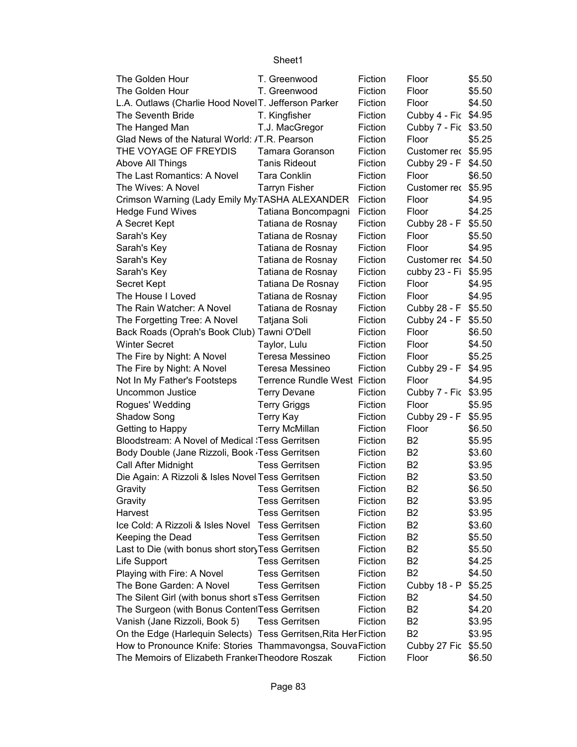| The Golden Hour | T. Greenwood | Fiction | Floor | $5.50 |
|---|---|---|---|---|
| The Golden Hour | T. Greenwood | Fiction | Floor | $5.50 |
| L.A. Outlaws (Charlie Hood Novel | T. Jefferson Parker | Fiction | Floor | $4.50 |
| The Seventh Bride | T. Kingfisher | Fiction | Cubby 4 - Fic | $4.95 |
| The Hanged Man | T.J. MacGregor | Fiction | Cubby 7 - Fic | $3.50 |
| Glad News of the Natural World: / | T.R. Pearson | Fiction | Floor | $5.25 |
| THE VOYAGE OF FREYDIS | Tamara Goranson | Fiction | Customer rec | $5.95 |
| Above All Things | Tanis Rideout | Fiction | Cubby 29 - F | $4.50 |
| The Last Romantics: A Novel | Tara Conklin | Fiction | Floor | $6.50 |
| The Wives: A Novel | Tarryn Fisher | Fiction | Customer rec | $5.95 |
| Crimson Warning (Lady Emily My | TASHA ALEXANDER | Fiction | Floor | $4.95 |
| Hedge Fund Wives | Tatiana Boncompagni | Fiction | Floor | $4.25 |
| A Secret Kept | Tatiana de Rosnay | Fiction | Cubby 28 - F | $5.50 |
| Sarah's Key | Tatiana de Rosnay | Fiction | Floor | $5.50 |
| Sarah's Key | Tatiana de Rosnay | Fiction | Floor | $4.95 |
| Sarah's Key | Tatiana de Rosnay | Fiction | Customer rec | $4.50 |
| Sarah's Key | Tatiana de Rosnay | Fiction | cubby 23 - Fi | $5.95 |
| Secret Kept | Tatiana De Rosnay | Fiction | Floor | $4.95 |
| The House I Loved | Tatiana de Rosnay | Fiction | Floor | $4.95 |
| The Rain Watcher: A Novel | Tatiana de Rosnay | Fiction | Cubby 28 - F | $5.50 |
| The Forgetting Tree: A Novel | Tatjana Soli | Fiction | Cubby 24 - F | $5.50 |
| Back Roads (Oprah's Book Club) | Tawni O'Dell | Fiction | Floor | $6.50 |
| Winter Secret | Taylor, Lulu | Fiction | Floor | $4.50 |
| The Fire by Night: A Novel | Teresa Messineo | Fiction | Floor | $5.25 |
| The Fire by Night: A Novel | Teresa Messineo | Fiction | Cubby 29 - F | $4.95 |
| Not In My Father's Footsteps | Terrence Rundle West | Fiction | Floor | $4.95 |
| Uncommon Justice | Terry Devane | Fiction | Cubby 7 - Fic | $3.95 |
| Rogues' Wedding | Terry Griggs | Fiction | Floor | $5.95 |
| Shadow Song | Terry Kay | Fiction | Cubby 29 - F | $5.95 |
| Getting to Happy | Terry McMillan | Fiction | Floor | $6.50 |
| Bloodstream: A Novel of Medical : | Tess Gerritsen | Fiction | B2 | $5.95 |
| Body Double (Jane Rizzoli, Book | Tess Gerritsen | Fiction | B2 | $3.60 |
| Call After Midnight | Tess Gerritsen | Fiction | B2 | $3.95 |
| Die Again: A Rizzoli & Isles Novel | Tess Gerritsen | Fiction | B2 | $3.50 |
| Gravity | Tess Gerritsen | Fiction | B2 | $6.50 |
| Gravity | Tess Gerritsen | Fiction | B2 | $3.95 |
| Harvest | Tess Gerritsen | Fiction | B2 | $3.95 |
| Ice Cold: A Rizzoli & Isles Novel | Tess Gerritsen | Fiction | B2 | $3.60 |
| Keeping the Dead | Tess Gerritsen | Fiction | B2 | $5.50 |
| Last to Die (with bonus short story | Tess Gerritsen | Fiction | B2 | $5.50 |
| Life Support | Tess Gerritsen | Fiction | B2 | $4.25 |
| Playing with Fire: A Novel | Tess Gerritsen | Fiction | B2 | $4.50 |
| The Bone Garden: A Novel | Tess Gerritsen | Fiction | Cubby 18 - P | $5.25 |
| The Silent Girl (with bonus short s | Tess Gerritsen | Fiction | B2 | $4.50 |
| The Surgeon (with Bonus Content | Tess Gerritsen | Fiction | B2 | $4.20 |
| Vanish (Jane Rizzoli, Book 5) | Tess Gerritsen | Fiction | B2 | $3.95 |
| On the Edge (Harlequin Selects) | Tess Gerritsen,Rita Her | Fiction | B2 | $3.95 |
| How to Pronounce Knife: Stories | Thammavongsa, Souva | Fiction | Cubby 27 Fic | $5.50 |
| The Memoirs of Elizabeth Franker | Theodore Roszak | Fiction | Floor | $6.50 |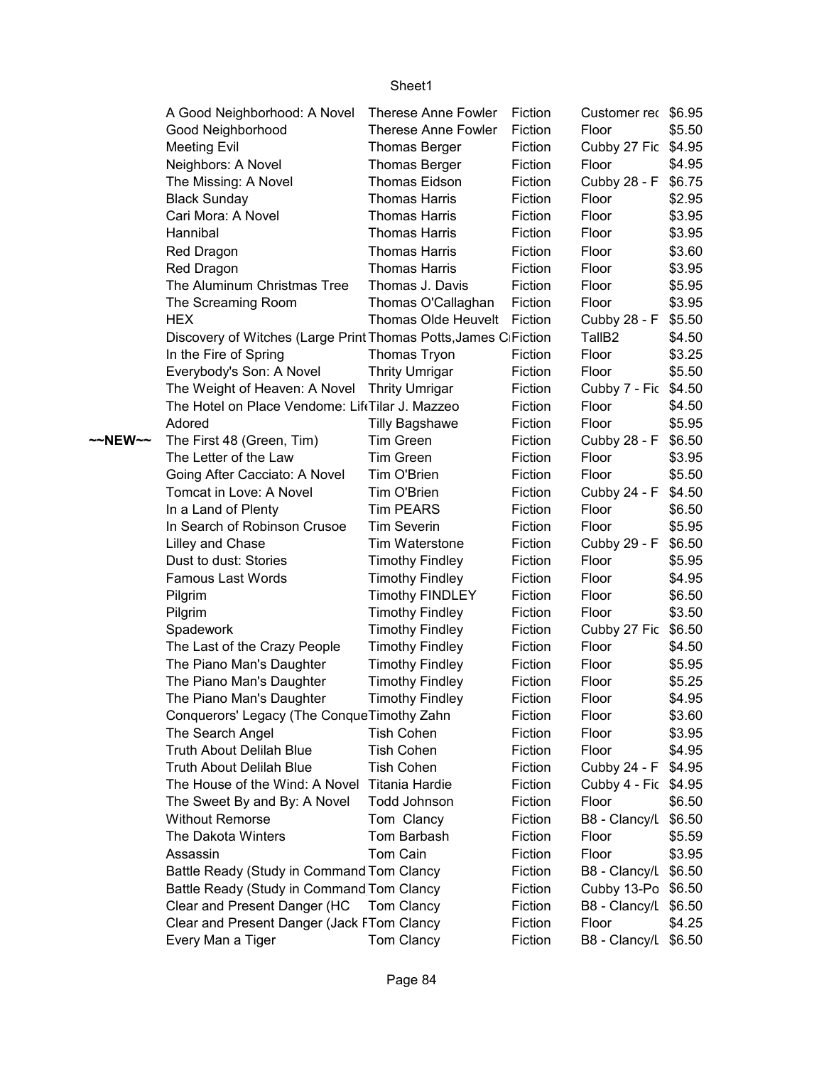| | | | | | |
|---|---|---|---|---|---|
| | A Good Neighborhood: A Novel | Therese Anne Fowler | Fiction | Customer rec | $6.95 |
| | Good Neighborhood | Therese Anne Fowler | Fiction | Floor | $5.50 |
| | Meeting Evil | Thomas Berger | Fiction | Cubby 27 Fic | $4.95 |
| | Neighbors: A Novel | Thomas Berger | Fiction | Floor | $4.95 |
| | The Missing: A Novel | Thomas Eidson | Fiction | Cubby 28 - F | $6.75 |
| | Black Sunday | Thomas Harris | Fiction | Floor | $2.95 |
| | Cari Mora: A Novel | Thomas Harris | Fiction | Floor | $3.95 |
| | Hannibal | Thomas Harris | Fiction | Floor | $3.95 |
| | Red Dragon | Thomas Harris | Fiction | Floor | $3.60 |
| | Red Dragon | Thomas Harris | Fiction | Floor | $3.95 |
| | The Aluminum Christmas Tree | Thomas J. Davis | Fiction | Floor | $5.95 |
| | The Screaming Room | Thomas O'Callaghan | Fiction | Floor | $3.95 |
| | HEX | Thomas Olde Heuvelt | Fiction | Cubby 28 - F | $5.50 |
| | Discovery of Witches (Large Print | Thomas Potts,James C | Fiction | TallB2 | $4.50 |
| | In the Fire of Spring | Thomas Tryon | Fiction | Floor | $3.25 |
| | Everybody's Son: A Novel | Thrity Umrigar | Fiction | Floor | $5.50 |
| | The Weight of Heaven: A Novel | Thrity Umrigar | Fiction | Cubby 7 - Fic | $4.50 |
| | The Hotel on Place Vendome: Life | Tilar J. Mazzeo | Fiction | Floor | $4.50 |
| | Adored | Tilly Bagshawe | Fiction | Floor | $5.95 |
| ~~NEW~~ | The First 48 (Green, Tim) | Tim Green | Fiction | Cubby 28 - F | $6.50 |
| | The Letter of the Law | Tim Green | Fiction | Floor | $3.95 |
| | Going After Cacciato: A Novel | Tim O'Brien | Fiction | Floor | $5.50 |
| | Tomcat in Love: A Novel | Tim O'Brien | Fiction | Cubby 24 - F | $4.50 |
| | In a Land of Plenty | Tim PEARS | Fiction | Floor | $6.50 |
| | In Search of Robinson Crusoe | Tim Severin | Fiction | Floor | $5.95 |
| | Lilley and Chase | Tim Waterstone | Fiction | Cubby 29 - F | $6.50 |
| | Dust to dust: Stories | Timothy Findley | Fiction | Floor | $5.95 |
| | Famous Last Words | Timothy Findley | Fiction | Floor | $4.95 |
| | Pilgrim | Timothy FINDLEY | Fiction | Floor | $6.50 |
| | Pilgrim | Timothy Findley | Fiction | Floor | $3.50 |
| | Spadework | Timothy Findley | Fiction | Cubby 27 Fic | $6.50 |
| | The Last of the Crazy People | Timothy Findley | Fiction | Floor | $4.50 |
| | The Piano Man's Daughter | Timothy Findley | Fiction | Floor | $5.95 |
| | The Piano Man's Daughter | Timothy Findley | Fiction | Floor | $5.25 |
| | The Piano Man's Daughter | Timothy Findley | Fiction | Floor | $4.95 |
| | Conquerors' Legacy (The Conque | Timothy Zahn | Fiction | Floor | $3.60 |
| | The Search Angel | Tish Cohen | Fiction | Floor | $3.95 |
| | Truth About Delilah Blue | Tish Cohen | Fiction | Floor | $4.95 |
| | Truth About Delilah Blue | Tish Cohen | Fiction | Cubby 24 - F | $4.95 |
| | The House of the Wind: A Novel | Titania Hardie | Fiction | Cubby 4 - Fic | $4.95 |
| | The Sweet By and By: A Novel | Todd Johnson | Fiction | Floor | $6.50 |
| | Without Remorse | Tom Clancy | Fiction | B8 - Clancy/L | $6.50 |
| | The Dakota Winters | Tom Barbash | Fiction | Floor | $5.59 |
| | Assassin | Tom Cain | Fiction | Floor | $3.95 |
| | Battle Ready (Study in Command | Tom Clancy | Fiction | B8 - Clancy/L | $6.50 |
| | Battle Ready (Study in Command | Tom Clancy | Fiction | Cubby 13-Po | $6.50 |
| | Clear and Present Danger (HC | Tom Clancy | Fiction | B8 - Clancy/L | $6.50 |
| | Clear and Present Danger (Jack F | Tom Clancy | Fiction | Floor | $4.25 |
| | Every Man a Tiger | Tom Clancy | Fiction | B8 - Clancy/L | $6.50 |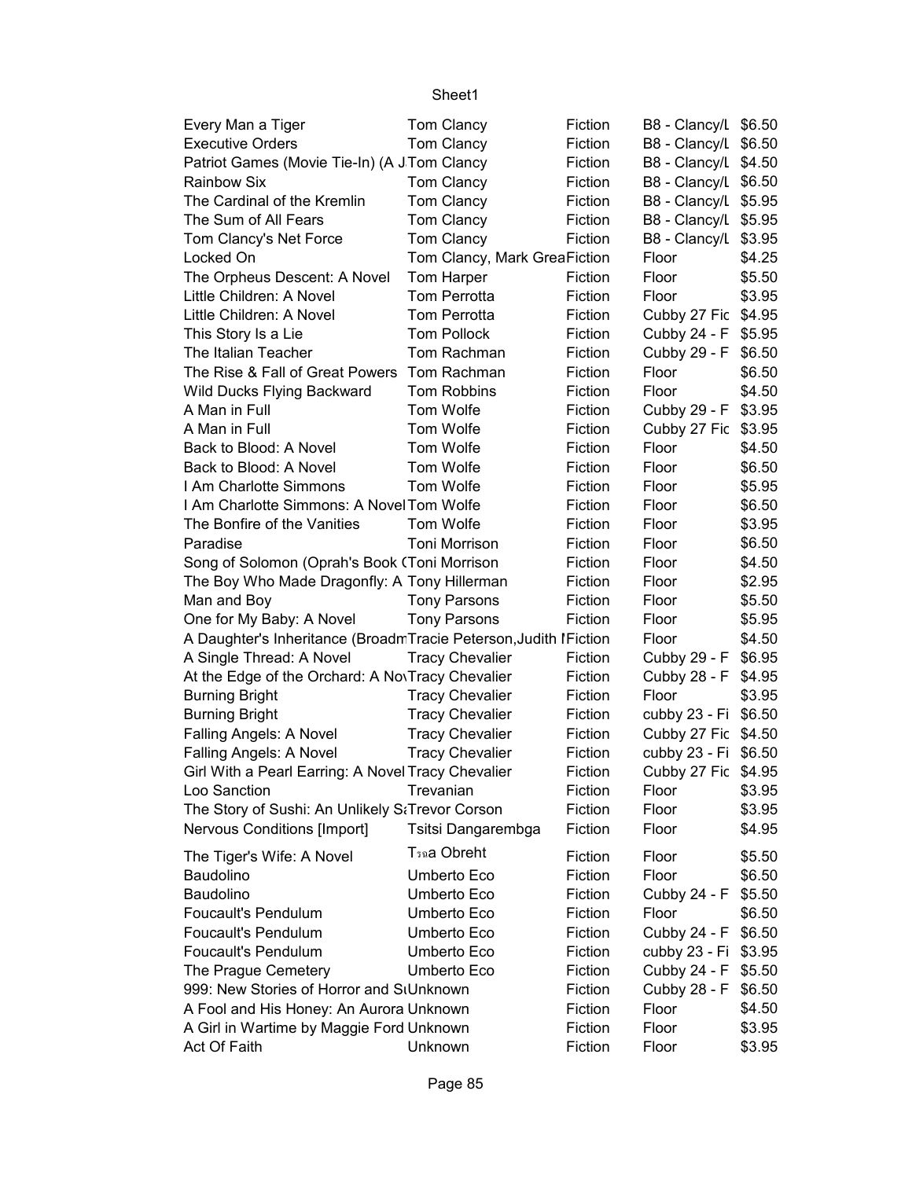| Every Man a Tiger | Tom Clancy | Fiction | B8 - Clancy/L | $6.50 |
|---|---|---|---|---|
| Executive Orders | Tom Clancy | Fiction | B8 - Clancy/L | $6.50 |
| Patriot Games (Movie Tie-In) (A J | Tom Clancy | Fiction | B8 - Clancy/L | $4.50 |
| Rainbow Six | Tom Clancy | Fiction | B8 - Clancy/L | $6.50 |
| The Cardinal of the Kremlin | Tom Clancy | Fiction | B8 - Clancy/L | $5.95 |
| The Sum of All Fears | Tom Clancy | Fiction | B8 - Clancy/L | $5.95 |
| Tom Clancy's Net Force | Tom Clancy | Fiction | B8 - Clancy/L | $3.95 |
| Locked On | Tom Clancy, Mark Grea | Fiction | Floor | $4.25 |
| The Orpheus Descent: A Novel | Tom Harper | Fiction | Floor | $5.50 |
| Little Children: A Novel | Tom Perrotta | Fiction | Floor | $3.95 |
| Little Children: A Novel | Tom Perrotta | Fiction | Cubby 27 Fic | $4.95 |
| This Story Is a Lie | Tom Pollock | Fiction | Cubby 24 - F | $5.95 |
| The Italian Teacher | Tom Rachman | Fiction | Cubby 29 - F | $6.50 |
| The Rise & Fall of Great Powers | Tom Rachman | Fiction | Floor | $6.50 |
| Wild Ducks Flying Backward | Tom Robbins | Fiction | Floor | $4.50 |
| A Man in Full | Tom Wolfe | Fiction | Cubby 29 - F | $3.95 |
| A Man in Full | Tom Wolfe | Fiction | Cubby 27 Fic | $3.95 |
| Back to Blood: A Novel | Tom Wolfe | Fiction | Floor | $4.50 |
| Back to Blood: A Novel | Tom Wolfe | Fiction | Floor | $6.50 |
| I Am Charlotte Simmons | Tom Wolfe | Fiction | Floor | $5.95 |
| I Am Charlotte Simmons: A Novel | Tom Wolfe | Fiction | Floor | $6.50 |
| The Bonfire of the Vanities | Tom Wolfe | Fiction | Floor | $3.95 |
| Paradise | Toni Morrison | Fiction | Floor | $6.50 |
| Song of Solomon (Oprah's Book ( | Toni Morrison | Fiction | Floor | $4.50 |
| The Boy Who Made Dragonfly: A | Tony Hillerman | Fiction | Floor | $2.95 |
| Man and Boy | Tony Parsons | Fiction | Floor | $5.50 |
| One for My Baby: A Novel | Tony Parsons | Fiction | Floor | $5.95 |
| A Daughter's Inheritance (Broadm | Tracie Peterson,Judith I | Fiction | Floor | $4.50 |
| A Single Thread: A Novel | Tracy Chevalier | Fiction | Cubby 29 - F | $6.95 |
| At the Edge of the Orchard: A Nov | Tracy Chevalier | Fiction | Cubby 28 - F | $4.95 |
| Burning Bright | Tracy Chevalier | Fiction | Floor | $3.95 |
| Burning Bright | Tracy Chevalier | Fiction | cubby 23 - Fi | $6.50 |
| Falling Angels: A Novel | Tracy Chevalier | Fiction | Cubby 27 Fic | $4.50 |
| Falling Angels: A Novel | Tracy Chevalier | Fiction | cubby 23 - Fi | $6.50 |
| Girl With a Pearl Earring: A Novel | Tracy Chevalier | Fiction | Cubby 27 Fic | $4.95 |
| Loo Sanction | Trevanian | Fiction | Floor | $3.95 |
| The Story of Sushi: An Unlikely S | Trevor Corson | Fiction | Floor | $3.95 |
| Nervous Conditions [Import] | Tsitsi Dangarembga | Fiction | Floor | $4.95 |
| The Tiger's Wife: A Novel | T??a Obreht | Fiction | Floor | $5.50 |
| Baudolino | Umberto Eco | Fiction | Floor | $6.50 |
| Baudolino | Umberto Eco | Fiction | Cubby 24 - F | $5.50 |
| Foucault's Pendulum | Umberto Eco | Fiction | Floor | $6.50 |
| Foucault's Pendulum | Umberto Eco | Fiction | Cubby 24 - F | $6.50 |
| Foucault's Pendulum | Umberto Eco | Fiction | cubby 23 - Fi | $3.95 |
| The Prague Cemetery | Umberto Eco | Fiction | Cubby 24 - F | $5.50 |
| 999: New Stories of Horror and S | Unknown | Fiction | Cubby 28 - F | $6.50 |
| A Fool and His Honey: An Aurora | Unknown | Fiction | Floor | $4.50 |
| A Girl in Wartime by Maggie Ford | Unknown | Fiction | Floor | $3.95 |
| Act Of Faith | Unknown | Fiction | Floor | $3.95 |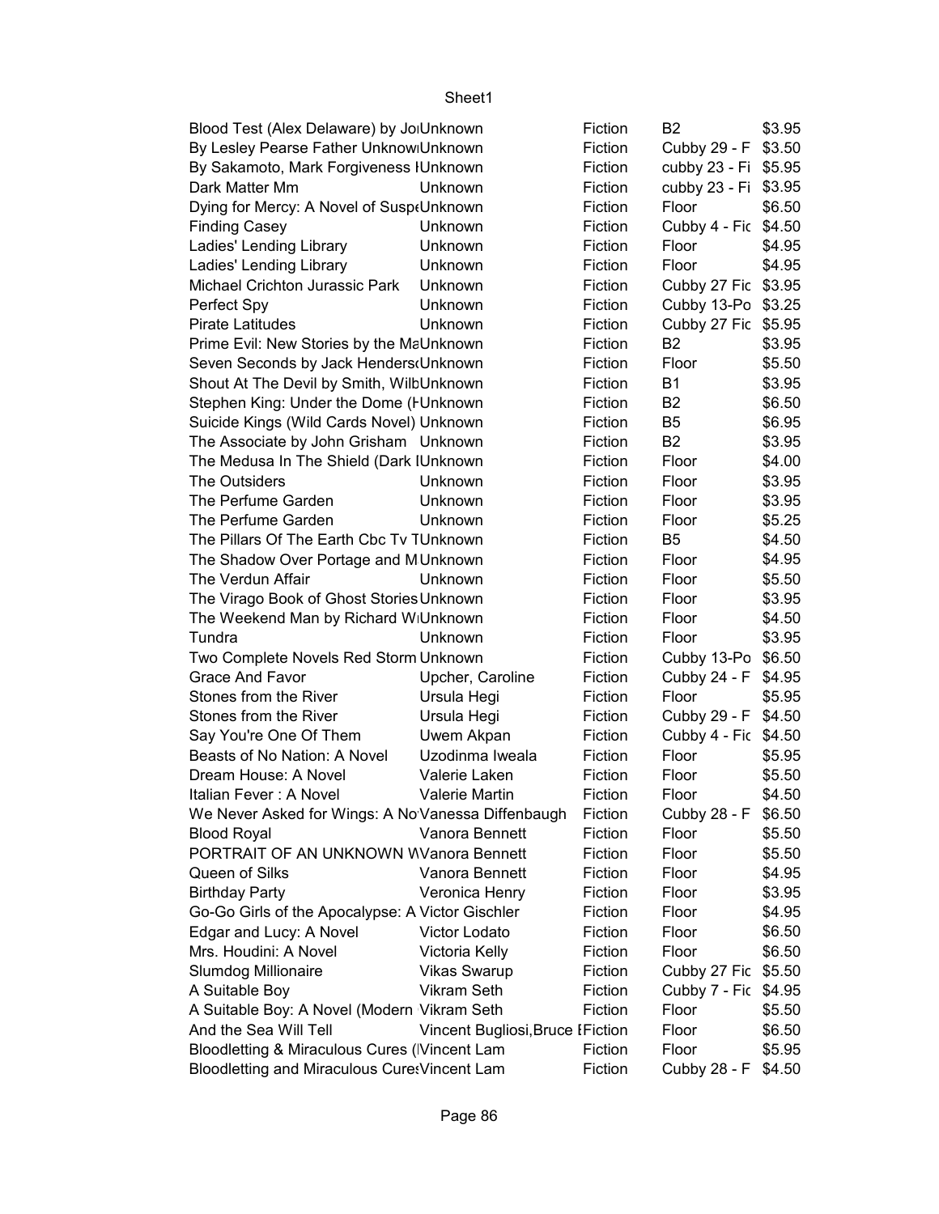| | | | | |
|---|---|---|---|---|
| Blood Test (Alex Delaware) by Jo | Unknown | Fiction | B2 | $3.95 |
| By Lesley Pearse Father Unknow | Unknown | Fiction | Cubby 29 - F | $3.50 |
| By Sakamoto, Mark Forgiveness I | Unknown | Fiction | cubby 23 - Fi | $5.95 |
| Dark Matter Mm | Unknown | Fiction | cubby 23 - Fi | $3.95 |
| Dying for Mercy: A Novel of Susp | Unknown | Fiction | Floor | $6.50 |
| Finding Casey | Unknown | Fiction | Cubby 4 - Fic | $4.50 |
| Ladies' Lending Library | Unknown | Fiction | Floor | $4.95 |
| Ladies' Lending Library | Unknown | Fiction | Floor | $4.95 |
| Michael Crichton Jurassic Park | Unknown | Fiction | Cubby 27 Fic | $3.95 |
| Perfect Spy | Unknown | Fiction | Cubby 13-Po | $3.25 |
| Pirate Latitudes | Unknown | Fiction | Cubby 27 Fic | $5.95 |
| Prime Evil: New Stories by the Ma | Unknown | Fiction | B2 | $3.95 |
| Seven Seconds by Jack Henders | Unknown | Fiction | Floor | $5.50 |
| Shout At The Devil by Smith, Wilb | Unknown | Fiction | B1 | $3.95 |
| Stephen King: Under the Dome (I | Unknown | Fiction | B2 | $6.50 |
| Suicide Kings (Wild Cards Novel) | Unknown | Fiction | B5 | $6.95 |
| The Associate by John Grisham | Unknown | Fiction | B2 | $3.95 |
| The Medusa In The Shield (Dark I | Unknown | Fiction | Floor | $4.00 |
| The Outsiders | Unknown | Fiction | Floor | $3.95 |
| The Perfume Garden | Unknown | Fiction | Floor | $3.95 |
| The Perfume Garden | Unknown | Fiction | Floor | $5.25 |
| The Pillars Of The Earth Cbc Tv T | Unknown | Fiction | B5 | $4.50 |
| The Shadow Over Portage and M | Unknown | Fiction | Floor | $4.95 |
| The Verdun Affair | Unknown | Fiction | Floor | $5.50 |
| The Virago Book of Ghost Stories | Unknown | Fiction | Floor | $3.95 |
| The Weekend Man by Richard W | Unknown | Fiction | Floor | $4.50 |
| Tundra | Unknown | Fiction | Floor | $3.95 |
| Two Complete Novels Red Storm | Unknown | Fiction | Cubby 13-Po | $6.50 |
| Grace And Favor | Upcher, Caroline | Fiction | Cubby 24 - F | $4.95 |
| Stones from the River | Ursula Hegi | Fiction | Floor | $5.95 |
| Stones from the River | Ursula Hegi | Fiction | Cubby 29 - F | $4.50 |
| Say You're One Of Them | Uwem Akpan | Fiction | Cubby 4 - Fic | $4.50 |
| Beasts of No Nation: A Novel | Uzodinma Iweala | Fiction | Floor | $5.95 |
| Dream House: A Novel | Valerie Laken | Fiction | Floor | $5.50 |
| Italian Fever : A Novel | Valerie Martin | Fiction | Floor | $4.50 |
| We Never Asked for Wings: A No | Vanessa Diffenbaugh | Fiction | Cubby 28 - F | $6.50 |
| Blood Royal | Vanora Bennett | Fiction | Floor | $5.50 |
| PORTRAIT OF AN UNKNOWN W | Vanora Bennett | Fiction | Floor | $5.50 |
| Queen of Silks | Vanora Bennett | Fiction | Floor | $4.95 |
| Birthday Party | Veronica Henry | Fiction | Floor | $3.95 |
| Go-Go Girls of the Apocalypse: A | Victor Gischler | Fiction | Floor | $4.95 |
| Edgar and Lucy: A Novel | Victor Lodato | Fiction | Floor | $6.50 |
| Mrs. Houdini: A Novel | Victoria Kelly | Fiction | Floor | $6.50 |
| Slumdog Millionaire | Vikas Swarup | Fiction | Cubby 27 Fic | $5.50 |
| A Suitable Boy | Vikram Seth | Fiction | Cubby 7 - Fic | $4.95 |
| A Suitable Boy: A Novel (Modern | Vikram Seth | Fiction | Floor | $5.50 |
| And the Sea Will Tell | Vincent Bugliosi,Bruce I | Fiction | Floor | $6.50 |
| Bloodletting & Miraculous Cures (I | Vincent Lam | Fiction | Floor | $5.95 |
| Bloodletting and Miraculous Cures | Vincent Lam | Fiction | Cubby 28 - F | $4.50 |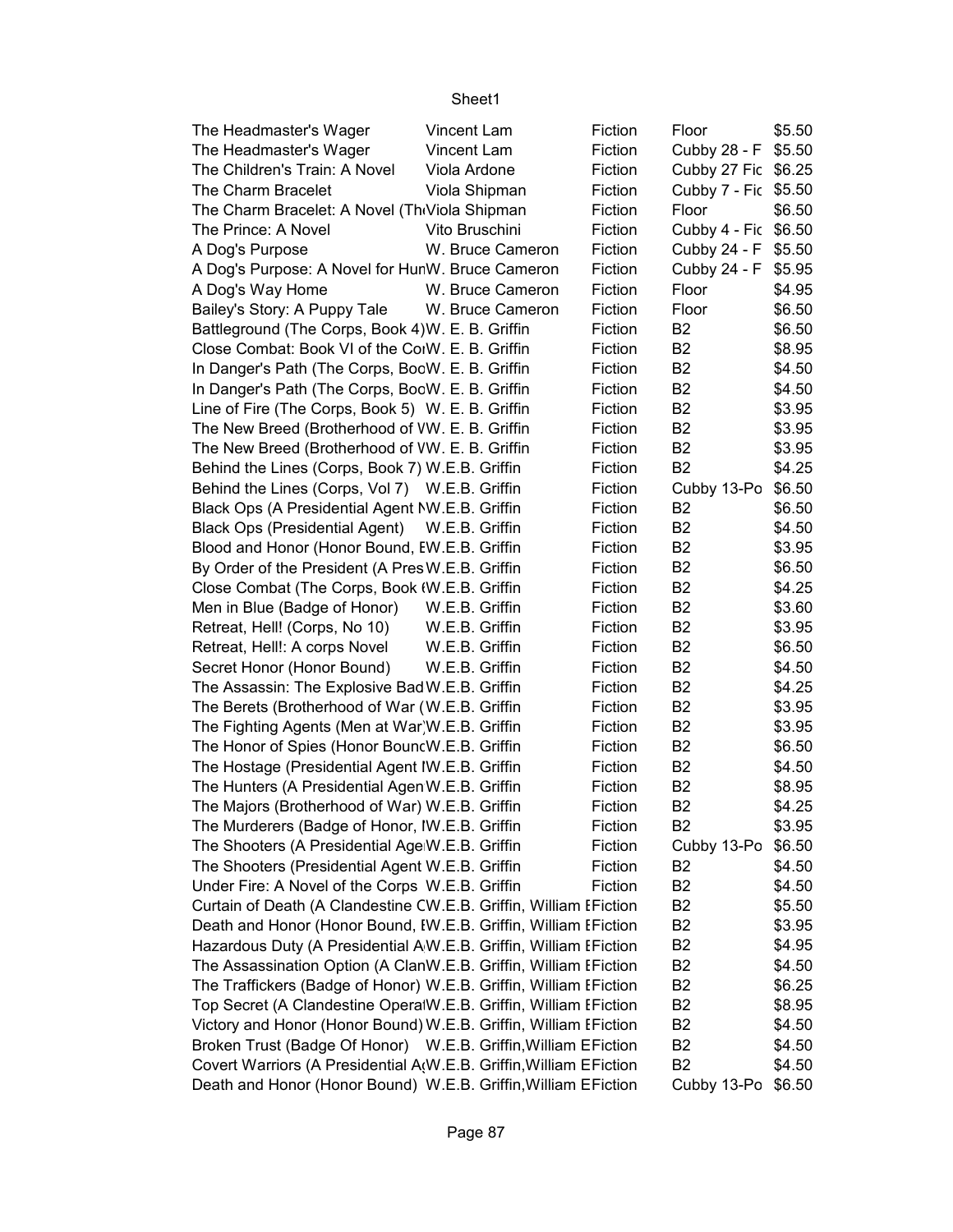| The Headmaster's Wager | Vincent Lam | Fiction | Floor | $5.50 |
|---|---|---|---|---|
| The Headmaster's Wager | Vincent Lam | Fiction | Cubby 28 - F | $5.50 |
| The Children's Train: A Novel | Viola Ardone | Fiction | Cubby 27 Fic | $6.25 |
| The Charm Bracelet | Viola Shipman | Fiction | Cubby 7 - Fic | $5.50 |
| The Charm Bracelet: A Novel (Th | Viola Shipman | Fiction | Floor | $6.50 |
| The Prince: A Novel | Vito Bruschini | Fiction | Cubby 4 - Fic | $6.50 |
| A Dog's Purpose | W. Bruce Cameron | Fiction | Cubby 24 - F | $5.50 |
| A Dog's Purpose: A Novel for Hun | W. Bruce Cameron | Fiction | Cubby 24 - F | $5.95 |
| A Dog's Way Home | W. Bruce Cameron | Fiction | Floor | $4.95 |
| Bailey's Story: A Puppy Tale | W. Bruce Cameron | Fiction | Floor | $6.50 |
| Battleground (The Corps, Book 4) | W. E. B. Griffin | Fiction | B2 | $6.50 |
| Close Combat: Book VI of the Co | W. E. B. Griffin | Fiction | B2 | $8.95 |
| In Danger's Path (The Corps, Boo | W. E. B. Griffin | Fiction | B2 | $4.50 |
| In Danger's Path (The Corps, Boo | W. E. B. Griffin | Fiction | B2 | $4.50 |
| Line of Fire (The Corps, Book 5) | W. E. B. Griffin | Fiction | B2 | $3.95 |
| The New Breed (Brotherhood of W | W. E. B. Griffin | Fiction | B2 | $3.95 |
| The New Breed (Brotherhood of W | W. E. B. Griffin | Fiction | B2 | $3.95 |
| Behind the Lines (Corps, Book 7) | W.E.B. Griffin | Fiction | B2 | $4.25 |
| Behind the Lines (Corps, Vol 7) | W.E.B. Griffin | Fiction | Cubby 13-Po | $6.50 |
| Black Ops (A Presidential Agent N | W.E.B. Griffin | Fiction | B2 | $6.50 |
| Black Ops (Presidential Agent) | W.E.B. Griffin | Fiction | B2 | $4.50 |
| Blood and Honor (Honor Bound, E | W.E.B. Griffin | Fiction | B2 | $3.95 |
| By Order of the President (A Pres | W.E.B. Griffin | Fiction | B2 | $6.50 |
| Close Combat (The Corps, Book ( | W.E.B. Griffin | Fiction | B2 | $4.25 |
| Men in Blue (Badge of Honor) | W.E.B. Griffin | Fiction | B2 | $3.60 |
| Retreat, Hell! (Corps, No 10) | W.E.B. Griffin | Fiction | B2 | $3.95 |
| Retreat, Hell!: A corps Novel | W.E.B. Griffin | Fiction | B2 | $6.50 |
| Secret Honor (Honor Bound) | W.E.B. Griffin | Fiction | B2 | $4.50 |
| The Assassin: The Explosive Bad | W.E.B. Griffin | Fiction | B2 | $4.25 |
| The Berets (Brotherhood of War ( | W.E.B. Griffin | Fiction | B2 | $3.95 |
| The Fighting Agents (Men at War) | W.E.B. Griffin | Fiction | B2 | $3.95 |
| The Honor of Spies (Honor Bound | W.E.B. Griffin | Fiction | B2 | $6.50 |
| The Hostage (Presidential Agent I | W.E.B. Griffin | Fiction | B2 | $4.50 |
| The Hunters (A Presidential Agen | W.E.B. Griffin | Fiction | B2 | $8.95 |
| The Majors (Brotherhood of War) | W.E.B. Griffin | Fiction | B2 | $4.25 |
| The Murderers (Badge of Honor, I | W.E.B. Griffin | Fiction | B2 | $3.95 |
| The Shooters (A Presidential Age | W.E.B. Griffin | Fiction | Cubby 13-Po | $6.50 |
| The Shooters (Presidential Agent | W.E.B. Griffin | Fiction | B2 | $4.50 |
| Under Fire: A Novel of the Corps | W.E.B. Griffin | Fiction | B2 | $4.50 |
| Curtain of Death (A Clandestine C | W.E.B. Griffin, William E | Fiction | B2 | $5.50 |
| Death and Honor (Honor Bound, I | W.E.B. Griffin, William E | Fiction | B2 | $3.95 |
| Hazardous Duty (A Presidential A | W.E.B. Griffin, William E | Fiction | B2 | $4.95 |
| The Assassination Option (A Clan | W.E.B. Griffin, William E | Fiction | B2 | $4.50 |
| The Traffickers (Badge of Honor) | W.E.B. Griffin, William E | Fiction | B2 | $6.25 |
| Top Secret (A Clandestine Operat | W.E.B. Griffin, William E | Fiction | B2 | $8.95 |
| Victory and Honor (Honor Bound) | W.E.B. Griffin, William E | Fiction | B2 | $4.50 |
| Broken Trust (Badge Of Honor) | W.E.B. Griffin,William E | Fiction | B2 | $4.50 |
| Covert Warriors (A Presidential A | W.E.B. Griffin,William E | Fiction | B2 | $4.50 |
| Death and Honor (Honor Bound) | W.E.B. Griffin,William E | Fiction | Cubby 13-Po | $6.50 |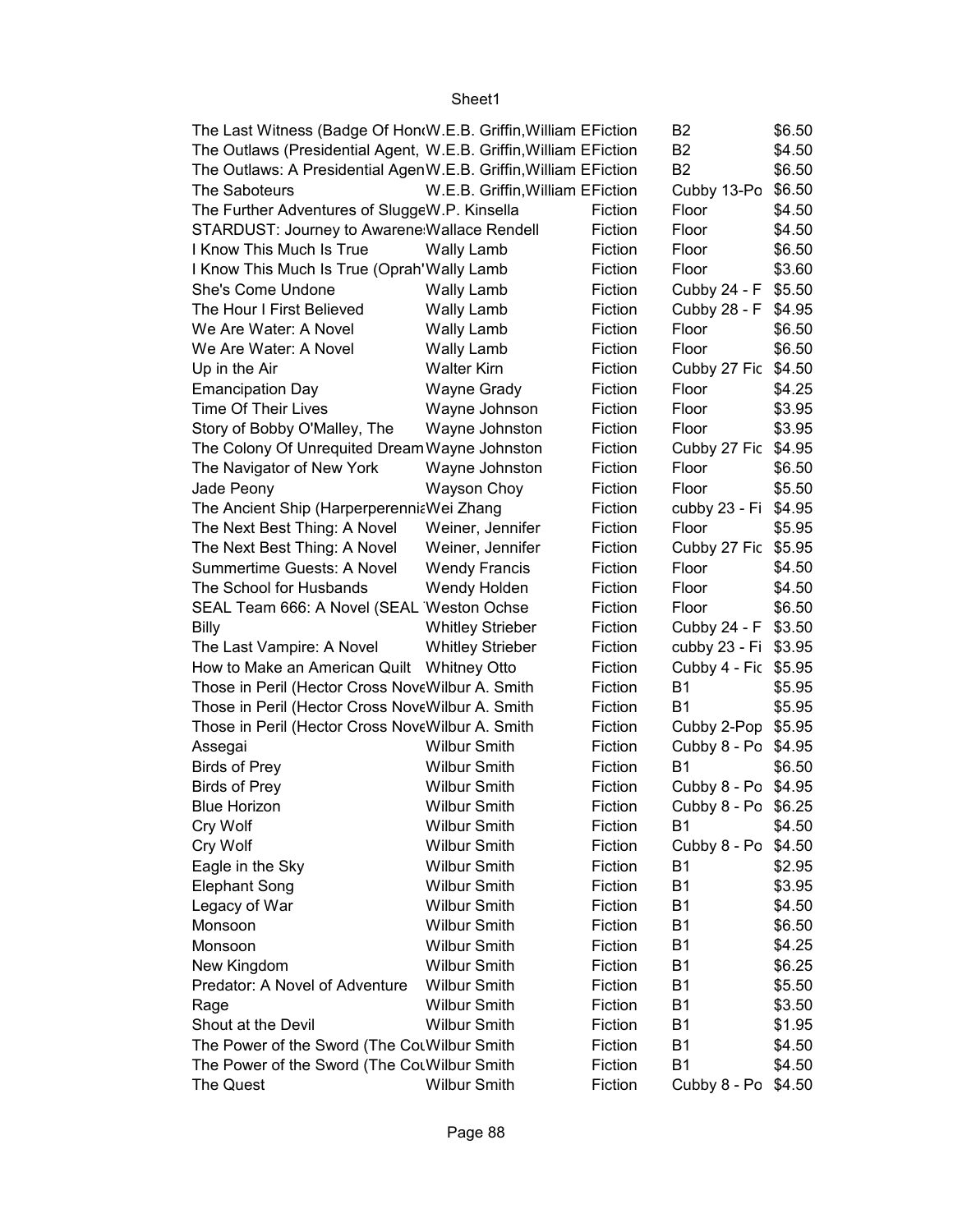Sheet1

| | | | | |
|---|---|---|---|---|
| The Last Witness (Badge Of Hon | W.E.B. Griffin,William E | Fiction | B2 | $6.50 |
| The Outlaws (Presidential Agent, | W.E.B. Griffin,William E | Fiction | B2 | $4.50 |
| The Outlaws: A Presidential Agen | W.E.B. Griffin,William E | Fiction | B2 | $6.50 |
| The Saboteurs | W.E.B. Griffin,William E | Fiction | Cubby 13-Po | $6.50 |
| The Further Adventures of Slugge | W.P. Kinsella | Fiction | Floor | $4.50 |
| STARDUST: Journey to Awarene | Wallace Rendell | Fiction | Floor | $4.50 |
| I Know This Much Is True | Wally Lamb | Fiction | Floor | $6.50 |
| I Know This Much Is True (Oprah' | Wally Lamb | Fiction | Floor | $3.60 |
| She's Come Undone | Wally Lamb | Fiction | Cubby 24 - F | $5.50 |
| The Hour I First Believed | Wally Lamb | Fiction | Cubby 28 - F | $4.95 |
| We Are Water: A Novel | Wally Lamb | Fiction | Floor | $6.50 |
| We Are Water: A Novel | Wally Lamb | Fiction | Floor | $6.50 |
| Up in the Air | Walter Kirn | Fiction | Cubby 27 Fic | $4.50 |
| Emancipation Day | Wayne Grady | Fiction | Floor | $4.25 |
| Time Of Their Lives | Wayne Johnson | Fiction | Floor | $3.95 |
| Story of Bobby O'Malley, The | Wayne Johnston | Fiction | Floor | $3.95 |
| The Colony Of Unrequited Dream | Wayne Johnston | Fiction | Cubby 27 Fic | $4.95 |
| The Navigator of New York | Wayne Johnston | Fiction | Floor | $6.50 |
| Jade Peony | Wayson Choy | Fiction | Floor | $5.50 |
| The Ancient Ship (Harperperennia | Wei Zhang | Fiction | cubby 23 - Fi | $4.95 |
| The Next Best Thing: A Novel | Weiner, Jennifer | Fiction | Floor | $5.95 |
| The Next Best Thing: A Novel | Weiner, Jennifer | Fiction | Cubby 27 Fic | $5.95 |
| Summertime Guests: A Novel | Wendy Francis | Fiction | Floor | $4.50 |
| The School for Husbands | Wendy Holden | Fiction | Floor | $4.50 |
| SEAL Team 666: A Novel (SEAL | Weston Ochse | Fiction | Floor | $6.50 |
| Billy | Whitley Strieber | Fiction | Cubby 24 - F | $3.50 |
| The Last Vampire: A Novel | Whitley Strieber | Fiction | cubby 23 - Fi | $3.95 |
| How to Make an American Quilt | Whitney Otto | Fiction | Cubby 4 - Fic | $5.95 |
| Those in Peril (Hector Cross Nove | Wilbur A. Smith | Fiction | B1 | $5.95 |
| Those in Peril (Hector Cross Nove | Wilbur A. Smith | Fiction | B1 | $5.95 |
| Those in Peril (Hector Cross Nove | Wilbur A. Smith | Fiction | Cubby 2-Pop | $5.95 |
| Assegai | Wilbur Smith | Fiction | Cubby 8 - Po | $4.95 |
| Birds of Prey | Wilbur Smith | Fiction | B1 | $6.50 |
| Birds of Prey | Wilbur Smith | Fiction | Cubby 8 - Po | $4.95 |
| Blue Horizon | Wilbur Smith | Fiction | Cubby 8 - Po | $6.25 |
| Cry Wolf | Wilbur Smith | Fiction | B1 | $4.50 |
| Cry Wolf | Wilbur Smith | Fiction | Cubby 8 - Po | $4.50 |
| Eagle in the Sky | Wilbur Smith | Fiction | B1 | $2.95 |
| Elephant Song | Wilbur Smith | Fiction | B1 | $3.95 |
| Legacy of War | Wilbur Smith | Fiction | B1 | $4.50 |
| Monsoon | Wilbur Smith | Fiction | B1 | $6.50 |
| Monsoon | Wilbur Smith | Fiction | B1 | $4.25 |
| New Kingdom | Wilbur Smith | Fiction | B1 | $6.25 |
| Predator: A Novel of Adventure | Wilbur Smith | Fiction | B1 | $5.50 |
| Rage | Wilbur Smith | Fiction | B1 | $3.50 |
| Shout at the Devil | Wilbur Smith | Fiction | B1 | $1.95 |
| The Power of the Sword (The Cou | Wilbur Smith | Fiction | B1 | $4.50 |
| The Power of the Sword (The Cou | Wilbur Smith | Fiction | B1 | $4.50 |
| The Quest | Wilbur Smith | Fiction | Cubby 8 - Po | $4.50 |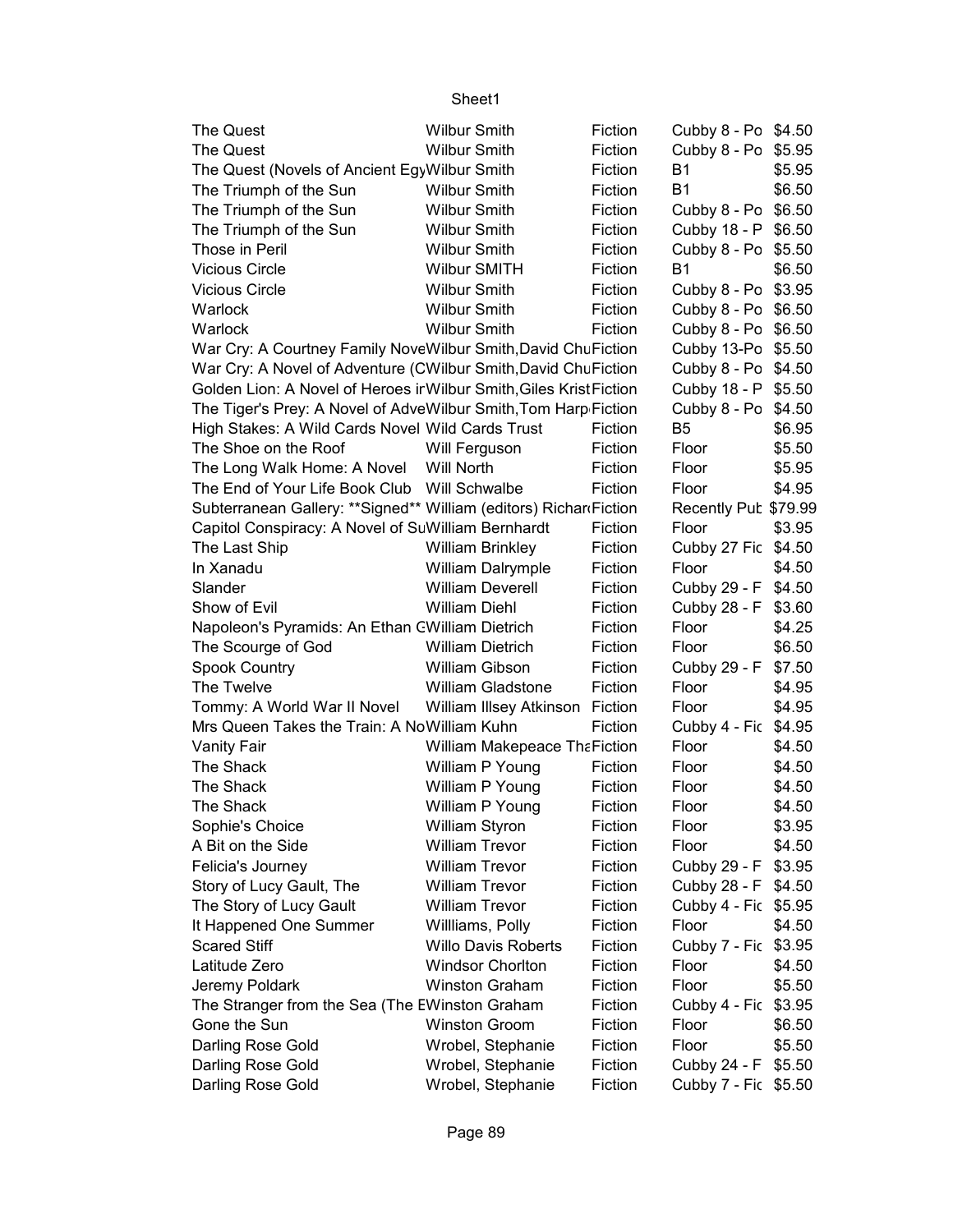| The Quest | Wilbur Smith | Fiction | Cubby 8 - Po | $4.50 |
|---|---|---|---|---|
| The Quest | Wilbur Smith | Fiction | Cubby 8 - Po | $5.95 |
| The Quest (Novels of Ancient Egy | Wilbur Smith | Fiction | B1 | $5.95 |
| The Triumph of the Sun | Wilbur Smith | Fiction | B1 | $6.50 |
| The Triumph of the Sun | Wilbur Smith | Fiction | Cubby 8 - Po | $6.50 |
| The Triumph of the Sun | Wilbur Smith | Fiction | Cubby 18 - P | $6.50 |
| Those in Peril | Wilbur Smith | Fiction | Cubby 8 - Po | $5.50 |
| Vicious Circle | Wilbur SMITH | Fiction | B1 | $6.50 |
| Vicious Circle | Wilbur Smith | Fiction | Cubby 8 - Po | $3.95 |
| Warlock | Wilbur Smith | Fiction | Cubby 8 - Po | $6.50 |
| Warlock | Wilbur Smith | Fiction | Cubby 8 - Po | $6.50 |
| War Cry: A Courtney Family Nove | Wilbur Smith,David Chu | Fiction | Cubby 13-Po | $5.50 |
| War Cry: A Novel of Adventure (C | Wilbur Smith,David Chu | Fiction | Cubby 8 - Po | $4.50 |
| Golden Lion: A Novel of Heroes ir | Wilbur Smith,Giles Krist | Fiction | Cubby 18 - P | $5.50 |
| The Tiger's Prey: A Novel of Adve | Wilbur Smith,Tom Harp | Fiction | Cubby 8 - Po | $4.50 |
| High Stakes: A Wild Cards Novel | Wild Cards Trust | Fiction | B5 | $6.95 |
| The Shoe on the Roof | Will Ferguson | Fiction | Floor | $5.50 |
| The Long Walk Home: A Novel | Will North | Fiction | Floor | $5.95 |
| The End of Your Life Book Club | Will Schwalbe | Fiction | Floor | $4.95 |
| Subterranean Gallery: **Signed** | William (editors) Richar | Fiction | Recently Pub | $79.99 |
| Capitol Conspiracy: A Novel of Su | William Bernhardt | Fiction | Floor | $3.95 |
| The Last Ship | William Brinkley | Fiction | Cubby 27 Fic | $4.50 |
| In Xanadu | William Dalrymple | Fiction | Floor | $4.50 |
| Slander | William Deverell | Fiction | Cubby 29 - F | $4.50 |
| Show of Evil | William Diehl | Fiction | Cubby 28 - F | $3.60 |
| Napoleon's Pyramids: An Ethan G | William Dietrich | Fiction | Floor | $4.25 |
| The Scourge of God | William Dietrich | Fiction | Floor | $6.50 |
| Spook Country | William Gibson | Fiction | Cubby 29 - F | $7.50 |
| The Twelve | William Gladstone | Fiction | Floor | $4.95 |
| Tommy: A World War II Novel | William Illsey Atkinson | Fiction | Floor | $4.95 |
| Mrs Queen Takes the Train: A No | William Kuhn | Fiction | Cubby 4 - Fic | $4.95 |
| Vanity Fair | William Makepeace Tha | Fiction | Floor | $4.50 |
| The Shack | William P Young | Fiction | Floor | $4.50 |
| The Shack | William P Young | Fiction | Floor | $4.50 |
| The Shack | William P Young | Fiction | Floor | $4.50 |
| Sophie's Choice | William Styron | Fiction | Floor | $3.95 |
| A Bit on the Side | William Trevor | Fiction | Floor | $4.50 |
| Felicia's Journey | William Trevor | Fiction | Cubby 29 - F | $3.95 |
| Story of Lucy Gault, The | William Trevor | Fiction | Cubby 28 - F | $4.50 |
| The Story of Lucy Gault | William Trevor | Fiction | Cubby 4 - Fic | $5.95 |
| It Happened One Summer | Willliams, Polly | Fiction | Floor | $4.50 |
| Scared Stiff | Willo Davis Roberts | Fiction | Cubby 7 - Fic | $3.95 |
| Latitude Zero | Windsor Chorlton | Fiction | Floor | $4.50 |
| Jeremy Poldark | Winston Graham | Fiction | Floor | $5.50 |
| The Stranger from the Sea (The E | Winston Graham | Fiction | Cubby 4 - Fic | $3.95 |
| Gone the Sun | Winston Groom | Fiction | Floor | $6.50 |
| Darling Rose Gold | Wrobel, Stephanie | Fiction | Floor | $5.50 |
| Darling Rose Gold | Wrobel, Stephanie | Fiction | Cubby 24 - F | $5.50 |
| Darling Rose Gold | Wrobel, Stephanie | Fiction | Cubby 7 - Fic | $5.50 |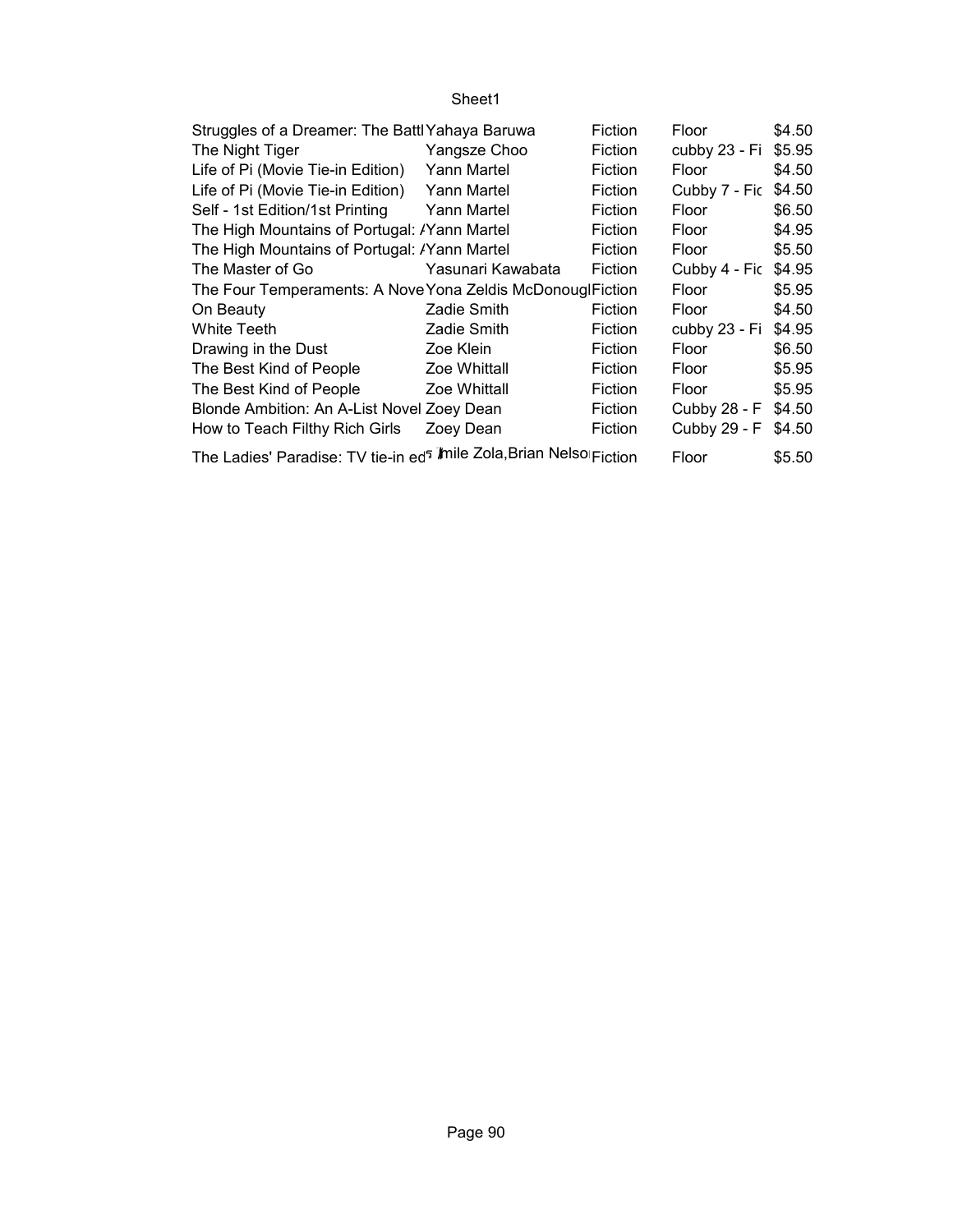| | | | | |
|---|---|---|---|---|
| Struggles of a Dreamer: The Battl | Yahaya Baruwa | Fiction | Floor | $4.50 |
| The Night Tiger | Yangsze Choo | Fiction | cubby 23 - Fi | $5.95 |
| Life of Pi (Movie Tie-in Edition) | Yann Martel | Fiction | Floor | $4.50 |
| Life of Pi (Movie Tie-in Edition) | Yann Martel | Fiction | Cubby 7 - Fic | $4.50 |
| Self - 1st Edition/1st Printing | Yann Martel | Fiction | Floor | $6.50 |
| The High Mountains of Portugal: A | Yann Martel | Fiction | Floor | $4.95 |
| The High Mountains of Portugal: A | Yann Martel | Fiction | Floor | $5.50 |
| The Master of Go | Yasunari Kawabata | Fiction | Cubby 4 - Fic | $4.95 |
| The Four Temperaments: A Nove | Yona Zeldis McDonougl | Fiction | Floor | $5.95 |
| On Beauty | Zadie Smith | Fiction | Floor | $4.50 |
| White Teeth | Zadie Smith | Fiction | cubby 23 - Fi | $4.95 |
| Drawing in the Dust | Zoe Klein | Fiction | Floor | $6.50 |
| The Best Kind of People | Zoe Whittall | Fiction | Floor | $5.95 |
| The Best Kind of People | Zoe Whittall | Fiction | Floor | $5.95 |
| Blonde Ambition: An A-List Novel | Zoey Dean | Fiction | Cubby 28 - F | $4.50 |
| How to Teach Filthy Rich Girls | Zoey Dean | Fiction | Cubby 29 - F | $4.50 |
| The Ladies' Paradise: TV tie-in ed | Émile Zola,Brian Nelso | Fiction | Floor | $5.50 |